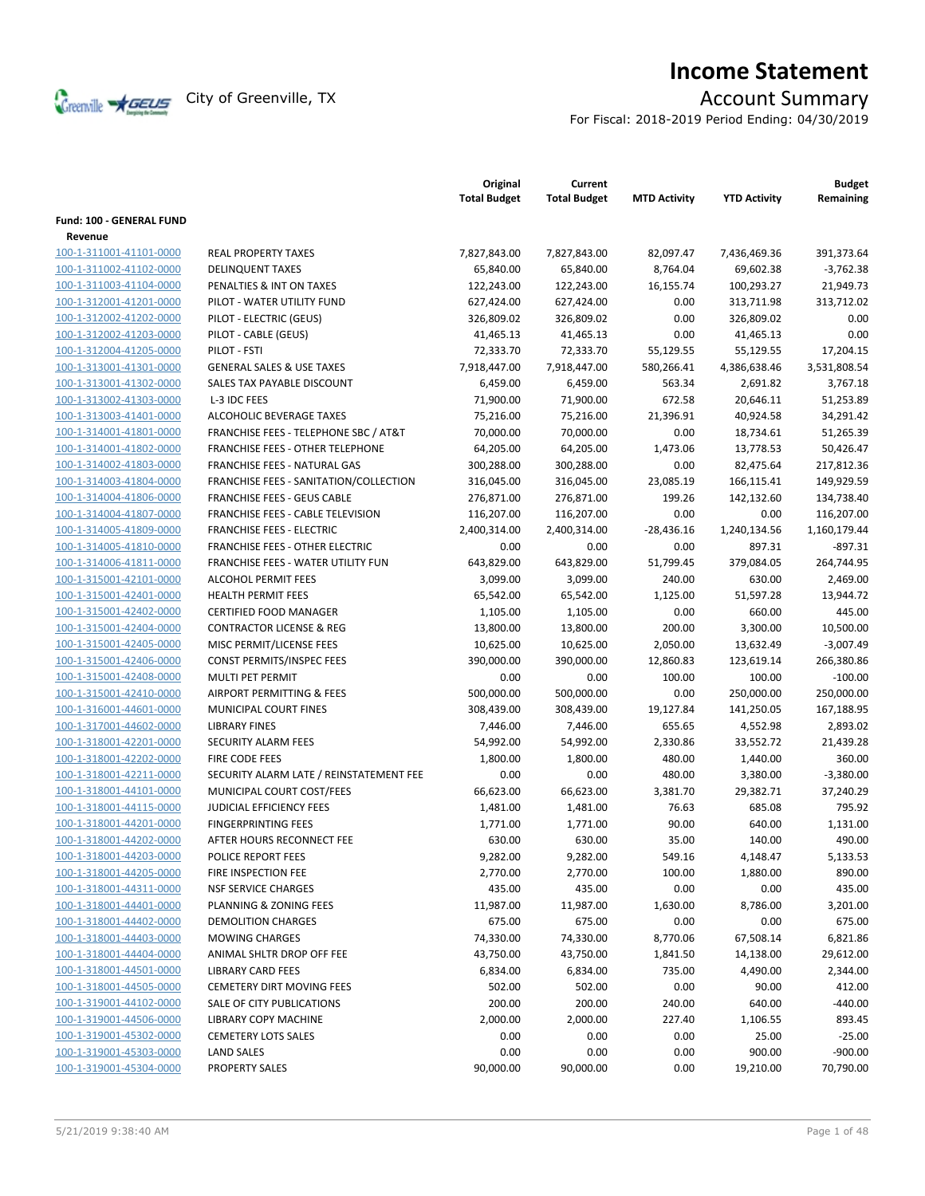# Income Statement

City of Greenville, TX

## Account Summary

For Fiscal: 2018-2019 Period Ending: 04/30/2019

| | | Original Total Budget | Current Total Budget | MTD Activity | YTD Activity | Budget Remaining |
|---|---|---|---|---|---|---|
| **Fund: 100 - GENERAL FUND** | | | | | | |
| **Revenue** | | | | | | |
| 100-1-311001-41101-0000 | REAL PROPERTY TAXES | 7,827,843.00 | 7,827,843.00 | 82,097.47 | 7,436,469.36 | 391,373.64 |
| 100-1-311002-41102-0000 | DELINQUENT TAXES | 65,840.00 | 65,840.00 | 8,764.04 | 69,602.38 | -3,762.38 |
| 100-1-311003-41104-0000 | PENALTIES & INT ON TAXES | 122,243.00 | 122,243.00 | 16,155.74 | 100,293.27 | 21,949.73 |
| 100-1-312001-41201-0000 | PILOT - WATER UTILITY FUND | 627,424.00 | 627,424.00 | 0.00 | 313,711.98 | 313,712.02 |
| 100-1-312002-41202-0000 | PILOT - ELECTRIC (GEUS) | 326,809.02 | 326,809.02 | 0.00 | 326,809.02 | 0.00 |
| 100-1-312002-41203-0000 | PILOT - CABLE (GEUS) | 41,465.13 | 41,465.13 | 0.00 | 41,465.13 | 0.00 |
| 100-1-312004-41205-0000 | PILOT - FSTI | 72,333.70 | 72,333.70 | 55,129.55 | 55,129.55 | 17,204.15 |
| 100-1-313001-41301-0000 | GENERAL SALES & USE TAXES | 7,918,447.00 | 7,918,447.00 | 580,266.41 | 4,386,638.46 | 3,531,808.54 |
| 100-1-313001-41302-0000 | SALES TAX PAYABLE DISCOUNT | 6,459.00 | 6,459.00 | 563.34 | 2,691.82 | 3,767.18 |
| 100-1-313002-41303-0000 | L-3 IDC FEES | 71,900.00 | 71,900.00 | 672.58 | 20,646.11 | 51,253.89 |
| 100-1-313003-41401-0000 | ALCOHOLIC BEVERAGE TAXES | 75,216.00 | 75,216.00 | 21,396.91 | 40,924.58 | 34,291.42 |
| 100-1-314001-41801-0000 | FRANCHISE FEES - TELEPHONE SBC / AT&T | 70,000.00 | 70,000.00 | 0.00 | 18,734.61 | 51,265.39 |
| 100-1-314001-41802-0000 | FRANCHISE FEES - OTHER TELEPHONE | 64,205.00 | 64,205.00 | 1,473.06 | 13,778.53 | 50,426.47 |
| 100-1-314002-41803-0000 | FRANCHISE FEES - NATURAL GAS | 300,288.00 | 300,288.00 | 0.00 | 82,475.64 | 217,812.36 |
| 100-1-314003-41804-0000 | FRANCHISE FEES - SANITATION/COLLECTION | 316,045.00 | 316,045.00 | 23,085.19 | 166,115.41 | 149,929.59 |
| 100-1-314004-41806-0000 | FRANCHISE FEES - GEUS CABLE | 276,871.00 | 276,871.00 | 199.26 | 142,132.60 | 134,738.40 |
| 100-1-314004-41807-0000 | FRANCHISE FEES - CABLE TELEVISION | 116,207.00 | 116,207.00 | 0.00 | 0.00 | 116,207.00 |
| 100-1-314005-41809-0000 | FRANCHISE FEES - ELECTRIC | 2,400,314.00 | 2,400,314.00 | -28,436.16 | 1,240,134.56 | 1,160,179.44 |
| 100-1-314005-41810-0000 | FRANCHISE FEES - OTHER ELECTRIC | 0.00 | 0.00 | 0.00 | 897.31 | -897.31 |
| 100-1-314006-41811-0000 | FRANCHISE FEES - WATER UTILITY FUN | 643,829.00 | 643,829.00 | 51,799.45 | 379,084.05 | 264,744.95 |
| 100-1-315001-42101-0000 | ALCOHOL PERMIT FEES | 3,099.00 | 3,099.00 | 240.00 | 630.00 | 2,469.00 |
| 100-1-315001-42401-0000 | HEALTH PERMIT FEES | 65,542.00 | 65,542.00 | 1,125.00 | 51,597.28 | 13,944.72 |
| 100-1-315001-42402-0000 | CERTIFIED FOOD MANAGER | 1,105.00 | 1,105.00 | 0.00 | 660.00 | 445.00 |
| 100-1-315001-42404-0000 | CONTRACTOR LICENSE & REG | 13,800.00 | 13,800.00 | 200.00 | 3,300.00 | 10,500.00 |
| 100-1-315001-42405-0000 | MISC PERMIT/LICENSE FEES | 10,625.00 | 10,625.00 | 2,050.00 | 13,632.49 | -3,007.49 |
| 100-1-315001-42406-0000 | CONST PERMITS/INSPEC FEES | 390,000.00 | 390,000.00 | 12,860.83 | 123,619.14 | 266,380.86 |
| 100-1-315001-42408-0000 | MULTI PET PERMIT | 0.00 | 0.00 | 100.00 | 100.00 | -100.00 |
| 100-1-315001-42410-0000 | AIRPORT PERMITTING & FEES | 500,000.00 | 500,000.00 | 0.00 | 250,000.00 | 250,000.00 |
| 100-1-316001-44601-0000 | MUNICIPAL COURT FINES | 308,439.00 | 308,439.00 | 19,127.84 | 141,250.05 | 167,188.95 |
| 100-1-317001-44602-0000 | LIBRARY FINES | 7,446.00 | 7,446.00 | 655.65 | 4,552.98 | 2,893.02 |
| 100-1-318001-42201-0000 | SECURITY ALARM FEES | 54,992.00 | 54,992.00 | 2,330.86 | 33,552.72 | 21,439.28 |
| 100-1-318001-42202-0000 | FIRE CODE FEES | 1,800.00 | 1,800.00 | 480.00 | 1,440.00 | 360.00 |
| 100-1-318001-42211-0000 | SECURITY ALARM LATE / REINSTATEMENT FEE | 0.00 | 0.00 | 480.00 | 3,380.00 | -3,380.00 |
| 100-1-318001-44101-0000 | MUNICIPAL COURT COST/FEES | 66,623.00 | 66,623.00 | 3,381.70 | 29,382.71 | 37,240.29 |
| 100-1-318001-44115-0000 | JUDICIAL EFFICIENCY FEES | 1,481.00 | 1,481.00 | 76.63 | 685.08 | 795.92 |
| 100-1-318001-44201-0000 | FINGERPRINTING FEES | 1,771.00 | 1,771.00 | 90.00 | 640.00 | 1,131.00 |
| 100-1-318001-44202-0000 | AFTER HOURS RECONNECT FEE | 630.00 | 630.00 | 35.00 | 140.00 | 490.00 |
| 100-1-318001-44203-0000 | POLICE REPORT FEES | 9,282.00 | 9,282.00 | 549.16 | 4,148.47 | 5,133.53 |
| 100-1-318001-44205-0000 | FIRE INSPECTION FEE | 2,770.00 | 2,770.00 | 100.00 | 1,880.00 | 890.00 |
| 100-1-318001-44311-0000 | NSF SERVICE CHARGES | 435.00 | 435.00 | 0.00 | 0.00 | 435.00 |
| 100-1-318001-44401-0000 | PLANNING & ZONING FEES | 11,987.00 | 11,987.00 | 1,630.00 | 8,786.00 | 3,201.00 |
| 100-1-318001-44402-0000 | DEMOLITION CHARGES | 675.00 | 675.00 | 0.00 | 0.00 | 675.00 |
| 100-1-318001-44403-0000 | MOWING CHARGES | 74,330.00 | 74,330.00 | 8,770.06 | 67,508.14 | 6,821.86 |
| 100-1-318001-44404-0000 | ANIMAL SHLTR DROP OFF FEE | 43,750.00 | 43,750.00 | 1,841.50 | 14,138.00 | 29,612.00 |
| 100-1-318001-44501-0000 | LIBRARY CARD FEES | 6,834.00 | 6,834.00 | 735.00 | 4,490.00 | 2,344.00 |
| 100-1-318001-44505-0000 | CEMETERY DIRT MOVING FEES | 502.00 | 502.00 | 0.00 | 90.00 | 412.00 |
| 100-1-319001-44102-0000 | SALE OF CITY PUBLICATIONS | 200.00 | 200.00 | 240.00 | 640.00 | -440.00 |
| 100-1-319001-44506-0000 | LIBRARY COPY MACHINE | 2,000.00 | 2,000.00 | 227.40 | 1,106.55 | 893.45 |
| 100-1-319001-45302-0000 | CEMETERY LOTS SALES | 0.00 | 0.00 | 0.00 | 25.00 | -25.00 |
| 100-1-319001-45303-0000 | LAND SALES | 0.00 | 0.00 | 0.00 | 900.00 | -900.00 |
| 100-1-319001-45304-0000 | PROPERTY SALES | 90,000.00 | 90,000.00 | 0.00 | 19,210.00 | 70,790.00 |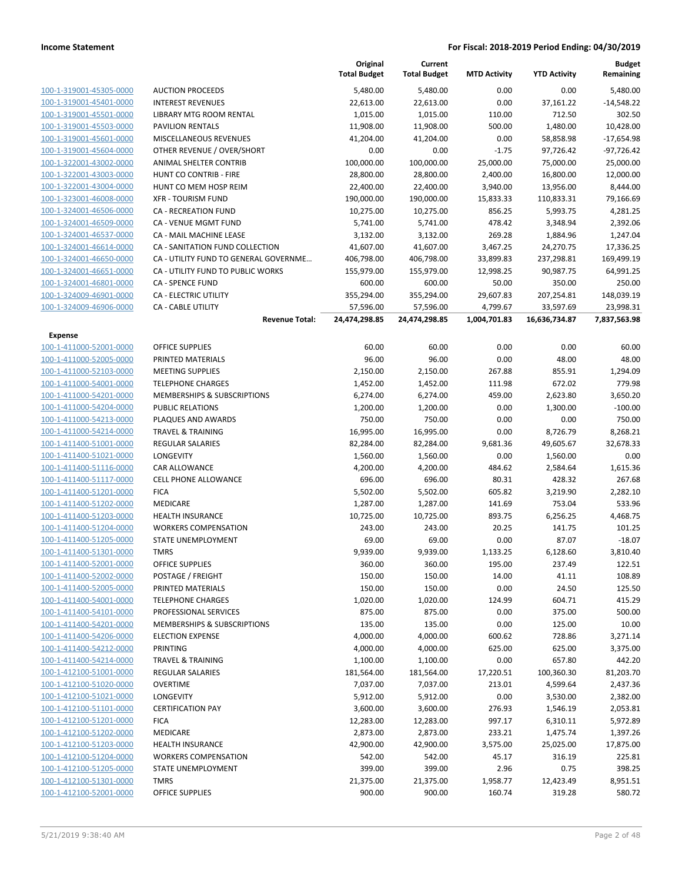| | | Original Total Budget | Current Total Budget | MTD Activity | YTD Activity | Budget Remaining |
|---|---|---|---|---|---|---|
| 100-1-319001-45305-0000 | AUCTION PROCEEDS | 5,480.00 | 5,480.00 | 0.00 | 0.00 | 5,480.00 |
| 100-1-319001-45401-0000 | INTEREST REVENUES | 22,613.00 | 22,613.00 | 0.00 | 37,161.22 | -14,548.22 |
| 100-1-319001-45501-0000 | LIBRARY MTG ROOM RENTAL | 1,015.00 | 1,015.00 | 110.00 | 712.50 | 302.50 |
| 100-1-319001-45503-0000 | PAVILION RENTALS | 11,908.00 | 11,908.00 | 500.00 | 1,480.00 | 10,428.00 |
| 100-1-319001-45601-0000 | MISCELLANEOUS REVENUES | 41,204.00 | 41,204.00 | 0.00 | 58,858.98 | -17,654.98 |
| 100-1-319001-45604-0000 | OTHER REVENUE / OVER/SHORT | 0.00 | 0.00 | -1.75 | 97,726.42 | -97,726.42 |
| 100-1-322001-43002-0000 | ANIMAL SHELTER CONTRIB | 100,000.00 | 100,000.00 | 25,000.00 | 75,000.00 | 25,000.00 |
| 100-1-322001-43003-0000 | HUNT CO CONTRIB - FIRE | 28,800.00 | 28,800.00 | 2,400.00 | 16,800.00 | 12,000.00 |
| 100-1-322001-43004-0000 | HUNT CO MEM HOSP REIM | 22,400.00 | 22,400.00 | 3,940.00 | 13,956.00 | 8,444.00 |
| 100-1-323001-46008-0000 | XFR - TOURISM FUND | 190,000.00 | 190,000.00 | 15,833.33 | 110,833.31 | 79,166.69 |
| 100-1-324001-46506-0000 | CA - RECREATION FUND | 10,275.00 | 10,275.00 | 856.25 | 5,993.75 | 4,281.25 |
| 100-1-324001-46509-0000 | CA - VENUE MGMT FUND | 5,741.00 | 5,741.00 | 478.42 | 3,348.94 | 2,392.06 |
| 100-1-324001-46537-0000 | CA - MAIL MACHINE LEASE | 3,132.00 | 3,132.00 | 269.28 | 1,884.96 | 1,247.04 |
| 100-1-324001-46614-0000 | CA - SANITATION FUND COLLECTION | 41,607.00 | 41,607.00 | 3,467.25 | 24,270.75 | 17,336.25 |
| 100-1-324001-46650-0000 | CA - UTILITY FUND TO GENERAL GOVERNME... | 406,798.00 | 406,798.00 | 33,899.83 | 237,298.81 | 169,499.19 |
| 100-1-324001-46651-0000 | CA - UTILITY FUND TO PUBLIC WORKS | 155,979.00 | 155,979.00 | 12,998.25 | 90,987.75 | 64,991.25 |
| 100-1-324001-46801-0000 | CA - SPENCE FUND | 600.00 | 600.00 | 50.00 | 350.00 | 250.00 |
| 100-1-324009-46901-0000 | CA - ELECTRIC UTILITY | 355,294.00 | 355,294.00 | 29,607.83 | 207,254.81 | 148,039.19 |
| 100-1-324009-46906-0000 | CA - CABLE UTILITY | 57,596.00 | 57,596.00 | 4,799.67 | 33,597.69 | 23,998.31 |
| | **Revenue Total:** | **24,474,298.85** | **24,474,298.85** | **1,004,701.83** | **16,636,734.87** | **7,837,563.98** |
| **Expense** | | | | | | |
| 100-1-411000-52001-0000 | OFFICE SUPPLIES | 60.00 | 60.00 | 0.00 | 0.00 | 60.00 |
| 100-1-411000-52005-0000 | PRINTED MATERIALS | 96.00 | 96.00 | 0.00 | 48.00 | 48.00 |
| 100-1-411000-52103-0000 | MEETING SUPPLIES | 2,150.00 | 2,150.00 | 267.88 | 855.91 | 1,294.09 |
| 100-1-411000-54001-0000 | TELEPHONE CHARGES | 1,452.00 | 1,452.00 | 111.98 | 672.02 | 779.98 |
| 100-1-411000-54201-0000 | MEMBERSHIPS & SUBSCRIPTIONS | 6,274.00 | 6,274.00 | 459.00 | 2,623.80 | 3,650.20 |
| 100-1-411000-54204-0000 | PUBLIC RELATIONS | 1,200.00 | 1,200.00 | 0.00 | 1,300.00 | -100.00 |
| 100-1-411000-54213-0000 | PLAQUES AND AWARDS | 750.00 | 750.00 | 0.00 | 0.00 | 750.00 |
| 100-1-411000-54214-0000 | TRAVEL & TRAINING | 16,995.00 | 16,995.00 | 0.00 | 8,726.79 | 8,268.21 |
| 100-1-411400-51001-0000 | REGULAR SALARIES | 82,284.00 | 82,284.00 | 9,681.36 | 49,605.67 | 32,678.33 |
| 100-1-411400-51021-0000 | LONGEVITY | 1,560.00 | 1,560.00 | 0.00 | 1,560.00 | 0.00 |
| 100-1-411400-51116-0000 | CAR ALLOWANCE | 4,200.00 | 4,200.00 | 484.62 | 2,584.64 | 1,615.36 |
| 100-1-411400-51117-0000 | CELL PHONE ALLOWANCE | 696.00 | 696.00 | 80.31 | 428.32 | 267.68 |
| 100-1-411400-51201-0000 | FICA | 5,502.00 | 5,502.00 | 605.82 | 3,219.90 | 2,282.10 |
| 100-1-411400-51202-0000 | MEDICARE | 1,287.00 | 1,287.00 | 141.69 | 753.04 | 533.96 |
| 100-1-411400-51203-0000 | HEALTH INSURANCE | 10,725.00 | 10,725.00 | 893.75 | 6,256.25 | 4,468.75 |
| 100-1-411400-51204-0000 | WORKERS COMPENSATION | 243.00 | 243.00 | 20.25 | 141.75 | 101.25 |
| 100-1-411400-51205-0000 | STATE UNEMPLOYMENT | 69.00 | 69.00 | 0.00 | 87.07 | -18.07 |
| 100-1-411400-51301-0000 | TMRS | 9,939.00 | 9,939.00 | 1,133.25 | 6,128.60 | 3,810.40 |
| 100-1-411400-52001-0000 | OFFICE SUPPLIES | 360.00 | 360.00 | 195.00 | 237.49 | 122.51 |
| 100-1-411400-52002-0000 | POSTAGE / FREIGHT | 150.00 | 150.00 | 14.00 | 41.11 | 108.89 |
| 100-1-411400-52005-0000 | PRINTED MATERIALS | 150.00 | 150.00 | 0.00 | 24.50 | 125.50 |
| 100-1-411400-54001-0000 | TELEPHONE CHARGES | 1,020.00 | 1,020.00 | 124.99 | 604.71 | 415.29 |
| 100-1-411400-54101-0000 | PROFESSIONAL SERVICES | 875.00 | 875.00 | 0.00 | 375.00 | 500.00 |
| 100-1-411400-54201-0000 | MEMBERSHIPS & SUBSCRIPTIONS | 135.00 | 135.00 | 0.00 | 125.00 | 10.00 |
| 100-1-411400-54206-0000 | ELECTION EXPENSE | 4,000.00 | 4,000.00 | 600.62 | 728.86 | 3,271.14 |
| 100-1-411400-54212-0000 | PRINTING | 4,000.00 | 4,000.00 | 625.00 | 625.00 | 3,375.00 |
| 100-1-411400-54214-0000 | TRAVEL & TRAINING | 1,100.00 | 1,100.00 | 0.00 | 657.80 | 442.20 |
| 100-1-412100-51001-0000 | REGULAR SALARIES | 181,564.00 | 181,564.00 | 17,220.51 | 100,360.30 | 81,203.70 |
| 100-1-412100-51020-0000 | OVERTIME | 7,037.00 | 7,037.00 | 213.01 | 4,599.64 | 2,437.36 |
| 100-1-412100-51021-0000 | LONGEVITY | 5,912.00 | 5,912.00 | 0.00 | 3,530.00 | 2,382.00 |
| 100-1-412100-51101-0000 | CERTIFICATION PAY | 3,600.00 | 3,600.00 | 276.93 | 1,546.19 | 2,053.81 |
| 100-1-412100-51201-0000 | FICA | 12,283.00 | 12,283.00 | 997.17 | 6,310.11 | 5,972.89 |
| 100-1-412100-51202-0000 | MEDICARE | 2,873.00 | 2,873.00 | 233.21 | 1,475.74 | 1,397.26 |
| 100-1-412100-51203-0000 | HEALTH INSURANCE | 42,900.00 | 42,900.00 | 3,575.00 | 25,025.00 | 17,875.00 |
| 100-1-412100-51204-0000 | WORKERS COMPENSATION | 542.00 | 542.00 | 45.17 | 316.19 | 225.81 |
| 100-1-412100-51205-0000 | STATE UNEMPLOYMENT | 399.00 | 399.00 | 2.96 | 0.75 | 398.25 |
| 100-1-412100-51301-0000 | TMRS | 21,375.00 | 21,375.00 | 1,958.77 | 12,423.49 | 8,951.51 |
| 100-1-412100-52001-0000 | OFFICE SUPPLIES | 900.00 | 900.00 | 160.74 | 319.28 | 580.72 |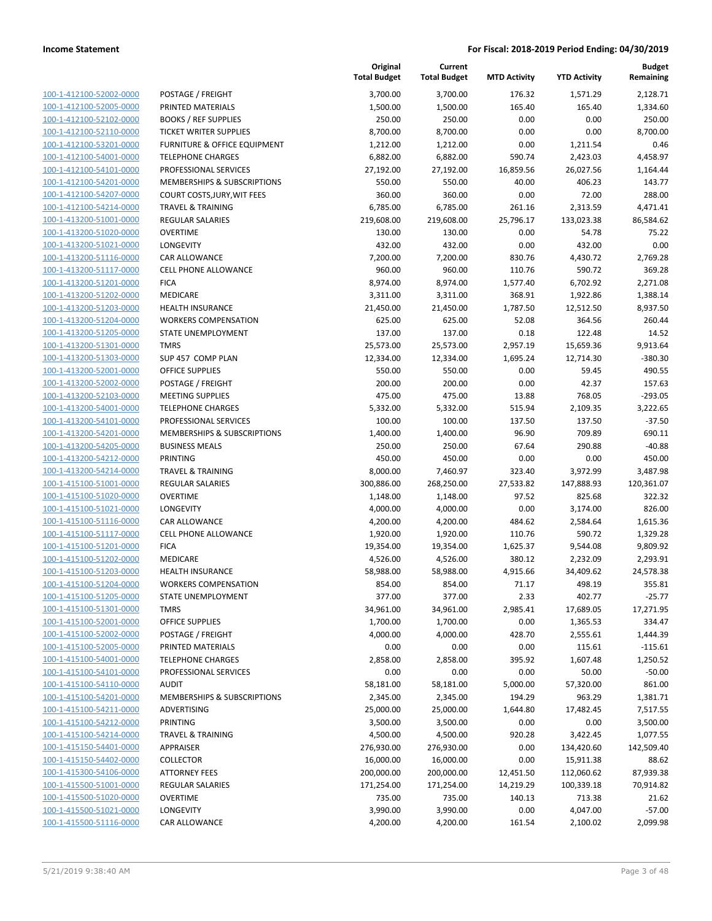| | | Original Total Budget | Current Total Budget | MTD Activity | YTD Activity | Budget Remaining |
|---|---|---|---|---|---|---|
| 100-1-412100-52002-0000 | POSTAGE / FREIGHT | 3,700.00 | 3,700.00 | 176.32 | 1,571.29 | 2,128.71 |
| 100-1-412100-52005-0000 | PRINTED MATERIALS | 1,500.00 | 1,500.00 | 165.40 | 165.40 | 1,334.60 |
| 100-1-412100-52102-0000 | BOOKS / REF SUPPLIES | 250.00 | 250.00 | 0.00 | 0.00 | 250.00 |
| 100-1-412100-52110-0000 | TICKET WRITER SUPPLIES | 8,700.00 | 8,700.00 | 0.00 | 0.00 | 8,700.00 |
| 100-1-412100-53201-0000 | FURNITURE & OFFICE EQUIPMENT | 1,212.00 | 1,212.00 | 0.00 | 1,211.54 | 0.46 |
| 100-1-412100-54001-0000 | TELEPHONE CHARGES | 6,882.00 | 6,882.00 | 590.74 | 2,423.03 | 4,458.97 |
| 100-1-412100-54101-0000 | PROFESSIONAL SERVICES | 27,192.00 | 27,192.00 | 16,859.56 | 26,027.56 | 1,164.44 |
| 100-1-412100-54201-0000 | MEMBERSHIPS & SUBSCRIPTIONS | 550.00 | 550.00 | 40.00 | 406.23 | 143.77 |
| 100-1-412100-54207-0000 | COURT COSTS,JURY,WIT FEES | 360.00 | 360.00 | 0.00 | 72.00 | 288.00 |
| 100-1-412100-54214-0000 | TRAVEL & TRAINING | 6,785.00 | 6,785.00 | 261.16 | 2,313.59 | 4,471.41 |
| 100-1-413200-51001-0000 | REGULAR SALARIES | 219,608.00 | 219,608.00 | 25,796.17 | 133,023.38 | 86,584.62 |
| 100-1-413200-51020-0000 | OVERTIME | 130.00 | 130.00 | 0.00 | 54.78 | 75.22 |
| 100-1-413200-51021-0000 | LONGEVITY | 432.00 | 432.00 | 0.00 | 432.00 | 0.00 |
| 100-1-413200-51116-0000 | CAR ALLOWANCE | 7,200.00 | 7,200.00 | 830.76 | 4,430.72 | 2,769.28 |
| 100-1-413200-51117-0000 | CELL PHONE ALLOWANCE | 960.00 | 960.00 | 110.76 | 590.72 | 369.28 |
| 100-1-413200-51201-0000 | FICA | 8,974.00 | 8,974.00 | 1,577.40 | 6,702.92 | 2,271.08 |
| 100-1-413200-51202-0000 | MEDICARE | 3,311.00 | 3,311.00 | 368.91 | 1,922.86 | 1,388.14 |
| 100-1-413200-51203-0000 | HEALTH INSURANCE | 21,450.00 | 21,450.00 | 1,787.50 | 12,512.50 | 8,937.50 |
| 100-1-413200-51204-0000 | WORKERS COMPENSATION | 625.00 | 625.00 | 52.08 | 364.56 | 260.44 |
| 100-1-413200-51205-0000 | STATE UNEMPLOYMENT | 137.00 | 137.00 | 0.18 | 122.48 | 14.52 |
| 100-1-413200-51301-0000 | TMRS | 25,573.00 | 25,573.00 | 2,957.19 | 15,659.36 | 9,913.64 |
| 100-1-413200-51303-0000 | SUP 457 COMP PLAN | 12,334.00 | 12,334.00 | 1,695.24 | 12,714.30 | -380.30 |
| 100-1-413200-52001-0000 | OFFICE SUPPLIES | 550.00 | 550.00 | 0.00 | 59.45 | 490.55 |
| 100-1-413200-52002-0000 | POSTAGE / FREIGHT | 200.00 | 200.00 | 0.00 | 42.37 | 157.63 |
| 100-1-413200-52103-0000 | MEETING SUPPLIES | 475.00 | 475.00 | 13.88 | 768.05 | -293.05 |
| 100-1-413200-54001-0000 | TELEPHONE CHARGES | 5,332.00 | 5,332.00 | 515.94 | 2,109.35 | 3,222.65 |
| 100-1-413200-54101-0000 | PROFESSIONAL SERVICES | 100.00 | 100.00 | 137.50 | 137.50 | -37.50 |
| 100-1-413200-54201-0000 | MEMBERSHIPS & SUBSCRIPTIONS | 1,400.00 | 1,400.00 | 96.90 | 709.89 | 690.11 |
| 100-1-413200-54205-0000 | BUSINESS MEALS | 250.00 | 250.00 | 67.64 | 290.88 | -40.88 |
| 100-1-413200-54212-0000 | PRINTING | 450.00 | 450.00 | 0.00 | 0.00 | 450.00 |
| 100-1-413200-54214-0000 | TRAVEL & TRAINING | 8,000.00 | 7,460.97 | 323.40 | 3,972.99 | 3,487.98 |
| 100-1-415100-51001-0000 | REGULAR SALARIES | 300,886.00 | 268,250.00 | 27,533.82 | 147,888.93 | 120,361.07 |
| 100-1-415100-51020-0000 | OVERTIME | 1,148.00 | 1,148.00 | 97.52 | 825.68 | 322.32 |
| 100-1-415100-51021-0000 | LONGEVITY | 4,000.00 | 4,000.00 | 0.00 | 3,174.00 | 826.00 |
| 100-1-415100-51116-0000 | CAR ALLOWANCE | 4,200.00 | 4,200.00 | 484.62 | 2,584.64 | 1,615.36 |
| 100-1-415100-51117-0000 | CELL PHONE ALLOWANCE | 1,920.00 | 1,920.00 | 110.76 | 590.72 | 1,329.28 |
| 100-1-415100-51201-0000 | FICA | 19,354.00 | 19,354.00 | 1,625.37 | 9,544.08 | 9,809.92 |
| 100-1-415100-51202-0000 | MEDICARE | 4,526.00 | 4,526.00 | 380.12 | 2,232.09 | 2,293.91 |
| 100-1-415100-51203-0000 | HEALTH INSURANCE | 58,988.00 | 58,988.00 | 4,915.66 | 34,409.62 | 24,578.38 |
| 100-1-415100-51204-0000 | WORKERS COMPENSATION | 854.00 | 854.00 | 71.17 | 498.19 | 355.81 |
| 100-1-415100-51205-0000 | STATE UNEMPLOYMENT | 377.00 | 377.00 | 2.33 | 402.77 | -25.77 |
| 100-1-415100-51301-0000 | TMRS | 34,961.00 | 34,961.00 | 2,985.41 | 17,689.05 | 17,271.95 |
| 100-1-415100-52001-0000 | OFFICE SUPPLIES | 1,700.00 | 1,700.00 | 0.00 | 1,365.53 | 334.47 |
| 100-1-415100-52002-0000 | POSTAGE / FREIGHT | 4,000.00 | 4,000.00 | 428.70 | 2,555.61 | 1,444.39 |
| 100-1-415100-52005-0000 | PRINTED MATERIALS | 0.00 | 0.00 | 0.00 | 115.61 | -115.61 |
| 100-1-415100-54001-0000 | TELEPHONE CHARGES | 2,858.00 | 2,858.00 | 395.92 | 1,607.48 | 1,250.52 |
| 100-1-415100-54101-0000 | PROFESSIONAL SERVICES | 0.00 | 0.00 | 0.00 | 50.00 | -50.00 |
| 100-1-415100-54110-0000 | AUDIT | 58,181.00 | 58,181.00 | 5,000.00 | 57,320.00 | 861.00 |
| 100-1-415100-54201-0000 | MEMBERSHIPS & SUBSCRIPTIONS | 2,345.00 | 2,345.00 | 194.29 | 963.29 | 1,381.71 |
| 100-1-415100-54211-0000 | ADVERTISING | 25,000.00 | 25,000.00 | 1,644.80 | 17,482.45 | 7,517.55 |
| 100-1-415100-54212-0000 | PRINTING | 3,500.00 | 3,500.00 | 0.00 | 0.00 | 3,500.00 |
| 100-1-415100-54214-0000 | TRAVEL & TRAINING | 4,500.00 | 4,500.00 | 920.28 | 3,422.45 | 1,077.55 |
| 100-1-415150-54401-0000 | APPRAISER | 276,930.00 | 276,930.00 | 0.00 | 134,420.60 | 142,509.40 |
| 100-1-415150-54402-0000 | COLLECTOR | 16,000.00 | 16,000.00 | 0.00 | 15,911.38 | 88.62 |
| 100-1-415300-54106-0000 | ATTORNEY FEES | 200,000.00 | 200,000.00 | 12,451.50 | 112,060.62 | 87,939.38 |
| 100-1-415500-51001-0000 | REGULAR SALARIES | 171,254.00 | 171,254.00 | 14,219.29 | 100,339.18 | 70,914.82 |
| 100-1-415500-51020-0000 | OVERTIME | 735.00 | 735.00 | 140.13 | 713.38 | 21.62 |
| 100-1-415500-51021-0000 | LONGEVITY | 3,990.00 | 3,990.00 | 0.00 | 4,047.00 | -57.00 |
| 100-1-415500-51116-0000 | CAR ALLOWANCE | 4,200.00 | 4,200.00 | 161.54 | 2,100.02 | 2,099.98 |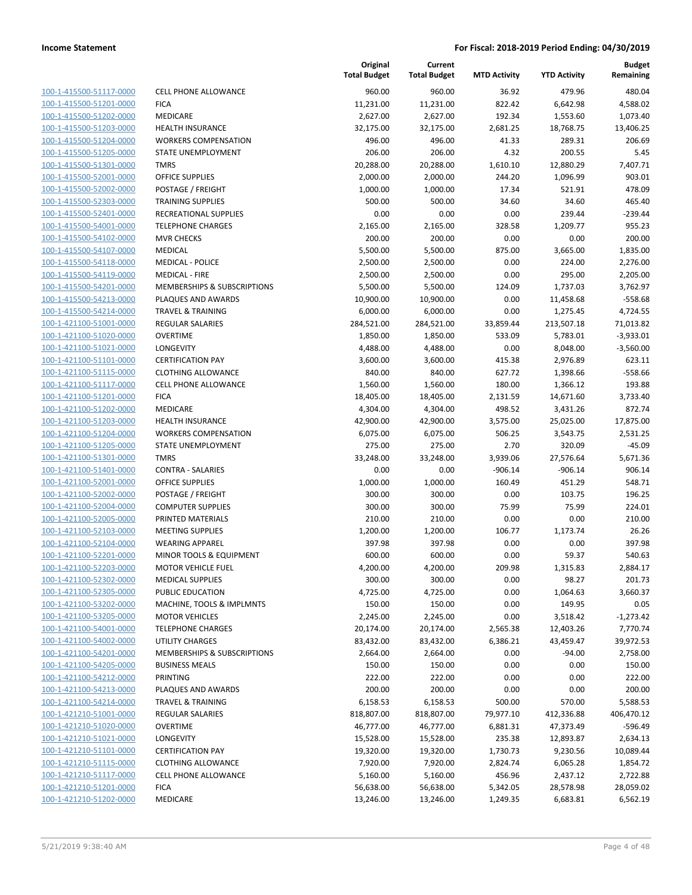**Income Statement** — **For Fiscal: 2018-2019 Period Ending: 04/30/2019**

| | | Original Total Budget | Current Total Budget | MTD Activity | YTD Activity | Budget Remaining |
|---|---|---|---|---|---|---|
| 100-1-415500-51117-0000 | CELL PHONE ALLOWANCE | 960.00 | 960.00 | 36.92 | 479.96 | 480.04 |
| 100-1-415500-51201-0000 | FICA | 11,231.00 | 11,231.00 | 822.42 | 6,642.98 | 4,588.02 |
| 100-1-415500-51202-0000 | MEDICARE | 2,627.00 | 2,627.00 | 192.34 | 1,553.60 | 1,073.40 |
| 100-1-415500-51203-0000 | HEALTH INSURANCE | 32,175.00 | 32,175.00 | 2,681.25 | 18,768.75 | 13,406.25 |
| 100-1-415500-51204-0000 | WORKERS COMPENSATION | 496.00 | 496.00 | 41.33 | 289.31 | 206.69 |
| 100-1-415500-51205-0000 | STATE UNEMPLOYMENT | 206.00 | 206.00 | 4.32 | 200.55 | 5.45 |
| 100-1-415500-51301-0000 | TMRS | 20,288.00 | 20,288.00 | 1,610.10 | 12,880.29 | 7,407.71 |
| 100-1-415500-52001-0000 | OFFICE SUPPLIES | 2,000.00 | 2,000.00 | 244.20 | 1,096.99 | 903.01 |
| 100-1-415500-52002-0000 | POSTAGE / FREIGHT | 1,000.00 | 1,000.00 | 17.34 | 521.91 | 478.09 |
| 100-1-415500-52303-0000 | TRAINING SUPPLIES | 500.00 | 500.00 | 34.60 | 34.60 | 465.40 |
| 100-1-415500-52401-0000 | RECREATIONAL SUPPLIES | 0.00 | 0.00 | 0.00 | 239.44 | -239.44 |
| 100-1-415500-54001-0000 | TELEPHONE CHARGES | 2,165.00 | 2,165.00 | 328.58 | 1,209.77 | 955.23 |
| 100-1-415500-54102-0000 | MVR CHECKS | 200.00 | 200.00 | 0.00 | 0.00 | 200.00 |
| 100-1-415500-54107-0000 | MEDICAL | 5,500.00 | 5,500.00 | 875.00 | 3,665.00 | 1,835.00 |
| 100-1-415500-54118-0000 | MEDICAL - POLICE | 2,500.00 | 2,500.00 | 0.00 | 224.00 | 2,276.00 |
| 100-1-415500-54119-0000 | MEDICAL - FIRE | 2,500.00 | 2,500.00 | 0.00 | 295.00 | 2,205.00 |
| 100-1-415500-54201-0000 | MEMBERSHIPS & SUBSCRIPTIONS | 5,500.00 | 5,500.00 | 124.09 | 1,737.03 | 3,762.97 |
| 100-1-415500-54213-0000 | PLAQUES AND AWARDS | 10,900.00 | 10,900.00 | 0.00 | 11,458.68 | -558.68 |
| 100-1-415500-54214-0000 | TRAVEL & TRAINING | 6,000.00 | 6,000.00 | 0.00 | 1,275.45 | 4,724.55 |
| 100-1-421100-51001-0000 | REGULAR SALARIES | 284,521.00 | 284,521.00 | 33,859.44 | 213,507.18 | 71,013.82 |
| 100-1-421100-51020-0000 | OVERTIME | 1,850.00 | 1,850.00 | 533.09 | 5,783.01 | -3,933.01 |
| 100-1-421100-51021-0000 | LONGEVITY | 4,488.00 | 4,488.00 | 0.00 | 8,048.00 | -3,560.00 |
| 100-1-421100-51101-0000 | CERTIFICATION PAY | 3,600.00 | 3,600.00 | 415.38 | 2,976.89 | 623.11 |
| 100-1-421100-51115-0000 | CLOTHING ALLOWANCE | 840.00 | 840.00 | 627.72 | 1,398.66 | -558.66 |
| 100-1-421100-51117-0000 | CELL PHONE ALLOWANCE | 1,560.00 | 1,560.00 | 180.00 | 1,366.12 | 193.88 |
| 100-1-421100-51201-0000 | FICA | 18,405.00 | 18,405.00 | 2,131.59 | 14,671.60 | 3,733.40 |
| 100-1-421100-51202-0000 | MEDICARE | 4,304.00 | 4,304.00 | 498.52 | 3,431.26 | 872.74 |
| 100-1-421100-51203-0000 | HEALTH INSURANCE | 42,900.00 | 42,900.00 | 3,575.00 | 25,025.00 | 17,875.00 |
| 100-1-421100-51204-0000 | WORKERS COMPENSATION | 6,075.00 | 6,075.00 | 506.25 | 3,543.75 | 2,531.25 |
| 100-1-421100-51205-0000 | STATE UNEMPLOYMENT | 275.00 | 275.00 | 2.70 | 320.09 | -45.09 |
| 100-1-421100-51301-0000 | TMRS | 33,248.00 | 33,248.00 | 3,939.06 | 27,576.64 | 5,671.36 |
| 100-1-421100-51401-0000 | CONTRA - SALARIES | 0.00 | 0.00 | -906.14 | -906.14 | 906.14 |
| 100-1-421100-52001-0000 | OFFICE SUPPLIES | 1,000.00 | 1,000.00 | 160.49 | 451.29 | 548.71 |
| 100-1-421100-52002-0000 | POSTAGE / FREIGHT | 300.00 | 300.00 | 0.00 | 103.75 | 196.25 |
| 100-1-421100-52004-0000 | COMPUTER SUPPLIES | 300.00 | 300.00 | 75.99 | 75.99 | 224.01 |
| 100-1-421100-52005-0000 | PRINTED MATERIALS | 210.00 | 210.00 | 0.00 | 0.00 | 210.00 |
| 100-1-421100-52103-0000 | MEETING SUPPLIES | 1,200.00 | 1,200.00 | 106.77 | 1,173.74 | 26.26 |
| 100-1-421100-52104-0000 | WEARING APPAREL | 397.98 | 397.98 | 0.00 | 0.00 | 397.98 |
| 100-1-421100-52201-0000 | MINOR TOOLS & EQUIPMENT | 600.00 | 600.00 | 0.00 | 59.37 | 540.63 |
| 100-1-421100-52203-0000 | MOTOR VEHICLE FUEL | 4,200.00 | 4,200.00 | 209.98 | 1,315.83 | 2,884.17 |
| 100-1-421100-52302-0000 | MEDICAL SUPPLIES | 300.00 | 300.00 | 0.00 | 98.27 | 201.73 |
| 100-1-421100-52305-0000 | PUBLIC EDUCATION | 4,725.00 | 4,725.00 | 0.00 | 1,064.63 | 3,660.37 |
| 100-1-421100-53202-0000 | MACHINE, TOOLS & IMPLMNTS | 150.00 | 150.00 | 0.00 | 149.95 | 0.05 |
| 100-1-421100-53205-0000 | MOTOR VEHICLES | 2,245.00 | 2,245.00 | 0.00 | 3,518.42 | -1,273.42 |
| 100-1-421100-54001-0000 | TELEPHONE CHARGES | 20,174.00 | 20,174.00 | 2,565.38 | 12,403.26 | 7,770.74 |
| 100-1-421100-54002-0000 | UTILITY CHARGES | 83,432.00 | 83,432.00 | 6,386.21 | 43,459.47 | 39,972.53 |
| 100-1-421100-54201-0000 | MEMBERSHIPS & SUBSCRIPTIONS | 2,664.00 | 2,664.00 | 0.00 | -94.00 | 2,758.00 |
| 100-1-421100-54205-0000 | BUSINESS MEALS | 150.00 | 150.00 | 0.00 | 0.00 | 150.00 |
| 100-1-421100-54212-0000 | PRINTING | 222.00 | 222.00 | 0.00 | 0.00 | 222.00 |
| 100-1-421100-54213-0000 | PLAQUES AND AWARDS | 200.00 | 200.00 | 0.00 | 0.00 | 200.00 |
| 100-1-421100-54214-0000 | TRAVEL & TRAINING | 6,158.53 | 6,158.53 | 500.00 | 570.00 | 5,588.53 |
| 100-1-421210-51001-0000 | REGULAR SALARIES | 818,807.00 | 818,807.00 | 79,977.10 | 412,336.88 | 406,470.12 |
| 100-1-421210-51020-0000 | OVERTIME | 46,777.00 | 46,777.00 | 6,881.31 | 47,373.49 | -596.49 |
| 100-1-421210-51021-0000 | LONGEVITY | 15,528.00 | 15,528.00 | 235.38 | 12,893.87 | 2,634.13 |
| 100-1-421210-51101-0000 | CERTIFICATION PAY | 19,320.00 | 19,320.00 | 1,730.73 | 9,230.56 | 10,089.44 |
| 100-1-421210-51115-0000 | CLOTHING ALLOWANCE | 7,920.00 | 7,920.00 | 2,824.74 | 6,065.28 | 1,854.72 |
| 100-1-421210-51117-0000 | CELL PHONE ALLOWANCE | 5,160.00 | 5,160.00 | 456.96 | 2,437.12 | 2,722.88 |
| 100-1-421210-51201-0000 | FICA | 56,638.00 | 56,638.00 | 5,342.05 | 28,578.98 | 28,059.02 |
| 100-1-421210-51202-0000 | MEDICARE | 13,246.00 | 13,246.00 | 1,249.35 | 6,683.81 | 6,562.19 |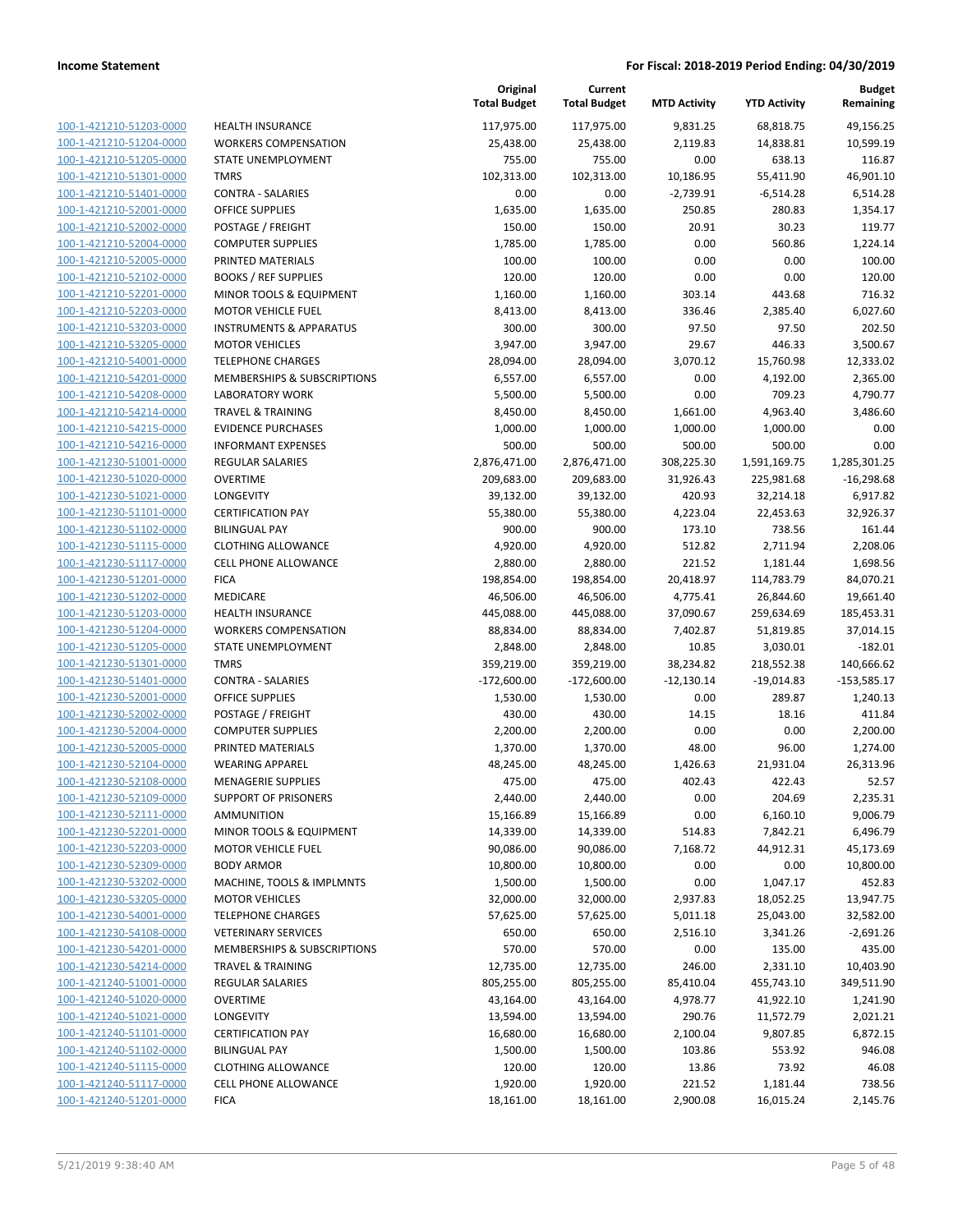| | | Original Total Budget | Current Total Budget | MTD Activity | YTD Activity | Budget Remaining |
|---|---|---|---|---|---|---|
| 100-1-421210-51203-0000 | HEALTH INSURANCE | 117,975.00 | 117,975.00 | 9,831.25 | 68,818.75 | 49,156.25 |
| 100-1-421210-51204-0000 | WORKERS COMPENSATION | 25,438.00 | 25,438.00 | 2,119.83 | 14,838.81 | 10,599.19 |
| 100-1-421210-51205-0000 | STATE UNEMPLOYMENT | 755.00 | 755.00 | 0.00 | 638.13 | 116.87 |
| 100-1-421210-51301-0000 | TMRS | 102,313.00 | 102,313.00 | 10,186.95 | 55,411.90 | 46,901.10 |
| 100-1-421210-51401-0000 | CONTRA - SALARIES | 0.00 | 0.00 | -2,739.91 | -6,514.28 | 6,514.28 |
| 100-1-421210-52001-0000 | OFFICE SUPPLIES | 1,635.00 | 1,635.00 | 250.85 | 280.83 | 1,354.17 |
| 100-1-421210-52002-0000 | POSTAGE / FREIGHT | 150.00 | 150.00 | 20.91 | 30.23 | 119.77 |
| 100-1-421210-52004-0000 | COMPUTER SUPPLIES | 1,785.00 | 1,785.00 | 0.00 | 560.86 | 1,224.14 |
| 100-1-421210-52005-0000 | PRINTED MATERIALS | 100.00 | 100.00 | 0.00 | 0.00 | 100.00 |
| 100-1-421210-52102-0000 | BOOKS / REF SUPPLIES | 120.00 | 120.00 | 0.00 | 0.00 | 120.00 |
| 100-1-421210-52201-0000 | MINOR TOOLS & EQUIPMENT | 1,160.00 | 1,160.00 | 303.14 | 443.68 | 716.32 |
| 100-1-421210-52203-0000 | MOTOR VEHICLE FUEL | 8,413.00 | 8,413.00 | 336.46 | 2,385.40 | 6,027.60 |
| 100-1-421210-53203-0000 | INSTRUMENTS & APPARATUS | 300.00 | 300.00 | 97.50 | 97.50 | 202.50 |
| 100-1-421210-53205-0000 | MOTOR VEHICLES | 3,947.00 | 3,947.00 | 29.67 | 446.33 | 3,500.67 |
| 100-1-421210-54001-0000 | TELEPHONE CHARGES | 28,094.00 | 28,094.00 | 3,070.12 | 15,760.98 | 12,333.02 |
| 100-1-421210-54201-0000 | MEMBERSHIPS & SUBSCRIPTIONS | 6,557.00 | 6,557.00 | 0.00 | 4,192.00 | 2,365.00 |
| 100-1-421210-54208-0000 | LABORATORY WORK | 5,500.00 | 5,500.00 | 0.00 | 709.23 | 4,790.77 |
| 100-1-421210-54214-0000 | TRAVEL & TRAINING | 8,450.00 | 8,450.00 | 1,661.00 | 4,963.40 | 3,486.60 |
| 100-1-421210-54215-0000 | EVIDENCE PURCHASES | 1,000.00 | 1,000.00 | 1,000.00 | 1,000.00 | 0.00 |
| 100-1-421210-54216-0000 | INFORMANT EXPENSES | 500.00 | 500.00 | 500.00 | 500.00 | 0.00 |
| 100-1-421230-51001-0000 | REGULAR SALARIES | 2,876,471.00 | 2,876,471.00 | 308,225.30 | 1,591,169.75 | 1,285,301.25 |
| 100-1-421230-51020-0000 | OVERTIME | 209,683.00 | 209,683.00 | 31,926.43 | 225,981.68 | -16,298.68 |
| 100-1-421230-51021-0000 | LONGEVITY | 39,132.00 | 39,132.00 | 420.93 | 32,214.18 | 6,917.82 |
| 100-1-421230-51101-0000 | CERTIFICATION PAY | 55,380.00 | 55,380.00 | 4,223.04 | 22,453.63 | 32,926.37 |
| 100-1-421230-51102-0000 | BILINGUAL PAY | 900.00 | 900.00 | 173.10 | 738.56 | 161.44 |
| 100-1-421230-51115-0000 | CLOTHING ALLOWANCE | 4,920.00 | 4,920.00 | 512.82 | 2,711.94 | 2,208.06 |
| 100-1-421230-51117-0000 | CELL PHONE ALLOWANCE | 2,880.00 | 2,880.00 | 221.52 | 1,181.44 | 1,698.56 |
| 100-1-421230-51201-0000 | FICA | 198,854.00 | 198,854.00 | 20,418.97 | 114,783.79 | 84,070.21 |
| 100-1-421230-51202-0000 | MEDICARE | 46,506.00 | 46,506.00 | 4,775.41 | 26,844.60 | 19,661.40 |
| 100-1-421230-51203-0000 | HEALTH INSURANCE | 445,088.00 | 445,088.00 | 37,090.67 | 259,634.69 | 185,453.31 |
| 100-1-421230-51204-0000 | WORKERS COMPENSATION | 88,834.00 | 88,834.00 | 7,402.87 | 51,819.85 | 37,014.15 |
| 100-1-421230-51205-0000 | STATE UNEMPLOYMENT | 2,848.00 | 2,848.00 | 10.85 | 3,030.01 | -182.01 |
| 100-1-421230-51301-0000 | TMRS | 359,219.00 | 359,219.00 | 38,234.82 | 218,552.38 | 140,666.62 |
| 100-1-421230-51401-0000 | CONTRA - SALARIES | -172,600.00 | -172,600.00 | -12,130.14 | -19,014.83 | -153,585.17 |
| 100-1-421230-52001-0000 | OFFICE SUPPLIES | 1,530.00 | 1,530.00 | 0.00 | 289.87 | 1,240.13 |
| 100-1-421230-52002-0000 | POSTAGE / FREIGHT | 430.00 | 430.00 | 14.15 | 18.16 | 411.84 |
| 100-1-421230-52004-0000 | COMPUTER SUPPLIES | 2,200.00 | 2,200.00 | 0.00 | 0.00 | 2,200.00 |
| 100-1-421230-52005-0000 | PRINTED MATERIALS | 1,370.00 | 1,370.00 | 48.00 | 96.00 | 1,274.00 |
| 100-1-421230-52104-0000 | WEARING APPAREL | 48,245.00 | 48,245.00 | 1,426.63 | 21,931.04 | 26,313.96 |
| 100-1-421230-52108-0000 | MENAGERIE SUPPLIES | 475.00 | 475.00 | 402.43 | 422.43 | 52.57 |
| 100-1-421230-52109-0000 | SUPPORT OF PRISONERS | 2,440.00 | 2,440.00 | 0.00 | 204.69 | 2,235.31 |
| 100-1-421230-52111-0000 | AMMUNITION | 15,166.89 | 15,166.89 | 0.00 | 6,160.10 | 9,006.79 |
| 100-1-421230-52201-0000 | MINOR TOOLS & EQUIPMENT | 14,339.00 | 14,339.00 | 514.83 | 7,842.21 | 6,496.79 |
| 100-1-421230-52203-0000 | MOTOR VEHICLE FUEL | 90,086.00 | 90,086.00 | 7,168.72 | 44,912.31 | 45,173.69 |
| 100-1-421230-52309-0000 | BODY ARMOR | 10,800.00 | 10,800.00 | 0.00 | 0.00 | 10,800.00 |
| 100-1-421230-53202-0000 | MACHINE, TOOLS & IMPLMNTS | 1,500.00 | 1,500.00 | 0.00 | 1,047.17 | 452.83 |
| 100-1-421230-53205-0000 | MOTOR VEHICLES | 32,000.00 | 32,000.00 | 2,937.83 | 18,052.25 | 13,947.75 |
| 100-1-421230-54001-0000 | TELEPHONE CHARGES | 57,625.00 | 57,625.00 | 5,011.18 | 25,043.00 | 32,582.00 |
| 100-1-421230-54108-0000 | VETERINARY SERVICES | 650.00 | 650.00 | 2,516.10 | 3,341.26 | -2,691.26 |
| 100-1-421230-54201-0000 | MEMBERSHIPS & SUBSCRIPTIONS | 570.00 | 570.00 | 0.00 | 135.00 | 435.00 |
| 100-1-421230-54214-0000 | TRAVEL & TRAINING | 12,735.00 | 12,735.00 | 246.00 | 2,331.10 | 10,403.90 |
| 100-1-421240-51001-0000 | REGULAR SALARIES | 805,255.00 | 805,255.00 | 85,410.04 | 455,743.10 | 349,511.90 |
| 100-1-421240-51020-0000 | OVERTIME | 43,164.00 | 43,164.00 | 4,978.77 | 41,922.10 | 1,241.90 |
| 100-1-421240-51021-0000 | LONGEVITY | 13,594.00 | 13,594.00 | 290.76 | 11,572.79 | 2,021.21 |
| 100-1-421240-51101-0000 | CERTIFICATION PAY | 16,680.00 | 16,680.00 | 2,100.04 | 9,807.85 | 6,872.15 |
| 100-1-421240-51102-0000 | BILINGUAL PAY | 1,500.00 | 1,500.00 | 103.86 | 553.92 | 946.08 |
| 100-1-421240-51115-0000 | CLOTHING ALLOWANCE | 120.00 | 120.00 | 13.86 | 73.92 | 46.08 |
| 100-1-421240-51117-0000 | CELL PHONE ALLOWANCE | 1,920.00 | 1,920.00 | 221.52 | 1,181.44 | 738.56 |
| 100-1-421240-51201-0000 | FICA | 18,161.00 | 18,161.00 | 2,900.08 | 16,015.24 | 2,145.76 |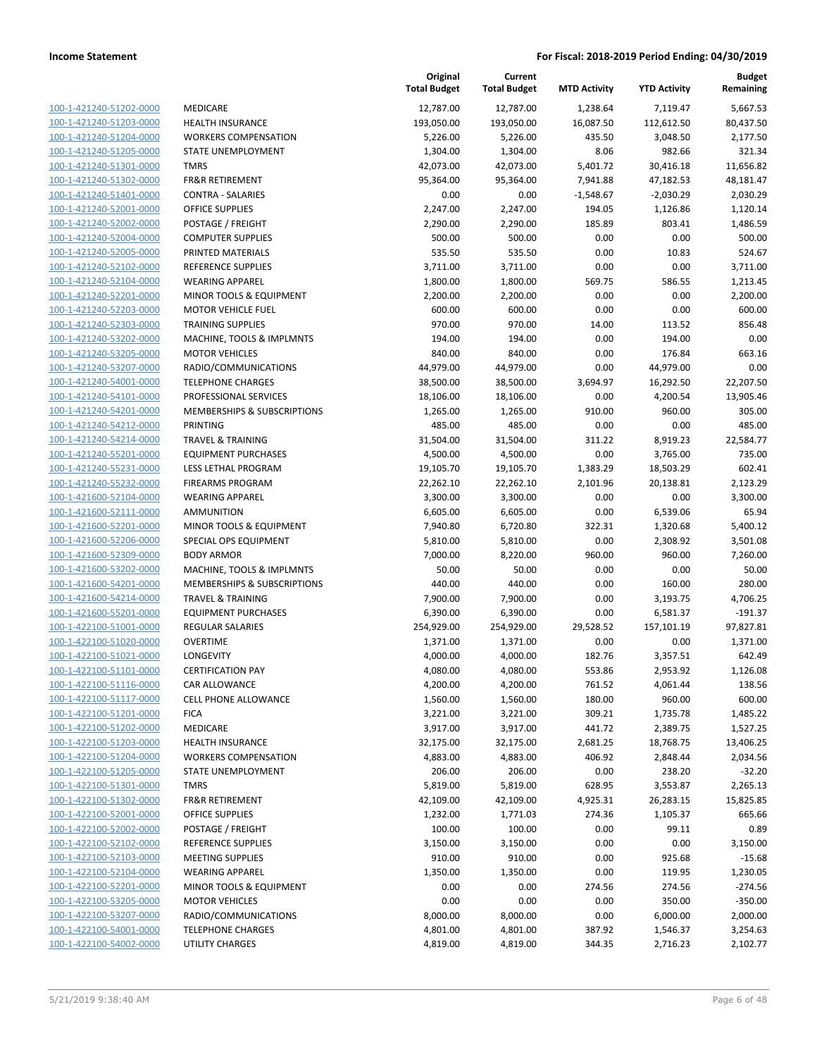|  |  | Original Total Budget | Current Total Budget | MTD Activity | YTD Activity | Budget Remaining |
|---|---|---|---|---|---|---|
| 100-1-421240-51202-0000 | MEDICARE | 12,787.00 | 12,787.00 | 1,238.64 | 7,119.47 | 5,667.53 |
| 100-1-421240-51203-0000 | HEALTH INSURANCE | 193,050.00 | 193,050.00 | 16,087.50 | 112,612.50 | 80,437.50 |
| 100-1-421240-51204-0000 | WORKERS COMPENSATION | 5,226.00 | 5,226.00 | 435.50 | 3,048.50 | 2,177.50 |
| 100-1-421240-51205-0000 | STATE UNEMPLOYMENT | 1,304.00 | 1,304.00 | 8.06 | 982.66 | 321.34 |
| 100-1-421240-51301-0000 | TMRS | 42,073.00 | 42,073.00 | 5,401.72 | 30,416.18 | 11,656.82 |
| 100-1-421240-51302-0000 | FR&R RETIREMENT | 95,364.00 | 95,364.00 | 7,941.88 | 47,182.53 | 48,181.47 |
| 100-1-421240-51401-0000 | CONTRA - SALARIES | 0.00 | 0.00 | -1,548.67 | -2,030.29 | 2,030.29 |
| 100-1-421240-52001-0000 | OFFICE SUPPLIES | 2,247.00 | 2,247.00 | 194.05 | 1,126.86 | 1,120.14 |
| 100-1-421240-52002-0000 | POSTAGE / FREIGHT | 2,290.00 | 2,290.00 | 185.89 | 803.41 | 1,486.59 |
| 100-1-421240-52004-0000 | COMPUTER SUPPLIES | 500.00 | 500.00 | 0.00 | 0.00 | 500.00 |
| 100-1-421240-52005-0000 | PRINTED MATERIALS | 535.50 | 535.50 | 0.00 | 10.83 | 524.67 |
| 100-1-421240-52102-0000 | REFERENCE SUPPLIES | 3,711.00 | 3,711.00 | 0.00 | 0.00 | 3,711.00 |
| 100-1-421240-52104-0000 | WEARING APPAREL | 1,800.00 | 1,800.00 | 569.75 | 586.55 | 1,213.45 |
| 100-1-421240-52201-0000 | MINOR TOOLS & EQUIPMENT | 2,200.00 | 2,200.00 | 0.00 | 0.00 | 2,200.00 |
| 100-1-421240-52203-0000 | MOTOR VEHICLE FUEL | 600.00 | 600.00 | 0.00 | 0.00 | 600.00 |
| 100-1-421240-52303-0000 | TRAINING SUPPLIES | 970.00 | 970.00 | 14.00 | 113.52 | 856.48 |
| 100-1-421240-53202-0000 | MACHINE, TOOLS & IMPLMNTS | 194.00 | 194.00 | 0.00 | 194.00 | 0.00 |
| 100-1-421240-53205-0000 | MOTOR VEHICLES | 840.00 | 840.00 | 0.00 | 176.84 | 663.16 |
| 100-1-421240-53207-0000 | RADIO/COMMUNICATIONS | 44,979.00 | 44,979.00 | 0.00 | 44,979.00 | 0.00 |
| 100-1-421240-54001-0000 | TELEPHONE CHARGES | 38,500.00 | 38,500.00 | 3,694.97 | 16,292.50 | 22,207.50 |
| 100-1-421240-54101-0000 | PROFESSIONAL SERVICES | 18,106.00 | 18,106.00 | 0.00 | 4,200.54 | 13,905.46 |
| 100-1-421240-54201-0000 | MEMBERSHIPS & SUBSCRIPTIONS | 1,265.00 | 1,265.00 | 910.00 | 960.00 | 305.00 |
| 100-1-421240-54212-0000 | PRINTING | 485.00 | 485.00 | 0.00 | 0.00 | 485.00 |
| 100-1-421240-54214-0000 | TRAVEL & TRAINING | 31,504.00 | 31,504.00 | 311.22 | 8,919.23 | 22,584.77 |
| 100-1-421240-55201-0000 | EQUIPMENT PURCHASES | 4,500.00 | 4,500.00 | 0.00 | 3,765.00 | 735.00 |
| 100-1-421240-55231-0000 | LESS LETHAL PROGRAM | 19,105.70 | 19,105.70 | 1,383.29 | 18,503.29 | 602.41 |
| 100-1-421240-55232-0000 | FIREARMS PROGRAM | 22,262.10 | 22,262.10 | 2,101.96 | 20,138.81 | 2,123.29 |
| 100-1-421600-52104-0000 | WEARING APPAREL | 3,300.00 | 3,300.00 | 0.00 | 0.00 | 3,300.00 |
| 100-1-421600-52111-0000 | AMMUNITION | 6,605.00 | 6,605.00 | 0.00 | 6,539.06 | 65.94 |
| 100-1-421600-52201-0000 | MINOR TOOLS & EQUIPMENT | 7,940.80 | 6,720.80 | 322.31 | 1,320.68 | 5,400.12 |
| 100-1-421600-52206-0000 | SPECIAL OPS EQUIPMENT | 5,810.00 | 5,810.00 | 0.00 | 2,308.92 | 3,501.08 |
| 100-1-421600-52309-0000 | BODY ARMOR | 7,000.00 | 8,220.00 | 960.00 | 960.00 | 7,260.00 |
| 100-1-421600-53202-0000 | MACHINE, TOOLS & IMPLMNTS | 50.00 | 50.00 | 0.00 | 0.00 | 50.00 |
| 100-1-421600-54201-0000 | MEMBERSHIPS & SUBSCRIPTIONS | 440.00 | 440.00 | 0.00 | 160.00 | 280.00 |
| 100-1-421600-54214-0000 | TRAVEL & TRAINING | 7,900.00 | 7,900.00 | 0.00 | 3,193.75 | 4,706.25 |
| 100-1-421600-55201-0000 | EQUIPMENT PURCHASES | 6,390.00 | 6,390.00 | 0.00 | 6,581.37 | -191.37 |
| 100-1-422100-51001-0000 | REGULAR SALARIES | 254,929.00 | 254,929.00 | 29,528.52 | 157,101.19 | 97,827.81 |
| 100-1-422100-51020-0000 | OVERTIME | 1,371.00 | 1,371.00 | 0.00 | 0.00 | 1,371.00 |
| 100-1-422100-51021-0000 | LONGEVITY | 4,000.00 | 4,000.00 | 182.76 | 3,357.51 | 642.49 |
| 100-1-422100-51101-0000 | CERTIFICATION PAY | 4,080.00 | 4,080.00 | 553.86 | 2,953.92 | 1,126.08 |
| 100-1-422100-51116-0000 | CAR ALLOWANCE | 4,200.00 | 4,200.00 | 761.52 | 4,061.44 | 138.56 |
| 100-1-422100-51117-0000 | CELL PHONE ALLOWANCE | 1,560.00 | 1,560.00 | 180.00 | 960.00 | 600.00 |
| 100-1-422100-51201-0000 | FICA | 3,221.00 | 3,221.00 | 309.21 | 1,735.78 | 1,485.22 |
| 100-1-422100-51202-0000 | MEDICARE | 3,917.00 | 3,917.00 | 441.72 | 2,389.75 | 1,527.25 |
| 100-1-422100-51203-0000 | HEALTH INSURANCE | 32,175.00 | 32,175.00 | 2,681.25 | 18,768.75 | 13,406.25 |
| 100-1-422100-51204-0000 | WORKERS COMPENSATION | 4,883.00 | 4,883.00 | 406.92 | 2,848.44 | 2,034.56 |
| 100-1-422100-51205-0000 | STATE UNEMPLOYMENT | 206.00 | 206.00 | 0.00 | 238.20 | -32.20 |
| 100-1-422100-51301-0000 | TMRS | 5,819.00 | 5,819.00 | 628.95 | 3,553.87 | 2,265.13 |
| 100-1-422100-51302-0000 | FR&R RETIREMENT | 42,109.00 | 42,109.00 | 4,925.31 | 26,283.15 | 15,825.85 |
| 100-1-422100-52001-0000 | OFFICE SUPPLIES | 1,232.00 | 1,771.03 | 274.36 | 1,105.37 | 665.66 |
| 100-1-422100-52002-0000 | POSTAGE / FREIGHT | 100.00 | 100.00 | 0.00 | 99.11 | 0.89 |
| 100-1-422100-52102-0000 | REFERENCE SUPPLIES | 3,150.00 | 3,150.00 | 0.00 | 0.00 | 3,150.00 |
| 100-1-422100-52103-0000 | MEETING SUPPLIES | 910.00 | 910.00 | 0.00 | 925.68 | -15.68 |
| 100-1-422100-52104-0000 | WEARING APPAREL | 1,350.00 | 1,350.00 | 0.00 | 119.95 | 1,230.05 |
| 100-1-422100-52201-0000 | MINOR TOOLS & EQUIPMENT | 0.00 | 0.00 | 274.56 | 274.56 | -274.56 |
| 100-1-422100-53205-0000 | MOTOR VEHICLES | 0.00 | 0.00 | 0.00 | 350.00 | -350.00 |
| 100-1-422100-53207-0000 | RADIO/COMMUNICATIONS | 8,000.00 | 8,000.00 | 0.00 | 6,000.00 | 2,000.00 |
| 100-1-422100-54001-0000 | TELEPHONE CHARGES | 4,801.00 | 4,801.00 | 387.92 | 1,546.37 | 3,254.63 |
| 100-1-422100-54002-0000 | UTILITY CHARGES | 4,819.00 | 4,819.00 | 344.35 | 2,716.23 | 2,102.77 |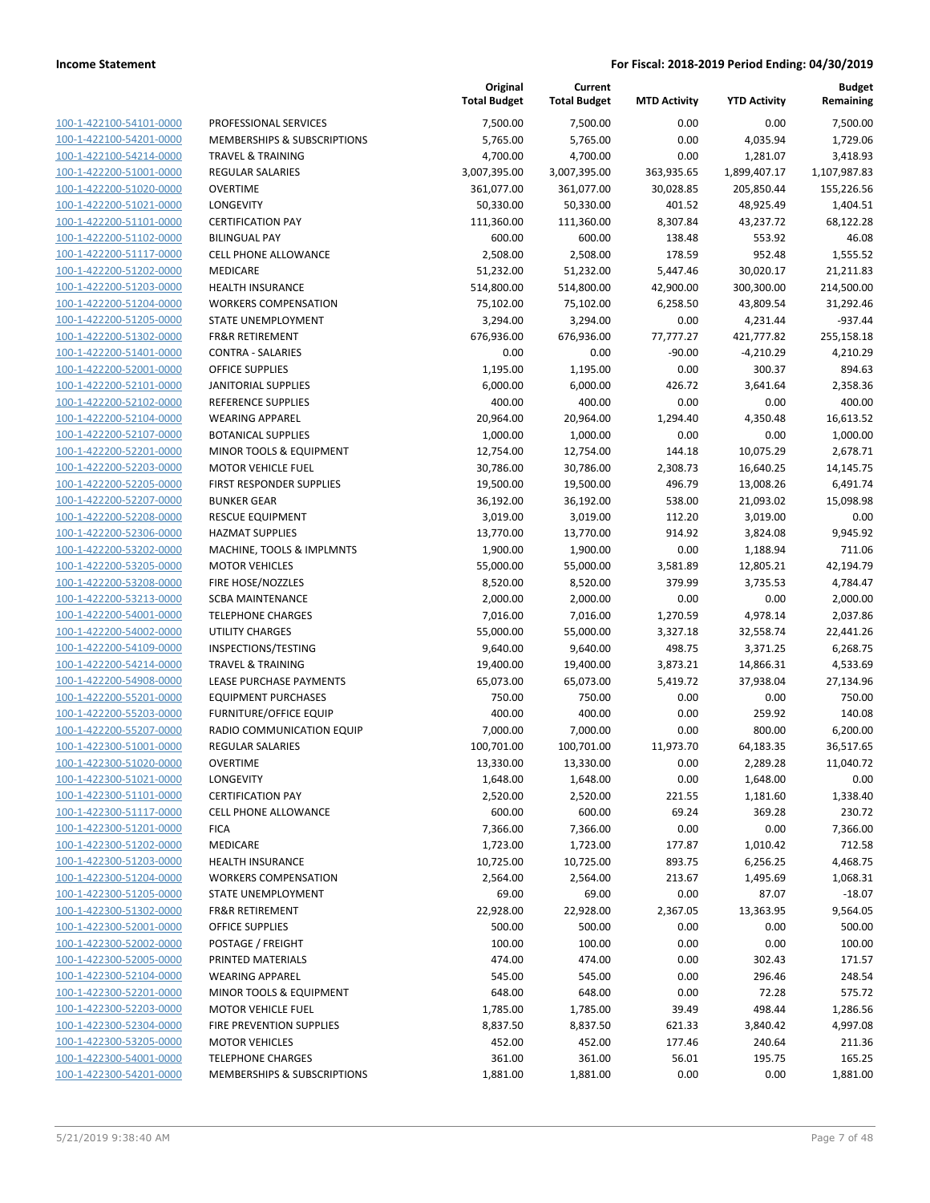| | | Original Total Budget | Current Total Budget | MTD Activity | YTD Activity | Budget Remaining |
|---|---|---|---|---|---|---|
| 100-1-422100-54101-0000 | PROFESSIONAL SERVICES | 7,500.00 | 7,500.00 | 0.00 | 0.00 | 7,500.00 |
| 100-1-422100-54201-0000 | MEMBERSHIPS & SUBSCRIPTIONS | 5,765.00 | 5,765.00 | 0.00 | 4,035.94 | 1,729.06 |
| 100-1-422100-54214-0000 | TRAVEL & TRAINING | 4,700.00 | 4,700.00 | 0.00 | 1,281.07 | 3,418.93 |
| 100-1-422200-51001-0000 | REGULAR SALARIES | 3,007,395.00 | 3,007,395.00 | 363,935.65 | 1,899,407.17 | 1,107,987.83 |
| 100-1-422200-51020-0000 | OVERTIME | 361,077.00 | 361,077.00 | 30,028.85 | 205,850.44 | 155,226.56 |
| 100-1-422200-51021-0000 | LONGEVITY | 50,330.00 | 50,330.00 | 401.52 | 48,925.49 | 1,404.51 |
| 100-1-422200-51101-0000 | CERTIFICATION PAY | 111,360.00 | 111,360.00 | 8,307.84 | 43,237.72 | 68,122.28 |
| 100-1-422200-51102-0000 | BILINGUAL PAY | 600.00 | 600.00 | 138.48 | 553.92 | 46.08 |
| 100-1-422200-51117-0000 | CELL PHONE ALLOWANCE | 2,508.00 | 2,508.00 | 178.59 | 952.48 | 1,555.52 |
| 100-1-422200-51202-0000 | MEDICARE | 51,232.00 | 51,232.00 | 5,447.46 | 30,020.17 | 21,211.83 |
| 100-1-422200-51203-0000 | HEALTH INSURANCE | 514,800.00 | 514,800.00 | 42,900.00 | 300,300.00 | 214,500.00 |
| 100-1-422200-51204-0000 | WORKERS COMPENSATION | 75,102.00 | 75,102.00 | 6,258.50 | 43,809.54 | 31,292.46 |
| 100-1-422200-51205-0000 | STATE UNEMPLOYMENT | 3,294.00 | 3,294.00 | 0.00 | 4,231.44 | -937.44 |
| 100-1-422200-51302-0000 | FR&R RETIREMENT | 676,936.00 | 676,936.00 | 77,777.27 | 421,777.82 | 255,158.18 |
| 100-1-422200-51401-0000 | CONTRA - SALARIES | 0.00 | 0.00 | -90.00 | -4,210.29 | 4,210.29 |
| 100-1-422200-52001-0000 | OFFICE SUPPLIES | 1,195.00 | 1,195.00 | 0.00 | 300.37 | 894.63 |
| 100-1-422200-52101-0000 | JANITORIAL SUPPLIES | 6,000.00 | 6,000.00 | 426.72 | 3,641.64 | 2,358.36 |
| 100-1-422200-52102-0000 | REFERENCE SUPPLIES | 400.00 | 400.00 | 0.00 | 0.00 | 400.00 |
| 100-1-422200-52104-0000 | WEARING APPAREL | 20,964.00 | 20,964.00 | 1,294.40 | 4,350.48 | 16,613.52 |
| 100-1-422200-52107-0000 | BOTANICAL SUPPLIES | 1,000.00 | 1,000.00 | 0.00 | 0.00 | 1,000.00 |
| 100-1-422200-52201-0000 | MINOR TOOLS & EQUIPMENT | 12,754.00 | 12,754.00 | 144.18 | 10,075.29 | 2,678.71 |
| 100-1-422200-52203-0000 | MOTOR VEHICLE FUEL | 30,786.00 | 30,786.00 | 2,308.73 | 16,640.25 | 14,145.75 |
| 100-1-422200-52205-0000 | FIRST RESPONDER SUPPLIES | 19,500.00 | 19,500.00 | 496.79 | 13,008.26 | 6,491.74 |
| 100-1-422200-52207-0000 | BUNKER GEAR | 36,192.00 | 36,192.00 | 538.00 | 21,093.02 | 15,098.98 |
| 100-1-422200-52208-0000 | RESCUE EQUIPMENT | 3,019.00 | 3,019.00 | 112.20 | 3,019.00 | 0.00 |
| 100-1-422200-52306-0000 | HAZMAT SUPPLIES | 13,770.00 | 13,770.00 | 914.92 | 3,824.08 | 9,945.92 |
| 100-1-422200-53202-0000 | MACHINE, TOOLS & IMPLMNTS | 1,900.00 | 1,900.00 | 0.00 | 1,188.94 | 711.06 |
| 100-1-422200-53205-0000 | MOTOR VEHICLES | 55,000.00 | 55,000.00 | 3,581.89 | 12,805.21 | 42,194.79 |
| 100-1-422200-53208-0000 | FIRE HOSE/NOZZLES | 8,520.00 | 8,520.00 | 379.99 | 3,735.53 | 4,784.47 |
| 100-1-422200-53213-0000 | SCBA MAINTENANCE | 2,000.00 | 2,000.00 | 0.00 | 0.00 | 2,000.00 |
| 100-1-422200-54001-0000 | TELEPHONE CHARGES | 7,016.00 | 7,016.00 | 1,270.59 | 4,978.14 | 2,037.86 |
| 100-1-422200-54002-0000 | UTILITY CHARGES | 55,000.00 | 55,000.00 | 3,327.18 | 32,558.74 | 22,441.26 |
| 100-1-422200-54109-0000 | INSPECTIONS/TESTING | 9,640.00 | 9,640.00 | 498.75 | 3,371.25 | 6,268.75 |
| 100-1-422200-54214-0000 | TRAVEL & TRAINING | 19,400.00 | 19,400.00 | 3,873.21 | 14,866.31 | 4,533.69 |
| 100-1-422200-54908-0000 | LEASE PURCHASE PAYMENTS | 65,073.00 | 65,073.00 | 5,419.72 | 37,938.04 | 27,134.96 |
| 100-1-422200-55201-0000 | EQUIPMENT PURCHASES | 750.00 | 750.00 | 0.00 | 0.00 | 750.00 |
| 100-1-422200-55203-0000 | FURNITURE/OFFICE EQUIP | 400.00 | 400.00 | 0.00 | 259.92 | 140.08 |
| 100-1-422200-55207-0000 | RADIO COMMUNICATION EQUIP | 7,000.00 | 7,000.00 | 0.00 | 800.00 | 6,200.00 |
| 100-1-422300-51001-0000 | REGULAR SALARIES | 100,701.00 | 100,701.00 | 11,973.70 | 64,183.35 | 36,517.65 |
| 100-1-422300-51020-0000 | OVERTIME | 13,330.00 | 13,330.00 | 0.00 | 2,289.28 | 11,040.72 |
| 100-1-422300-51021-0000 | LONGEVITY | 1,648.00 | 1,648.00 | 0.00 | 1,648.00 | 0.00 |
| 100-1-422300-51101-0000 | CERTIFICATION PAY | 2,520.00 | 2,520.00 | 221.55 | 1,181.60 | 1,338.40 |
| 100-1-422300-51117-0000 | CELL PHONE ALLOWANCE | 600.00 | 600.00 | 69.24 | 369.28 | 230.72 |
| 100-1-422300-51201-0000 | FICA | 7,366.00 | 7,366.00 | 0.00 | 0.00 | 7,366.00 |
| 100-1-422300-51202-0000 | MEDICARE | 1,723.00 | 1,723.00 | 177.87 | 1,010.42 | 712.58 |
| 100-1-422300-51203-0000 | HEALTH INSURANCE | 10,725.00 | 10,725.00 | 893.75 | 6,256.25 | 4,468.75 |
| 100-1-422300-51204-0000 | WORKERS COMPENSATION | 2,564.00 | 2,564.00 | 213.67 | 1,495.69 | 1,068.31 |
| 100-1-422300-51205-0000 | STATE UNEMPLOYMENT | 69.00 | 69.00 | 0.00 | 87.07 | -18.07 |
| 100-1-422300-51302-0000 | FR&R RETIREMENT | 22,928.00 | 22,928.00 | 2,367.05 | 13,363.95 | 9,564.05 |
| 100-1-422300-52001-0000 | OFFICE SUPPLIES | 500.00 | 500.00 | 0.00 | 0.00 | 500.00 |
| 100-1-422300-52002-0000 | POSTAGE / FREIGHT | 100.00 | 100.00 | 0.00 | 0.00 | 100.00 |
| 100-1-422300-52005-0000 | PRINTED MATERIALS | 474.00 | 474.00 | 0.00 | 302.43 | 171.57 |
| 100-1-422300-52104-0000 | WEARING APPAREL | 545.00 | 545.00 | 0.00 | 296.46 | 248.54 |
| 100-1-422300-52201-0000 | MINOR TOOLS & EQUIPMENT | 648.00 | 648.00 | 0.00 | 72.28 | 575.72 |
| 100-1-422300-52203-0000 | MOTOR VEHICLE FUEL | 1,785.00 | 1,785.00 | 39.49 | 498.44 | 1,286.56 |
| 100-1-422300-52304-0000 | FIRE PREVENTION SUPPLIES | 8,837.50 | 8,837.50 | 621.33 | 3,840.42 | 4,997.08 |
| 100-1-422300-53205-0000 | MOTOR VEHICLES | 452.00 | 452.00 | 177.46 | 240.64 | 211.36 |
| 100-1-422300-54001-0000 | TELEPHONE CHARGES | 361.00 | 361.00 | 56.01 | 195.75 | 165.25 |
| 100-1-422300-54201-0000 | MEMBERSHIPS & SUBSCRIPTIONS | 1,881.00 | 1,881.00 | 0.00 | 0.00 | 1,881.00 |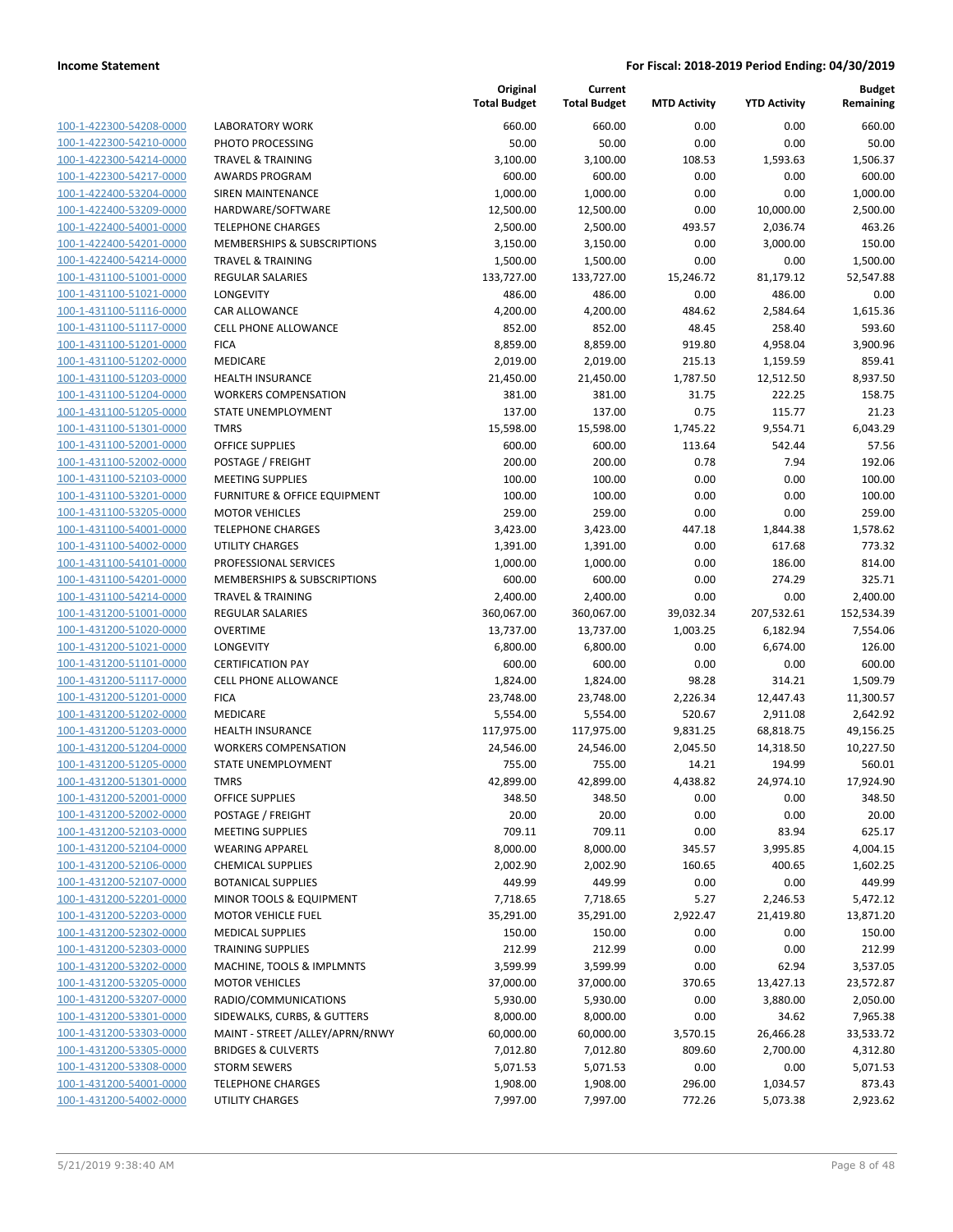| | | Original Total Budget | Current Total Budget | MTD Activity | YTD Activity | Budget Remaining |
|---|---|---|---|---|---|---|
| 100-1-422300-54208-0000 | LABORATORY WORK | 660.00 | 660.00 | 0.00 | 0.00 | 660.00 |
| 100-1-422300-54210-0000 | PHOTO PROCESSING | 50.00 | 50.00 | 0.00 | 0.00 | 50.00 |
| 100-1-422300-54214-0000 | TRAVEL & TRAINING | 3,100.00 | 3,100.00 | 108.53 | 1,593.63 | 1,506.37 |
| 100-1-422300-54217-0000 | AWARDS PROGRAM | 600.00 | 600.00 | 0.00 | 0.00 | 600.00 |
| 100-1-422400-53204-0000 | SIREN MAINTENANCE | 1,000.00 | 1,000.00 | 0.00 | 0.00 | 1,000.00 |
| 100-1-422400-53209-0000 | HARDWARE/SOFTWARE | 12,500.00 | 12,500.00 | 0.00 | 10,000.00 | 2,500.00 |
| 100-1-422400-54001-0000 | TELEPHONE CHARGES | 2,500.00 | 2,500.00 | 493.57 | 2,036.74 | 463.26 |
| 100-1-422400-54201-0000 | MEMBERSHIPS & SUBSCRIPTIONS | 3,150.00 | 3,150.00 | 0.00 | 3,000.00 | 150.00 |
| 100-1-422400-54214-0000 | TRAVEL & TRAINING | 1,500.00 | 1,500.00 | 0.00 | 0.00 | 1,500.00 |
| 100-1-431100-51001-0000 | REGULAR SALARIES | 133,727.00 | 133,727.00 | 15,246.72 | 81,179.12 | 52,547.88 |
| 100-1-431100-51021-0000 | LONGEVITY | 486.00 | 486.00 | 0.00 | 486.00 | 0.00 |
| 100-1-431100-51116-0000 | CAR ALLOWANCE | 4,200.00 | 4,200.00 | 484.62 | 2,584.64 | 1,615.36 |
| 100-1-431100-51117-0000 | CELL PHONE ALLOWANCE | 852.00 | 852.00 | 48.45 | 258.40 | 593.60 |
| 100-1-431100-51201-0000 | FICA | 8,859.00 | 8,859.00 | 919.80 | 4,958.04 | 3,900.96 |
| 100-1-431100-51202-0000 | MEDICARE | 2,019.00 | 2,019.00 | 215.13 | 1,159.59 | 859.41 |
| 100-1-431100-51203-0000 | HEALTH INSURANCE | 21,450.00 | 21,450.00 | 1,787.50 | 12,512.50 | 8,937.50 |
| 100-1-431100-51204-0000 | WORKERS COMPENSATION | 381.00 | 381.00 | 31.75 | 222.25 | 158.75 |
| 100-1-431100-51205-0000 | STATE UNEMPLOYMENT | 137.00 | 137.00 | 0.75 | 115.77 | 21.23 |
| 100-1-431100-51301-0000 | TMRS | 15,598.00 | 15,598.00 | 1,745.22 | 9,554.71 | 6,043.29 |
| 100-1-431100-52001-0000 | OFFICE SUPPLIES | 600.00 | 600.00 | 113.64 | 542.44 | 57.56 |
| 100-1-431100-52002-0000 | POSTAGE / FREIGHT | 200.00 | 200.00 | 0.78 | 7.94 | 192.06 |
| 100-1-431100-52103-0000 | MEETING SUPPLIES | 100.00 | 100.00 | 0.00 | 0.00 | 100.00 |
| 100-1-431100-53201-0000 | FURNITURE & OFFICE EQUIPMENT | 100.00 | 100.00 | 0.00 | 0.00 | 100.00 |
| 100-1-431100-53205-0000 | MOTOR VEHICLES | 259.00 | 259.00 | 0.00 | 0.00 | 259.00 |
| 100-1-431100-54001-0000 | TELEPHONE CHARGES | 3,423.00 | 3,423.00 | 447.18 | 1,844.38 | 1,578.62 |
| 100-1-431100-54002-0000 | UTILITY CHARGES | 1,391.00 | 1,391.00 | 0.00 | 617.68 | 773.32 |
| 100-1-431100-54101-0000 | PROFESSIONAL SERVICES | 1,000.00 | 1,000.00 | 0.00 | 186.00 | 814.00 |
| 100-1-431100-54201-0000 | MEMBERSHIPS & SUBSCRIPTIONS | 600.00 | 600.00 | 0.00 | 274.29 | 325.71 |
| 100-1-431100-54214-0000 | TRAVEL & TRAINING | 2,400.00 | 2,400.00 | 0.00 | 0.00 | 2,400.00 |
| 100-1-431200-51001-0000 | REGULAR SALARIES | 360,067.00 | 360,067.00 | 39,032.34 | 207,532.61 | 152,534.39 |
| 100-1-431200-51020-0000 | OVERTIME | 13,737.00 | 13,737.00 | 1,003.25 | 6,182.94 | 7,554.06 |
| 100-1-431200-51021-0000 | LONGEVITY | 6,800.00 | 6,800.00 | 0.00 | 6,674.00 | 126.00 |
| 100-1-431200-51101-0000 | CERTIFICATION PAY | 600.00 | 600.00 | 0.00 | 0.00 | 600.00 |
| 100-1-431200-51117-0000 | CELL PHONE ALLOWANCE | 1,824.00 | 1,824.00 | 98.28 | 314.21 | 1,509.79 |
| 100-1-431200-51201-0000 | FICA | 23,748.00 | 23,748.00 | 2,226.34 | 12,447.43 | 11,300.57 |
| 100-1-431200-51202-0000 | MEDICARE | 5,554.00 | 5,554.00 | 520.67 | 2,911.08 | 2,642.92 |
| 100-1-431200-51203-0000 | HEALTH INSURANCE | 117,975.00 | 117,975.00 | 9,831.25 | 68,818.75 | 49,156.25 |
| 100-1-431200-51204-0000 | WORKERS COMPENSATION | 24,546.00 | 24,546.00 | 2,045.50 | 14,318.50 | 10,227.50 |
| 100-1-431200-51205-0000 | STATE UNEMPLOYMENT | 755.00 | 755.00 | 14.21 | 194.99 | 560.01 |
| 100-1-431200-51301-0000 | TMRS | 42,899.00 | 42,899.00 | 4,438.82 | 24,974.10 | 17,924.90 |
| 100-1-431200-52001-0000 | OFFICE SUPPLIES | 348.50 | 348.50 | 0.00 | 0.00 | 348.50 |
| 100-1-431200-52002-0000 | POSTAGE / FREIGHT | 20.00 | 20.00 | 0.00 | 0.00 | 20.00 |
| 100-1-431200-52103-0000 | MEETING SUPPLIES | 709.11 | 709.11 | 0.00 | 83.94 | 625.17 |
| 100-1-431200-52104-0000 | WEARING APPAREL | 8,000.00 | 8,000.00 | 345.57 | 3,995.85 | 4,004.15 |
| 100-1-431200-52106-0000 | CHEMICAL SUPPLIES | 2,002.90 | 2,002.90 | 160.65 | 400.65 | 1,602.25 |
| 100-1-431200-52107-0000 | BOTANICAL SUPPLIES | 449.99 | 449.99 | 0.00 | 0.00 | 449.99 |
| 100-1-431200-52201-0000 | MINOR TOOLS & EQUIPMENT | 7,718.65 | 7,718.65 | 5.27 | 2,246.53 | 5,472.12 |
| 100-1-431200-52203-0000 | MOTOR VEHICLE FUEL | 35,291.00 | 35,291.00 | 2,922.47 | 21,419.80 | 13,871.20 |
| 100-1-431200-52302-0000 | MEDICAL SUPPLIES | 150.00 | 150.00 | 0.00 | 0.00 | 150.00 |
| 100-1-431200-52303-0000 | TRAINING SUPPLIES | 212.99 | 212.99 | 0.00 | 0.00 | 212.99 |
| 100-1-431200-53202-0000 | MACHINE, TOOLS & IMPLMNTS | 3,599.99 | 3,599.99 | 0.00 | 62.94 | 3,537.05 |
| 100-1-431200-53205-0000 | MOTOR VEHICLES | 37,000.00 | 37,000.00 | 370.65 | 13,427.13 | 23,572.87 |
| 100-1-431200-53207-0000 | RADIO/COMMUNICATIONS | 5,930.00 | 5,930.00 | 0.00 | 3,880.00 | 2,050.00 |
| 100-1-431200-53301-0000 | SIDEWALKS, CURBS, & GUTTERS | 8,000.00 | 8,000.00 | 0.00 | 34.62 | 7,965.38 |
| 100-1-431200-53303-0000 | MAINT - STREET /ALLEY/APRN/RNWY | 60,000.00 | 60,000.00 | 3,570.15 | 26,466.28 | 33,533.72 |
| 100-1-431200-53305-0000 | BRIDGES & CULVERTS | 7,012.80 | 7,012.80 | 809.60 | 2,700.00 | 4,312.80 |
| 100-1-431200-53308-0000 | STORM SEWERS | 5,071.53 | 5,071.53 | 0.00 | 0.00 | 5,071.53 |
| 100-1-431200-54001-0000 | TELEPHONE CHARGES | 1,908.00 | 1,908.00 | 296.00 | 1,034.57 | 873.43 |
| 100-1-431200-54002-0000 | UTILITY CHARGES | 7,997.00 | 7,997.00 | 772.26 | 5,073.38 | 2,923.62 |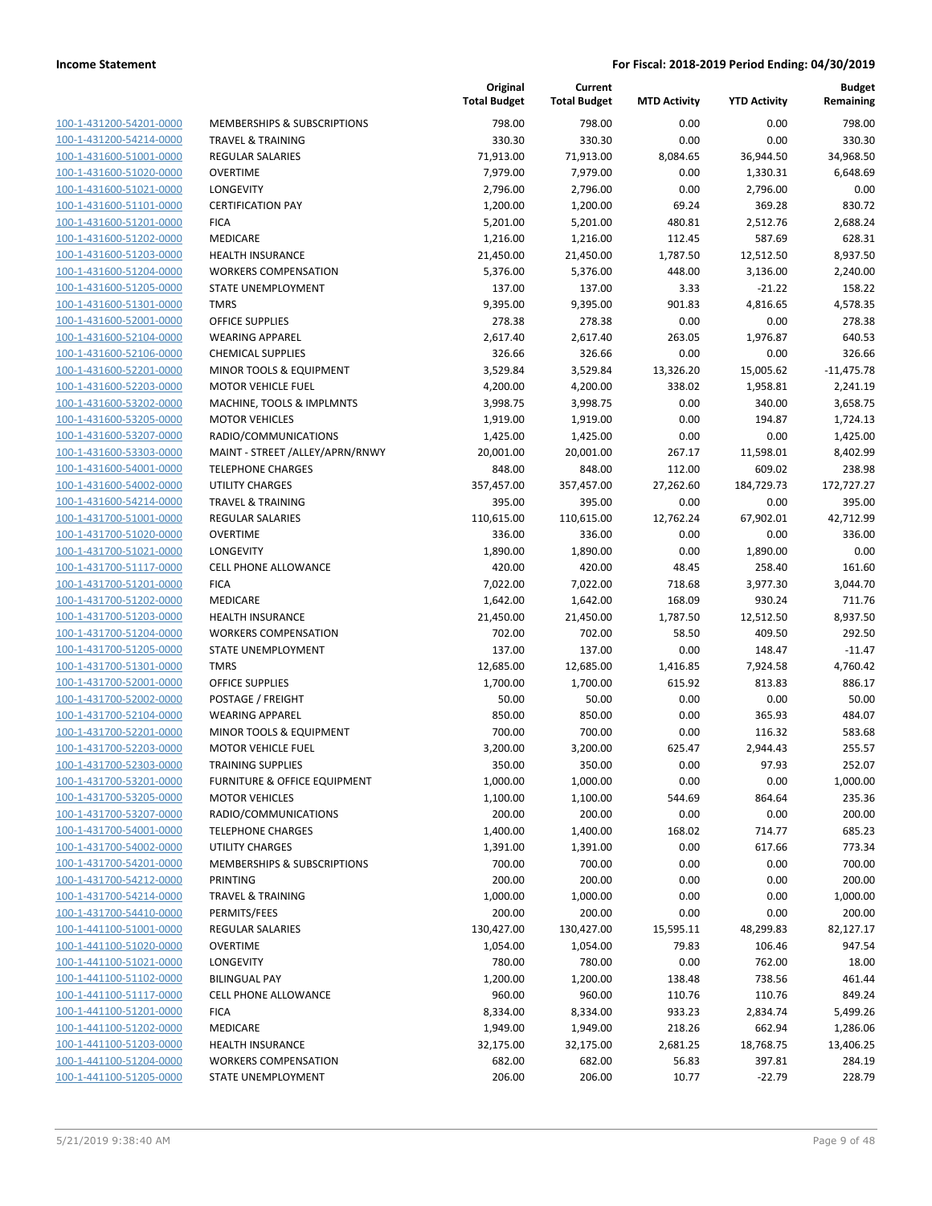**Income Statement** — **For Fiscal: 2018-2019 Period Ending: 04/30/2019**

| | | Original Total Budget | Current Total Budget | MTD Activity | YTD Activity | Budget Remaining |
|---|---|---|---|---|---|---|
| 100-1-431200-54201-0000 | MEMBERSHIPS & SUBSCRIPTIONS | 798.00 | 798.00 | 0.00 | 0.00 | 798.00 |
| 100-1-431200-54214-0000 | TRAVEL & TRAINING | 330.30 | 330.30 | 0.00 | 0.00 | 330.30 |
| 100-1-431600-51001-0000 | REGULAR SALARIES | 71,913.00 | 71,913.00 | 8,084.65 | 36,944.50 | 34,968.50 |
| 100-1-431600-51020-0000 | OVERTIME | 7,979.00 | 7,979.00 | 0.00 | 1,330.31 | 6,648.69 |
| 100-1-431600-51021-0000 | LONGEVITY | 2,796.00 | 2,796.00 | 0.00 | 2,796.00 | 0.00 |
| 100-1-431600-51101-0000 | CERTIFICATION PAY | 1,200.00 | 1,200.00 | 69.24 | 369.28 | 830.72 |
| 100-1-431600-51201-0000 | FICA | 5,201.00 | 5,201.00 | 480.81 | 2,512.76 | 2,688.24 |
| 100-1-431600-51202-0000 | MEDICARE | 1,216.00 | 1,216.00 | 112.45 | 587.69 | 628.31 |
| 100-1-431600-51203-0000 | HEALTH INSURANCE | 21,450.00 | 21,450.00 | 1,787.50 | 12,512.50 | 8,937.50 |
| 100-1-431600-51204-0000 | WORKERS COMPENSATION | 5,376.00 | 5,376.00 | 448.00 | 3,136.00 | 2,240.00 |
| 100-1-431600-51205-0000 | STATE UNEMPLOYMENT | 137.00 | 137.00 | 3.33 | -21.22 | 158.22 |
| 100-1-431600-51301-0000 | TMRS | 9,395.00 | 9,395.00 | 901.83 | 4,816.65 | 4,578.35 |
| 100-1-431600-52001-0000 | OFFICE SUPPLIES | 278.38 | 278.38 | 0.00 | 0.00 | 278.38 |
| 100-1-431600-52104-0000 | WEARING APPAREL | 2,617.40 | 2,617.40 | 263.05 | 1,976.87 | 640.53 |
| 100-1-431600-52106-0000 | CHEMICAL SUPPLIES | 326.66 | 326.66 | 0.00 | 0.00 | 326.66 |
| 100-1-431600-52201-0000 | MINOR TOOLS & EQUIPMENT | 3,529.84 | 3,529.84 | 13,326.20 | 15,005.62 | -11,475.78 |
| 100-1-431600-52203-0000 | MOTOR VEHICLE FUEL | 4,200.00 | 4,200.00 | 338.02 | 1,958.81 | 2,241.19 |
| 100-1-431600-53202-0000 | MACHINE, TOOLS & IMPLMNTS | 3,998.75 | 3,998.75 | 0.00 | 340.00 | 3,658.75 |
| 100-1-431600-53205-0000 | MOTOR VEHICLES | 1,919.00 | 1,919.00 | 0.00 | 194.87 | 1,724.13 |
| 100-1-431600-53207-0000 | RADIO/COMMUNICATIONS | 1,425.00 | 1,425.00 | 0.00 | 0.00 | 1,425.00 |
| 100-1-431600-53303-0000 | MAINT - STREET /ALLEY/APRN/RNWY | 20,001.00 | 20,001.00 | 267.17 | 11,598.01 | 8,402.99 |
| 100-1-431600-54001-0000 | TELEPHONE CHARGES | 848.00 | 848.00 | 112.00 | 609.02 | 238.98 |
| 100-1-431600-54002-0000 | UTILITY CHARGES | 357,457.00 | 357,457.00 | 27,262.60 | 184,729.73 | 172,727.27 |
| 100-1-431600-54214-0000 | TRAVEL & TRAINING | 395.00 | 395.00 | 0.00 | 0.00 | 395.00 |
| 100-1-431700-51001-0000 | REGULAR SALARIES | 110,615.00 | 110,615.00 | 12,762.24 | 67,902.01 | 42,712.99 |
| 100-1-431700-51020-0000 | OVERTIME | 336.00 | 336.00 | 0.00 | 0.00 | 336.00 |
| 100-1-431700-51021-0000 | LONGEVITY | 1,890.00 | 1,890.00 | 0.00 | 1,890.00 | 0.00 |
| 100-1-431700-51117-0000 | CELL PHONE ALLOWANCE | 420.00 | 420.00 | 48.45 | 258.40 | 161.60 |
| 100-1-431700-51201-0000 | FICA | 7,022.00 | 7,022.00 | 718.68 | 3,977.30 | 3,044.70 |
| 100-1-431700-51202-0000 | MEDICARE | 1,642.00 | 1,642.00 | 168.09 | 930.24 | 711.76 |
| 100-1-431700-51203-0000 | HEALTH INSURANCE | 21,450.00 | 21,450.00 | 1,787.50 | 12,512.50 | 8,937.50 |
| 100-1-431700-51204-0000 | WORKERS COMPENSATION | 702.00 | 702.00 | 58.50 | 409.50 | 292.50 |
| 100-1-431700-51205-0000 | STATE UNEMPLOYMENT | 137.00 | 137.00 | 0.00 | 148.47 | -11.47 |
| 100-1-431700-51301-0000 | TMRS | 12,685.00 | 12,685.00 | 1,416.85 | 7,924.58 | 4,760.42 |
| 100-1-431700-52001-0000 | OFFICE SUPPLIES | 1,700.00 | 1,700.00 | 615.92 | 813.83 | 886.17 |
| 100-1-431700-52002-0000 | POSTAGE / FREIGHT | 50.00 | 50.00 | 0.00 | 0.00 | 50.00 |
| 100-1-431700-52104-0000 | WEARING APPAREL | 850.00 | 850.00 | 0.00 | 365.93 | 484.07 |
| 100-1-431700-52201-0000 | MINOR TOOLS & EQUIPMENT | 700.00 | 700.00 | 0.00 | 116.32 | 583.68 |
| 100-1-431700-52203-0000 | MOTOR VEHICLE FUEL | 3,200.00 | 3,200.00 | 625.47 | 2,944.43 | 255.57 |
| 100-1-431700-52303-0000 | TRAINING SUPPLIES | 350.00 | 350.00 | 0.00 | 97.93 | 252.07 |
| 100-1-431700-53201-0000 | FURNITURE & OFFICE EQUIPMENT | 1,000.00 | 1,000.00 | 0.00 | 0.00 | 1,000.00 |
| 100-1-431700-53205-0000 | MOTOR VEHICLES | 1,100.00 | 1,100.00 | 544.69 | 864.64 | 235.36 |
| 100-1-431700-53207-0000 | RADIO/COMMUNICATIONS | 200.00 | 200.00 | 0.00 | 0.00 | 200.00 |
| 100-1-431700-54001-0000 | TELEPHONE CHARGES | 1,400.00 | 1,400.00 | 168.02 | 714.77 | 685.23 |
| 100-1-431700-54002-0000 | UTILITY CHARGES | 1,391.00 | 1,391.00 | 0.00 | 617.66 | 773.34 |
| 100-1-431700-54201-0000 | MEMBERSHIPS & SUBSCRIPTIONS | 700.00 | 700.00 | 0.00 | 0.00 | 700.00 |
| 100-1-431700-54212-0000 | PRINTING | 200.00 | 200.00 | 0.00 | 0.00 | 200.00 |
| 100-1-431700-54214-0000 | TRAVEL & TRAINING | 1,000.00 | 1,000.00 | 0.00 | 0.00 | 1,000.00 |
| 100-1-431700-54410-0000 | PERMITS/FEES | 200.00 | 200.00 | 0.00 | 0.00 | 200.00 |
| 100-1-441100-51001-0000 | REGULAR SALARIES | 130,427.00 | 130,427.00 | 15,595.11 | 48,299.83 | 82,127.17 |
| 100-1-441100-51020-0000 | OVERTIME | 1,054.00 | 1,054.00 | 79.83 | 106.46 | 947.54 |
| 100-1-441100-51021-0000 | LONGEVITY | 780.00 | 780.00 | 0.00 | 762.00 | 18.00 |
| 100-1-441100-51102-0000 | BILINGUAL PAY | 1,200.00 | 1,200.00 | 138.48 | 738.56 | 461.44 |
| 100-1-441100-51117-0000 | CELL PHONE ALLOWANCE | 960.00 | 960.00 | 110.76 | 110.76 | 849.24 |
| 100-1-441100-51201-0000 | FICA | 8,334.00 | 8,334.00 | 933.23 | 2,834.74 | 5,499.26 |
| 100-1-441100-51202-0000 | MEDICARE | 1,949.00 | 1,949.00 | 218.26 | 662.94 | 1,286.06 |
| 100-1-441100-51203-0000 | HEALTH INSURANCE | 32,175.00 | 32,175.00 | 2,681.25 | 18,768.75 | 13,406.25 |
| 100-1-441100-51204-0000 | WORKERS COMPENSATION | 682.00 | 682.00 | 56.83 | 397.81 | 284.19 |
| 100-1-441100-51205-0000 | STATE UNEMPLOYMENT | 206.00 | 206.00 | 10.77 | -22.79 | 228.79 |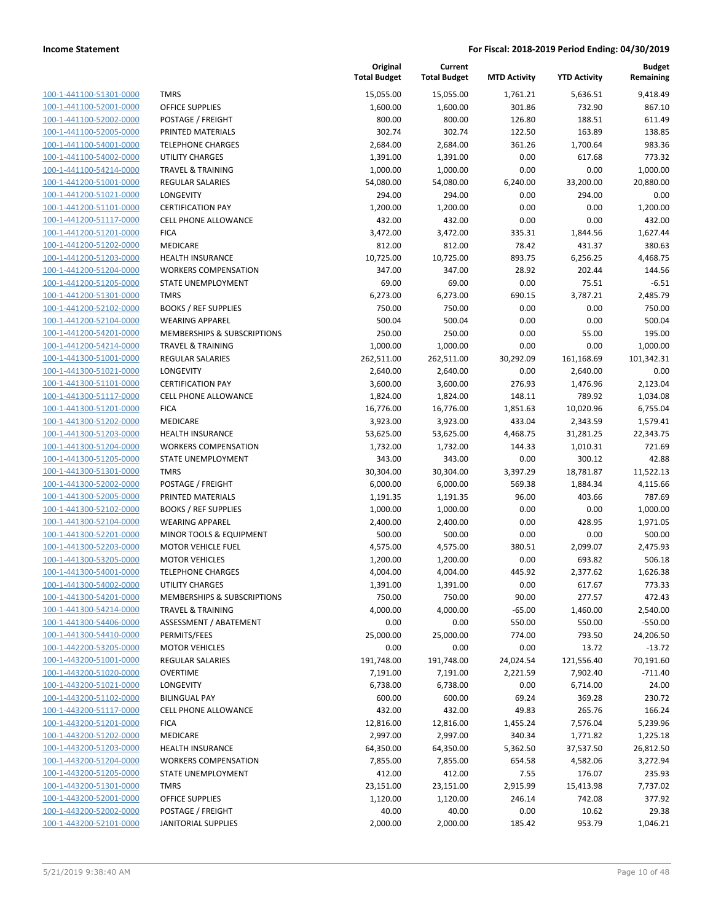**Income Statement** **For Fiscal: 2018-2019 Period Ending: 04/30/2019**

| | | Original Total Budget | Current Total Budget | MTD Activity | YTD Activity | Budget Remaining |
|---|---|---|---|---|---|---|
| 100-1-441100-51301-0000 | TMRS | 15,055.00 | 15,055.00 | 1,761.21 | 5,636.51 | 9,418.49 |
| 100-1-441100-52001-0000 | OFFICE SUPPLIES | 1,600.00 | 1,600.00 | 301.86 | 732.90 | 867.10 |
| 100-1-441100-52002-0000 | POSTAGE / FREIGHT | 800.00 | 800.00 | 126.80 | 188.51 | 611.49 |
| 100-1-441100-52005-0000 | PRINTED MATERIALS | 302.74 | 302.74 | 122.50 | 163.89 | 138.85 |
| 100-1-441100-54001-0000 | TELEPHONE CHARGES | 2,684.00 | 2,684.00 | 361.26 | 1,700.64 | 983.36 |
| 100-1-441100-54002-0000 | UTILITY CHARGES | 1,391.00 | 1,391.00 | 0.00 | 617.68 | 773.32 |
| 100-1-441100-54214-0000 | TRAVEL & TRAINING | 1,000.00 | 1,000.00 | 0.00 | 0.00 | 1,000.00 |
| 100-1-441200-51001-0000 | REGULAR SALARIES | 54,080.00 | 54,080.00 | 6,240.00 | 33,200.00 | 20,880.00 |
| 100-1-441200-51021-0000 | LONGEVITY | 294.00 | 294.00 | 0.00 | 294.00 | 0.00 |
| 100-1-441200-51101-0000 | CERTIFICATION PAY | 1,200.00 | 1,200.00 | 0.00 | 0.00 | 1,200.00 |
| 100-1-441200-51117-0000 | CELL PHONE ALLOWANCE | 432.00 | 432.00 | 0.00 | 0.00 | 432.00 |
| 100-1-441200-51201-0000 | FICA | 3,472.00 | 3,472.00 | 335.31 | 1,844.56 | 1,627.44 |
| 100-1-441200-51202-0000 | MEDICARE | 812.00 | 812.00 | 78.42 | 431.37 | 380.63 |
| 100-1-441200-51203-0000 | HEALTH INSURANCE | 10,725.00 | 10,725.00 | 893.75 | 6,256.25 | 4,468.75 |
| 100-1-441200-51204-0000 | WORKERS COMPENSATION | 347.00 | 347.00 | 28.92 | 202.44 | 144.56 |
| 100-1-441200-51205-0000 | STATE UNEMPLOYMENT | 69.00 | 69.00 | 0.00 | 75.51 | -6.51 |
| 100-1-441200-51301-0000 | TMRS | 6,273.00 | 6,273.00 | 690.15 | 3,787.21 | 2,485.79 |
| 100-1-441200-52102-0000 | BOOKS / REF SUPPLIES | 750.00 | 750.00 | 0.00 | 0.00 | 750.00 |
| 100-1-441200-52104-0000 | WEARING APPAREL | 500.04 | 500.04 | 0.00 | 0.00 | 500.04 |
| 100-1-441200-54201-0000 | MEMBERSHIPS & SUBSCRIPTIONS | 250.00 | 250.00 | 0.00 | 55.00 | 195.00 |
| 100-1-441200-54214-0000 | TRAVEL & TRAINING | 1,000.00 | 1,000.00 | 0.00 | 0.00 | 1,000.00 |
| 100-1-441300-51001-0000 | REGULAR SALARIES | 262,511.00 | 262,511.00 | 30,292.09 | 161,168.69 | 101,342.31 |
| 100-1-441300-51021-0000 | LONGEVITY | 2,640.00 | 2,640.00 | 0.00 | 2,640.00 | 0.00 |
| 100-1-441300-51101-0000 | CERTIFICATION PAY | 3,600.00 | 3,600.00 | 276.93 | 1,476.96 | 2,123.04 |
| 100-1-441300-51117-0000 | CELL PHONE ALLOWANCE | 1,824.00 | 1,824.00 | 148.11 | 789.92 | 1,034.08 |
| 100-1-441300-51201-0000 | FICA | 16,776.00 | 16,776.00 | 1,851.63 | 10,020.96 | 6,755.04 |
| 100-1-441300-51202-0000 | MEDICARE | 3,923.00 | 3,923.00 | 433.04 | 2,343.59 | 1,579.41 |
| 100-1-441300-51203-0000 | HEALTH INSURANCE | 53,625.00 | 53,625.00 | 4,468.75 | 31,281.25 | 22,343.75 |
| 100-1-441300-51204-0000 | WORKERS COMPENSATION | 1,732.00 | 1,732.00 | 144.33 | 1,010.31 | 721.69 |
| 100-1-441300-51205-0000 | STATE UNEMPLOYMENT | 343.00 | 343.00 | 0.00 | 300.12 | 42.88 |
| 100-1-441300-51301-0000 | TMRS | 30,304.00 | 30,304.00 | 3,397.29 | 18,781.87 | 11,522.13 |
| 100-1-441300-52002-0000 | POSTAGE / FREIGHT | 6,000.00 | 6,000.00 | 569.38 | 1,884.34 | 4,115.66 |
| 100-1-441300-52005-0000 | PRINTED MATERIALS | 1,191.35 | 1,191.35 | 96.00 | 403.66 | 787.69 |
| 100-1-441300-52102-0000 | BOOKS / REF SUPPLIES | 1,000.00 | 1,000.00 | 0.00 | 0.00 | 1,000.00 |
| 100-1-441300-52104-0000 | WEARING APPAREL | 2,400.00 | 2,400.00 | 0.00 | 428.95 | 1,971.05 |
| 100-1-441300-52201-0000 | MINOR TOOLS & EQUIPMENT | 500.00 | 500.00 | 0.00 | 0.00 | 500.00 |
| 100-1-441300-52203-0000 | MOTOR VEHICLE FUEL | 4,575.00 | 4,575.00 | 380.51 | 2,099.07 | 2,475.93 |
| 100-1-441300-53205-0000 | MOTOR VEHICLES | 1,200.00 | 1,200.00 | 0.00 | 693.82 | 506.18 |
| 100-1-441300-54001-0000 | TELEPHONE CHARGES | 4,004.00 | 4,004.00 | 445.92 | 2,377.62 | 1,626.38 |
| 100-1-441300-54002-0000 | UTILITY CHARGES | 1,391.00 | 1,391.00 | 0.00 | 617.67 | 773.33 |
| 100-1-441300-54201-0000 | MEMBERSHIPS & SUBSCRIPTIONS | 750.00 | 750.00 | 90.00 | 277.57 | 472.43 |
| 100-1-441300-54214-0000 | TRAVEL & TRAINING | 4,000.00 | 4,000.00 | -65.00 | 1,460.00 | 2,540.00 |
| 100-1-441300-54406-0000 | ASSESSMENT / ABATEMENT | 0.00 | 0.00 | 550.00 | 550.00 | -550.00 |
| 100-1-441300-54410-0000 | PERMITS/FEES | 25,000.00 | 25,000.00 | 774.00 | 793.50 | 24,206.50 |
| 100-1-442200-53205-0000 | MOTOR VEHICLES | 0.00 | 0.00 | 0.00 | 13.72 | -13.72 |
| 100-1-443200-51001-0000 | REGULAR SALARIES | 191,748.00 | 191,748.00 | 24,024.54 | 121,556.40 | 70,191.60 |
| 100-1-443200-51020-0000 | OVERTIME | 7,191.00 | 7,191.00 | 2,221.59 | 7,902.40 | -711.40 |
| 100-1-443200-51021-0000 | LONGEVITY | 6,738.00 | 6,738.00 | 0.00 | 6,714.00 | 24.00 |
| 100-1-443200-51102-0000 | BILINGUAL PAY | 600.00 | 600.00 | 69.24 | 369.28 | 230.72 |
| 100-1-443200-51117-0000 | CELL PHONE ALLOWANCE | 432.00 | 432.00 | 49.83 | 265.76 | 166.24 |
| 100-1-443200-51201-0000 | FICA | 12,816.00 | 12,816.00 | 1,455.24 | 7,576.04 | 5,239.96 |
| 100-1-443200-51202-0000 | MEDICARE | 2,997.00 | 2,997.00 | 340.34 | 1,771.82 | 1,225.18 |
| 100-1-443200-51203-0000 | HEALTH INSURANCE | 64,350.00 | 64,350.00 | 5,362.50 | 37,537.50 | 26,812.50 |
| 100-1-443200-51204-0000 | WORKERS COMPENSATION | 7,855.00 | 7,855.00 | 654.58 | 4,582.06 | 3,272.94 |
| 100-1-443200-51205-0000 | STATE UNEMPLOYMENT | 412.00 | 412.00 | 7.55 | 176.07 | 235.93 |
| 100-1-443200-51301-0000 | TMRS | 23,151.00 | 23,151.00 | 2,915.99 | 15,413.98 | 7,737.02 |
| 100-1-443200-52001-0000 | OFFICE SUPPLIES | 1,120.00 | 1,120.00 | 246.14 | 742.08 | 377.92 |
| 100-1-443200-52002-0000 | POSTAGE / FREIGHT | 40.00 | 40.00 | 0.00 | 10.62 | 29.38 |
| 100-1-443200-52101-0000 | JANITORIAL SUPPLIES | 2,000.00 | 2,000.00 | 185.42 | 953.79 | 1,046.21 |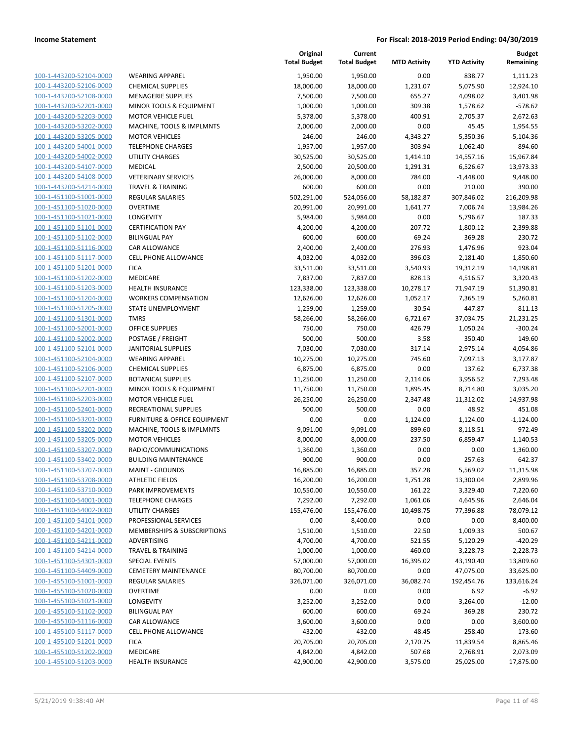| | | Original Total Budget | Current Total Budget | MTD Activity | YTD Activity | Budget Remaining |
|---|---|---|---|---|---|---|
| 100-1-443200-52104-0000 | WEARING APPAREL | 1,950.00 | 1,950.00 | 0.00 | 838.77 | 1,111.23 |
| 100-1-443200-52106-0000 | CHEMICAL SUPPLIES | 18,000.00 | 18,000.00 | 1,231.07 | 5,075.90 | 12,924.10 |
| 100-1-443200-52108-0000 | MENAGERIE SUPPLIES | 7,500.00 | 7,500.00 | 655.27 | 4,098.02 | 3,401.98 |
| 100-1-443200-52201-0000 | MINOR TOOLS & EQUIPMENT | 1,000.00 | 1,000.00 | 309.38 | 1,578.62 | -578.62 |
| 100-1-443200-52203-0000 | MOTOR VEHICLE FUEL | 5,378.00 | 5,378.00 | 400.91 | 2,705.37 | 2,672.63 |
| 100-1-443200-53202-0000 | MACHINE, TOOLS & IMPLMNTS | 2,000.00 | 2,000.00 | 0.00 | 45.45 | 1,954.55 |
| 100-1-443200-53205-0000 | MOTOR VEHICLES | 246.00 | 246.00 | 4,343.27 | 5,350.36 | -5,104.36 |
| 100-1-443200-54001-0000 | TELEPHONE CHARGES | 1,957.00 | 1,957.00 | 303.94 | 1,062.40 | 894.60 |
| 100-1-443200-54002-0000 | UTILITY CHARGES | 30,525.00 | 30,525.00 | 1,414.10 | 14,557.16 | 15,967.84 |
| 100-1-443200-54107-0000 | MEDICAL | 2,500.00 | 20,500.00 | 1,291.31 | 6,526.67 | 13,973.33 |
| 100-1-443200-54108-0000 | VETERINARY SERVICES | 26,000.00 | 8,000.00 | 784.00 | -1,448.00 | 9,448.00 |
| 100-1-443200-54214-0000 | TRAVEL & TRAINING | 600.00 | 600.00 | 0.00 | 210.00 | 390.00 |
| 100-1-451100-51001-0000 | REGULAR SALARIES | 502,291.00 | 524,056.00 | 58,182.87 | 307,846.02 | 216,209.98 |
| 100-1-451100-51020-0000 | OVERTIME | 20,991.00 | 20,991.00 | 1,641.77 | 7,006.74 | 13,984.26 |
| 100-1-451100-51021-0000 | LONGEVITY | 5,984.00 | 5,984.00 | 0.00 | 5,796.67 | 187.33 |
| 100-1-451100-51101-0000 | CERTIFICATION PAY | 4,200.00 | 4,200.00 | 207.72 | 1,800.12 | 2,399.88 |
| 100-1-451100-51102-0000 | BILINGUAL PAY | 600.00 | 600.00 | 69.24 | 369.28 | 230.72 |
| 100-1-451100-51116-0000 | CAR ALLOWANCE | 2,400.00 | 2,400.00 | 276.93 | 1,476.96 | 923.04 |
| 100-1-451100-51117-0000 | CELL PHONE ALLOWANCE | 4,032.00 | 4,032.00 | 396.03 | 2,181.40 | 1,850.60 |
| 100-1-451100-51201-0000 | FICA | 33,511.00 | 33,511.00 | 3,540.93 | 19,312.19 | 14,198.81 |
| 100-1-451100-51202-0000 | MEDICARE | 7,837.00 | 7,837.00 | 828.13 | 4,516.57 | 3,320.43 |
| 100-1-451100-51203-0000 | HEALTH INSURANCE | 123,338.00 | 123,338.00 | 10,278.17 | 71,947.19 | 51,390.81 |
| 100-1-451100-51204-0000 | WORKERS COMPENSATION | 12,626.00 | 12,626.00 | 1,052.17 | 7,365.19 | 5,260.81 |
| 100-1-451100-51205-0000 | STATE UNEMPLOYMENT | 1,259.00 | 1,259.00 | 30.54 | 447.87 | 811.13 |
| 100-1-451100-51301-0000 | TMRS | 58,266.00 | 58,266.00 | 6,721.67 | 37,034.75 | 21,231.25 |
| 100-1-451100-52001-0000 | OFFICE SUPPLIES | 750.00 | 750.00 | 426.79 | 1,050.24 | -300.24 |
| 100-1-451100-52002-0000 | POSTAGE / FREIGHT | 500.00 | 500.00 | 3.58 | 350.40 | 149.60 |
| 100-1-451100-52101-0000 | JANITORIAL SUPPLIES | 7,030.00 | 7,030.00 | 317.14 | 2,975.14 | 4,054.86 |
| 100-1-451100-52104-0000 | WEARING APPAREL | 10,275.00 | 10,275.00 | 745.60 | 7,097.13 | 3,177.87 |
| 100-1-451100-52106-0000 | CHEMICAL SUPPLIES | 6,875.00 | 6,875.00 | 0.00 | 137.62 | 6,737.38 |
| 100-1-451100-52107-0000 | BOTANICAL SUPPLIES | 11,250.00 | 11,250.00 | 2,114.06 | 3,956.52 | 7,293.48 |
| 100-1-451100-52201-0000 | MINOR TOOLS & EQUIPMENT | 11,750.00 | 11,750.00 | 1,895.45 | 8,714.80 | 3,035.20 |
| 100-1-451100-52203-0000 | MOTOR VEHICLE FUEL | 26,250.00 | 26,250.00 | 2,347.48 | 11,312.02 | 14,937.98 |
| 100-1-451100-52401-0000 | RECREATIONAL SUPPLIES | 500.00 | 500.00 | 0.00 | 48.92 | 451.08 |
| 100-1-451100-53201-0000 | FURNITURE & OFFICE EQUIPMENT | 0.00 | 0.00 | 1,124.00 | 1,124.00 | -1,124.00 |
| 100-1-451100-53202-0000 | MACHINE, TOOLS & IMPLMNTS | 9,091.00 | 9,091.00 | 899.60 | 8,118.51 | 972.49 |
| 100-1-451100-53205-0000 | MOTOR VEHICLES | 8,000.00 | 8,000.00 | 237.50 | 6,859.47 | 1,140.53 |
| 100-1-451100-53207-0000 | RADIO/COMMUNICATIONS | 1,360.00 | 1,360.00 | 0.00 | 0.00 | 1,360.00 |
| 100-1-451100-53402-0000 | BUILDING MAINTENANCE | 900.00 | 900.00 | 0.00 | 257.63 | 642.37 |
| 100-1-451100-53707-0000 | MAINT - GROUNDS | 16,885.00 | 16,885.00 | 357.28 | 5,569.02 | 11,315.98 |
| 100-1-451100-53708-0000 | ATHLETIC FIELDS | 16,200.00 | 16,200.00 | 1,751.28 | 13,300.04 | 2,899.96 |
| 100-1-451100-53710-0000 | PARK IMPROVEMENTS | 10,550.00 | 10,550.00 | 161.22 | 3,329.40 | 7,220.60 |
| 100-1-451100-54001-0000 | TELEPHONE CHARGES | 7,292.00 | 7,292.00 | 1,061.06 | 4,645.96 | 2,646.04 |
| 100-1-451100-54002-0000 | UTILITY CHARGES | 155,476.00 | 155,476.00 | 10,498.75 | 77,396.88 | 78,079.12 |
| 100-1-451100-54101-0000 | PROFESSIONAL SERVICES | 0.00 | 8,400.00 | 0.00 | 0.00 | 8,400.00 |
| 100-1-451100-54201-0000 | MEMBERSHIPS & SUBSCRIPTIONS | 1,510.00 | 1,510.00 | 22.50 | 1,009.33 | 500.67 |
| 100-1-451100-54211-0000 | ADVERTISING | 4,700.00 | 4,700.00 | 521.55 | 5,120.29 | -420.29 |
| 100-1-451100-54214-0000 | TRAVEL & TRAINING | 1,000.00 | 1,000.00 | 460.00 | 3,228.73 | -2,228.73 |
| 100-1-451100-54301-0000 | SPECIAL EVENTS | 57,000.00 | 57,000.00 | 16,395.02 | 43,190.40 | 13,809.60 |
| 100-1-451100-54409-0000 | CEMETERY MAINTENANCE | 80,700.00 | 80,700.00 | 0.00 | 47,075.00 | 33,625.00 |
| 100-1-455100-51001-0000 | REGULAR SALARIES | 326,071.00 | 326,071.00 | 36,082.74 | 192,454.76 | 133,616.24 |
| 100-1-455100-51020-0000 | OVERTIME | 0.00 | 0.00 | 0.00 | 6.92 | -6.92 |
| 100-1-455100-51021-0000 | LONGEVITY | 3,252.00 | 3,252.00 | 0.00 | 3,264.00 | -12.00 |
| 100-1-455100-51102-0000 | BILINGUAL PAY | 600.00 | 600.00 | 69.24 | 369.28 | 230.72 |
| 100-1-455100-51116-0000 | CAR ALLOWANCE | 3,600.00 | 3,600.00 | 0.00 | 0.00 | 3,600.00 |
| 100-1-455100-51117-0000 | CELL PHONE ALLOWANCE | 432.00 | 432.00 | 48.45 | 258.40 | 173.60 |
| 100-1-455100-51201-0000 | FICA | 20,705.00 | 20,705.00 | 2,170.75 | 11,839.54 | 8,865.46 |
| 100-1-455100-51202-0000 | MEDICARE | 4,842.00 | 4,842.00 | 507.68 | 2,768.91 | 2,073.09 |
| 100-1-455100-51203-0000 | HEALTH INSURANCE | 42,900.00 | 42,900.00 | 3,575.00 | 25,025.00 | 17,875.00 |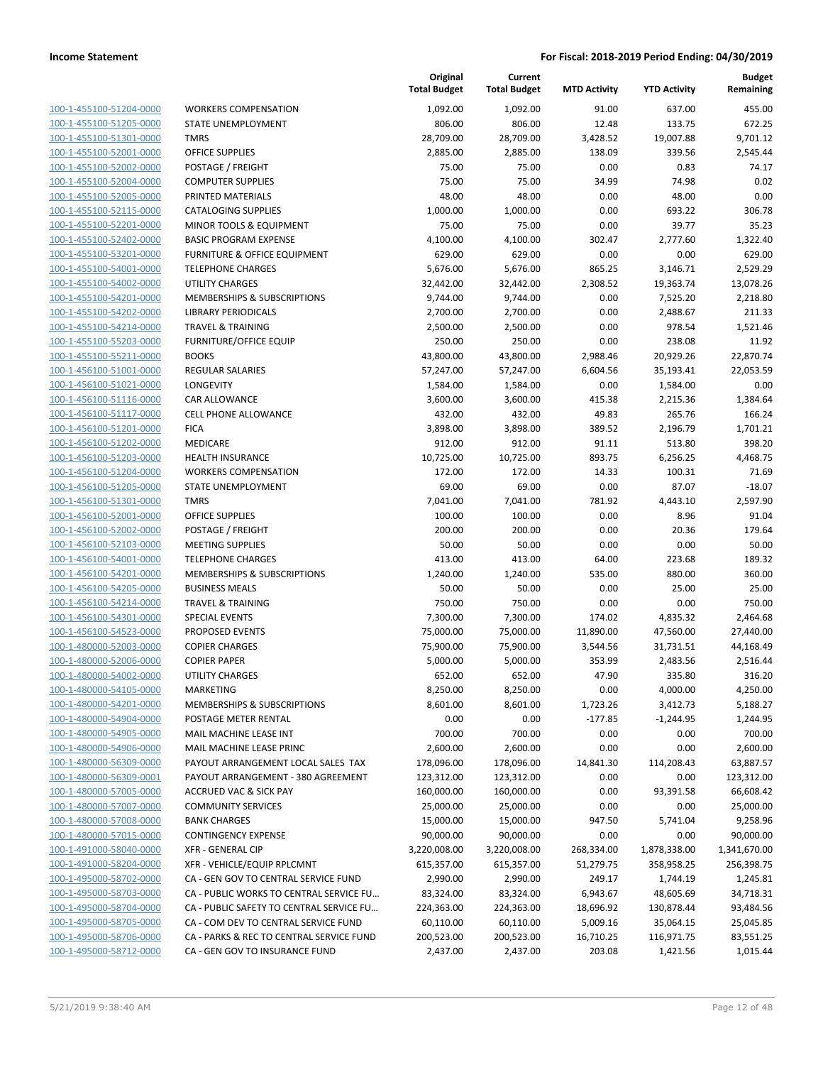| | | Original Total Budget | Current Total Budget | MTD Activity | YTD Activity | Budget Remaining |
|---|---|---|---|---|---|---|
| 100-1-455100-51204-0000 | WORKERS COMPENSATION | 1,092.00 | 1,092.00 | 91.00 | 637.00 | 455.00 |
| 100-1-455100-51205-0000 | STATE UNEMPLOYMENT | 806.00 | 806.00 | 12.48 | 133.75 | 672.25 |
| 100-1-455100-51301-0000 | TMRS | 28,709.00 | 28,709.00 | 3,428.52 | 19,007.88 | 9,701.12 |
| 100-1-455100-52001-0000 | OFFICE SUPPLIES | 2,885.00 | 2,885.00 | 138.09 | 339.56 | 2,545.44 |
| 100-1-455100-52002-0000 | POSTAGE / FREIGHT | 75.00 | 75.00 | 0.00 | 0.83 | 74.17 |
| 100-1-455100-52004-0000 | COMPUTER SUPPLIES | 75.00 | 75.00 | 34.99 | 74.98 | 0.02 |
| 100-1-455100-52005-0000 | PRINTED MATERIALS | 48.00 | 48.00 | 0.00 | 48.00 | 0.00 |
| 100-1-455100-52115-0000 | CATALOGING SUPPLIES | 1,000.00 | 1,000.00 | 0.00 | 693.22 | 306.78 |
| 100-1-455100-52201-0000 | MINOR TOOLS & EQUIPMENT | 75.00 | 75.00 | 0.00 | 39.77 | 35.23 |
| 100-1-455100-52402-0000 | BASIC PROGRAM EXPENSE | 4,100.00 | 4,100.00 | 302.47 | 2,777.60 | 1,322.40 |
| 100-1-455100-53201-0000 | FURNITURE & OFFICE EQUIPMENT | 629.00 | 629.00 | 0.00 | 0.00 | 629.00 |
| 100-1-455100-54001-0000 | TELEPHONE CHARGES | 5,676.00 | 5,676.00 | 865.25 | 3,146.71 | 2,529.29 |
| 100-1-455100-54002-0000 | UTILITY CHARGES | 32,442.00 | 32,442.00 | 2,308.52 | 19,363.74 | 13,078.26 |
| 100-1-455100-54201-0000 | MEMBERSHIPS & SUBSCRIPTIONS | 9,744.00 | 9,744.00 | 0.00 | 7,525.20 | 2,218.80 |
| 100-1-455100-54202-0000 | LIBRARY PERIODICALS | 2,700.00 | 2,700.00 | 0.00 | 2,488.67 | 211.33 |
| 100-1-455100-54214-0000 | TRAVEL & TRAINING | 2,500.00 | 2,500.00 | 0.00 | 978.54 | 1,521.46 |
| 100-1-455100-55203-0000 | FURNITURE/OFFICE EQUIP | 250.00 | 250.00 | 0.00 | 238.08 | 11.92 |
| 100-1-455100-55211-0000 | BOOKS | 43,800.00 | 43,800.00 | 2,988.46 | 20,929.26 | 22,870.74 |
| 100-1-456100-51001-0000 | REGULAR SALARIES | 57,247.00 | 57,247.00 | 6,604.56 | 35,193.41 | 22,053.59 |
| 100-1-456100-51021-0000 | LONGEVITY | 1,584.00 | 1,584.00 | 0.00 | 1,584.00 | 0.00 |
| 100-1-456100-51116-0000 | CAR ALLOWANCE | 3,600.00 | 3,600.00 | 415.38 | 2,215.36 | 1,384.64 |
| 100-1-456100-51117-0000 | CELL PHONE ALLOWANCE | 432.00 | 432.00 | 49.83 | 265.76 | 166.24 |
| 100-1-456100-51201-0000 | FICA | 3,898.00 | 3,898.00 | 389.52 | 2,196.79 | 1,701.21 |
| 100-1-456100-51202-0000 | MEDICARE | 912.00 | 912.00 | 91.11 | 513.80 | 398.20 |
| 100-1-456100-51203-0000 | HEALTH INSURANCE | 10,725.00 | 10,725.00 | 893.75 | 6,256.25 | 4,468.75 |
| 100-1-456100-51204-0000 | WORKERS COMPENSATION | 172.00 | 172.00 | 14.33 | 100.31 | 71.69 |
| 100-1-456100-51205-0000 | STATE UNEMPLOYMENT | 69.00 | 69.00 | 0.00 | 87.07 | -18.07 |
| 100-1-456100-51301-0000 | TMRS | 7,041.00 | 7,041.00 | 781.92 | 4,443.10 | 2,597.90 |
| 100-1-456100-52001-0000 | OFFICE SUPPLIES | 100.00 | 100.00 | 0.00 | 8.96 | 91.04 |
| 100-1-456100-52002-0000 | POSTAGE / FREIGHT | 200.00 | 200.00 | 0.00 | 20.36 | 179.64 |
| 100-1-456100-52103-0000 | MEETING SUPPLIES | 50.00 | 50.00 | 0.00 | 0.00 | 50.00 |
| 100-1-456100-54001-0000 | TELEPHONE CHARGES | 413.00 | 413.00 | 64.00 | 223.68 | 189.32 |
| 100-1-456100-54201-0000 | MEMBERSHIPS & SUBSCRIPTIONS | 1,240.00 | 1,240.00 | 535.00 | 880.00 | 360.00 |
| 100-1-456100-54205-0000 | BUSINESS MEALS | 50.00 | 50.00 | 0.00 | 25.00 | 25.00 |
| 100-1-456100-54214-0000 | TRAVEL & TRAINING | 750.00 | 750.00 | 0.00 | 0.00 | 750.00 |
| 100-1-456100-54301-0000 | SPECIAL EVENTS | 7,300.00 | 7,300.00 | 174.02 | 4,835.32 | 2,464.68 |
| 100-1-456100-54523-0000 | PROPOSED EVENTS | 75,000.00 | 75,000.00 | 11,890.00 | 47,560.00 | 27,440.00 |
| 100-1-480000-52003-0000 | COPIER CHARGES | 75,900.00 | 75,900.00 | 3,544.56 | 31,731.51 | 44,168.49 |
| 100-1-480000-52006-0000 | COPIER PAPER | 5,000.00 | 5,000.00 | 353.99 | 2,483.56 | 2,516.44 |
| 100-1-480000-54002-0000 | UTILITY CHARGES | 652.00 | 652.00 | 47.90 | 335.80 | 316.20 |
| 100-1-480000-54105-0000 | MARKETING | 8,250.00 | 8,250.00 | 0.00 | 4,000.00 | 4,250.00 |
| 100-1-480000-54201-0000 | MEMBERSHIPS & SUBSCRIPTIONS | 8,601.00 | 8,601.00 | 1,723.26 | 3,412.73 | 5,188.27 |
| 100-1-480000-54904-0000 | POSTAGE METER RENTAL | 0.00 | 0.00 | -177.85 | -1,244.95 | 1,244.95 |
| 100-1-480000-54905-0000 | MAIL MACHINE LEASE INT | 700.00 | 700.00 | 0.00 | 0.00 | 700.00 |
| 100-1-480000-54906-0000 | MAIL MACHINE LEASE PRINC | 2,600.00 | 2,600.00 | 0.00 | 0.00 | 2,600.00 |
| 100-1-480000-56309-0000 | PAYOUT ARRANGEMENT LOCAL SALES TAX | 178,096.00 | 178,096.00 | 14,841.30 | 114,208.43 | 63,887.57 |
| 100-1-480000-56309-0001 | PAYOUT ARRANGEMENT - 380 AGREEMENT | 123,312.00 | 123,312.00 | 0.00 | 0.00 | 123,312.00 |
| 100-1-480000-57005-0000 | ACCRUED VAC & SICK PAY | 160,000.00 | 160,000.00 | 0.00 | 93,391.58 | 66,608.42 |
| 100-1-480000-57007-0000 | COMMUNITY SERVICES | 25,000.00 | 25,000.00 | 0.00 | 0.00 | 25,000.00 |
| 100-1-480000-57008-0000 | BANK CHARGES | 15,000.00 | 15,000.00 | 947.50 | 5,741.04 | 9,258.96 |
| 100-1-480000-57015-0000 | CONTINGENCY EXPENSE | 90,000.00 | 90,000.00 | 0.00 | 0.00 | 90,000.00 |
| 100-1-491000-58040-0000 | XFR - GENERAL CIP | 3,220,008.00 | 3,220,008.00 | 268,334.00 | 1,878,338.00 | 1,341,670.00 |
| 100-1-491000-58204-0000 | XFR - VEHICLE/EQUIP RPLCMNT | 615,357.00 | 615,357.00 | 51,279.75 | 358,958.25 | 256,398.75 |
| 100-1-495000-58702-0000 | CA - GEN GOV TO CENTRAL SERVICE FUND | 2,990.00 | 2,990.00 | 249.17 | 1,744.19 | 1,245.81 |
| 100-1-495000-58703-0000 | CA - PUBLIC WORKS TO CENTRAL SERVICE FU… | 83,324.00 | 83,324.00 | 6,943.67 | 48,605.69 | 34,718.31 |
| 100-1-495000-58704-0000 | CA - PUBLIC SAFETY TO CENTRAL SERVICE FU… | 224,363.00 | 224,363.00 | 18,696.92 | 130,878.44 | 93,484.56 |
| 100-1-495000-58705-0000 | CA - COM DEV TO CENTRAL SERVICE FUND | 60,110.00 | 60,110.00 | 5,009.16 | 35,064.15 | 25,045.85 |
| 100-1-495000-58706-0000 | CA - PARKS & REC TO CENTRAL SERVICE FUND | 200,523.00 | 200,523.00 | 16,710.25 | 116,971.75 | 83,551.25 |
| 100-1-495000-58712-0000 | CA - GEN GOV TO INSURANCE FUND | 2,437.00 | 2,437.00 | 203.08 | 1,421.56 | 1,015.44 |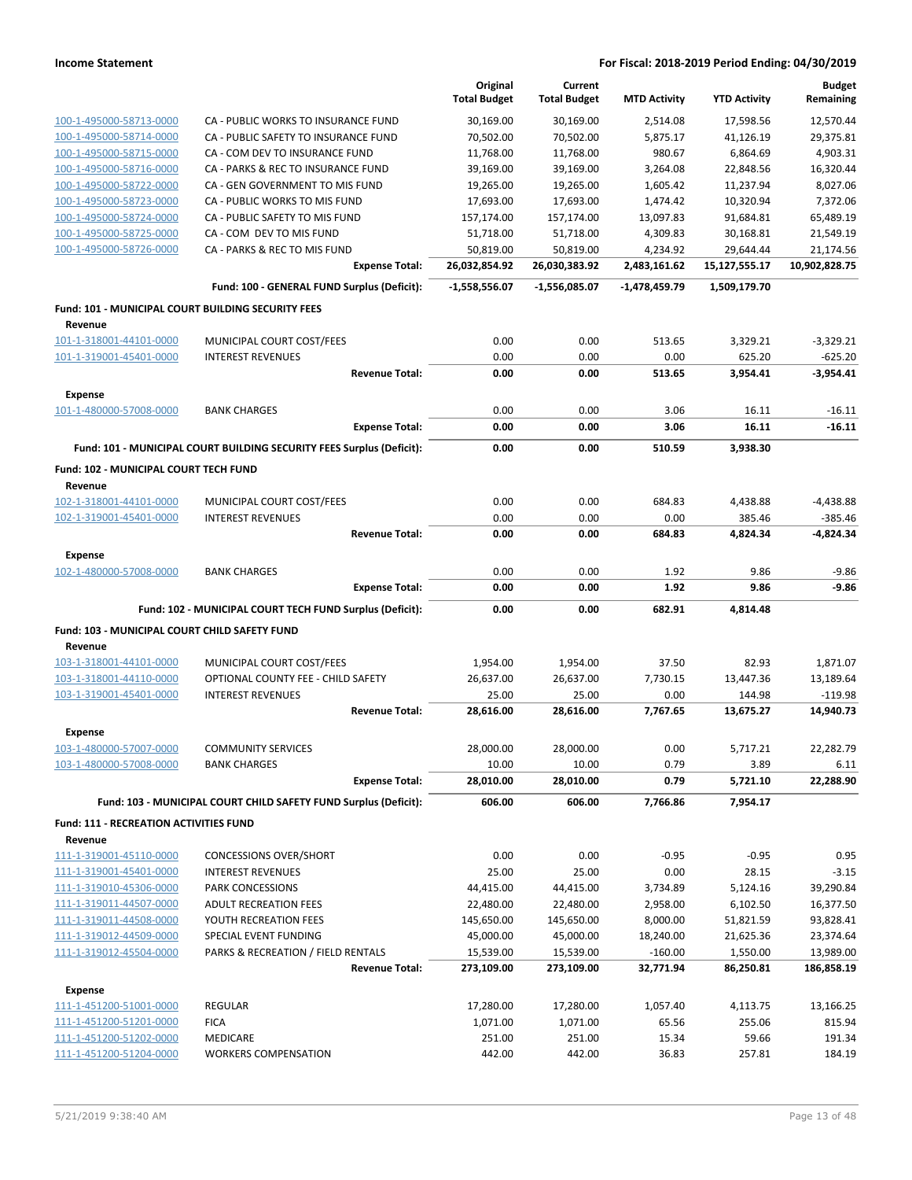**Income Statement** — For Fiscal: 2018-2019 Period Ending: 04/30/2019

| | | Original Total Budget | Current Total Budget | MTD Activity | YTD Activity | Budget Remaining |
|---|---|---|---|---|---|---|
| 100-1-495000-58713-0000 | CA - PUBLIC WORKS TO INSURANCE FUND | 30,169.00 | 30,169.00 | 2,514.08 | 17,598.56 | 12,570.44 |
| 100-1-495000-58714-0000 | CA - PUBLIC SAFETY TO INSURANCE FUND | 70,502.00 | 70,502.00 | 5,875.17 | 41,126.19 | 29,375.81 |
| 100-1-495000-58715-0000 | CA - COM DEV TO INSURANCE FUND | 11,768.00 | 11,768.00 | 980.67 | 6,864.69 | 4,903.31 |
| 100-1-495000-58716-0000 | CA - PARKS & REC TO INSURANCE FUND | 39,169.00 | 39,169.00 | 3,264.08 | 22,848.56 | 16,320.44 |
| 100-1-495000-58722-0000 | CA - GEN GOVERNMENT TO MIS FUND | 19,265.00 | 19,265.00 | 1,605.42 | 11,237.94 | 8,027.06 |
| 100-1-495000-58723-0000 | CA - PUBLIC WORKS TO MIS FUND | 17,693.00 | 17,693.00 | 1,474.42 | 10,320.94 | 7,372.06 |
| 100-1-495000-58724-0000 | CA - PUBLIC SAFETY TO MIS FUND | 157,174.00 | 157,174.00 | 13,097.83 | 91,684.81 | 65,489.19 |
| 100-1-495000-58725-0000 | CA - COM DEV TO MIS FUND | 51,718.00 | 51,718.00 | 4,309.83 | 30,168.81 | 21,549.19 |
| 100-1-495000-58726-0000 | CA - PARKS & REC TO MIS FUND | 50,819.00 | 50,819.00 | 4,234.92 | 29,644.44 | 21,174.56 |
| | **Expense Total:** | **26,032,854.92** | **26,030,383.92** | **2,483,161.62** | **15,127,555.17** | **10,902,828.75** |
| | **Fund: 100 - GENERAL FUND Surplus (Deficit):** | **-1,558,556.07** | **-1,556,085.07** | **-1,478,459.79** | **1,509,179.70** | |
| **Fund: 101 - MUNICIPAL COURT BUILDING SECURITY FEES** | | | | | | |
| **Revenue** | | | | | | |
| 101-1-318001-44101-0000 | MUNICIPAL COURT COST/FEES | 0.00 | 0.00 | 513.65 | 3,329.21 | -3,329.21 |
| 101-1-319001-45401-0000 | INTEREST REVENUES | 0.00 | 0.00 | 0.00 | 625.20 | -625.20 |
| | **Revenue Total:** | **0.00** | **0.00** | **513.65** | **3,954.41** | **-3,954.41** |
| **Expense** | | | | | | |
| 101-1-480000-57008-0000 | BANK CHARGES | 0.00 | 0.00 | 3.06 | 16.11 | -16.11 |
| | **Expense Total:** | **0.00** | **0.00** | **3.06** | **16.11** | **-16.11** |
| | **Fund: 101 - MUNICIPAL COURT BUILDING SECURITY FEES Surplus (Deficit):** | **0.00** | **0.00** | **510.59** | **3,938.30** | |
| **Fund: 102 - MUNICIPAL COURT TECH FUND** | | | | | | |
| **Revenue** | | | | | | |
| 102-1-318001-44101-0000 | MUNICIPAL COURT COST/FEES | 0.00 | 0.00 | 684.83 | 4,438.88 | -4,438.88 |
| 102-1-319001-45401-0000 | INTEREST REVENUES | 0.00 | 0.00 | 0.00 | 385.46 | -385.46 |
| | **Revenue Total:** | **0.00** | **0.00** | **684.83** | **4,824.34** | **-4,824.34** |
| **Expense** | | | | | | |
| 102-1-480000-57008-0000 | BANK CHARGES | 0.00 | 0.00 | 1.92 | 9.86 | -9.86 |
| | **Expense Total:** | **0.00** | **0.00** | **1.92** | **9.86** | **-9.86** |
| | **Fund: 102 - MUNICIPAL COURT TECH FUND Surplus (Deficit):** | **0.00** | **0.00** | **682.91** | **4,814.48** | |
| **Fund: 103 - MUNICIPAL COURT CHILD SAFETY FUND** | | | | | | |
| **Revenue** | | | | | | |
| 103-1-318001-44101-0000 | MUNICIPAL COURT COST/FEES | 1,954.00 | 1,954.00 | 37.50 | 82.93 | 1,871.07 |
| 103-1-318001-44110-0000 | OPTIONAL COUNTY FEE - CHILD SAFETY | 26,637.00 | 26,637.00 | 7,730.15 | 13,447.36 | 13,189.64 |
| 103-1-319001-45401-0000 | INTEREST REVENUES | 25.00 | 25.00 | 0.00 | 144.98 | -119.98 |
| | **Revenue Total:** | **28,616.00** | **28,616.00** | **7,767.65** | **13,675.27** | **14,940.73** |
| **Expense** | | | | | | |
| 103-1-480000-57007-0000 | COMMUNITY SERVICES | 28,000.00 | 28,000.00 | 0.00 | 5,717.21 | 22,282.79 |
| 103-1-480000-57008-0000 | BANK CHARGES | 10.00 | 10.00 | 0.79 | 3.89 | 6.11 |
| | **Expense Total:** | **28,010.00** | **28,010.00** | **0.79** | **5,721.10** | **22,288.90** |
| | **Fund: 103 - MUNICIPAL COURT CHILD SAFETY FUND Surplus (Deficit):** | **606.00** | **606.00** | **7,766.86** | **7,954.17** | |
| **Fund: 111 - RECREATION ACTIVITIES FUND** | | | | | | |
| **Revenue** | | | | | | |
| 111-1-319001-45110-0000 | CONCESSIONS OVER/SHORT | 0.00 | 0.00 | -0.95 | -0.95 | 0.95 |
| 111-1-319001-45401-0000 | INTEREST REVENUES | 25.00 | 25.00 | 0.00 | 28.15 | -3.15 |
| 111-1-319010-45306-0000 | PARK CONCESSIONS | 44,415.00 | 44,415.00 | 3,734.89 | 5,124.16 | 39,290.84 |
| 111-1-319011-44507-0000 | ADULT RECREATION FEES | 22,480.00 | 22,480.00 | 2,958.00 | 6,102.50 | 16,377.50 |
| 111-1-319011-44508-0000 | YOUTH RECREATION FEES | 145,650.00 | 145,650.00 | 8,000.00 | 51,821.59 | 93,828.41 |
| 111-1-319012-44509-0000 | SPECIAL EVENT FUNDING | 45,000.00 | 45,000.00 | 18,240.00 | 21,625.36 | 23,374.64 |
| 111-1-319012-45504-0000 | PARKS & RECREATION / FIELD RENTALS | 15,539.00 | 15,539.00 | -160.00 | 1,550.00 | 13,989.00 |
| | **Revenue Total:** | **273,109.00** | **273,109.00** | **32,771.94** | **86,250.81** | **186,858.19** |
| **Expense** | | | | | | |
| 111-1-451200-51001-0000 | REGULAR | 17,280.00 | 17,280.00 | 1,057.40 | 4,113.75 | 13,166.25 |
| 111-1-451200-51201-0000 | FICA | 1,071.00 | 1,071.00 | 65.56 | 255.06 | 815.94 |
| 111-1-451200-51202-0000 | MEDICARE | 251.00 | 251.00 | 15.34 | 59.66 | 191.34 |
| 111-1-451200-51204-0000 | WORKERS COMPENSATION | 442.00 | 442.00 | 36.83 | 257.81 | 184.19 |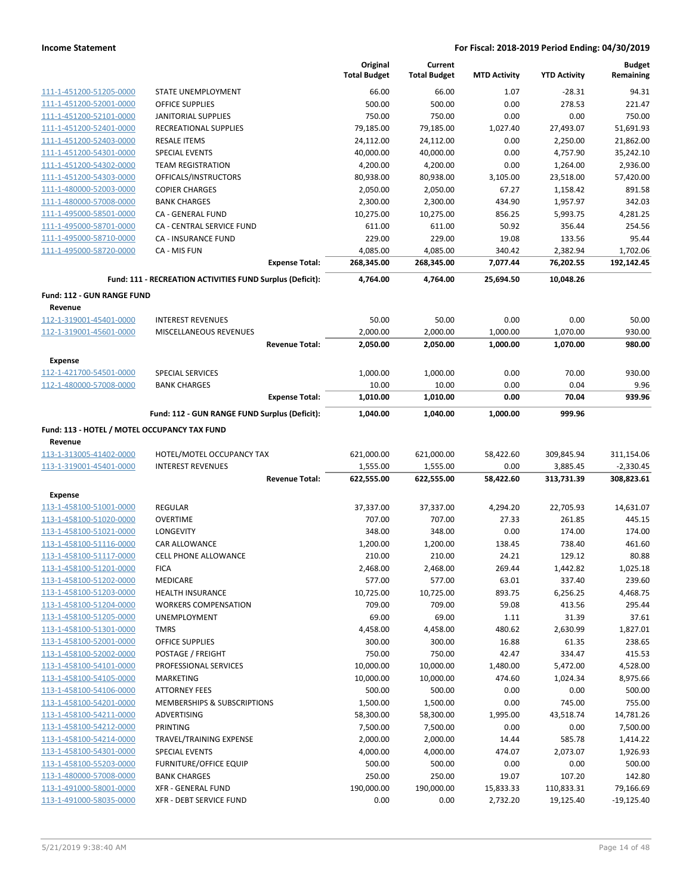## Income Statement

**For Fiscal: 2018-2019 Period Ending: 04/30/2019**

| | | Original Total Budget | Current Total Budget | MTD Activity | YTD Activity | Budget Remaining |
|---|---|---|---|---|---|---|
| 111-1-451200-51205-0000 | STATE UNEMPLOYMENT | 66.00 | 66.00 | 1.07 | -28.31 | 94.31 |
| 111-1-451200-52001-0000 | OFFICE SUPPLIES | 500.00 | 500.00 | 0.00 | 278.53 | 221.47 |
| 111-1-451200-52101-0000 | JANITORIAL SUPPLIES | 750.00 | 750.00 | 0.00 | 0.00 | 750.00 |
| 111-1-451200-52401-0000 | RECREATIONAL SUPPLIES | 79,185.00 | 79,185.00 | 1,027.40 | 27,493.07 | 51,691.93 |
| 111-1-451200-52403-0000 | RESALE ITEMS | 24,112.00 | 24,112.00 | 0.00 | 2,250.00 | 21,862.00 |
| 111-1-451200-54301-0000 | SPECIAL EVENTS | 40,000.00 | 40,000.00 | 0.00 | 4,757.90 | 35,242.10 |
| 111-1-451200-54302-0000 | TEAM REGISTRATION | 4,200.00 | 4,200.00 | 0.00 | 1,264.00 | 2,936.00 |
| 111-1-451200-54303-0000 | OFFICALS/INSTRUCTORS | 80,938.00 | 80,938.00 | 3,105.00 | 23,518.00 | 57,420.00 |
| 111-1-480000-52003-0000 | COPIER CHARGES | 2,050.00 | 2,050.00 | 67.27 | 1,158.42 | 891.58 |
| 111-1-480000-57008-0000 | BANK CHARGES | 2,300.00 | 2,300.00 | 434.90 | 1,957.97 | 342.03 |
| 111-1-495000-58501-0000 | CA - GENERAL FUND | 10,275.00 | 10,275.00 | 856.25 | 5,993.75 | 4,281.25 |
| 111-1-495000-58701-0000 | CA - CENTRAL SERVICE FUND | 611.00 | 611.00 | 50.92 | 356.44 | 254.56 |
| 111-1-495000-58710-0000 | CA - INSURANCE FUND | 229.00 | 229.00 | 19.08 | 133.56 | 95.44 |
| 111-1-495000-58720-0000 | CA - MIS FUN | 4,085.00 | 4,085.00 | 340.42 | 2,382.94 | 1,702.06 |
| | **Expense Total:** | **268,345.00** | **268,345.00** | **7,077.44** | **76,202.55** | **192,142.45** |
| | **Fund: 111 - RECREATION ACTIVITIES FUND Surplus (Deficit):** | **4,764.00** | **4,764.00** | **25,694.50** | **10,048.26** | |
| **Fund: 112 - GUN RANGE FUND** | | | | | | |
| **Revenue** | | | | | | |
| 112-1-319001-45401-0000 | INTEREST REVENUES | 50.00 | 50.00 | 0.00 | 0.00 | 50.00 |
| 112-1-319001-45601-0000 | MISCELLANEOUS REVENUES | 2,000.00 | 2,000.00 | 1,000.00 | 1,070.00 | 930.00 |
| | **Revenue Total:** | **2,050.00** | **2,050.00** | **1,000.00** | **1,070.00** | **980.00** |
| **Expense** | | | | | | |
| 112-1-421700-54501-0000 | SPECIAL SERVICES | 1,000.00 | 1,000.00 | 0.00 | 70.00 | 930.00 |
| 112-1-480000-57008-0000 | BANK CHARGES | 10.00 | 10.00 | 0.00 | 0.04 | 9.96 |
| | **Expense Total:** | **1,010.00** | **1,010.00** | **0.00** | **70.04** | **939.96** |
| | **Fund: 112 - GUN RANGE FUND Surplus (Deficit):** | **1,040.00** | **1,040.00** | **1,000.00** | **999.96** | |
| **Fund: 113 - HOTEL / MOTEL OCCUPANCY TAX FUND** | | | | | | |
| **Revenue** | | | | | | |
| 113-1-313005-41402-0000 | HOTEL/MOTEL OCCUPANCY TAX | 621,000.00 | 621,000.00 | 58,422.60 | 309,845.94 | 311,154.06 |
| 113-1-319001-45401-0000 | INTEREST REVENUES | 1,555.00 | 1,555.00 | 0.00 | 3,885.45 | -2,330.45 |
| | **Revenue Total:** | **622,555.00** | **622,555.00** | **58,422.60** | **313,731.39** | **308,823.61** |
| **Expense** | | | | | | |
| 113-1-458100-51001-0000 | REGULAR | 37,337.00 | 37,337.00 | 4,294.20 | 22,705.93 | 14,631.07 |
| 113-1-458100-51020-0000 | OVERTIME | 707.00 | 707.00 | 27.33 | 261.85 | 445.15 |
| 113-1-458100-51021-0000 | LONGEVITY | 348.00 | 348.00 | 0.00 | 174.00 | 174.00 |
| 113-1-458100-51116-0000 | CAR ALLOWANCE | 1,200.00 | 1,200.00 | 138.45 | 738.40 | 461.60 |
| 113-1-458100-51117-0000 | CELL PHONE ALLOWANCE | 210.00 | 210.00 | 24.21 | 129.12 | 80.88 |
| 113-1-458100-51201-0000 | FICA | 2,468.00 | 2,468.00 | 269.44 | 1,442.82 | 1,025.18 |
| 113-1-458100-51202-0000 | MEDICARE | 577.00 | 577.00 | 63.01 | 337.40 | 239.60 |
| 113-1-458100-51203-0000 | HEALTH INSURANCE | 10,725.00 | 10,725.00 | 893.75 | 6,256.25 | 4,468.75 |
| 113-1-458100-51204-0000 | WORKERS COMPENSATION | 709.00 | 709.00 | 59.08 | 413.56 | 295.44 |
| 113-1-458100-51205-0000 | UNEMPLOYMENT | 69.00 | 69.00 | 1.11 | 31.39 | 37.61 |
| 113-1-458100-51301-0000 | TMRS | 4,458.00 | 4,458.00 | 480.62 | 2,630.99 | 1,827.01 |
| 113-1-458100-52001-0000 | OFFICE SUPPLIES | 300.00 | 300.00 | 16.88 | 61.35 | 238.65 |
| 113-1-458100-52002-0000 | POSTAGE / FREIGHT | 750.00 | 750.00 | 42.47 | 334.47 | 415.53 |
| 113-1-458100-54101-0000 | PROFESSIONAL SERVICES | 10,000.00 | 10,000.00 | 1,480.00 | 5,472.00 | 4,528.00 |
| 113-1-458100-54105-0000 | MARKETING | 10,000.00 | 10,000.00 | 474.60 | 1,024.34 | 8,975.66 |
| 113-1-458100-54106-0000 | ATTORNEY FEES | 500.00 | 500.00 | 0.00 | 0.00 | 500.00 |
| 113-1-458100-54201-0000 | MEMBERSHIPS & SUBSCRIPTIONS | 1,500.00 | 1,500.00 | 0.00 | 745.00 | 755.00 |
| 113-1-458100-54211-0000 | ADVERTISING | 58,300.00 | 58,300.00 | 1,995.00 | 43,518.74 | 14,781.26 |
| 113-1-458100-54212-0000 | PRINTING | 7,500.00 | 7,500.00 | 0.00 | 0.00 | 7,500.00 |
| 113-1-458100-54214-0000 | TRAVEL/TRAINING EXPENSE | 2,000.00 | 2,000.00 | 14.44 | 585.78 | 1,414.22 |
| 113-1-458100-54301-0000 | SPECIAL EVENTS | 4,000.00 | 4,000.00 | 474.07 | 2,073.07 | 1,926.93 |
| 113-1-458100-55203-0000 | FURNITURE/OFFICE EQUIP | 500.00 | 500.00 | 0.00 | 0.00 | 500.00 |
| 113-1-480000-57008-0000 | BANK CHARGES | 250.00 | 250.00 | 19.07 | 107.20 | 142.80 |
| 113-1-491000-58001-0000 | XFR - GENERAL FUND | 190,000.00 | 190,000.00 | 15,833.33 | 110,833.31 | 79,166.69 |
| 113-1-491000-58035-0000 | XFR - DEBT SERVICE FUND | 0.00 | 0.00 | 2,732.20 | 19,125.40 | -19,125.40 |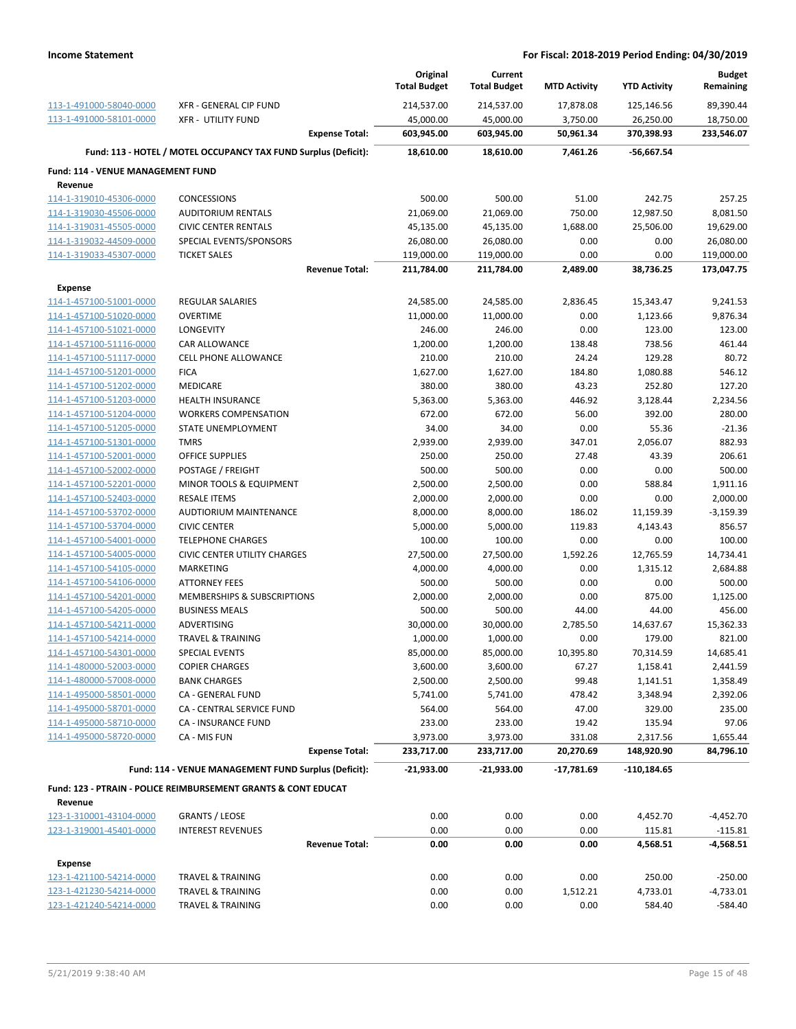| | | Original Total Budget | Current Total Budget | MTD Activity | YTD Activity | Budget Remaining |
|---|---|---|---|---|---|---|
| 113-1-491000-58040-0000 | XFR - GENERAL CIP FUND | 214,537.00 | 214,537.00 | 17,878.08 | 125,146.56 | 89,390.44 |
| 113-1-491000-58101-0000 | XFR - UTILITY FUND | 45,000.00 | 45,000.00 | 3,750.00 | 26,250.00 | 18,750.00 |
| | **Expense Total:** | **603,945.00** | **603,945.00** | **50,961.34** | **370,398.93** | **233,546.07** |
| | **Fund: 113 - HOTEL / MOTEL OCCUPANCY TAX FUND Surplus (Deficit):** | **18,610.00** | **18,610.00** | **7,461.26** | **-56,667.54** | |
| **Fund: 114 - VENUE MANAGEMENT FUND** | | | | | | |
| **Revenue** | | | | | | |
| 114-1-319010-45306-0000 | CONCESSIONS | 500.00 | 500.00 | 51.00 | 242.75 | 257.25 |
| 114-1-319030-45506-0000 | AUDITORIUM RENTALS | 21,069.00 | 21,069.00 | 750.00 | 12,987.50 | 8,081.50 |
| 114-1-319031-45505-0000 | CIVIC CENTER RENTALS | 45,135.00 | 45,135.00 | 1,688.00 | 25,506.00 | 19,629.00 |
| 114-1-319032-44509-0000 | SPECIAL EVENTS/SPONSORS | 26,080.00 | 26,080.00 | 0.00 | 0.00 | 26,080.00 |
| 114-1-319033-45307-0000 | TICKET SALES | 119,000.00 | 119,000.00 | 0.00 | 0.00 | 119,000.00 |
| | **Revenue Total:** | **211,784.00** | **211,784.00** | **2,489.00** | **38,736.25** | **173,047.75** |
| **Expense** | | | | | | |
| 114-1-457100-51001-0000 | REGULAR SALARIES | 24,585.00 | 24,585.00 | 2,836.45 | 15,343.47 | 9,241.53 |
| 114-1-457100-51020-0000 | OVERTIME | 11,000.00 | 11,000.00 | 0.00 | 1,123.66 | 9,876.34 |
| 114-1-457100-51021-0000 | LONGEVITY | 246.00 | 246.00 | 0.00 | 123.00 | 123.00 |
| 114-1-457100-51116-0000 | CAR ALLOWANCE | 1,200.00 | 1,200.00 | 138.48 | 738.56 | 461.44 |
| 114-1-457100-51117-0000 | CELL PHONE ALLOWANCE | 210.00 | 210.00 | 24.24 | 129.28 | 80.72 |
| 114-1-457100-51201-0000 | FICA | 1,627.00 | 1,627.00 | 184.80 | 1,080.88 | 546.12 |
| 114-1-457100-51202-0000 | MEDICARE | 380.00 | 380.00 | 43.23 | 252.80 | 127.20 |
| 114-1-457100-51203-0000 | HEALTH INSURANCE | 5,363.00 | 5,363.00 | 446.92 | 3,128.44 | 2,234.56 |
| 114-1-457100-51204-0000 | WORKERS COMPENSATION | 672.00 | 672.00 | 56.00 | 392.00 | 280.00 |
| 114-1-457100-51205-0000 | STATE UNEMPLOYMENT | 34.00 | 34.00 | 0.00 | 55.36 | -21.36 |
| 114-1-457100-51301-0000 | TMRS | 2,939.00 | 2,939.00 | 347.01 | 2,056.07 | 882.93 |
| 114-1-457100-52001-0000 | OFFICE SUPPLIES | 250.00 | 250.00 | 27.48 | 43.39 | 206.61 |
| 114-1-457100-52002-0000 | POSTAGE / FREIGHT | 500.00 | 500.00 | 0.00 | 0.00 | 500.00 |
| 114-1-457100-52201-0000 | MINOR TOOLS & EQUIPMENT | 2,500.00 | 2,500.00 | 0.00 | 588.84 | 1,911.16 |
| 114-1-457100-52403-0000 | RESALE ITEMS | 2,000.00 | 2,000.00 | 0.00 | 0.00 | 2,000.00 |
| 114-1-457100-53702-0000 | AUDTIORIUM MAINTENANCE | 8,000.00 | 8,000.00 | 186.02 | 11,159.39 | -3,159.39 |
| 114-1-457100-53704-0000 | CIVIC CENTER | 5,000.00 | 5,000.00 | 119.83 | 4,143.43 | 856.57 |
| 114-1-457100-54001-0000 | TELEPHONE CHARGES | 100.00 | 100.00 | 0.00 | 0.00 | 100.00 |
| 114-1-457100-54005-0000 | CIVIC CENTER UTILITY CHARGES | 27,500.00 | 27,500.00 | 1,592.26 | 12,765.59 | 14,734.41 |
| 114-1-457100-54105-0000 | MARKETING | 4,000.00 | 4,000.00 | 0.00 | 1,315.12 | 2,684.88 |
| 114-1-457100-54106-0000 | ATTORNEY FEES | 500.00 | 500.00 | 0.00 | 0.00 | 500.00 |
| 114-1-457100-54201-0000 | MEMBERSHIPS & SUBSCRIPTIONS | 2,000.00 | 2,000.00 | 0.00 | 875.00 | 1,125.00 |
| 114-1-457100-54205-0000 | BUSINESS MEALS | 500.00 | 500.00 | 44.00 | 44.00 | 456.00 |
| 114-1-457100-54211-0000 | ADVERTISING | 30,000.00 | 30,000.00 | 2,785.50 | 14,637.67 | 15,362.33 |
| 114-1-457100-54214-0000 | TRAVEL & TRAINING | 1,000.00 | 1,000.00 | 0.00 | 179.00 | 821.00 |
| 114-1-457100-54301-0000 | SPECIAL EVENTS | 85,000.00 | 85,000.00 | 10,395.80 | 70,314.59 | 14,685.41 |
| 114-1-480000-52003-0000 | COPIER CHARGES | 3,600.00 | 3,600.00 | 67.27 | 1,158.41 | 2,441.59 |
| 114-1-480000-57008-0000 | BANK CHARGES | 2,500.00 | 2,500.00 | 99.48 | 1,141.51 | 1,358.49 |
| 114-1-495000-58501-0000 | CA - GENERAL FUND | 5,741.00 | 5,741.00 | 478.42 | 3,348.94 | 2,392.06 |
| 114-1-495000-58701-0000 | CA - CENTRAL SERVICE FUND | 564.00 | 564.00 | 47.00 | 329.00 | 235.00 |
| 114-1-495000-58710-0000 | CA - INSURANCE FUND | 233.00 | 233.00 | 19.42 | 135.94 | 97.06 |
| 114-1-495000-58720-0000 | CA - MIS FUN | 3,973.00 | 3,973.00 | 331.08 | 2,317.56 | 1,655.44 |
| | **Expense Total:** | **233,717.00** | **233,717.00** | **20,270.69** | **148,920.90** | **84,796.10** |
| | **Fund: 114 - VENUE MANAGEMENT FUND Surplus (Deficit):** | **-21,933.00** | **-21,933.00** | **-17,781.69** | **-110,184.65** | |
| **Fund: 123 - PTRAIN - POLICE REIMBURSEMENT GRANTS & CONT EDUCAT** | | | | | | |
| **Revenue** | | | | | | |
| 123-1-310001-43104-0000 | GRANTS / LEOSE | 0.00 | 0.00 | 0.00 | 4,452.70 | -4,452.70 |
| 123-1-319001-45401-0000 | INTEREST REVENUES | 0.00 | 0.00 | 0.00 | 115.81 | -115.81 |
| | **Revenue Total:** | **0.00** | **0.00** | **0.00** | **4,568.51** | **-4,568.51** |
| **Expense** | | | | | | |
| 123-1-421100-54214-0000 | TRAVEL & TRAINING | 0.00 | 0.00 | 0.00 | 250.00 | -250.00 |
| 123-1-421230-54214-0000 | TRAVEL & TRAINING | 0.00 | 0.00 | 1,512.21 | 4,733.01 | -4,733.01 |
| 123-1-421240-54214-0000 | TRAVEL & TRAINING | 0.00 | 0.00 | 0.00 | 584.40 | -584.40 |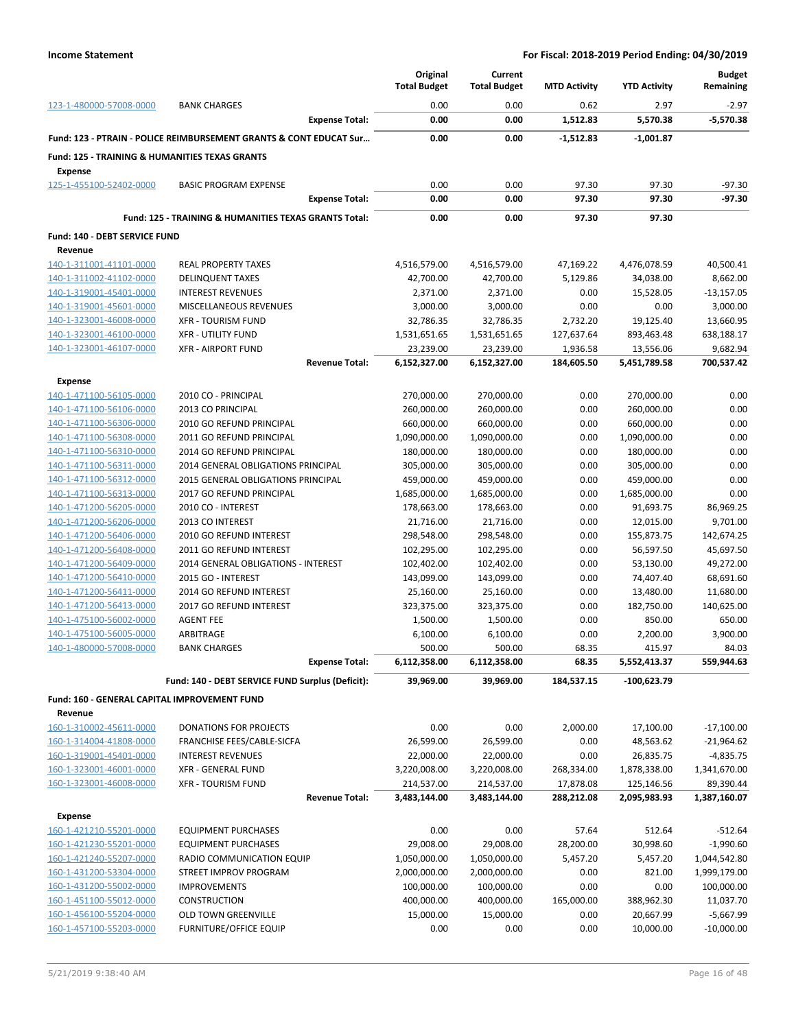| | | Original Total Budget | Current Total Budget | MTD Activity | YTD Activity | Budget Remaining |
|---|---|---|---|---|---|---|
| 123-1-480000-57008-0000 | BANK CHARGES | 0.00 | 0.00 | 0.62 | 2.97 | -2.97 |
| | **Expense Total:** | **0.00** | **0.00** | **1,512.83** | **5,570.38** | **-5,570.38** |
| **Fund: 123 - PTRAIN - POLICE REIMBURSEMENT GRANTS & CONT EDUCAT Sur...** | | **0.00** | **0.00** | **-1,512.83** | **-1,001.87** | |
| **Fund: 125 - TRAINING & HUMANITIES TEXAS GRANTS** | | | | | | |
| **Expense** | | | | | | |
| 125-1-455100-52402-0000 | BASIC PROGRAM EXPENSE | 0.00 | 0.00 | 97.30 | 97.30 | -97.30 |
| | **Expense Total:** | **0.00** | **0.00** | **97.30** | **97.30** | **-97.30** |
| | **Fund: 125 - TRAINING & HUMANITIES TEXAS GRANTS Total:** | **0.00** | **0.00** | **97.30** | **97.30** | |
| **Fund: 140 - DEBT SERVICE FUND** | | | | | | |
| **Revenue** | | | | | | |
| 140-1-311001-41101-0000 | REAL PROPERTY TAXES | 4,516,579.00 | 4,516,579.00 | 47,169.22 | 4,476,078.59 | 40,500.41 |
| 140-1-311002-41102-0000 | DELINQUENT TAXES | 42,700.00 | 42,700.00 | 5,129.86 | 34,038.00 | 8,662.00 |
| 140-1-319001-45401-0000 | INTEREST REVENUES | 2,371.00 | 2,371.00 | 0.00 | 15,528.05 | -13,157.05 |
| 140-1-319001-45601-0000 | MISCELLANEOUS REVENUES | 3,000.00 | 3,000.00 | 0.00 | 0.00 | 3,000.00 |
| 140-1-323001-46008-0000 | XFR - TOURISM FUND | 32,786.35 | 32,786.35 | 2,732.20 | 19,125.40 | 13,660.95 |
| 140-1-323001-46100-0000 | XFR - UTILITY FUND | 1,531,651.65 | 1,531,651.65 | 127,637.64 | 893,463.48 | 638,188.17 |
| 140-1-323001-46107-0000 | XFR - AIRPORT FUND | 23,239.00 | 23,239.00 | 1,936.58 | 13,556.06 | 9,682.94 |
| | **Revenue Total:** | **6,152,327.00** | **6,152,327.00** | **184,605.50** | **5,451,789.58** | **700,537.42** |
| **Expense** | | | | | | |
| 140-1-471100-56105-0000 | 2010 CO - PRINCIPAL | 270,000.00 | 270,000.00 | 0.00 | 270,000.00 | 0.00 |
| 140-1-471100-56106-0000 | 2013 CO PRINCIPAL | 260,000.00 | 260,000.00 | 0.00 | 260,000.00 | 0.00 |
| 140-1-471100-56306-0000 | 2010 GO REFUND PRINCIPAL | 660,000.00 | 660,000.00 | 0.00 | 660,000.00 | 0.00 |
| 140-1-471100-56308-0000 | 2011 GO REFUND PRINCIPAL | 1,090,000.00 | 1,090,000.00 | 0.00 | 1,090,000.00 | 0.00 |
| 140-1-471100-56310-0000 | 2014 GO REFUND PRINCIPAL | 180,000.00 | 180,000.00 | 0.00 | 180,000.00 | 0.00 |
| 140-1-471100-56311-0000 | 2014 GENERAL OBLIGATIONS PRINCIPAL | 305,000.00 | 305,000.00 | 0.00 | 305,000.00 | 0.00 |
| 140-1-471100-56312-0000 | 2015 GENERAL OBLIGATIONS PRINCIPAL | 459,000.00 | 459,000.00 | 0.00 | 459,000.00 | 0.00 |
| 140-1-471100-56313-0000 | 2017 GO REFUND PRINCIPAL | 1,685,000.00 | 1,685,000.00 | 0.00 | 1,685,000.00 | 0.00 |
| 140-1-471200-56205-0000 | 2010 CO - INTEREST | 178,663.00 | 178,663.00 | 0.00 | 91,693.75 | 86,969.25 |
| 140-1-471200-56206-0000 | 2013 CO INTEREST | 21,716.00 | 21,716.00 | 0.00 | 12,015.00 | 9,701.00 |
| 140-1-471200-56406-0000 | 2010 GO REFUND INTEREST | 298,548.00 | 298,548.00 | 0.00 | 155,873.75 | 142,674.25 |
| 140-1-471200-56408-0000 | 2011 GO REFUND INTEREST | 102,295.00 | 102,295.00 | 0.00 | 56,597.50 | 45,697.50 |
| 140-1-471200-56409-0000 | 2014 GENERAL OBLIGATIONS - INTEREST | 102,402.00 | 102,402.00 | 0.00 | 53,130.00 | 49,272.00 |
| 140-1-471200-56410-0000 | 2015 GO - INTEREST | 143,099.00 | 143,099.00 | 0.00 | 74,407.40 | 68,691.60 |
| 140-1-471200-56411-0000 | 2014 GO REFUND INTEREST | 25,160.00 | 25,160.00 | 0.00 | 13,480.00 | 11,680.00 |
| 140-1-471200-56413-0000 | 2017 GO REFUND INTEREST | 323,375.00 | 323,375.00 | 0.00 | 182,750.00 | 140,625.00 |
| 140-1-475100-56002-0000 | AGENT FEE | 1,500.00 | 1,500.00 | 0.00 | 850.00 | 650.00 |
| 140-1-475100-56005-0000 | ARBITRAGE | 6,100.00 | 6,100.00 | 0.00 | 2,200.00 | 3,900.00 |
| 140-1-480000-57008-0000 | BANK CHARGES | 500.00 | 500.00 | 68.35 | 415.97 | 84.03 |
| | **Expense Total:** | **6,112,358.00** | **6,112,358.00** | **68.35** | **5,552,413.37** | **559,944.63** |
| | **Fund: 140 - DEBT SERVICE FUND Surplus (Deficit):** | **39,969.00** | **39,969.00** | **184,537.15** | **-100,623.79** | |
| **Fund: 160 - GENERAL CAPITAL IMPROVEMENT FUND** | | | | | | |
| **Revenue** | | | | | | |
| 160-1-310002-45611-0000 | DONATIONS FOR PROJECTS | 0.00 | 0.00 | 2,000.00 | 17,100.00 | -17,100.00 |
| 160-1-314004-41808-0000 | FRANCHISE FEES/CABLE-SICFA | 26,599.00 | 26,599.00 | 0.00 | 48,563.62 | -21,964.62 |
| 160-1-319001-45401-0000 | INTEREST REVENUES | 22,000.00 | 22,000.00 | 0.00 | 26,835.75 | -4,835.75 |
| 160-1-323001-46001-0000 | XFR - GENERAL FUND | 3,220,008.00 | 3,220,008.00 | 268,334.00 | 1,878,338.00 | 1,341,670.00 |
| 160-1-323001-46008-0000 | XFR - TOURISM FUND | 214,537.00 | 214,537.00 | 17,878.08 | 125,146.56 | 89,390.44 |
| | **Revenue Total:** | **3,483,144.00** | **3,483,144.00** | **288,212.08** | **2,095,983.93** | **1,387,160.07** |
| **Expense** | | | | | | |
| 160-1-421210-55201-0000 | EQUIPMENT PURCHASES | 0.00 | 0.00 | 57.64 | 512.64 | -512.64 |
| 160-1-421230-55201-0000 | EQUIPMENT PURCHASES | 29,008.00 | 29,008.00 | 28,200.00 | 30,998.60 | -1,990.60 |
| 160-1-421240-55207-0000 | RADIO COMMUNICATION EQUIP | 1,050,000.00 | 1,050,000.00 | 5,457.20 | 5,457.20 | 1,044,542.80 |
| 160-1-431200-53304-0000 | STREET IMPROV PROGRAM | 2,000,000.00 | 2,000,000.00 | 0.00 | 821.00 | 1,999,179.00 |
| 160-1-431200-55002-0000 | IMPROVEMENTS | 100,000.00 | 100,000.00 | 0.00 | 0.00 | 100,000.00 |
| 160-1-451100-55012-0000 | CONSTRUCTION | 400,000.00 | 400,000.00 | 165,000.00 | 388,962.30 | 11,037.70 |
| 160-1-456100-55204-0000 | OLD TOWN GREENVILLE | 15,000.00 | 15,000.00 | 0.00 | 20,667.99 | -5,667.99 |
| 160-1-457100-55203-0000 | FURNITURE/OFFICE EQUIP | 0.00 | 0.00 | 0.00 | 10,000.00 | -10,000.00 |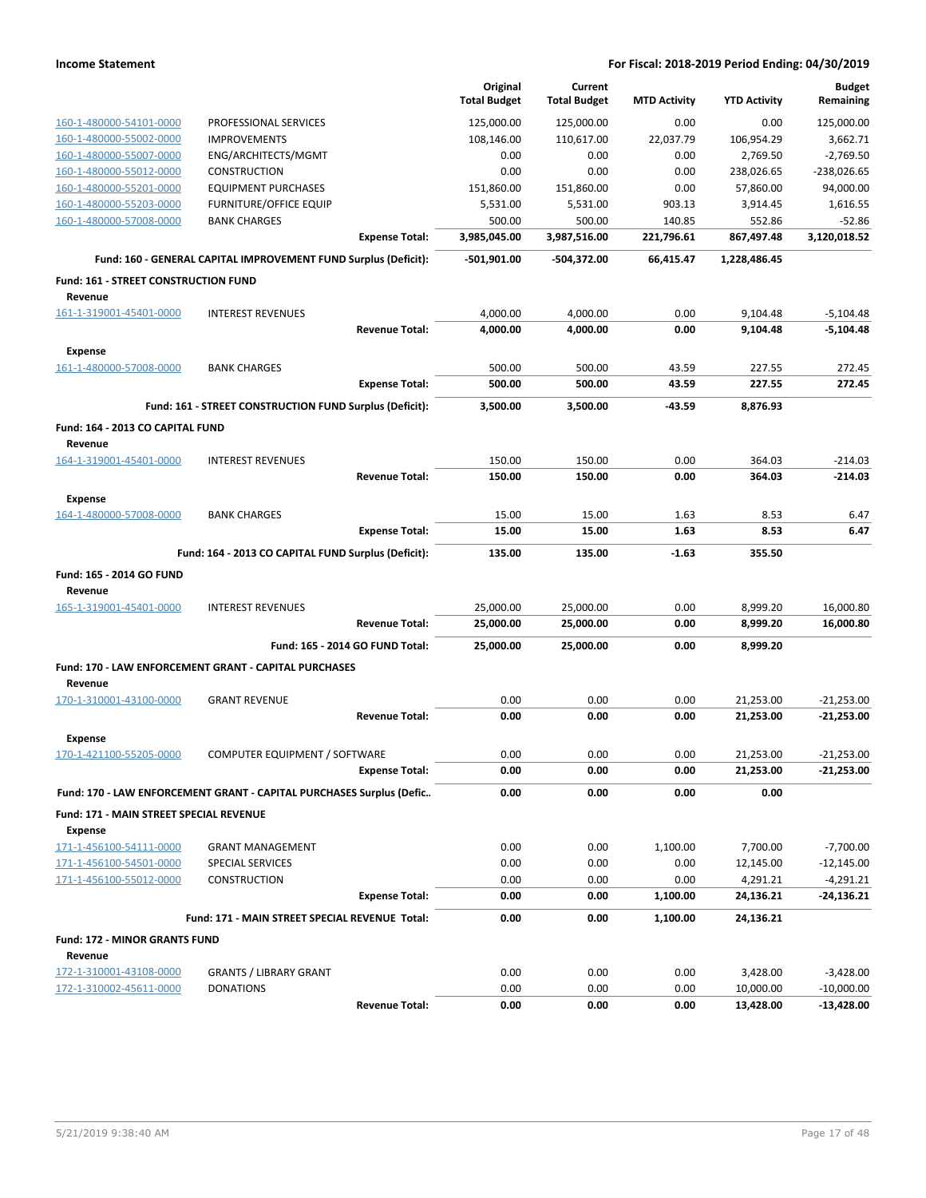| | | Original Total Budget | Current Total Budget | MTD Activity | YTD Activity | Budget Remaining |
|---|---|---|---|---|---|---|
| 160-1-480000-54101-0000 | PROFESSIONAL SERVICES | 125,000.00 | 125,000.00 | 0.00 | 0.00 | 125,000.00 |
| 160-1-480000-55002-0000 | IMPROVEMENTS | 108,146.00 | 110,617.00 | 22,037.79 | 106,954.29 | 3,662.71 |
| 160-1-480000-55007-0000 | ENG/ARCHITECTS/MGMT | 0.00 | 0.00 | 0.00 | 2,769.50 | -2,769.50 |
| 160-1-480000-55012-0000 | CONSTRUCTION | 0.00 | 0.00 | 0.00 | 238,026.65 | -238,026.65 |
| 160-1-480000-55201-0000 | EQUIPMENT PURCHASES | 151,860.00 | 151,860.00 | 0.00 | 57,860.00 | 94,000.00 |
| 160-1-480000-55203-0000 | FURNITURE/OFFICE EQUIP | 5,531.00 | 5,531.00 | 903.13 | 3,914.45 | 1,616.55 |
| 160-1-480000-57008-0000 | BANK CHARGES | 500.00 | 500.00 | 140.85 | 552.86 | -52.86 |
| | **Expense Total:** | **3,985,045.00** | **3,987,516.00** | **221,796.61** | **867,497.48** | **3,120,018.52** |
| | **Fund: 160 - GENERAL CAPITAL IMPROVEMENT FUND Surplus (Deficit):** | **-501,901.00** | **-504,372.00** | **66,415.47** | **1,228,486.45** | |
| **Fund: 161 - STREET CONSTRUCTION FUND** | | | | | | |
| **Revenue** | | | | | | |
| 161-1-319001-45401-0000 | INTEREST REVENUES | 4,000.00 | 4,000.00 | 0.00 | 9,104.48 | -5,104.48 |
| | **Revenue Total:** | **4,000.00** | **4,000.00** | **0.00** | **9,104.48** | **-5,104.48** |
| **Expense** | | | | | | |
| 161-1-480000-57008-0000 | BANK CHARGES | 500.00 | 500.00 | 43.59 | 227.55 | 272.45 |
| | **Expense Total:** | **500.00** | **500.00** | **43.59** | **227.55** | **272.45** |
| | **Fund: 161 - STREET CONSTRUCTION FUND Surplus (Deficit):** | **3,500.00** | **3,500.00** | **-43.59** | **8,876.93** | |
| **Fund: 164 - 2013 CO CAPITAL FUND** | | | | | | |
| **Revenue** | | | | | | |
| 164-1-319001-45401-0000 | INTEREST REVENUES | 150.00 | 150.00 | 0.00 | 364.03 | -214.03 |
| | **Revenue Total:** | **150.00** | **150.00** | **0.00** | **364.03** | **-214.03** |
| **Expense** | | | | | | |
| 164-1-480000-57008-0000 | BANK CHARGES | 15.00 | 15.00 | 1.63 | 8.53 | 6.47 |
| | **Expense Total:** | **15.00** | **15.00** | **1.63** | **8.53** | **6.47** |
| | **Fund: 164 - 2013 CO CAPITAL FUND Surplus (Deficit):** | **135.00** | **135.00** | **-1.63** | **355.50** | |
| **Fund: 165 - 2014 GO FUND** | | | | | | |
| **Revenue** | | | | | | |
| 165-1-319001-45401-0000 | INTEREST REVENUES | 25,000.00 | 25,000.00 | 0.00 | 8,999.20 | 16,000.80 |
| | **Revenue Total:** | **25,000.00** | **25,000.00** | **0.00** | **8,999.20** | **16,000.80** |
| | **Fund: 165 - 2014 GO FUND Total:** | **25,000.00** | **25,000.00** | **0.00** | **8,999.20** | |
| **Fund: 170 - LAW ENFORCEMENT GRANT - CAPITAL PURCHASES** | | | | | | |
| **Revenue** | | | | | | |
| 170-1-310001-43100-0000 | GRANT REVENUE | 0.00 | 0.00 | 0.00 | 21,253.00 | -21,253.00 |
| | **Revenue Total:** | **0.00** | **0.00** | **0.00** | **21,253.00** | **-21,253.00** |
| **Expense** | | | | | | |
| 170-1-421100-55205-0000 | COMPUTER EQUIPMENT / SOFTWARE | 0.00 | 0.00 | 0.00 | 21,253.00 | -21,253.00 |
| | **Expense Total:** | **0.00** | **0.00** | **0.00** | **21,253.00** | **-21,253.00** |
| | **Fund: 170 - LAW ENFORCEMENT GRANT - CAPITAL PURCHASES Surplus (Defic..** | **0.00** | **0.00** | **0.00** | **0.00** | |
| **Fund: 171 - MAIN STREET SPECIAL REVENUE** | | | | | | |
| **Expense** | | | | | | |
| 171-1-456100-54111-0000 | GRANT MANAGEMENT | 0.00 | 0.00 | 1,100.00 | 7,700.00 | -7,700.00 |
| 171-1-456100-54501-0000 | SPECIAL SERVICES | 0.00 | 0.00 | 0.00 | 12,145.00 | -12,145.00 |
| 171-1-456100-55012-0000 | CONSTRUCTION | 0.00 | 0.00 | 0.00 | 4,291.21 | -4,291.21 |
| | **Expense Total:** | **0.00** | **0.00** | **1,100.00** | **24,136.21** | **-24,136.21** |
| | **Fund: 171 - MAIN STREET SPECIAL REVENUE Total:** | **0.00** | **0.00** | **1,100.00** | **24,136.21** | |
| **Fund: 172 - MINOR GRANTS FUND** | | | | | | |
| **Revenue** | | | | | | |
| 172-1-310001-43108-0000 | GRANTS / LIBRARY GRANT | 0.00 | 0.00 | 0.00 | 3,428.00 | -3,428.00 |
| 172-1-310002-45611-0000 | DONATIONS | 0.00 | 0.00 | 0.00 | 10,000.00 | -10,000.00 |
| | **Revenue Total:** | **0.00** | **0.00** | **0.00** | **13,428.00** | **-13,428.00** |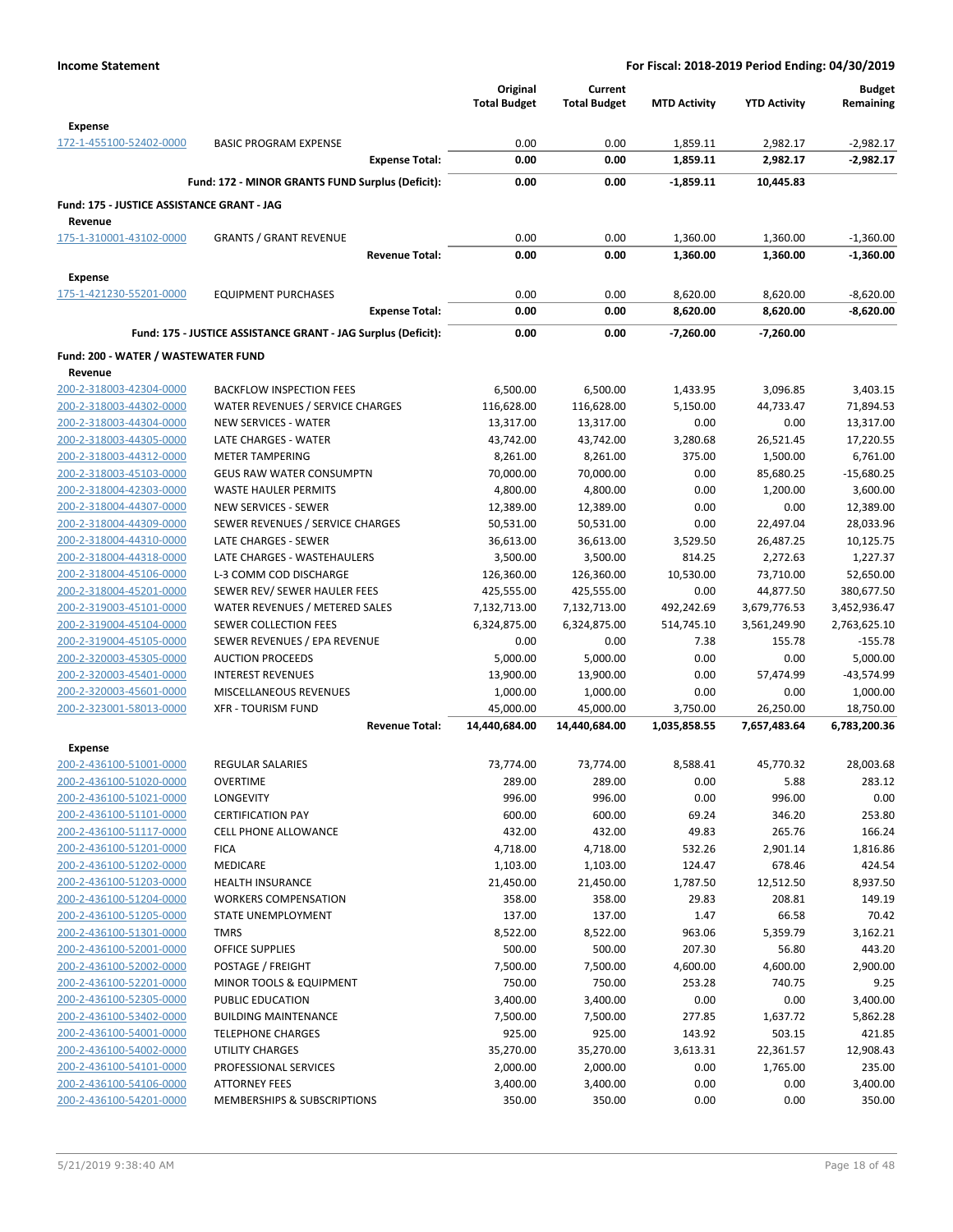**Income Statement** — For Fiscal: 2018-2019 Period Ending: 04/30/2019

| | | Original Total Budget | Current Total Budget | MTD Activity | YTD Activity | Budget Remaining |
|---|---|---|---|---|---|---|
| **Expense** | | | | | | |
| 172-1-455100-52402-0000 | BASIC PROGRAM EXPENSE | 0.00 | 0.00 | 1,859.11 | 2,982.17 | -2,982.17 |
| | **Expense Total:** | **0.00** | **0.00** | **1,859.11** | **2,982.17** | **-2,982.17** |
| | **Fund: 172 - MINOR GRANTS FUND Surplus (Deficit):** | **0.00** | **0.00** | **-1,859.11** | **10,445.83** | |
| **Fund: 175 - JUSTICE ASSISTANCE GRANT - JAG** | | | | | | |
| **Revenue** | | | | | | |
| 175-1-310001-43102-0000 | GRANTS / GRANT REVENUE | 0.00 | 0.00 | 1,360.00 | 1,360.00 | -1,360.00 |
| | **Revenue Total:** | **0.00** | **0.00** | **1,360.00** | **1,360.00** | **-1,360.00** |
| **Expense** | | | | | | |
| 175-1-421230-55201-0000 | EQUIPMENT PURCHASES | 0.00 | 0.00 | 8,620.00 | 8,620.00 | -8,620.00 |
| | **Expense Total:** | **0.00** | **0.00** | **8,620.00** | **8,620.00** | **-8,620.00** |
| | **Fund: 175 - JUSTICE ASSISTANCE GRANT - JAG Surplus (Deficit):** | **0.00** | **0.00** | **-7,260.00** | **-7,260.00** | |
| **Fund: 200 - WATER / WASTEWATER FUND** | | | | | | |
| **Revenue** | | | | | | |
| 200-2-318003-42304-0000 | BACKFLOW INSPECTION FEES | 6,500.00 | 6,500.00 | 1,433.95 | 3,096.85 | 3,403.15 |
| 200-2-318003-44302-0000 | WATER REVENUES / SERVICE CHARGES | 116,628.00 | 116,628.00 | 5,150.00 | 44,733.47 | 71,894.53 |
| 200-2-318003-44304-0000 | NEW SERVICES - WATER | 13,317.00 | 13,317.00 | 0.00 | 0.00 | 13,317.00 |
| 200-2-318003-44305-0000 | LATE CHARGES - WATER | 43,742.00 | 43,742.00 | 3,280.68 | 26,521.45 | 17,220.55 |
| 200-2-318003-44312-0000 | METER TAMPERING | 8,261.00 | 8,261.00 | 375.00 | 1,500.00 | 6,761.00 |
| 200-2-318003-45103-0000 | GEUS RAW WATER CONSUMPTN | 70,000.00 | 70,000.00 | 0.00 | 85,680.25 | -15,680.25 |
| 200-2-318004-42303-0000 | WASTE HAULER PERMITS | 4,800.00 | 4,800.00 | 0.00 | 1,200.00 | 3,600.00 |
| 200-2-318004-44307-0000 | NEW SERVICES - SEWER | 12,389.00 | 12,389.00 | 0.00 | 0.00 | 12,389.00 |
| 200-2-318004-44309-0000 | SEWER REVENUES / SERVICE CHARGES | 50,531.00 | 50,531.00 | 0.00 | 22,497.04 | 28,033.96 |
| 200-2-318004-44310-0000 | LATE CHARGES - SEWER | 36,613.00 | 36,613.00 | 3,529.50 | 26,487.25 | 10,125.75 |
| 200-2-318004-44318-0000 | LATE CHARGES - WASTEHAULERS | 3,500.00 | 3,500.00 | 814.25 | 2,272.63 | 1,227.37 |
| 200-2-318004-45106-0000 | L-3 COMM COD DISCHARGE | 126,360.00 | 126,360.00 | 10,530.00 | 73,710.00 | 52,650.00 |
| 200-2-318004-45201-0000 | SEWER REV/ SEWER HAULER FEES | 425,555.00 | 425,555.00 | 0.00 | 44,877.50 | 380,677.50 |
| 200-2-319003-45101-0000 | WATER REVENUES / METERED SALES | 7,132,713.00 | 7,132,713.00 | 492,242.69 | 3,679,776.53 | 3,452,936.47 |
| 200-2-319004-45104-0000 | SEWER COLLECTION FEES | 6,324,875.00 | 6,324,875.00 | 514,745.10 | 3,561,249.90 | 2,763,625.10 |
| 200-2-319004-45105-0000 | SEWER REVENUES / EPA REVENUE | 0.00 | 0.00 | 7.38 | 155.78 | -155.78 |
| 200-2-320003-45305-0000 | AUCTION PROCEEDS | 5,000.00 | 5,000.00 | 0.00 | 0.00 | 5,000.00 |
| 200-2-320003-45401-0000 | INTEREST REVENUES | 13,900.00 | 13,900.00 | 0.00 | 57,474.99 | -43,574.99 |
| 200-2-320003-45601-0000 | MISCELLANEOUS REVENUES | 1,000.00 | 1,000.00 | 0.00 | 0.00 | 1,000.00 |
| 200-2-323001-58013-0000 | XFR - TOURISM FUND | 45,000.00 | 45,000.00 | 3,750.00 | 26,250.00 | 18,750.00 |
| | **Revenue Total:** | **14,440,684.00** | **14,440,684.00** | **1,035,858.55** | **7,657,483.64** | **6,783,200.36** |
| **Expense** | | | | | | |
| 200-2-436100-51001-0000 | REGULAR SALARIES | 73,774.00 | 73,774.00 | 8,588.41 | 45,770.32 | 28,003.68 |
| 200-2-436100-51020-0000 | OVERTIME | 289.00 | 289.00 | 0.00 | 5.88 | 283.12 |
| 200-2-436100-51021-0000 | LONGEVITY | 996.00 | 996.00 | 0.00 | 996.00 | 0.00 |
| 200-2-436100-51101-0000 | CERTIFICATION PAY | 600.00 | 600.00 | 69.24 | 346.20 | 253.80 |
| 200-2-436100-51117-0000 | CELL PHONE ALLOWANCE | 432.00 | 432.00 | 49.83 | 265.76 | 166.24 |
| 200-2-436100-51201-0000 | FICA | 4,718.00 | 4,718.00 | 532.26 | 2,901.14 | 1,816.86 |
| 200-2-436100-51202-0000 | MEDICARE | 1,103.00 | 1,103.00 | 124.47 | 678.46 | 424.54 |
| 200-2-436100-51203-0000 | HEALTH INSURANCE | 21,450.00 | 21,450.00 | 1,787.50 | 12,512.50 | 8,937.50 |
| 200-2-436100-51204-0000 | WORKERS COMPENSATION | 358.00 | 358.00 | 29.83 | 208.81 | 149.19 |
| 200-2-436100-51205-0000 | STATE UNEMPLOYMENT | 137.00 | 137.00 | 1.47 | 66.58 | 70.42 |
| 200-2-436100-51301-0000 | TMRS | 8,522.00 | 8,522.00 | 963.06 | 5,359.79 | 3,162.21 |
| 200-2-436100-52001-0000 | OFFICE SUPPLIES | 500.00 | 500.00 | 207.30 | 56.80 | 443.20 |
| 200-2-436100-52002-0000 | POSTAGE / FREIGHT | 7,500.00 | 7,500.00 | 4,600.00 | 4,600.00 | 2,900.00 |
| 200-2-436100-52201-0000 | MINOR TOOLS & EQUIPMENT | 750.00 | 750.00 | 253.28 | 740.75 | 9.25 |
| 200-2-436100-52305-0000 | PUBLIC EDUCATION | 3,400.00 | 3,400.00 | 0.00 | 0.00 | 3,400.00 |
| 200-2-436100-53402-0000 | BUILDING MAINTENANCE | 7,500.00 | 7,500.00 | 277.85 | 1,637.72 | 5,862.28 |
| 200-2-436100-54001-0000 | TELEPHONE CHARGES | 925.00 | 925.00 | 143.92 | 503.15 | 421.85 |
| 200-2-436100-54002-0000 | UTILITY CHARGES | 35,270.00 | 35,270.00 | 3,613.31 | 22,361.57 | 12,908.43 |
| 200-2-436100-54101-0000 | PROFESSIONAL SERVICES | 2,000.00 | 2,000.00 | 0.00 | 1,765.00 | 235.00 |
| 200-2-436100-54106-0000 | ATTORNEY FEES | 3,400.00 | 3,400.00 | 0.00 | 0.00 | 3,400.00 |
| 200-2-436100-54201-0000 | MEMBERSHIPS & SUBSCRIPTIONS | 350.00 | 350.00 | 0.00 | 0.00 | 350.00 |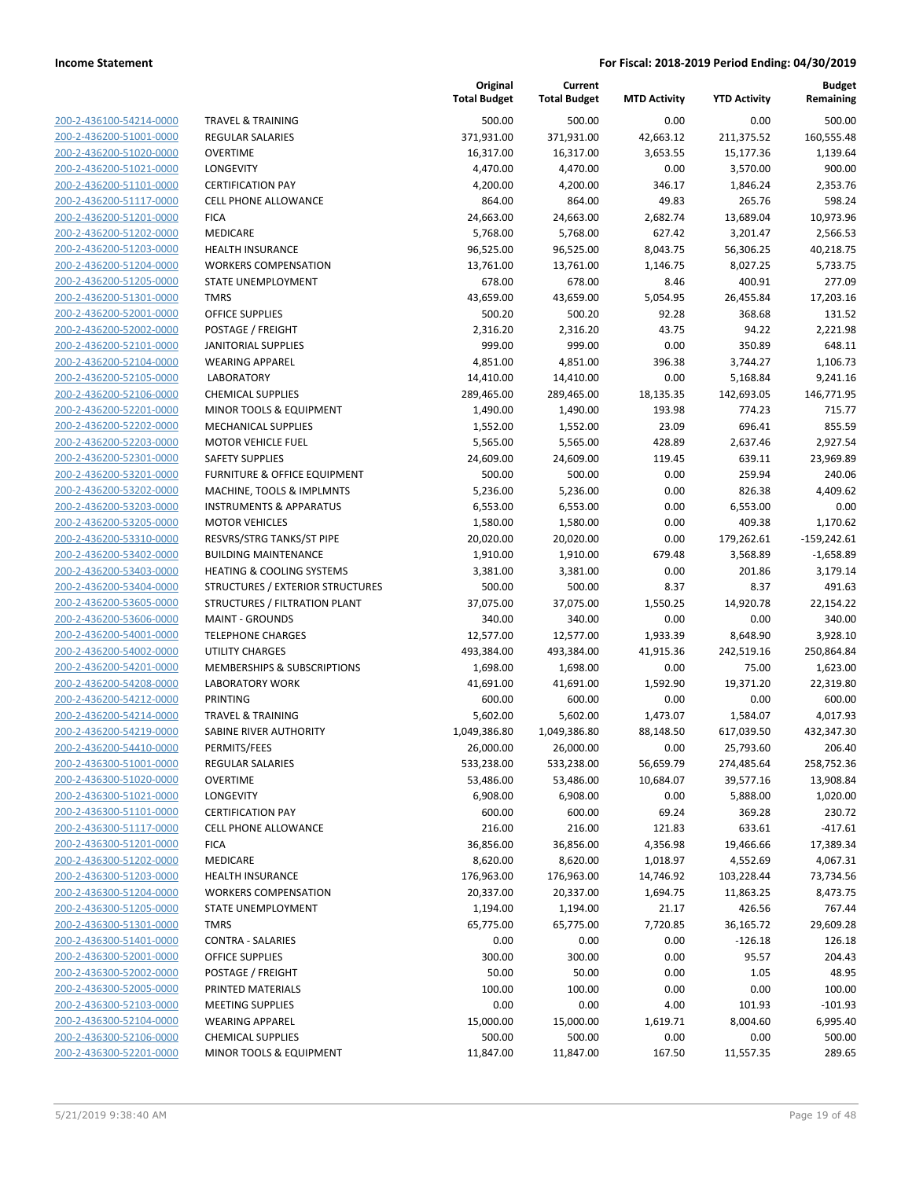| | | Original Total Budget | Current Total Budget | MTD Activity | YTD Activity | Budget Remaining |
|---|---|---|---|---|---|---|
| 200-2-436100-54214-0000 | TRAVEL & TRAINING | 500.00 | 500.00 | 0.00 | 0.00 | 500.00 |
| 200-2-436200-51001-0000 | REGULAR SALARIES | 371,931.00 | 371,931.00 | 42,663.12 | 211,375.52 | 160,555.48 |
| 200-2-436200-51020-0000 | OVERTIME | 16,317.00 | 16,317.00 | 3,653.55 | 15,177.36 | 1,139.64 |
| 200-2-436200-51021-0000 | LONGEVITY | 4,470.00 | 4,470.00 | 0.00 | 3,570.00 | 900.00 |
| 200-2-436200-51101-0000 | CERTIFICATION PAY | 4,200.00 | 4,200.00 | 346.17 | 1,846.24 | 2,353.76 |
| 200-2-436200-51117-0000 | CELL PHONE ALLOWANCE | 864.00 | 864.00 | 49.83 | 265.76 | 598.24 |
| 200-2-436200-51201-0000 | FICA | 24,663.00 | 24,663.00 | 2,682.74 | 13,689.04 | 10,973.96 |
| 200-2-436200-51202-0000 | MEDICARE | 5,768.00 | 5,768.00 | 627.42 | 3,201.47 | 2,566.53 |
| 200-2-436200-51203-0000 | HEALTH INSURANCE | 96,525.00 | 96,525.00 | 8,043.75 | 56,306.25 | 40,218.75 |
| 200-2-436200-51204-0000 | WORKERS COMPENSATION | 13,761.00 | 13,761.00 | 1,146.75 | 8,027.25 | 5,733.75 |
| 200-2-436200-51205-0000 | STATE UNEMPLOYMENT | 678.00 | 678.00 | 8.46 | 400.91 | 277.09 |
| 200-2-436200-51301-0000 | TMRS | 43,659.00 | 43,659.00 | 5,054.95 | 26,455.84 | 17,203.16 |
| 200-2-436200-52001-0000 | OFFICE SUPPLIES | 500.20 | 500.20 | 92.28 | 368.68 | 131.52 |
| 200-2-436200-52002-0000 | POSTAGE / FREIGHT | 2,316.20 | 2,316.20 | 43.75 | 94.22 | 2,221.98 |
| 200-2-436200-52101-0000 | JANITORIAL SUPPLIES | 999.00 | 999.00 | 0.00 | 350.89 | 648.11 |
| 200-2-436200-52104-0000 | WEARING APPAREL | 4,851.00 | 4,851.00 | 396.38 | 3,744.27 | 1,106.73 |
| 200-2-436200-52105-0000 | LABORATORY | 14,410.00 | 14,410.00 | 0.00 | 5,168.84 | 9,241.16 |
| 200-2-436200-52106-0000 | CHEMICAL SUPPLIES | 289,465.00 | 289,465.00 | 18,135.35 | 142,693.05 | 146,771.95 |
| 200-2-436200-52201-0000 | MINOR TOOLS & EQUIPMENT | 1,490.00 | 1,490.00 | 193.98 | 774.23 | 715.77 |
| 200-2-436200-52202-0000 | MECHANICAL SUPPLIES | 1,552.00 | 1,552.00 | 23.09 | 696.41 | 855.59 |
| 200-2-436200-52203-0000 | MOTOR VEHICLE FUEL | 5,565.00 | 5,565.00 | 428.89 | 2,637.46 | 2,927.54 |
| 200-2-436200-52301-0000 | SAFETY SUPPLIES | 24,609.00 | 24,609.00 | 119.45 | 639.11 | 23,969.89 |
| 200-2-436200-53201-0000 | FURNITURE & OFFICE EQUIPMENT | 500.00 | 500.00 | 0.00 | 259.94 | 240.06 |
| 200-2-436200-53202-0000 | MACHINE, TOOLS & IMPLMNTS | 5,236.00 | 5,236.00 | 0.00 | 826.38 | 4,409.62 |
| 200-2-436200-53203-0000 | INSTRUMENTS & APPARATUS | 6,553.00 | 6,553.00 | 0.00 | 6,553.00 | 0.00 |
| 200-2-436200-53205-0000 | MOTOR VEHICLES | 1,580.00 | 1,580.00 | 0.00 | 409.38 | 1,170.62 |
| 200-2-436200-53310-0000 | RESVRS/STRG TANKS/ST PIPE | 20,020.00 | 20,020.00 | 0.00 | 179,262.61 | -159,242.61 |
| 200-2-436200-53402-0000 | BUILDING MAINTENANCE | 1,910.00 | 1,910.00 | 679.48 | 3,568.89 | -1,658.89 |
| 200-2-436200-53403-0000 | HEATING & COOLING SYSTEMS | 3,381.00 | 3,381.00 | 0.00 | 201.86 | 3,179.14 |
| 200-2-436200-53404-0000 | STRUCTURES / EXTERIOR STRUCTURES | 500.00 | 500.00 | 8.37 | 8.37 | 491.63 |
| 200-2-436200-53605-0000 | STRUCTURES / FILTRATION PLANT | 37,075.00 | 37,075.00 | 1,550.25 | 14,920.78 | 22,154.22 |
| 200-2-436200-53606-0000 | MAINT - GROUNDS | 340.00 | 340.00 | 0.00 | 0.00 | 340.00 |
| 200-2-436200-54001-0000 | TELEPHONE CHARGES | 12,577.00 | 12,577.00 | 1,933.39 | 8,648.90 | 3,928.10 |
| 200-2-436200-54002-0000 | UTILITY CHARGES | 493,384.00 | 493,384.00 | 41,915.36 | 242,519.16 | 250,864.84 |
| 200-2-436200-54201-0000 | MEMBERSHIPS & SUBSCRIPTIONS | 1,698.00 | 1,698.00 | 0.00 | 75.00 | 1,623.00 |
| 200-2-436200-54208-0000 | LABORATORY WORK | 41,691.00 | 41,691.00 | 1,592.90 | 19,371.20 | 22,319.80 |
| 200-2-436200-54212-0000 | PRINTING | 600.00 | 600.00 | 0.00 | 0.00 | 600.00 |
| 200-2-436200-54214-0000 | TRAVEL & TRAINING | 5,602.00 | 5,602.00 | 1,473.07 | 1,584.07 | 4,017.93 |
| 200-2-436200-54219-0000 | SABINE RIVER AUTHORITY | 1,049,386.80 | 1,049,386.80 | 88,148.50 | 617,039.50 | 432,347.30 |
| 200-2-436200-54410-0000 | PERMITS/FEES | 26,000.00 | 26,000.00 | 0.00 | 25,793.60 | 206.40 |
| 200-2-436300-51001-0000 | REGULAR SALARIES | 533,238.00 | 533,238.00 | 56,659.79 | 274,485.64 | 258,752.36 |
| 200-2-436300-51020-0000 | OVERTIME | 53,486.00 | 53,486.00 | 10,684.07 | 39,577.16 | 13,908.84 |
| 200-2-436300-51021-0000 | LONGEVITY | 6,908.00 | 6,908.00 | 0.00 | 5,888.00 | 1,020.00 |
| 200-2-436300-51101-0000 | CERTIFICATION PAY | 600.00 | 600.00 | 69.24 | 369.28 | 230.72 |
| 200-2-436300-51117-0000 | CELL PHONE ALLOWANCE | 216.00 | 216.00 | 121.83 | 633.61 | -417.61 |
| 200-2-436300-51201-0000 | FICA | 36,856.00 | 36,856.00 | 4,356.98 | 19,466.66 | 17,389.34 |
| 200-2-436300-51202-0000 | MEDICARE | 8,620.00 | 8,620.00 | 1,018.97 | 4,552.69 | 4,067.31 |
| 200-2-436300-51203-0000 | HEALTH INSURANCE | 176,963.00 | 176,963.00 | 14,746.92 | 103,228.44 | 73,734.56 |
| 200-2-436300-51204-0000 | WORKERS COMPENSATION | 20,337.00 | 20,337.00 | 1,694.75 | 11,863.25 | 8,473.75 |
| 200-2-436300-51205-0000 | STATE UNEMPLOYMENT | 1,194.00 | 1,194.00 | 21.17 | 426.56 | 767.44 |
| 200-2-436300-51301-0000 | TMRS | 65,775.00 | 65,775.00 | 7,720.85 | 36,165.72 | 29,609.28 |
| 200-2-436300-51401-0000 | CONTRA - SALARIES | 0.00 | 0.00 | 0.00 | -126.18 | 126.18 |
| 200-2-436300-52001-0000 | OFFICE SUPPLIES | 300.00 | 300.00 | 0.00 | 95.57 | 204.43 |
| 200-2-436300-52002-0000 | POSTAGE / FREIGHT | 50.00 | 50.00 | 0.00 | 1.05 | 48.95 |
| 200-2-436300-52005-0000 | PRINTED MATERIALS | 100.00 | 100.00 | 0.00 | 0.00 | 100.00 |
| 200-2-436300-52103-0000 | MEETING SUPPLIES | 0.00 | 0.00 | 4.00 | 101.93 | -101.93 |
| 200-2-436300-52104-0000 | WEARING APPAREL | 15,000.00 | 15,000.00 | 1,619.71 | 8,004.60 | 6,995.40 |
| 200-2-436300-52106-0000 | CHEMICAL SUPPLIES | 500.00 | 500.00 | 0.00 | 0.00 | 500.00 |
| 200-2-436300-52201-0000 | MINOR TOOLS & EQUIPMENT | 11,847.00 | 11,847.00 | 167.50 | 11,557.35 | 289.65 |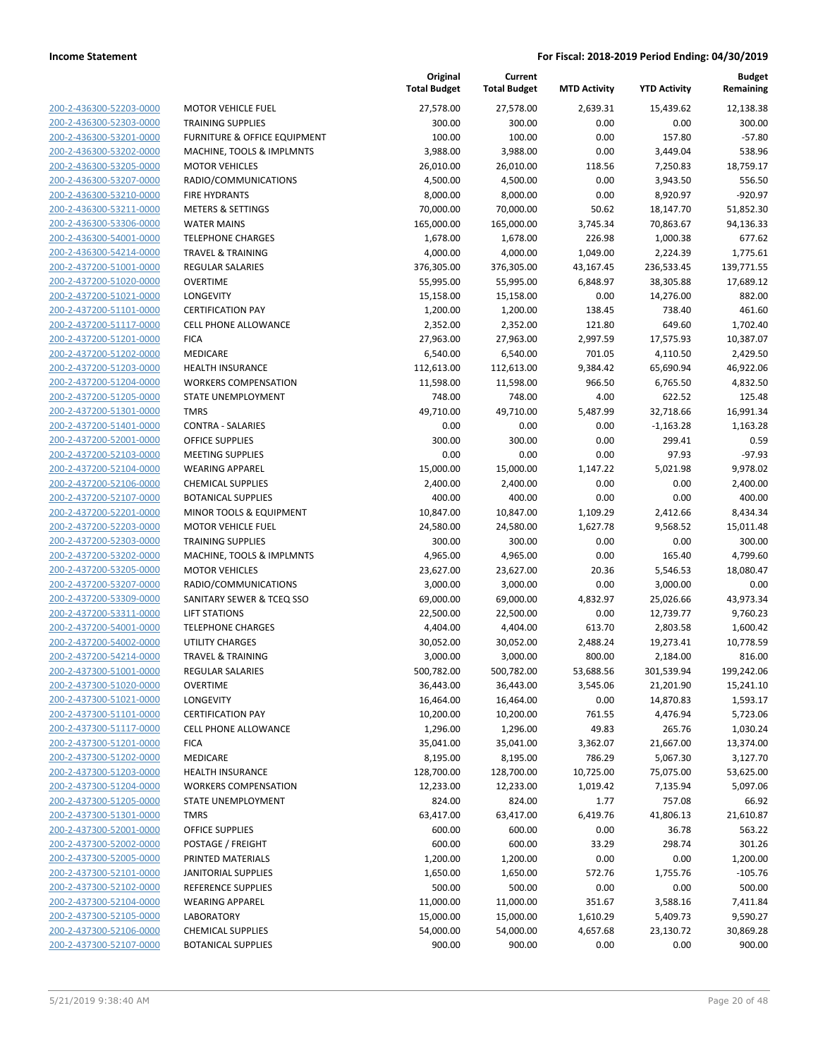**Income Statement** | **For Fiscal: 2018-2019 Period Ending: 04/30/2019**

| | | Original Total Budget | Current Total Budget | MTD Activity | YTD Activity | Budget Remaining |
|---|---|---|---|---|---|---|
| 200-2-436300-52203-0000 | MOTOR VEHICLE FUEL | 27,578.00 | 27,578.00 | 2,639.31 | 15,439.62 | 12,138.38 |
| 200-2-436300-52303-0000 | TRAINING SUPPLIES | 300.00 | 300.00 | 0.00 | 0.00 | 300.00 |
| 200-2-436300-53201-0000 | FURNITURE & OFFICE EQUIPMENT | 100.00 | 100.00 | 0.00 | 157.80 | -57.80 |
| 200-2-436300-53202-0000 | MACHINE, TOOLS & IMPLMNTS | 3,988.00 | 3,988.00 | 0.00 | 3,449.04 | 538.96 |
| 200-2-436300-53205-0000 | MOTOR VEHICLES | 26,010.00 | 26,010.00 | 118.56 | 7,250.83 | 18,759.17 |
| 200-2-436300-53207-0000 | RADIO/COMMUNICATIONS | 4,500.00 | 4,500.00 | 0.00 | 3,943.50 | 556.50 |
| 200-2-436300-53210-0000 | FIRE HYDRANTS | 8,000.00 | 8,000.00 | 0.00 | 8,920.97 | -920.97 |
| 200-2-436300-53211-0000 | METERS & SETTINGS | 70,000.00 | 70,000.00 | 50.62 | 18,147.70 | 51,852.30 |
| 200-2-436300-53306-0000 | WATER MAINS | 165,000.00 | 165,000.00 | 3,745.34 | 70,863.67 | 94,136.33 |
| 200-2-436300-54001-0000 | TELEPHONE CHARGES | 1,678.00 | 1,678.00 | 226.98 | 1,000.38 | 677.62 |
| 200-2-436300-54214-0000 | TRAVEL & TRAINING | 4,000.00 | 4,000.00 | 1,049.00 | 2,224.39 | 1,775.61 |
| 200-2-437200-51001-0000 | REGULAR SALARIES | 376,305.00 | 376,305.00 | 43,167.45 | 236,533.45 | 139,771.55 |
| 200-2-437200-51020-0000 | OVERTIME | 55,995.00 | 55,995.00 | 6,848.97 | 38,305.88 | 17,689.12 |
| 200-2-437200-51021-0000 | LONGEVITY | 15,158.00 | 15,158.00 | 0.00 | 14,276.00 | 882.00 |
| 200-2-437200-51101-0000 | CERTIFICATION PAY | 1,200.00 | 1,200.00 | 138.45 | 738.40 | 461.60 |
| 200-2-437200-51117-0000 | CELL PHONE ALLOWANCE | 2,352.00 | 2,352.00 | 121.80 | 649.60 | 1,702.40 |
| 200-2-437200-51201-0000 | FICA | 27,963.00 | 27,963.00 | 2,997.59 | 17,575.93 | 10,387.07 |
| 200-2-437200-51202-0000 | MEDICARE | 6,540.00 | 6,540.00 | 701.05 | 4,110.50 | 2,429.50 |
| 200-2-437200-51203-0000 | HEALTH INSURANCE | 112,613.00 | 112,613.00 | 9,384.42 | 65,690.94 | 46,922.06 |
| 200-2-437200-51204-0000 | WORKERS COMPENSATION | 11,598.00 | 11,598.00 | 966.50 | 6,765.50 | 4,832.50 |
| 200-2-437200-51205-0000 | STATE UNEMPLOYMENT | 748.00 | 748.00 | 4.00 | 622.52 | 125.48 |
| 200-2-437200-51301-0000 | TMRS | 49,710.00 | 49,710.00 | 5,487.99 | 32,718.66 | 16,991.34 |
| 200-2-437200-51401-0000 | CONTRA - SALARIES | 0.00 | 0.00 | 0.00 | -1,163.28 | 1,163.28 |
| 200-2-437200-52001-0000 | OFFICE SUPPLIES | 300.00 | 300.00 | 0.00 | 299.41 | 0.59 |
| 200-2-437200-52103-0000 | MEETING SUPPLIES | 0.00 | 0.00 | 0.00 | 97.93 | -97.93 |
| 200-2-437200-52104-0000 | WEARING APPAREL | 15,000.00 | 15,000.00 | 1,147.22 | 5,021.98 | 9,978.02 |
| 200-2-437200-52106-0000 | CHEMICAL SUPPLIES | 2,400.00 | 2,400.00 | 0.00 | 0.00 | 2,400.00 |
| 200-2-437200-52107-0000 | BOTANICAL SUPPLIES | 400.00 | 400.00 | 0.00 | 0.00 | 400.00 |
| 200-2-437200-52201-0000 | MINOR TOOLS & EQUIPMENT | 10,847.00 | 10,847.00 | 1,109.29 | 2,412.66 | 8,434.34 |
| 200-2-437200-52203-0000 | MOTOR VEHICLE FUEL | 24,580.00 | 24,580.00 | 1,627.78 | 9,568.52 | 15,011.48 |
| 200-2-437200-52303-0000 | TRAINING SUPPLIES | 300.00 | 300.00 | 0.00 | 0.00 | 300.00 |
| 200-2-437200-53202-0000 | MACHINE, TOOLS & IMPLMNTS | 4,965.00 | 4,965.00 | 0.00 | 165.40 | 4,799.60 |
| 200-2-437200-53205-0000 | MOTOR VEHICLES | 23,627.00 | 23,627.00 | 20.36 | 5,546.53 | 18,080.47 |
| 200-2-437200-53207-0000 | RADIO/COMMUNICATIONS | 3,000.00 | 3,000.00 | 0.00 | 3,000.00 | 0.00 |
| 200-2-437200-53309-0000 | SANITARY SEWER & TCEQ SSO | 69,000.00 | 69,000.00 | 4,832.97 | 25,026.66 | 43,973.34 |
| 200-2-437200-53311-0000 | LIFT STATIONS | 22,500.00 | 22,500.00 | 0.00 | 12,739.77 | 9,760.23 |
| 200-2-437200-54001-0000 | TELEPHONE CHARGES | 4,404.00 | 4,404.00 | 613.70 | 2,803.58 | 1,600.42 |
| 200-2-437200-54002-0000 | UTILITY CHARGES | 30,052.00 | 30,052.00 | 2,488.24 | 19,273.41 | 10,778.59 |
| 200-2-437200-54214-0000 | TRAVEL & TRAINING | 3,000.00 | 3,000.00 | 800.00 | 2,184.00 | 816.00 |
| 200-2-437300-51001-0000 | REGULAR SALARIES | 500,782.00 | 500,782.00 | 53,688.56 | 301,539.94 | 199,242.06 |
| 200-2-437300-51020-0000 | OVERTIME | 36,443.00 | 36,443.00 | 3,545.06 | 21,201.90 | 15,241.10 |
| 200-2-437300-51021-0000 | LONGEVITY | 16,464.00 | 16,464.00 | 0.00 | 14,870.83 | 1,593.17 |
| 200-2-437300-51101-0000 | CERTIFICATION PAY | 10,200.00 | 10,200.00 | 761.55 | 4,476.94 | 5,723.06 |
| 200-2-437300-51117-0000 | CELL PHONE ALLOWANCE | 1,296.00 | 1,296.00 | 49.83 | 265.76 | 1,030.24 |
| 200-2-437300-51201-0000 | FICA | 35,041.00 | 35,041.00 | 3,362.07 | 21,667.00 | 13,374.00 |
| 200-2-437300-51202-0000 | MEDICARE | 8,195.00 | 8,195.00 | 786.29 | 5,067.30 | 3,127.70 |
| 200-2-437300-51203-0000 | HEALTH INSURANCE | 128,700.00 | 128,700.00 | 10,725.00 | 75,075.00 | 53,625.00 |
| 200-2-437300-51204-0000 | WORKERS COMPENSATION | 12,233.00 | 12,233.00 | 1,019.42 | 7,135.94 | 5,097.06 |
| 200-2-437300-51205-0000 | STATE UNEMPLOYMENT | 824.00 | 824.00 | 1.77 | 757.08 | 66.92 |
| 200-2-437300-51301-0000 | TMRS | 63,417.00 | 63,417.00 | 6,419.76 | 41,806.13 | 21,610.87 |
| 200-2-437300-52001-0000 | OFFICE SUPPLIES | 600.00 | 600.00 | 0.00 | 36.78 | 563.22 |
| 200-2-437300-52002-0000 | POSTAGE / FREIGHT | 600.00 | 600.00 | 33.29 | 298.74 | 301.26 |
| 200-2-437300-52005-0000 | PRINTED MATERIALS | 1,200.00 | 1,200.00 | 0.00 | 0.00 | 1,200.00 |
| 200-2-437300-52101-0000 | JANITORIAL SUPPLIES | 1,650.00 | 1,650.00 | 572.76 | 1,755.76 | -105.76 |
| 200-2-437300-52102-0000 | REFERENCE SUPPLIES | 500.00 | 500.00 | 0.00 | 0.00 | 500.00 |
| 200-2-437300-52104-0000 | WEARING APPAREL | 11,000.00 | 11,000.00 | 351.67 | 3,588.16 | 7,411.84 |
| 200-2-437300-52105-0000 | LABORATORY | 15,000.00 | 15,000.00 | 1,610.29 | 5,409.73 | 9,590.27 |
| 200-2-437300-52106-0000 | CHEMICAL SUPPLIES | 54,000.00 | 54,000.00 | 4,657.68 | 23,130.72 | 30,869.28 |
| 200-2-437300-52107-0000 | BOTANICAL SUPPLIES | 900.00 | 900.00 | 0.00 | 0.00 | 900.00 |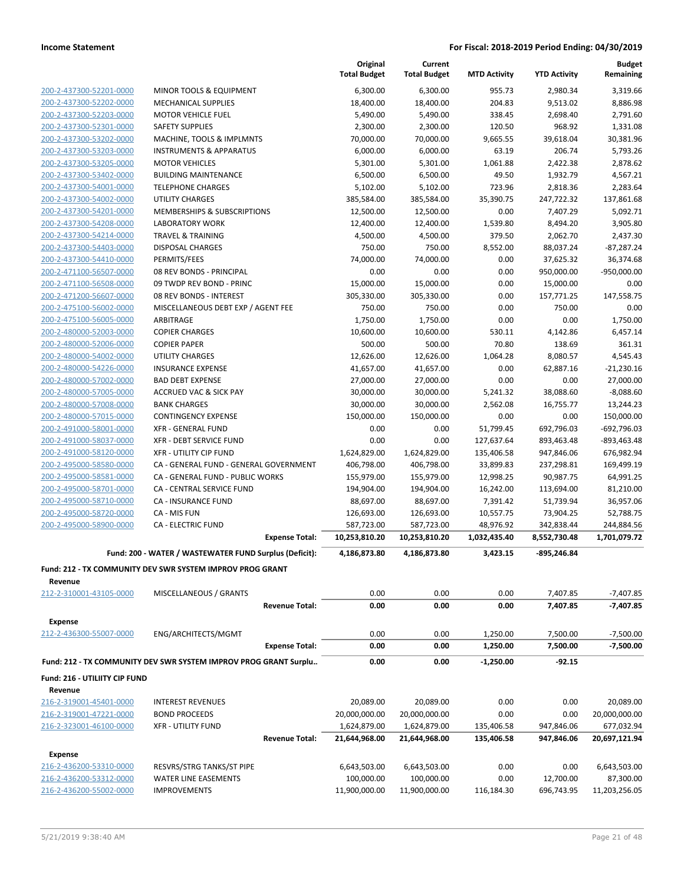**Income Statement** — **For Fiscal: 2018-2019 Period Ending: 04/30/2019**

| | | Original Total Budget | Current Total Budget | MTD Activity | YTD Activity | Budget Remaining |
|---|---|---|---|---|---|---|
| 200-2-437300-52201-0000 | MINOR TOOLS & EQUIPMENT | 6,300.00 | 6,300.00 | 955.73 | 2,980.34 | 3,319.66 |
| 200-2-437300-52202-0000 | MECHANICAL SUPPLIES | 18,400.00 | 18,400.00 | 204.83 | 9,513.02 | 8,886.98 |
| 200-2-437300-52203-0000 | MOTOR VEHICLE FUEL | 5,490.00 | 5,490.00 | 338.45 | 2,698.40 | 2,791.60 |
| 200-2-437300-52301-0000 | SAFETY SUPPLIES | 2,300.00 | 2,300.00 | 120.50 | 968.92 | 1,331.08 |
| 200-2-437300-53202-0000 | MACHINE, TOOLS & IMPLMNTS | 70,000.00 | 70,000.00 | 9,665.55 | 39,618.04 | 30,381.96 |
| 200-2-437300-53203-0000 | INSTRUMENTS & APPARATUS | 6,000.00 | 6,000.00 | 63.19 | 206.74 | 5,793.26 |
| 200-2-437300-53205-0000 | MOTOR VEHICLES | 5,301.00 | 5,301.00 | 1,061.88 | 2,422.38 | 2,878.62 |
| 200-2-437300-53402-0000 | BUILDING MAINTENANCE | 6,500.00 | 6,500.00 | 49.50 | 1,932.79 | 4,567.21 |
| 200-2-437300-54001-0000 | TELEPHONE CHARGES | 5,102.00 | 5,102.00 | 723.96 | 2,818.36 | 2,283.64 |
| 200-2-437300-54002-0000 | UTILITY CHARGES | 385,584.00 | 385,584.00 | 35,390.75 | 247,722.32 | 137,861.68 |
| 200-2-437300-54201-0000 | MEMBERSHIPS & SUBSCRIPTIONS | 12,500.00 | 12,500.00 | 0.00 | 7,407.29 | 5,092.71 |
| 200-2-437300-54208-0000 | LABORATORY WORK | 12,400.00 | 12,400.00 | 1,539.80 | 8,494.20 | 3,905.80 |
| 200-2-437300-54214-0000 | TRAVEL & TRAINING | 4,500.00 | 4,500.00 | 379.50 | 2,062.70 | 2,437.30 |
| 200-2-437300-54403-0000 | DISPOSAL CHARGES | 750.00 | 750.00 | 8,552.00 | 88,037.24 | -87,287.24 |
| 200-2-437300-54410-0000 | PERMITS/FEES | 74,000.00 | 74,000.00 | 0.00 | 37,625.32 | 36,374.68 |
| 200-2-471100-56507-0000 | 08 REV BONDS - PRINCIPAL | 0.00 | 0.00 | 0.00 | 950,000.00 | -950,000.00 |
| 200-2-471100-56508-0000 | 09 TWDP REV BOND - PRINC | 15,000.00 | 15,000.00 | 0.00 | 15,000.00 | 0.00 |
| 200-2-471200-56607-0000 | 08 REV BONDS - INTEREST | 305,330.00 | 305,330.00 | 0.00 | 157,771.25 | 147,558.75 |
| 200-2-475100-56002-0000 | MISCELLANEOUS DEBT EXP / AGENT FEE | 750.00 | 750.00 | 0.00 | 750.00 | 0.00 |
| 200-2-475100-56005-0000 | ARBITRAGE | 1,750.00 | 1,750.00 | 0.00 | 0.00 | 1,750.00 |
| 200-2-480000-52003-0000 | COPIER CHARGES | 10,600.00 | 10,600.00 | 530.11 | 4,142.86 | 6,457.14 |
| 200-2-480000-52006-0000 | COPIER PAPER | 500.00 | 500.00 | 70.80 | 138.69 | 361.31 |
| 200-2-480000-54002-0000 | UTILITY CHARGES | 12,626.00 | 12,626.00 | 1,064.28 | 8,080.57 | 4,545.43 |
| 200-2-480000-54226-0000 | INSURANCE EXPENSE | 41,657.00 | 41,657.00 | 0.00 | 62,887.16 | -21,230.16 |
| 200-2-480000-57002-0000 | BAD DEBT EXPENSE | 27,000.00 | 27,000.00 | 0.00 | 0.00 | 27,000.00 |
| 200-2-480000-57005-0000 | ACCRUED VAC & SICK PAY | 30,000.00 | 30,000.00 | 5,241.32 | 38,088.60 | -8,088.60 |
| 200-2-480000-57008-0000 | BANK CHARGES | 30,000.00 | 30,000.00 | 2,562.08 | 16,755.77 | 13,244.23 |
| 200-2-480000-57015-0000 | CONTINGENCY EXPENSE | 150,000.00 | 150,000.00 | 0.00 | 0.00 | 150,000.00 |
| 200-2-491000-58001-0000 | XFR - GENERAL FUND | 0.00 | 0.00 | 51,799.45 | 692,796.03 | -692,796.03 |
| 200-2-491000-58037-0000 | XFR - DEBT SERVICE FUND | 0.00 | 0.00 | 127,637.64 | 893,463.48 | -893,463.48 |
| 200-2-491000-58120-0000 | XFR - UTILITY CIP FUND | 1,624,829.00 | 1,624,829.00 | 135,406.58 | 947,846.06 | 676,982.94 |
| 200-2-495000-58580-0000 | CA - GENERAL FUND - GENERAL GOVERNMENT | 406,798.00 | 406,798.00 | 33,899.83 | 237,298.81 | 169,499.19 |
| 200-2-495000-58581-0000 | CA - GENERAL FUND - PUBLIC WORKS | 155,979.00 | 155,979.00 | 12,998.25 | 90,987.75 | 64,991.25 |
| 200-2-495000-58701-0000 | CA - CENTRAL SERVICE FUND | 194,904.00 | 194,904.00 | 16,242.00 | 113,694.00 | 81,210.00 |
| 200-2-495000-58710-0000 | CA - INSURANCE FUND | 88,697.00 | 88,697.00 | 7,391.42 | 51,739.94 | 36,957.06 |
| 200-2-495000-58720-0000 | CA - MIS FUN | 126,693.00 | 126,693.00 | 10,557.75 | 73,904.25 | 52,788.75 |
| 200-2-495000-58900-0000 | CA - ELECTRIC FUND | 587,723.00 | 587,723.00 | 48,976.92 | 342,838.44 | 244,884.56 |
| | **Expense Total:** | **10,253,810.20** | **10,253,810.20** | **1,032,435.40** | **8,552,730.48** | **1,701,079.72** |
| | **Fund: 200 - WATER / WASTEWATER FUND Surplus (Deficit):** | **4,186,873.80** | **4,186,873.80** | **3,423.15** | **-895,246.84** | |

**Fund: 212 - TX COMMUNITY DEV SWR SYSTEM IMPROV PROG GRANT**

**Revenue**

| | | Original Total Budget | Current Total Budget | MTD Activity | YTD Activity | Budget Remaining |
|---|---|---|---|---|---|---|
| 212-2-310001-43105-0000 | MISCELLANEOUS / GRANTS | 0.00 | 0.00 | 0.00 | 7,407.85 | -7,407.85 |
| | **Revenue Total:** | **0.00** | **0.00** | **0.00** | **7,407.85** | **-7,407.85** |

**Expense**

| | | Original Total Budget | Current Total Budget | MTD Activity | YTD Activity | Budget Remaining |
|---|---|---|---|---|---|---|
| 212-2-436300-55007-0000 | ENG/ARCHITECTS/MGMT | 0.00 | 0.00 | 1,250.00 | 7,500.00 | -7,500.00 |
| | **Expense Total:** | **0.00** | **0.00** | **1,250.00** | **7,500.00** | **-7,500.00** |
| | **Fund: 212 - TX COMMUNITY DEV SWR SYSTEM IMPROV PROG GRANT Surplu..** | **0.00** | **0.00** | **-1,250.00** | **-92.15** | |

**Fund: 216 - UTILIITY CIP FUND**

**Revenue**

| | | Original Total Budget | Current Total Budget | MTD Activity | YTD Activity | Budget Remaining |
|---|---|---|---|---|---|---|
| 216-2-319001-45401-0000 | INTEREST REVENUES | 20,089.00 | 20,089.00 | 0.00 | 0.00 | 20,089.00 |
| 216-2-319001-47221-0000 | BOND PROCEEDS | 20,000,000.00 | 20,000,000.00 | 0.00 | 0.00 | 20,000,000.00 |
| 216-2-323001-46100-0000 | XFR - UTILITY FUND | 1,624,879.00 | 1,624,879.00 | 135,406.58 | 947,846.06 | 677,032.94 |
| | **Revenue Total:** | **21,644,968.00** | **21,644,968.00** | **135,406.58** | **947,846.06** | **20,697,121.94** |

**Expense**

| | | Original Total Budget | Current Total Budget | MTD Activity | YTD Activity | Budget Remaining |
|---|---|---|---|---|---|---|
| 216-2-436200-53310-0000 | RESVRS/STRG TANKS/ST PIPE | 6,643,503.00 | 6,643,503.00 | 0.00 | 0.00 | 6,643,503.00 |
| 216-2-436200-53312-0000 | WATER LINE EASEMENTS | 100,000.00 | 100,000.00 | 0.00 | 12,700.00 | 87,300.00 |
| 216-2-436200-55002-0000 | IMPROVEMENTS | 11,900,000.00 | 11,900,000.00 | 116,184.30 | 696,743.95 | 11,203,256.05 |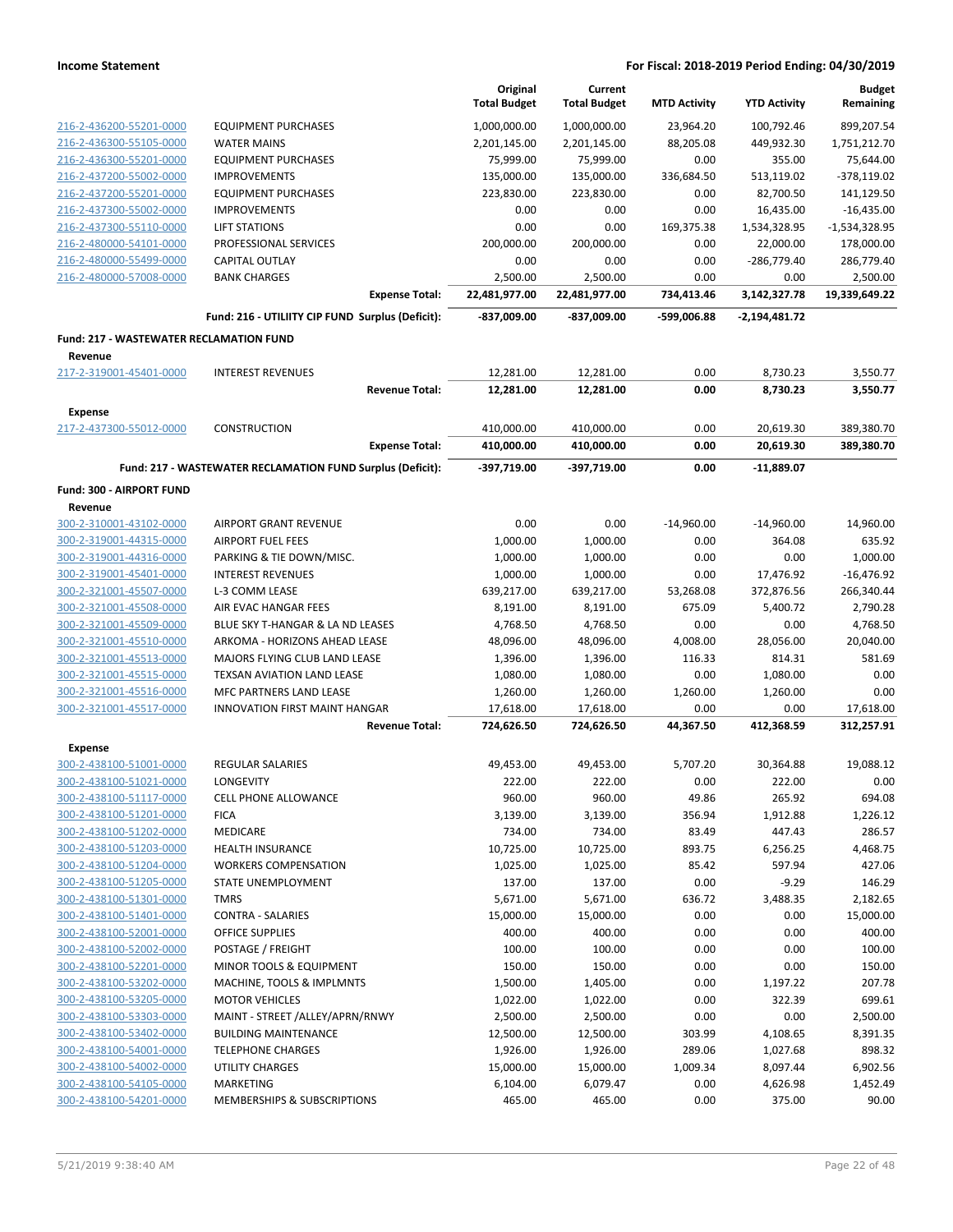| | | Original Total Budget | Current Total Budget | MTD Activity | YTD Activity | Budget Remaining |
|---|---|---|---|---|---|---|
| 216-2-436200-55201-0000 | EQUIPMENT PURCHASES | 1,000,000.00 | 1,000,000.00 | 23,964.20 | 100,792.46 | 899,207.54 |
| 216-2-436300-55105-0000 | WATER MAINS | 2,201,145.00 | 2,201,145.00 | 88,205.08 | 449,932.30 | 1,751,212.70 |
| 216-2-436300-55201-0000 | EQUIPMENT PURCHASES | 75,999.00 | 75,999.00 | 0.00 | 355.00 | 75,644.00 |
| 216-2-437200-55002-0000 | IMPROVEMENTS | 135,000.00 | 135,000.00 | 336,684.50 | 513,119.02 | -378,119.02 |
| 216-2-437200-55201-0000 | EQUIPMENT PURCHASES | 223,830.00 | 223,830.00 | 0.00 | 82,700.50 | 141,129.50 |
| 216-2-437300-55002-0000 | IMPROVEMENTS | 0.00 | 0.00 | 0.00 | 16,435.00 | -16,435.00 |
| 216-2-437300-55110-0000 | LIFT STATIONS | 0.00 | 0.00 | 169,375.38 | 1,534,328.95 | -1,534,328.95 |
| 216-2-480000-54101-0000 | PROFESSIONAL SERVICES | 200,000.00 | 200,000.00 | 0.00 | 22,000.00 | 178,000.00 |
| 216-2-480000-55499-0000 | CAPITAL OUTLAY | 0.00 | 0.00 | 0.00 | -286,779.40 | 286,779.40 |
| 216-2-480000-57008-0000 | BANK CHARGES | 2,500.00 | 2,500.00 | 0.00 | 0.00 | 2,500.00 |
| | **Expense Total:** | **22,481,977.00** | **22,481,977.00** | **734,413.46** | **3,142,327.78** | **19,339,649.22** |
| | **Fund: 216 - UTILIITY CIP FUND Surplus (Deficit):** | **-837,009.00** | **-837,009.00** | **-599,006.88** | **-2,194,481.72** | |
| **Fund: 217 - WASTEWATER RECLAMATION FUND** | | | | | | |
| **Revenue** | | | | | | |
| 217-2-319001-45401-0000 | INTEREST REVENUES | 12,281.00 | 12,281.00 | 0.00 | 8,730.23 | 3,550.77 |
| | **Revenue Total:** | **12,281.00** | **12,281.00** | **0.00** | **8,730.23** | **3,550.77** |
| **Expense** | | | | | | |
| 217-2-437300-55012-0000 | CONSTRUCTION | 410,000.00 | 410,000.00 | 0.00 | 20,619.30 | 389,380.70 |
| | **Expense Total:** | **410,000.00** | **410,000.00** | **0.00** | **20,619.30** | **389,380.70** |
| | **Fund: 217 - WASTEWATER RECLAMATION FUND Surplus (Deficit):** | **-397,719.00** | **-397,719.00** | **0.00** | **-11,889.07** | |
| **Fund: 300 - AIRPORT FUND** | | | | | | |
| **Revenue** | | | | | | |
| 300-2-310001-43102-0000 | AIRPORT GRANT REVENUE | 0.00 | 0.00 | -14,960.00 | -14,960.00 | 14,960.00 |
| 300-2-319001-44315-0000 | AIRPORT FUEL FEES | 1,000.00 | 1,000.00 | 0.00 | 364.08 | 635.92 |
| 300-2-319001-44316-0000 | PARKING & TIE DOWN/MISC. | 1,000.00 | 1,000.00 | 0.00 | 0.00 | 1,000.00 |
| 300-2-319001-45401-0000 | INTEREST REVENUES | 1,000.00 | 1,000.00 | 0.00 | 17,476.92 | -16,476.92 |
| 300-2-321001-45507-0000 | L-3 COMM LEASE | 639,217.00 | 639,217.00 | 53,268.08 | 372,876.56 | 266,340.44 |
| 300-2-321001-45508-0000 | AIR EVAC HANGAR FEES | 8,191.00 | 8,191.00 | 675.09 | 5,400.72 | 2,790.28 |
| 300-2-321001-45509-0000 | BLUE SKY T-HANGAR & LA ND LEASES | 4,768.50 | 4,768.50 | 0.00 | 0.00 | 4,768.50 |
| 300-2-321001-45510-0000 | ARKOMA - HORIZONS AHEAD LEASE | 48,096.00 | 48,096.00 | 4,008.00 | 28,056.00 | 20,040.00 |
| 300-2-321001-45513-0000 | MAJORS FLYING CLUB LAND LEASE | 1,396.00 | 1,396.00 | 116.33 | 814.31 | 581.69 |
| 300-2-321001-45515-0000 | TEXSAN AVIATION LAND LEASE | 1,080.00 | 1,080.00 | 0.00 | 1,080.00 | 0.00 |
| 300-2-321001-45516-0000 | MFC PARTNERS LAND LEASE | 1,260.00 | 1,260.00 | 1,260.00 | 1,260.00 | 0.00 |
| 300-2-321001-45517-0000 | INNOVATION FIRST MAINT HANGAR | 17,618.00 | 17,618.00 | 0.00 | 0.00 | 17,618.00 |
| | **Revenue Total:** | **724,626.50** | **724,626.50** | **44,367.50** | **412,368.59** | **312,257.91** |
| **Expense** | | | | | | |
| 300-2-438100-51001-0000 | REGULAR SALARIES | 49,453.00 | 49,453.00 | 5,707.20 | 30,364.88 | 19,088.12 |
| 300-2-438100-51021-0000 | LONGEVITY | 222.00 | 222.00 | 0.00 | 222.00 | 0.00 |
| 300-2-438100-51117-0000 | CELL PHONE ALLOWANCE | 960.00 | 960.00 | 49.86 | 265.92 | 694.08 |
| 300-2-438100-51201-0000 | FICA | 3,139.00 | 3,139.00 | 356.94 | 1,912.88 | 1,226.12 |
| 300-2-438100-51202-0000 | MEDICARE | 734.00 | 734.00 | 83.49 | 447.43 | 286.57 |
| 300-2-438100-51203-0000 | HEALTH INSURANCE | 10,725.00 | 10,725.00 | 893.75 | 6,256.25 | 4,468.75 |
| 300-2-438100-51204-0000 | WORKERS COMPENSATION | 1,025.00 | 1,025.00 | 85.42 | 597.94 | 427.06 |
| 300-2-438100-51205-0000 | STATE UNEMPLOYMENT | 137.00 | 137.00 | 0.00 | -9.29 | 146.29 |
| 300-2-438100-51301-0000 | TMRS | 5,671.00 | 5,671.00 | 636.72 | 3,488.35 | 2,182.65 |
| 300-2-438100-51401-0000 | CONTRA - SALARIES | 15,000.00 | 15,000.00 | 0.00 | 0.00 | 15,000.00 |
| 300-2-438100-52001-0000 | OFFICE SUPPLIES | 400.00 | 400.00 | 0.00 | 0.00 | 400.00 |
| 300-2-438100-52002-0000 | POSTAGE / FREIGHT | 100.00 | 100.00 | 0.00 | 0.00 | 100.00 |
| 300-2-438100-52201-0000 | MINOR TOOLS & EQUIPMENT | 150.00 | 150.00 | 0.00 | 0.00 | 150.00 |
| 300-2-438100-53202-0000 | MACHINE, TOOLS & IMPLMNTS | 1,500.00 | 1,405.00 | 0.00 | 1,197.22 | 207.78 |
| 300-2-438100-53205-0000 | MOTOR VEHICLES | 1,022.00 | 1,022.00 | 0.00 | 322.39 | 699.61 |
| 300-2-438100-53303-0000 | MAINT - STREET /ALLEY/APRN/RNWY | 2,500.00 | 2,500.00 | 0.00 | 0.00 | 2,500.00 |
| 300-2-438100-53402-0000 | BUILDING MAINTENANCE | 12,500.00 | 12,500.00 | 303.99 | 4,108.65 | 8,391.35 |
| 300-2-438100-54001-0000 | TELEPHONE CHARGES | 1,926.00 | 1,926.00 | 289.06 | 1,027.68 | 898.32 |
| 300-2-438100-54002-0000 | UTILITY CHARGES | 15,000.00 | 15,000.00 | 1,009.34 | 8,097.44 | 6,902.56 |
| 300-2-438100-54105-0000 | MARKETING | 6,104.00 | 6,079.47 | 0.00 | 4,626.98 | 1,452.49 |
| 300-2-438100-54201-0000 | MEMBERSHIPS & SUBSCRIPTIONS | 465.00 | 465.00 | 0.00 | 375.00 | 90.00 |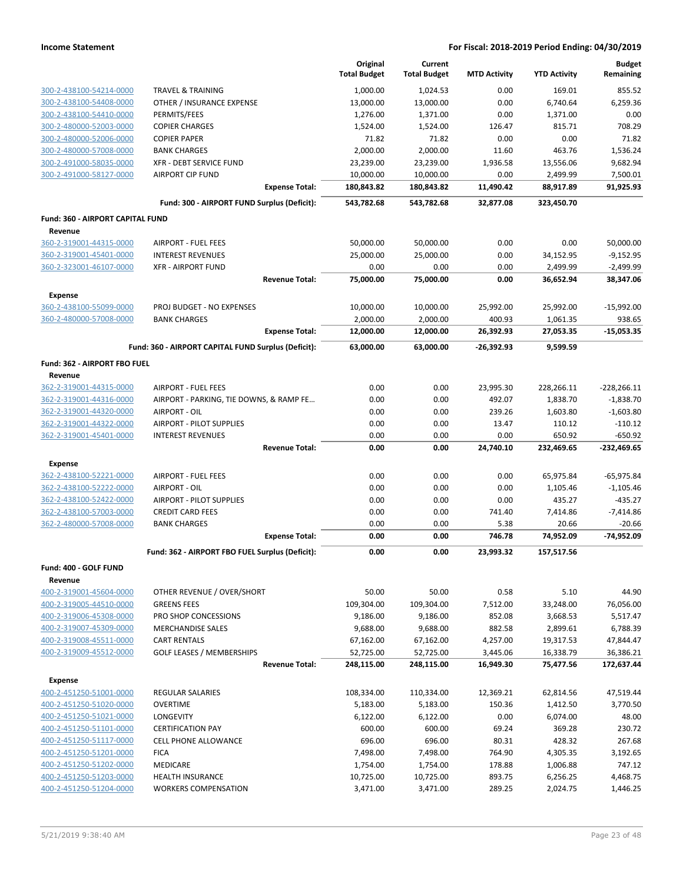**Income Statement** — For Fiscal: 2018-2019 Period Ending: 04/30/2019

| | | Original Total Budget | Current Total Budget | MTD Activity | YTD Activity | Budget Remaining |
|---|---|---|---|---|---|---|
| 300-2-438100-54214-0000 | TRAVEL & TRAINING | 1,000.00 | 1,024.53 | 0.00 | 169.01 | 855.52 |
| 300-2-438100-54408-0000 | OTHER / INSURANCE EXPENSE | 13,000.00 | 13,000.00 | 0.00 | 6,740.64 | 6,259.36 |
| 300-2-438100-54410-0000 | PERMITS/FEES | 1,276.00 | 1,371.00 | 0.00 | 1,371.00 | 0.00 |
| 300-2-480000-52003-0000 | COPIER CHARGES | 1,524.00 | 1,524.00 | 126.47 | 815.71 | 708.29 |
| 300-2-480000-52006-0000 | COPIER PAPER | 71.82 | 71.82 | 0.00 | 0.00 | 71.82 |
| 300-2-480000-57008-0000 | BANK CHARGES | 2,000.00 | 2,000.00 | 11.60 | 463.76 | 1,536.24 |
| 300-2-491000-58035-0000 | XFR - DEBT SERVICE FUND | 23,239.00 | 23,239.00 | 1,936.58 | 13,556.06 | 9,682.94 |
| 300-2-491000-58127-0000 | AIRPORT CIP FUND | 10,000.00 | 10,000.00 | 0.00 | 2,499.99 | 7,500.01 |
| | **Expense Total:** | **180,843.82** | **180,843.82** | **11,490.42** | **88,917.89** | **91,925.93** |
| | **Fund: 300 - AIRPORT FUND Surplus (Deficit):** | **543,782.68** | **543,782.68** | **32,877.08** | **323,450.70** | |
| **Fund: 360 - AIRPORT CAPITAL FUND** | | | | | | |
| **Revenue** | | | | | | |
| 360-2-319001-44315-0000 | AIRPORT - FUEL FEES | 50,000.00 | 50,000.00 | 0.00 | 0.00 | 50,000.00 |
| 360-2-319001-45401-0000 | INTEREST REVENUES | 25,000.00 | 25,000.00 | 0.00 | 34,152.95 | -9,152.95 |
| 360-2-323001-46107-0000 | XFR - AIRPORT FUND | 0.00 | 0.00 | 0.00 | 2,499.99 | -2,499.99 |
| | **Revenue Total:** | **75,000.00** | **75,000.00** | **0.00** | **36,652.94** | **38,347.06** |
| **Expense** | | | | | | |
| 360-2-438100-55099-0000 | PROJ BUDGET - NO EXPENSES | 10,000.00 | 10,000.00 | 25,992.00 | 25,992.00 | -15,992.00 |
| 360-2-480000-57008-0000 | BANK CHARGES | 2,000.00 | 2,000.00 | 400.93 | 1,061.35 | 938.65 |
| | **Expense Total:** | **12,000.00** | **12,000.00** | **26,392.93** | **27,053.35** | **-15,053.35** |
| | **Fund: 360 - AIRPORT CAPITAL FUND Surplus (Deficit):** | **63,000.00** | **63,000.00** | **-26,392.93** | **9,599.59** | |
| **Fund: 362 - AIRPORT FBO FUEL** | | | | | | |
| **Revenue** | | | | | | |
| 362-2-319001-44315-0000 | AIRPORT - FUEL FEES | 0.00 | 0.00 | 23,995.30 | 228,266.11 | -228,266.11 |
| 362-2-319001-44316-0000 | AIRPORT - PARKING, TIE DOWNS, & RAMP FE… | 0.00 | 0.00 | 492.07 | 1,838.70 | -1,838.70 |
| 362-2-319001-44320-0000 | AIRPORT - OIL | 0.00 | 0.00 | 239.26 | 1,603.80 | -1,603.80 |
| 362-2-319001-44322-0000 | AIRPORT - PILOT SUPPLIES | 0.00 | 0.00 | 13.47 | 110.12 | -110.12 |
| 362-2-319001-45401-0000 | INTEREST REVENUES | 0.00 | 0.00 | 0.00 | 650.92 | -650.92 |
| | **Revenue Total:** | **0.00** | **0.00** | **24,740.10** | **232,469.65** | **-232,469.65** |
| **Expense** | | | | | | |
| 362-2-438100-52221-0000 | AIRPORT - FUEL FEES | 0.00 | 0.00 | 0.00 | 65,975.84 | -65,975.84 |
| 362-2-438100-52222-0000 | AIRPORT - OIL | 0.00 | 0.00 | 0.00 | 1,105.46 | -1,105.46 |
| 362-2-438100-52422-0000 | AIRPORT - PILOT SUPPLIES | 0.00 | 0.00 | 0.00 | 435.27 | -435.27 |
| 362-2-438100-57003-0000 | CREDIT CARD FEES | 0.00 | 0.00 | 741.40 | 7,414.86 | -7,414.86 |
| 362-2-480000-57008-0000 | BANK CHARGES | 0.00 | 0.00 | 5.38 | 20.66 | -20.66 |
| | **Expense Total:** | **0.00** | **0.00** | **746.78** | **74,952.09** | **-74,952.09** |
| | **Fund: 362 - AIRPORT FBO FUEL Surplus (Deficit):** | **0.00** | **0.00** | **23,993.32** | **157,517.56** | |
| **Fund: 400 - GOLF FUND** | | | | | | |
| **Revenue** | | | | | | |
| 400-2-319001-45604-0000 | OTHER REVENUE / OVER/SHORT | 50.00 | 50.00 | 0.58 | 5.10 | 44.90 |
| 400-2-319005-44510-0000 | GREENS FEES | 109,304.00 | 109,304.00 | 7,512.00 | 33,248.00 | 76,056.00 |
| 400-2-319006-45308-0000 | PRO SHOP CONCESSIONS | 9,186.00 | 9,186.00 | 852.08 | 3,668.53 | 5,517.47 |
| 400-2-319007-45309-0000 | MERCHANDISE SALES | 9,688.00 | 9,688.00 | 882.58 | 2,899.61 | 6,788.39 |
| 400-2-319008-45511-0000 | CART RENTALS | 67,162.00 | 67,162.00 | 4,257.00 | 19,317.53 | 47,844.47 |
| 400-2-319009-45512-0000 | GOLF LEASES / MEMBERSHIPS | 52,725.00 | 52,725.00 | 3,445.06 | 16,338.79 | 36,386.21 |
| | **Revenue Total:** | **248,115.00** | **248,115.00** | **16,949.30** | **75,477.56** | **172,637.44** |
| **Expense** | | | | | | |
| 400-2-451250-51001-0000 | REGULAR SALARIES | 108,334.00 | 110,334.00 | 12,369.21 | 62,814.56 | 47,519.44 |
| 400-2-451250-51020-0000 | OVERTIME | 5,183.00 | 5,183.00 | 150.36 | 1,412.50 | 3,770.50 |
| 400-2-451250-51021-0000 | LONGEVITY | 6,122.00 | 6,122.00 | 0.00 | 6,074.00 | 48.00 |
| 400-2-451250-51101-0000 | CERTIFICATION PAY | 600.00 | 600.00 | 69.24 | 369.28 | 230.72 |
| 400-2-451250-51117-0000 | CELL PHONE ALLOWANCE | 696.00 | 696.00 | 80.31 | 428.32 | 267.68 |
| 400-2-451250-51201-0000 | FICA | 7,498.00 | 7,498.00 | 764.90 | 4,305.35 | 3,192.65 |
| 400-2-451250-51202-0000 | MEDICARE | 1,754.00 | 1,754.00 | 178.88 | 1,006.88 | 747.12 |
| 400-2-451250-51203-0000 | HEALTH INSURANCE | 10,725.00 | 10,725.00 | 893.75 | 6,256.25 | 4,468.75 |
| 400-2-451250-51204-0000 | WORKERS COMPENSATION | 3,471.00 | 3,471.00 | 289.25 | 2,024.75 | 1,446.25 |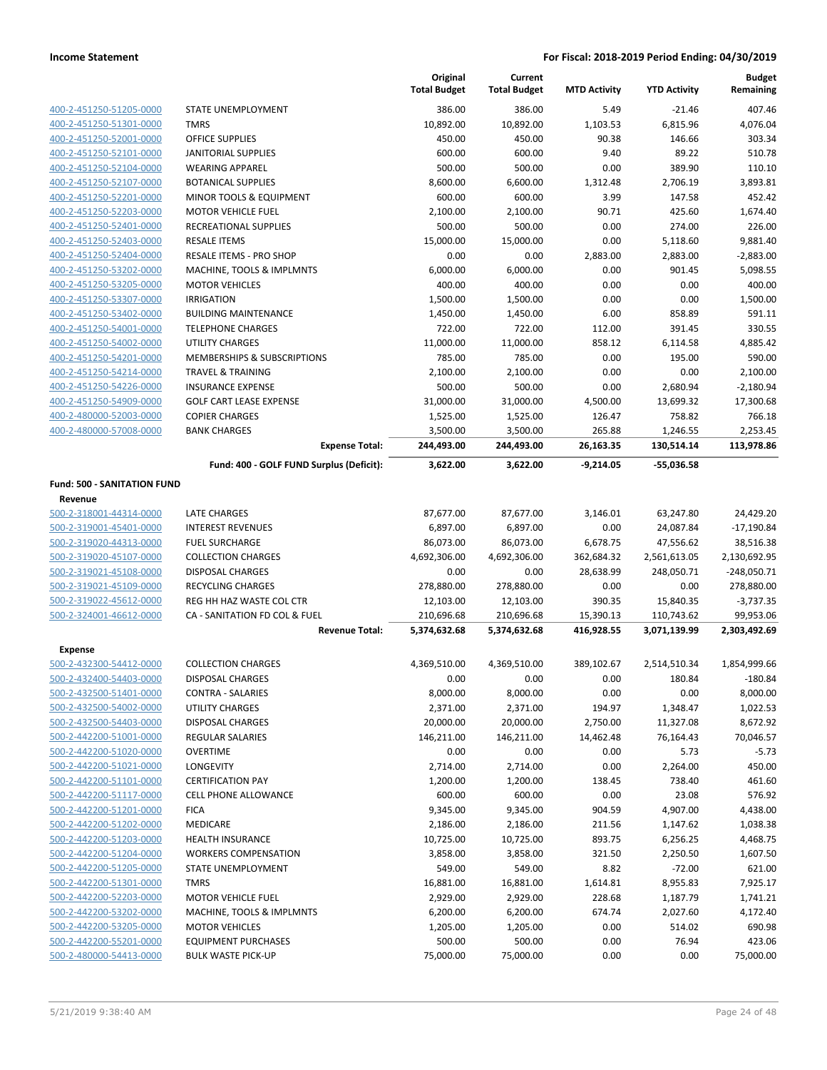**Income Statement** — **For Fiscal: 2018-2019 Period Ending: 04/30/2019**

| | | Original Total Budget | Current Total Budget | MTD Activity | YTD Activity | Budget Remaining |
|---|---|---|---|---|---|---|
| 400-2-451250-51205-0000 | STATE UNEMPLOYMENT | 386.00 | 386.00 | 5.49 | -21.46 | 407.46 |
| 400-2-451250-51301-0000 | TMRS | 10,892.00 | 10,892.00 | 1,103.53 | 6,815.96 | 4,076.04 |
| 400-2-451250-52001-0000 | OFFICE SUPPLIES | 450.00 | 450.00 | 90.38 | 146.66 | 303.34 |
| 400-2-451250-52101-0000 | JANITORIAL SUPPLIES | 600.00 | 600.00 | 9.40 | 89.22 | 510.78 |
| 400-2-451250-52104-0000 | WEARING APPAREL | 500.00 | 500.00 | 0.00 | 389.90 | 110.10 |
| 400-2-451250-52107-0000 | BOTANICAL SUPPLIES | 8,600.00 | 6,600.00 | 1,312.48 | 2,706.19 | 3,893.81 |
| 400-2-451250-52201-0000 | MINOR TOOLS & EQUIPMENT | 600.00 | 600.00 | 3.99 | 147.58 | 452.42 |
| 400-2-451250-52203-0000 | MOTOR VEHICLE FUEL | 2,100.00 | 2,100.00 | 90.71 | 425.60 | 1,674.40 |
| 400-2-451250-52401-0000 | RECREATIONAL SUPPLIES | 500.00 | 500.00 | 0.00 | 274.00 | 226.00 |
| 400-2-451250-52403-0000 | RESALE ITEMS | 15,000.00 | 15,000.00 | 0.00 | 5,118.60 | 9,881.40 |
| 400-2-451250-52404-0000 | RESALE ITEMS - PRO SHOP | 0.00 | 0.00 | 2,883.00 | 2,883.00 | -2,883.00 |
| 400-2-451250-53202-0000 | MACHINE, TOOLS & IMPLMNTS | 6,000.00 | 6,000.00 | 0.00 | 901.45 | 5,098.55 |
| 400-2-451250-53205-0000 | MOTOR VEHICLES | 400.00 | 400.00 | 0.00 | 0.00 | 400.00 |
| 400-2-451250-53307-0000 | IRRIGATION | 1,500.00 | 1,500.00 | 0.00 | 0.00 | 1,500.00 |
| 400-2-451250-53402-0000 | BUILDING MAINTENANCE | 1,450.00 | 1,450.00 | 6.00 | 858.89 | 591.11 |
| 400-2-451250-54001-0000 | TELEPHONE CHARGES | 722.00 | 722.00 | 112.00 | 391.45 | 330.55 |
| 400-2-451250-54002-0000 | UTILITY CHARGES | 11,000.00 | 11,000.00 | 858.12 | 6,114.58 | 4,885.42 |
| 400-2-451250-54201-0000 | MEMBERSHIPS & SUBSCRIPTIONS | 785.00 | 785.00 | 0.00 | 195.00 | 590.00 |
| 400-2-451250-54214-0000 | TRAVEL & TRAINING | 2,100.00 | 2,100.00 | 0.00 | 0.00 | 2,100.00 |
| 400-2-451250-54226-0000 | INSURANCE EXPENSE | 500.00 | 500.00 | 0.00 | 2,680.94 | -2,180.94 |
| 400-2-451250-54909-0000 | GOLF CART LEASE EXPENSE | 31,000.00 | 31,000.00 | 4,500.00 | 13,699.32 | 17,300.68 |
| 400-2-480000-52003-0000 | COPIER CHARGES | 1,525.00 | 1,525.00 | 126.47 | 758.82 | 766.18 |
| 400-2-480000-57008-0000 | BANK CHARGES | 3,500.00 | 3,500.00 | 265.88 | 1,246.55 | 2,253.45 |
| | **Expense Total:** | **244,493.00** | **244,493.00** | **26,163.35** | **130,514.14** | **113,978.86** |
| | **Fund: 400 - GOLF FUND Surplus (Deficit):** | **3,622.00** | **3,622.00** | **-9,214.05** | **-55,036.58** | |

**Fund: 500 - SANITATION FUND**

**Revenue**

| | | Original Total Budget | Current Total Budget | MTD Activity | YTD Activity | Budget Remaining |
|---|---|---|---|---|---|---|
| 500-2-318001-44314-0000 | LATE CHARGES | 87,677.00 | 87,677.00 | 3,146.01 | 63,247.80 | 24,429.20 |
| 500-2-319001-45401-0000 | INTEREST REVENUES | 6,897.00 | 6,897.00 | 0.00 | 24,087.84 | -17,190.84 |
| 500-2-319020-44313-0000 | FUEL SURCHARGE | 86,073.00 | 86,073.00 | 6,678.75 | 47,556.62 | 38,516.38 |
| 500-2-319020-45107-0000 | COLLECTION CHARGES | 4,692,306.00 | 4,692,306.00 | 362,684.32 | 2,561,613.05 | 2,130,692.95 |
| 500-2-319021-45108-0000 | DISPOSAL CHARGES | 0.00 | 0.00 | 28,638.99 | 248,050.71 | -248,050.71 |
| 500-2-319021-45109-0000 | RECYCLING CHARGES | 278,880.00 | 278,880.00 | 0.00 | 0.00 | 278,880.00 |
| 500-2-319022-45612-0000 | REG HH HAZ WASTE COL CTR | 12,103.00 | 12,103.00 | 390.35 | 15,840.35 | -3,737.35 |
| 500-2-324001-46612-0000 | CA - SANITATION FD COL & FUEL | 210,696.68 | 210,696.68 | 15,390.13 | 110,743.62 | 99,953.06 |
| | **Revenue Total:** | **5,374,632.68** | **5,374,632.68** | **416,928.55** | **3,071,139.99** | **2,303,492.69** |

**Expense**

| | | Original Total Budget | Current Total Budget | MTD Activity | YTD Activity | Budget Remaining |
|---|---|---|---|---|---|---|
| 500-2-432300-54412-0000 | COLLECTION CHARGES | 4,369,510.00 | 4,369,510.00 | 389,102.67 | 2,514,510.34 | 1,854,999.66 |
| 500-2-432400-54403-0000 | DISPOSAL CHARGES | 0.00 | 0.00 | 0.00 | 180.84 | -180.84 |
| 500-2-432500-51401-0000 | CONTRA - SALARIES | 8,000.00 | 8,000.00 | 0.00 | 0.00 | 8,000.00 |
| 500-2-432500-54002-0000 | UTILITY CHARGES | 2,371.00 | 2,371.00 | 194.97 | 1,348.47 | 1,022.53 |
| 500-2-432500-54403-0000 | DISPOSAL CHARGES | 20,000.00 | 20,000.00 | 2,750.00 | 11,327.08 | 8,672.92 |
| 500-2-442200-51001-0000 | REGULAR SALARIES | 146,211.00 | 146,211.00 | 14,462.48 | 76,164.43 | 70,046.57 |
| 500-2-442200-51020-0000 | OVERTIME | 0.00 | 0.00 | 0.00 | 5.73 | -5.73 |
| 500-2-442200-51021-0000 | LONGEVITY | 2,714.00 | 2,714.00 | 0.00 | 2,264.00 | 450.00 |
| 500-2-442200-51101-0000 | CERTIFICATION PAY | 1,200.00 | 1,200.00 | 138.45 | 738.40 | 461.60 |
| 500-2-442200-51117-0000 | CELL PHONE ALLOWANCE | 600.00 | 600.00 | 0.00 | 23.08 | 576.92 |
| 500-2-442200-51201-0000 | FICA | 9,345.00 | 9,345.00 | 904.59 | 4,907.00 | 4,438.00 |
| 500-2-442200-51202-0000 | MEDICARE | 2,186.00 | 2,186.00 | 211.56 | 1,147.62 | 1,038.38 |
| 500-2-442200-51203-0000 | HEALTH INSURANCE | 10,725.00 | 10,725.00 | 893.75 | 6,256.25 | 4,468.75 |
| 500-2-442200-51204-0000 | WORKERS COMPENSATION | 3,858.00 | 3,858.00 | 321.50 | 2,250.50 | 1,607.50 |
| 500-2-442200-51205-0000 | STATE UNEMPLOYMENT | 549.00 | 549.00 | 8.82 | -72.00 | 621.00 |
| 500-2-442200-51301-0000 | TMRS | 16,881.00 | 16,881.00 | 1,614.81 | 8,955.83 | 7,925.17 |
| 500-2-442200-52203-0000 | MOTOR VEHICLE FUEL | 2,929.00 | 2,929.00 | 228.68 | 1,187.79 | 1,741.21 |
| 500-2-442200-53202-0000 | MACHINE, TOOLS & IMPLMNTS | 6,200.00 | 6,200.00 | 674.74 | 2,027.60 | 4,172.40 |
| 500-2-442200-53205-0000 | MOTOR VEHICLES | 1,205.00 | 1,205.00 | 0.00 | 514.02 | 690.98 |
| 500-2-442200-55201-0000 | EQUIPMENT PURCHASES | 500.00 | 500.00 | 0.00 | 76.94 | 423.06 |
| 500-2-480000-54413-0000 | BULK WASTE PICK-UP | 75,000.00 | 75,000.00 | 0.00 | 0.00 | 75,000.00 |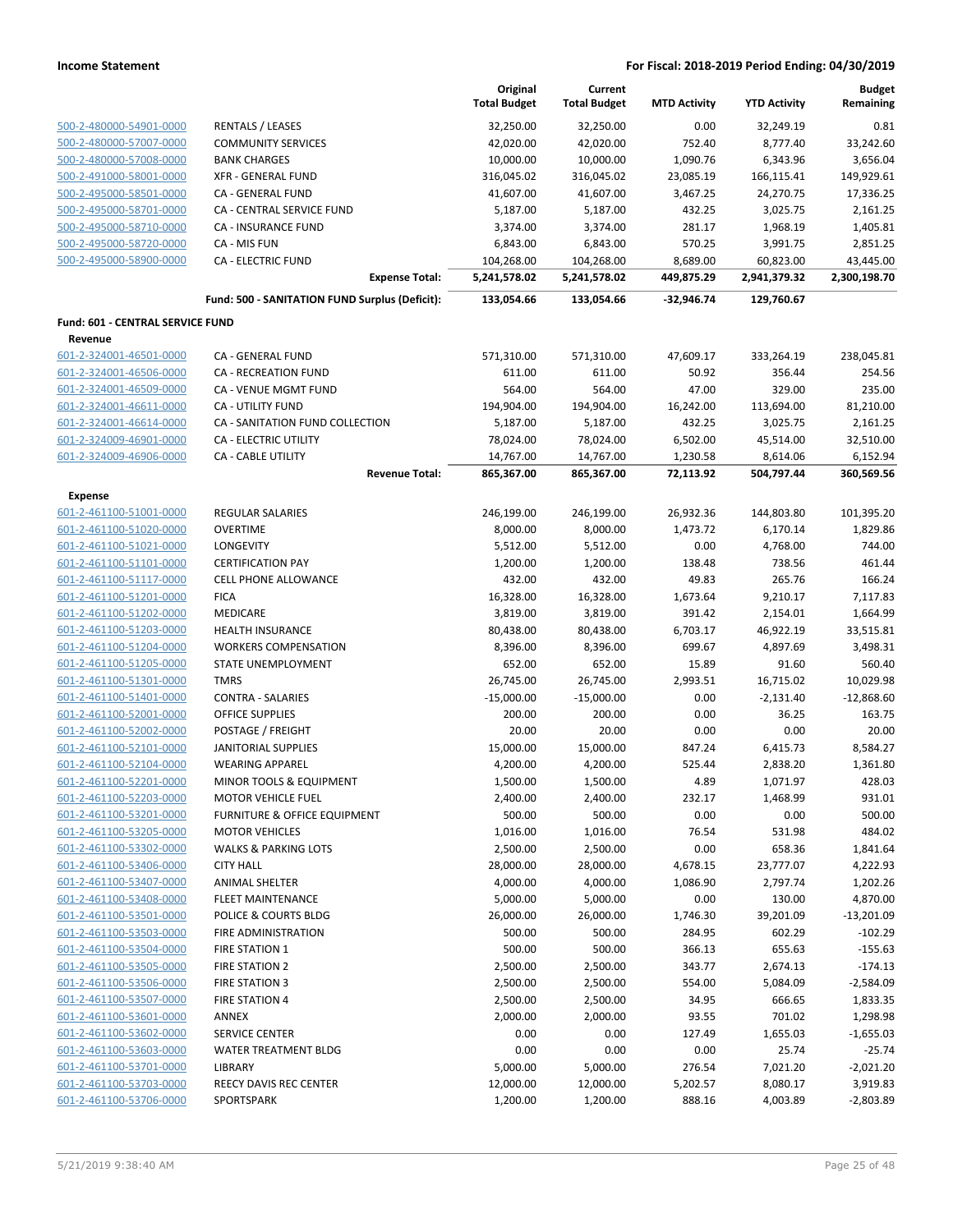| | | Original Total Budget | Current Total Budget | MTD Activity | YTD Activity | Budget Remaining |
|---|---|---|---|---|---|---|
| 500-2-480000-54901-0000 | RENTALS / LEASES | 32,250.00 | 32,250.00 | 0.00 | 32,249.19 | 0.81 |
| 500-2-480000-57007-0000 | COMMUNITY SERVICES | 42,020.00 | 42,020.00 | 752.40 | 8,777.40 | 33,242.60 |
| 500-2-480000-57008-0000 | BANK CHARGES | 10,000.00 | 10,000.00 | 1,090.76 | 6,343.96 | 3,656.04 |
| 500-2-491000-58001-0000 | XFR - GENERAL FUND | 316,045.02 | 316,045.02 | 23,085.19 | 166,115.41 | 149,929.61 |
| 500-2-495000-58501-0000 | CA - GENERAL FUND | 41,607.00 | 41,607.00 | 3,467.25 | 24,270.75 | 17,336.25 |
| 500-2-495000-58701-0000 | CA - CENTRAL SERVICE FUND | 5,187.00 | 5,187.00 | 432.25 | 3,025.75 | 2,161.25 |
| 500-2-495000-58710-0000 | CA - INSURANCE FUND | 3,374.00 | 3,374.00 | 281.17 | 1,968.19 | 1,405.81 |
| 500-2-495000-58720-0000 | CA - MIS FUN | 6,843.00 | 6,843.00 | 570.25 | 3,991.75 | 2,851.25 |
| 500-2-495000-58900-0000 | CA - ELECTRIC FUND | 104,268.00 | 104,268.00 | 8,689.00 | 60,823.00 | 43,445.00 |
| | **Expense Total:** | **5,241,578.02** | **5,241,578.02** | **449,875.29** | **2,941,379.32** | **2,300,198.70** |
| | **Fund: 500 - SANITATION FUND Surplus (Deficit):** | **133,054.66** | **133,054.66** | **-32,946.74** | **129,760.67** | |
| **Fund: 601 - CENTRAL SERVICE FUND** | | | | | | |
| **Revenue** | | | | | | |
| 601-2-324001-46501-0000 | CA - GENERAL FUND | 571,310.00 | 571,310.00 | 47,609.17 | 333,264.19 | 238,045.81 |
| 601-2-324001-46506-0000 | CA - RECREATION FUND | 611.00 | 611.00 | 50.92 | 356.44 | 254.56 |
| 601-2-324001-46509-0000 | CA - VENUE MGMT FUND | 564.00 | 564.00 | 47.00 | 329.00 | 235.00 |
| 601-2-324001-46611-0000 | CA - UTILITY FUND | 194,904.00 | 194,904.00 | 16,242.00 | 113,694.00 | 81,210.00 |
| 601-2-324001-46614-0000 | CA - SANITATION FUND COLLECTION | 5,187.00 | 5,187.00 | 432.25 | 3,025.75 | 2,161.25 |
| 601-2-324009-46901-0000 | CA - ELECTRIC UTILITY | 78,024.00 | 78,024.00 | 6,502.00 | 45,514.00 | 32,510.00 |
| 601-2-324009-46906-0000 | CA - CABLE UTILITY | 14,767.00 | 14,767.00 | 1,230.58 | 8,614.06 | 6,152.94 |
| | **Revenue Total:** | **865,367.00** | **865,367.00** | **72,113.92** | **504,797.44** | **360,569.56** |
| **Expense** | | | | | | |
| 601-2-461100-51001-0000 | REGULAR SALARIES | 246,199.00 | 246,199.00 | 26,932.36 | 144,803.80 | 101,395.20 |
| 601-2-461100-51020-0000 | OVERTIME | 8,000.00 | 8,000.00 | 1,473.72 | 6,170.14 | 1,829.86 |
| 601-2-461100-51021-0000 | LONGEVITY | 5,512.00 | 5,512.00 | 0.00 | 4,768.00 | 744.00 |
| 601-2-461100-51101-0000 | CERTIFICATION PAY | 1,200.00 | 1,200.00 | 138.48 | 738.56 | 461.44 |
| 601-2-461100-51117-0000 | CELL PHONE ALLOWANCE | 432.00 | 432.00 | 49.83 | 265.76 | 166.24 |
| 601-2-461100-51201-0000 | FICA | 16,328.00 | 16,328.00 | 1,673.64 | 9,210.17 | 7,117.83 |
| 601-2-461100-51202-0000 | MEDICARE | 3,819.00 | 3,819.00 | 391.42 | 2,154.01 | 1,664.99 |
| 601-2-461100-51203-0000 | HEALTH INSURANCE | 80,438.00 | 80,438.00 | 6,703.17 | 46,922.19 | 33,515.81 |
| 601-2-461100-51204-0000 | WORKERS COMPENSATION | 8,396.00 | 8,396.00 | 699.67 | 4,897.69 | 3,498.31 |
| 601-2-461100-51205-0000 | STATE UNEMPLOYMENT | 652.00 | 652.00 | 15.89 | 91.60 | 560.40 |
| 601-2-461100-51301-0000 | TMRS | 26,745.00 | 26,745.00 | 2,993.51 | 16,715.02 | 10,029.98 |
| 601-2-461100-51401-0000 | CONTRA - SALARIES | -15,000.00 | -15,000.00 | 0.00 | -2,131.40 | -12,868.60 |
| 601-2-461100-52001-0000 | OFFICE SUPPLIES | 200.00 | 200.00 | 0.00 | 36.25 | 163.75 |
| 601-2-461100-52002-0000 | POSTAGE / FREIGHT | 20.00 | 20.00 | 0.00 | 0.00 | 20.00 |
| 601-2-461100-52101-0000 | JANITORIAL SUPPLIES | 15,000.00 | 15,000.00 | 847.24 | 6,415.73 | 8,584.27 |
| 601-2-461100-52104-0000 | WEARING APPAREL | 4,200.00 | 4,200.00 | 525.44 | 2,838.20 | 1,361.80 |
| 601-2-461100-52201-0000 | MINOR TOOLS & EQUIPMENT | 1,500.00 | 1,500.00 | 4.89 | 1,071.97 | 428.03 |
| 601-2-461100-52203-0000 | MOTOR VEHICLE FUEL | 2,400.00 | 2,400.00 | 232.17 | 1,468.99 | 931.01 |
| 601-2-461100-53201-0000 | FURNITURE & OFFICE EQUIPMENT | 500.00 | 500.00 | 0.00 | 0.00 | 500.00 |
| 601-2-461100-53205-0000 | MOTOR VEHICLES | 1,016.00 | 1,016.00 | 76.54 | 531.98 | 484.02 |
| 601-2-461100-53302-0000 | WALKS & PARKING LOTS | 2,500.00 | 2,500.00 | 0.00 | 658.36 | 1,841.64 |
| 601-2-461100-53406-0000 | CITY HALL | 28,000.00 | 28,000.00 | 4,678.15 | 23,777.07 | 4,222.93 |
| 601-2-461100-53407-0000 | ANIMAL SHELTER | 4,000.00 | 4,000.00 | 1,086.90 | 2,797.74 | 1,202.26 |
| 601-2-461100-53408-0000 | FLEET MAINTENANCE | 5,000.00 | 5,000.00 | 0.00 | 130.00 | 4,870.00 |
| 601-2-461100-53501-0000 | POLICE & COURTS BLDG | 26,000.00 | 26,000.00 | 1,746.30 | 39,201.09 | -13,201.09 |
| 601-2-461100-53503-0000 | FIRE ADMINISTRATION | 500.00 | 500.00 | 284.95 | 602.29 | -102.29 |
| 601-2-461100-53504-0000 | FIRE STATION 1 | 500.00 | 500.00 | 366.13 | 655.63 | -155.63 |
| 601-2-461100-53505-0000 | FIRE STATION 2 | 2,500.00 | 2,500.00 | 343.77 | 2,674.13 | -174.13 |
| 601-2-461100-53506-0000 | FIRE STATION 3 | 2,500.00 | 2,500.00 | 554.00 | 5,084.09 | -2,584.09 |
| 601-2-461100-53507-0000 | FIRE STATION 4 | 2,500.00 | 2,500.00 | 34.95 | 666.65 | 1,833.35 |
| 601-2-461100-53601-0000 | ANNEX | 2,000.00 | 2,000.00 | 93.55 | 701.02 | 1,298.98 |
| 601-2-461100-53602-0000 | SERVICE CENTER | 0.00 | 0.00 | 127.49 | 1,655.03 | -1,655.03 |
| 601-2-461100-53603-0000 | WATER TREATMENT BLDG | 0.00 | 0.00 | 0.00 | 25.74 | -25.74 |
| 601-2-461100-53701-0000 | LIBRARY | 5,000.00 | 5,000.00 | 276.54 | 7,021.20 | -2,021.20 |
| 601-2-461100-53703-0000 | REECY DAVIS REC CENTER | 12,000.00 | 12,000.00 | 5,202.57 | 8,080.17 | 3,919.83 |
| 601-2-461100-53706-0000 | SPORTSPARK | 1,200.00 | 1,200.00 | 888.16 | 4,003.89 | -2,803.89 |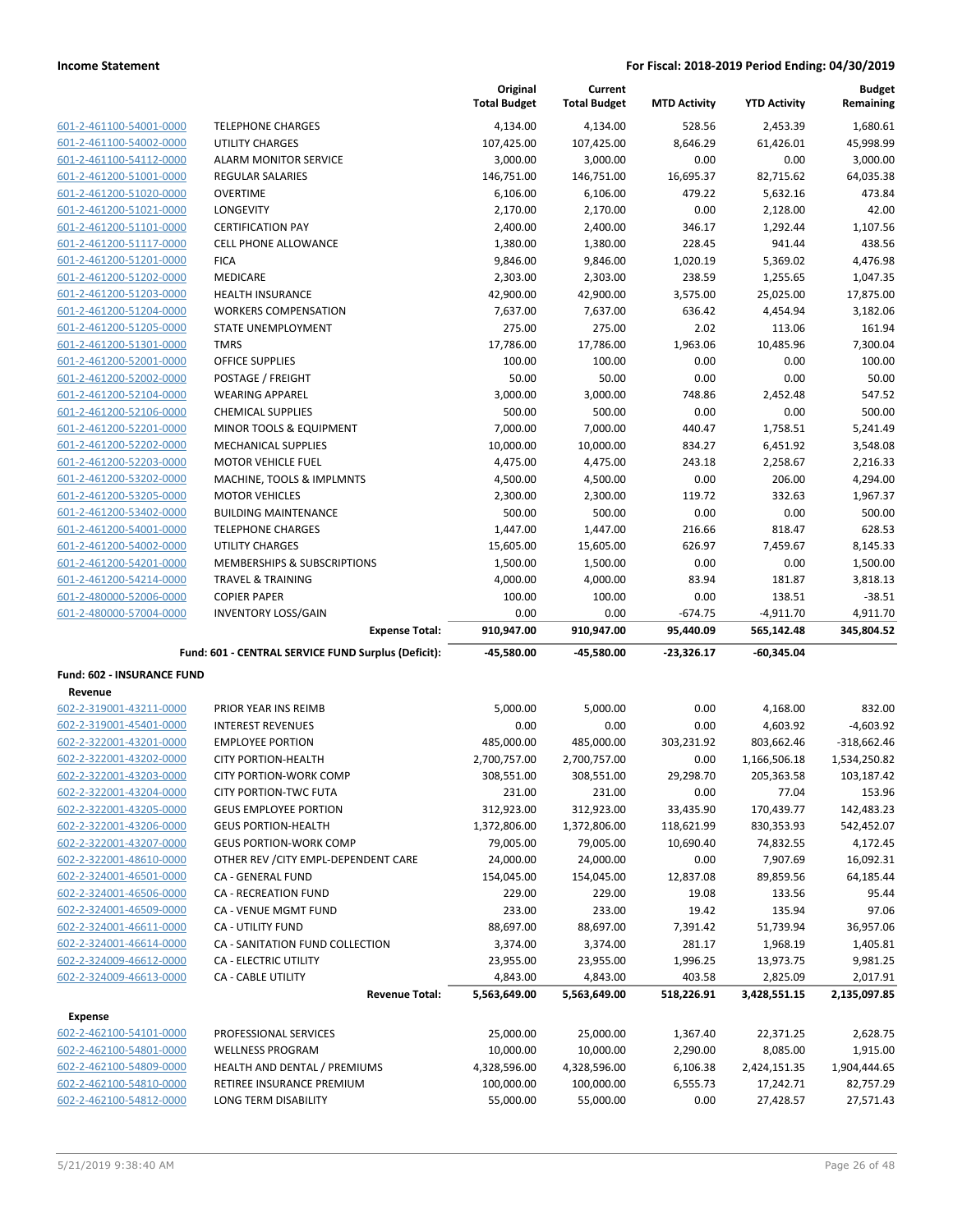| | | Original Total Budget | Current Total Budget | MTD Activity | YTD Activity | Budget Remaining |
|---|---|---|---|---|---|---|
| 601-2-461100-54001-0000 | TELEPHONE CHARGES | 4,134.00 | 4,134.00 | 528.56 | 2,453.39 | 1,680.61 |
| 601-2-461100-54002-0000 | UTILITY CHARGES | 107,425.00 | 107,425.00 | 8,646.29 | 61,426.01 | 45,998.99 |
| 601-2-461100-54112-0000 | ALARM MONITOR SERVICE | 3,000.00 | 3,000.00 | 0.00 | 0.00 | 3,000.00 |
| 601-2-461200-51001-0000 | REGULAR SALARIES | 146,751.00 | 146,751.00 | 16,695.37 | 82,715.62 | 64,035.38 |
| 601-2-461200-51020-0000 | OVERTIME | 6,106.00 | 6,106.00 | 479.22 | 5,632.16 | 473.84 |
| 601-2-461200-51021-0000 | LONGEVITY | 2,170.00 | 2,170.00 | 0.00 | 2,128.00 | 42.00 |
| 601-2-461200-51101-0000 | CERTIFICATION PAY | 2,400.00 | 2,400.00 | 346.17 | 1,292.44 | 1,107.56 |
| 601-2-461200-51117-0000 | CELL PHONE ALLOWANCE | 1,380.00 | 1,380.00 | 228.45 | 941.44 | 438.56 |
| 601-2-461200-51201-0000 | FICA | 9,846.00 | 9,846.00 | 1,020.19 | 5,369.02 | 4,476.98 |
| 601-2-461200-51202-0000 | MEDICARE | 2,303.00 | 2,303.00 | 238.59 | 1,255.65 | 1,047.35 |
| 601-2-461200-51203-0000 | HEALTH INSURANCE | 42,900.00 | 42,900.00 | 3,575.00 | 25,025.00 | 17,875.00 |
| 601-2-461200-51204-0000 | WORKERS COMPENSATION | 7,637.00 | 7,637.00 | 636.42 | 4,454.94 | 3,182.06 |
| 601-2-461200-51205-0000 | STATE UNEMPLOYMENT | 275.00 | 275.00 | 2.02 | 113.06 | 161.94 |
| 601-2-461200-51301-0000 | TMRS | 17,786.00 | 17,786.00 | 1,963.06 | 10,485.96 | 7,300.04 |
| 601-2-461200-52001-0000 | OFFICE SUPPLIES | 100.00 | 100.00 | 0.00 | 0.00 | 100.00 |
| 601-2-461200-52002-0000 | POSTAGE / FREIGHT | 50.00 | 50.00 | 0.00 | 0.00 | 50.00 |
| 601-2-461200-52104-0000 | WEARING APPAREL | 3,000.00 | 3,000.00 | 748.86 | 2,452.48 | 547.52 |
| 601-2-461200-52106-0000 | CHEMICAL SUPPLIES | 500.00 | 500.00 | 0.00 | 0.00 | 500.00 |
| 601-2-461200-52201-0000 | MINOR TOOLS & EQUIPMENT | 7,000.00 | 7,000.00 | 440.47 | 1,758.51 | 5,241.49 |
| 601-2-461200-52202-0000 | MECHANICAL SUPPLIES | 10,000.00 | 10,000.00 | 834.27 | 6,451.92 | 3,548.08 |
| 601-2-461200-52203-0000 | MOTOR VEHICLE FUEL | 4,475.00 | 4,475.00 | 243.18 | 2,258.67 | 2,216.33 |
| 601-2-461200-53202-0000 | MACHINE, TOOLS & IMPLMNTS | 4,500.00 | 4,500.00 | 0.00 | 206.00 | 4,294.00 |
| 601-2-461200-53205-0000 | MOTOR VEHICLES | 2,300.00 | 2,300.00 | 119.72 | 332.63 | 1,967.37 |
| 601-2-461200-53402-0000 | BUILDING MAINTENANCE | 500.00 | 500.00 | 0.00 | 0.00 | 500.00 |
| 601-2-461200-54001-0000 | TELEPHONE CHARGES | 1,447.00 | 1,447.00 | 216.66 | 818.47 | 628.53 |
| 601-2-461200-54002-0000 | UTILITY CHARGES | 15,605.00 | 15,605.00 | 626.97 | 7,459.67 | 8,145.33 |
| 601-2-461200-54201-0000 | MEMBERSHIPS & SUBSCRIPTIONS | 1,500.00 | 1,500.00 | 0.00 | 0.00 | 1,500.00 |
| 601-2-461200-54214-0000 | TRAVEL & TRAINING | 4,000.00 | 4,000.00 | 83.94 | 181.87 | 3,818.13 |
| 601-2-480000-52006-0000 | COPIER PAPER | 100.00 | 100.00 | 0.00 | 138.51 | -38.51 |
| 601-2-480000-57004-0000 | INVENTORY LOSS/GAIN | 0.00 | 0.00 | -674.75 | -4,911.70 | 4,911.70 |
| | **Expense Total:** | **910,947.00** | **910,947.00** | **95,440.09** | **565,142.48** | **345,804.52** |
| | **Fund: 601 - CENTRAL SERVICE FUND Surplus (Deficit):** | **-45,580.00** | **-45,580.00** | **-23,326.17** | **-60,345.04** | |

**Fund: 602 - INSURANCE FUND**

**Revenue**

| | | Original Total Budget | Current Total Budget | MTD Activity | YTD Activity | Budget Remaining |
|---|---|---|---|---|---|---|
| 602-2-319001-43211-0000 | PRIOR YEAR INS REIMB | 5,000.00 | 5,000.00 | 0.00 | 4,168.00 | 832.00 |
| 602-2-319001-45401-0000 | INTEREST REVENUES | 0.00 | 0.00 | 0.00 | 4,603.92 | -4,603.92 |
| 602-2-322001-43201-0000 | EMPLOYEE PORTION | 485,000.00 | 485,000.00 | 303,231.92 | 803,662.46 | -318,662.46 |
| 602-2-322001-43202-0000 | CITY PORTION-HEALTH | 2,700,757.00 | 2,700,757.00 | 0.00 | 1,166,506.18 | 1,534,250.82 |
| 602-2-322001-43203-0000 | CITY PORTION-WORK COMP | 308,551.00 | 308,551.00 | 29,298.70 | 205,363.58 | 103,187.42 |
| 602-2-322001-43204-0000 | CITY PORTION-TWC FUTA | 231.00 | 231.00 | 0.00 | 77.04 | 153.96 |
| 602-2-322001-43205-0000 | GEUS EMPLOYEE PORTION | 312,923.00 | 312,923.00 | 33,435.90 | 170,439.77 | 142,483.23 |
| 602-2-322001-43206-0000 | GEUS PORTION-HEALTH | 1,372,806.00 | 1,372,806.00 | 118,621.99 | 830,353.93 | 542,452.07 |
| 602-2-322001-43207-0000 | GEUS PORTION-WORK COMP | 79,005.00 | 79,005.00 | 10,690.40 | 74,832.55 | 4,172.45 |
| 602-2-322001-48610-0000 | OTHER REV /CITY EMPL-DEPENDENT CARE | 24,000.00 | 24,000.00 | 0.00 | 7,907.69 | 16,092.31 |
| 602-2-324001-46501-0000 | CA - GENERAL FUND | 154,045.00 | 154,045.00 | 12,837.08 | 89,859.56 | 64,185.44 |
| 602-2-324001-46506-0000 | CA - RECREATION FUND | 229.00 | 229.00 | 19.08 | 133.56 | 95.44 |
| 602-2-324001-46509-0000 | CA - VENUE MGMT FUND | 233.00 | 233.00 | 19.42 | 135.94 | 97.06 |
| 602-2-324001-46611-0000 | CA - UTILITY FUND | 88,697.00 | 88,697.00 | 7,391.42 | 51,739.94 | 36,957.06 |
| 602-2-324001-46614-0000 | CA - SANITATION FUND COLLECTION | 3,374.00 | 3,374.00 | 281.17 | 1,968.19 | 1,405.81 |
| 602-2-324009-46612-0000 | CA - ELECTRIC UTILITY | 23,955.00 | 23,955.00 | 1,996.25 | 13,973.75 | 9,981.25 |
| 602-2-324009-46613-0000 | CA - CABLE UTILITY | 4,843.00 | 4,843.00 | 403.58 | 2,825.09 | 2,017.91 |
| | **Revenue Total:** | **5,563,649.00** | **5,563,649.00** | **518,226.91** | **3,428,551.15** | **2,135,097.85** |

**Expense**

| | | Original Total Budget | Current Total Budget | MTD Activity | YTD Activity | Budget Remaining |
|---|---|---|---|---|---|---|
| 602-2-462100-54101-0000 | PROFESSIONAL SERVICES | 25,000.00 | 25,000.00 | 1,367.40 | 22,371.25 | 2,628.75 |
| 602-2-462100-54801-0000 | WELLNESS PROGRAM | 10,000.00 | 10,000.00 | 2,290.00 | 8,085.00 | 1,915.00 |
| 602-2-462100-54809-0000 | HEALTH AND DENTAL / PREMIUMS | 4,328,596.00 | 4,328,596.00 | 6,106.38 | 2,424,151.35 | 1,904,444.65 |
| 602-2-462100-54810-0000 | RETIREE INSURANCE PREMIUM | 100,000.00 | 100,000.00 | 6,555.73 | 17,242.71 | 82,757.29 |
| 602-2-462100-54812-0000 | LONG TERM DISABILITY | 55,000.00 | 55,000.00 | 0.00 | 27,428.57 | 27,571.43 |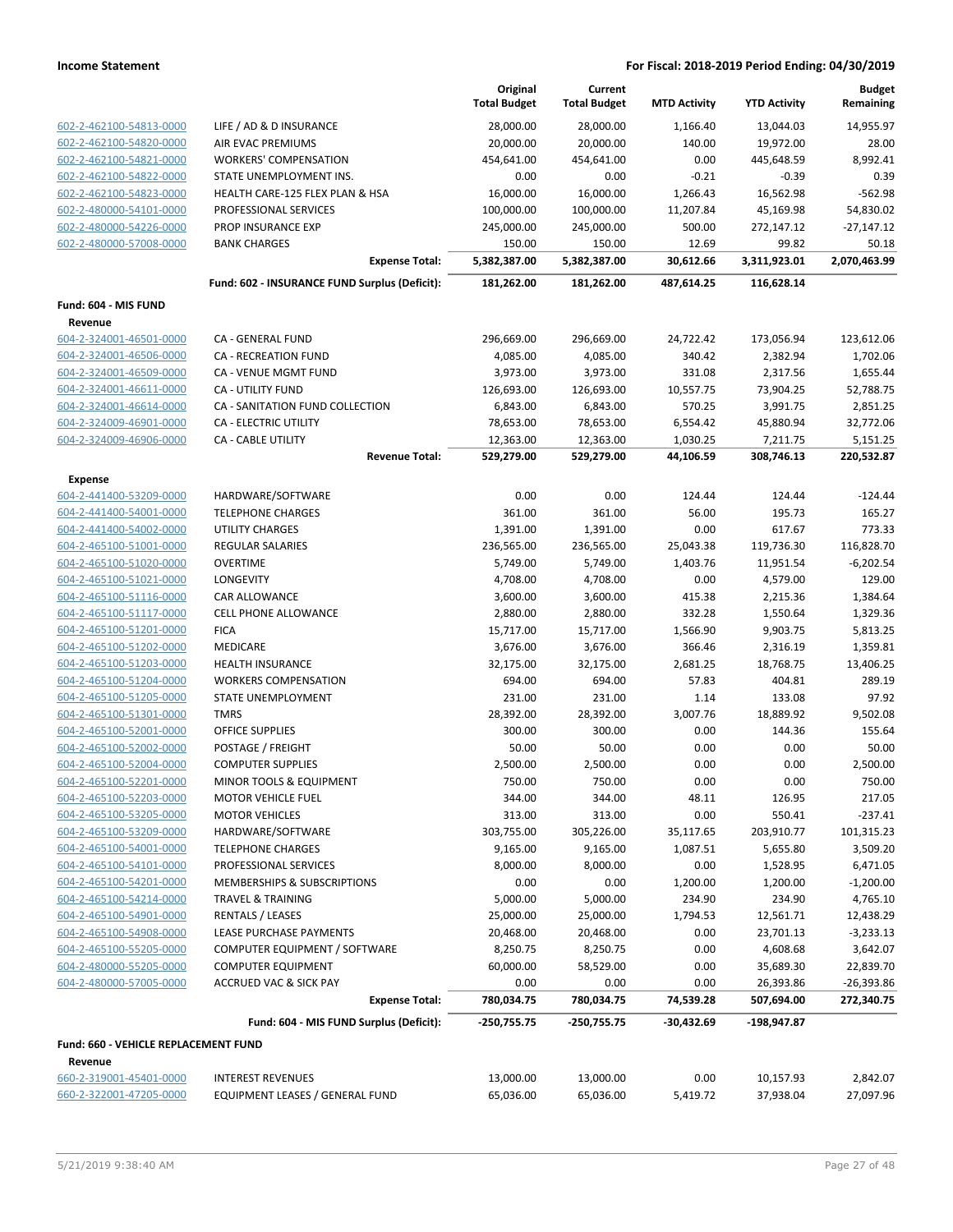| | | Original Total Budget | Current Total Budget | MTD Activity | YTD Activity | Budget Remaining |
|---|---|---|---|---|---|---|
| 602-2-462100-54813-0000 | LIFE / AD & D INSURANCE | 28,000.00 | 28,000.00 | 1,166.40 | 13,044.03 | 14,955.97 |
| 602-2-462100-54820-0000 | AIR EVAC PREMIUMS | 20,000.00 | 20,000.00 | 140.00 | 19,972.00 | 28.00 |
| 602-2-462100-54821-0000 | WORKERS' COMPENSATION | 454,641.00 | 454,641.00 | 0.00 | 445,648.59 | 8,992.41 |
| 602-2-462100-54822-0000 | STATE UNEMPLOYMENT INS. | 0.00 | 0.00 | -0.21 | -0.39 | 0.39 |
| 602-2-462100-54823-0000 | HEALTH CARE-125 FLEX PLAN & HSA | 16,000.00 | 16,000.00 | 1,266.43 | 16,562.98 | -562.98 |
| 602-2-480000-54101-0000 | PROFESSIONAL SERVICES | 100,000.00 | 100,000.00 | 11,207.84 | 45,169.98 | 54,830.02 |
| 602-2-480000-54226-0000 | PROP INSURANCE EXP | 245,000.00 | 245,000.00 | 500.00 | 272,147.12 | -27,147.12 |
| 602-2-480000-57008-0000 | BANK CHARGES | 150.00 | 150.00 | 12.69 | 99.82 | 50.18 |
| | **Expense Total:** | **5,382,387.00** | **5,382,387.00** | **30,612.66** | **3,311,923.01** | **2,070,463.99** |
| | **Fund: 602 - INSURANCE FUND Surplus (Deficit):** | **181,262.00** | **181,262.00** | **487,614.25** | **116,628.14** | |
| **Fund: 604 - MIS FUND** | | | | | | |
| **Revenue** | | | | | | |
| 604-2-324001-46501-0000 | CA - GENERAL FUND | 296,669.00 | 296,669.00 | 24,722.42 | 173,056.94 | 123,612.06 |
| 604-2-324001-46506-0000 | CA - RECREATION FUND | 4,085.00 | 4,085.00 | 340.42 | 2,382.94 | 1,702.06 |
| 604-2-324001-46509-0000 | CA - VENUE MGMT FUND | 3,973.00 | 3,973.00 | 331.08 | 2,317.56 | 1,655.44 |
| 604-2-324001-46611-0000 | CA - UTILITY FUND | 126,693.00 | 126,693.00 | 10,557.75 | 73,904.25 | 52,788.75 |
| 604-2-324001-46614-0000 | CA - SANITATION FUND COLLECTION | 6,843.00 | 6,843.00 | 570.25 | 3,991.75 | 2,851.25 |
| 604-2-324009-46901-0000 | CA - ELECTRIC UTILITY | 78,653.00 | 78,653.00 | 6,554.42 | 45,880.94 | 32,772.06 |
| 604-2-324009-46906-0000 | CA - CABLE UTILITY | 12,363.00 | 12,363.00 | 1,030.25 | 7,211.75 | 5,151.25 |
| | **Revenue Total:** | **529,279.00** | **529,279.00** | **44,106.59** | **308,746.13** | **220,532.87** |
| **Expense** | | | | | | |
| 604-2-441400-53209-0000 | HARDWARE/SOFTWARE | 0.00 | 0.00 | 124.44 | 124.44 | -124.44 |
| 604-2-441400-54001-0000 | TELEPHONE CHARGES | 361.00 | 361.00 | 56.00 | 195.73 | 165.27 |
| 604-2-441400-54002-0000 | UTILITY CHARGES | 1,391.00 | 1,391.00 | 0.00 | 617.67 | 773.33 |
| 604-2-465100-51001-0000 | REGULAR SALARIES | 236,565.00 | 236,565.00 | 25,043.38 | 119,736.30 | 116,828.70 |
| 604-2-465100-51020-0000 | OVERTIME | 5,749.00 | 5,749.00 | 1,403.76 | 11,951.54 | -6,202.54 |
| 604-2-465100-51021-0000 | LONGEVITY | 4,708.00 | 4,708.00 | 0.00 | 4,579.00 | 129.00 |
| 604-2-465100-51116-0000 | CAR ALLOWANCE | 3,600.00 | 3,600.00 | 415.38 | 2,215.36 | 1,384.64 |
| 604-2-465100-51117-0000 | CELL PHONE ALLOWANCE | 2,880.00 | 2,880.00 | 332.28 | 1,550.64 | 1,329.36 |
| 604-2-465100-51201-0000 | FICA | 15,717.00 | 15,717.00 | 1,566.90 | 9,903.75 | 5,813.25 |
| 604-2-465100-51202-0000 | MEDICARE | 3,676.00 | 3,676.00 | 366.46 | 2,316.19 | 1,359.81 |
| 604-2-465100-51203-0000 | HEALTH INSURANCE | 32,175.00 | 32,175.00 | 2,681.25 | 18,768.75 | 13,406.25 |
| 604-2-465100-51204-0000 | WORKERS COMPENSATION | 694.00 | 694.00 | 57.83 | 404.81 | 289.19 |
| 604-2-465100-51205-0000 | STATE UNEMPLOYMENT | 231.00 | 231.00 | 1.14 | 133.08 | 97.92 |
| 604-2-465100-51301-0000 | TMRS | 28,392.00 | 28,392.00 | 3,007.76 | 18,889.92 | 9,502.08 |
| 604-2-465100-52001-0000 | OFFICE SUPPLIES | 300.00 | 300.00 | 0.00 | 144.36 | 155.64 |
| 604-2-465100-52002-0000 | POSTAGE / FREIGHT | 50.00 | 50.00 | 0.00 | 0.00 | 50.00 |
| 604-2-465100-52004-0000 | COMPUTER SUPPLIES | 2,500.00 | 2,500.00 | 0.00 | 0.00 | 2,500.00 |
| 604-2-465100-52201-0000 | MINOR TOOLS & EQUIPMENT | 750.00 | 750.00 | 0.00 | 0.00 | 750.00 |
| 604-2-465100-52203-0000 | MOTOR VEHICLE FUEL | 344.00 | 344.00 | 48.11 | 126.95 | 217.05 |
| 604-2-465100-53205-0000 | MOTOR VEHICLES | 313.00 | 313.00 | 0.00 | 550.41 | -237.41 |
| 604-2-465100-53209-0000 | HARDWARE/SOFTWARE | 303,755.00 | 305,226.00 | 35,117.65 | 203,910.77 | 101,315.23 |
| 604-2-465100-54001-0000 | TELEPHONE CHARGES | 9,165.00 | 9,165.00 | 1,087.51 | 5,655.80 | 3,509.20 |
| 604-2-465100-54101-0000 | PROFESSIONAL SERVICES | 8,000.00 | 8,000.00 | 0.00 | 1,528.95 | 6,471.05 |
| 604-2-465100-54201-0000 | MEMBERSHIPS & SUBSCRIPTIONS | 0.00 | 0.00 | 1,200.00 | 1,200.00 | -1,200.00 |
| 604-2-465100-54214-0000 | TRAVEL & TRAINING | 5,000.00 | 5,000.00 | 234.90 | 234.90 | 4,765.10 |
| 604-2-465100-54901-0000 | RENTALS / LEASES | 25,000.00 | 25,000.00 | 1,794.53 | 12,561.71 | 12,438.29 |
| 604-2-465100-54908-0000 | LEASE PURCHASE PAYMENTS | 20,468.00 | 20,468.00 | 0.00 | 23,701.13 | -3,233.13 |
| 604-2-465100-55205-0000 | COMPUTER EQUIPMENT / SOFTWARE | 8,250.75 | 8,250.75 | 0.00 | 4,608.68 | 3,642.07 |
| 604-2-480000-55205-0000 | COMPUTER EQUIPMENT | 60,000.00 | 58,529.00 | 0.00 | 35,689.30 | 22,839.70 |
| 604-2-480000-57005-0000 | ACCRUED VAC & SICK PAY | 0.00 | 0.00 | 0.00 | 26,393.86 | -26,393.86 |
| | **Expense Total:** | **780,034.75** | **780,034.75** | **74,539.28** | **507,694.00** | **272,340.75** |
| | **Fund: 604 - MIS FUND Surplus (Deficit):** | **-250,755.75** | **-250,755.75** | **-30,432.69** | **-198,947.87** | |
| **Fund: 660 - VEHICLE REPLACEMENT FUND** | | | | | | |
| **Revenue** | | | | | | |
| 660-2-319001-45401-0000 | INTEREST REVENUES | 13,000.00 | 13,000.00 | 0.00 | 10,157.93 | 2,842.07 |
| 660-2-322001-47205-0000 | EQUIPMENT LEASES / GENERAL FUND | 65,036.00 | 65,036.00 | 5,419.72 | 37,938.04 | 27,097.96 |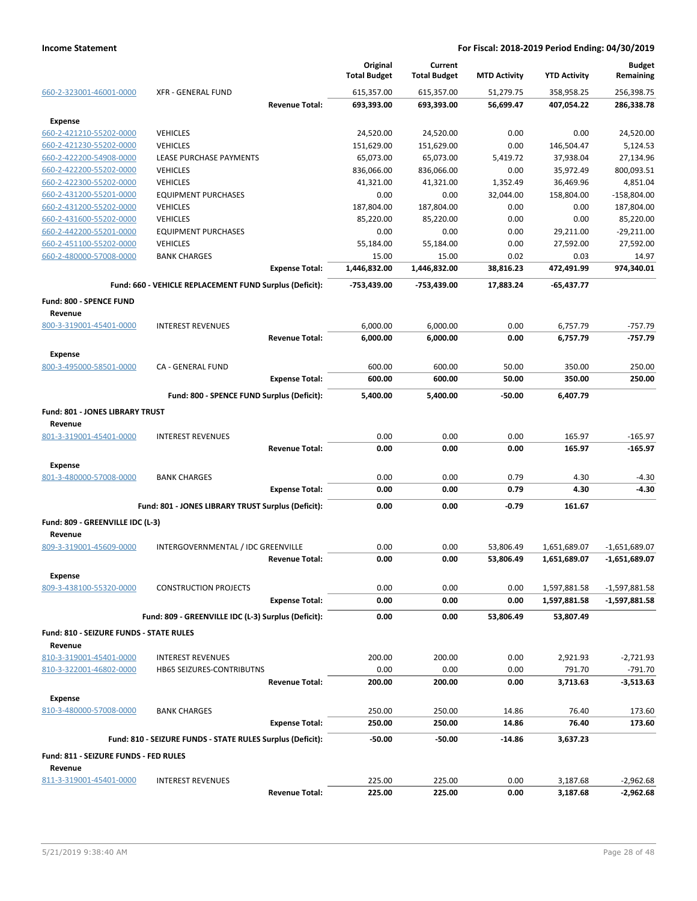| | | Original Total Budget | Current Total Budget | MTD Activity | YTD Activity | Budget Remaining |
|---|---|---|---|---|---|---|
| 660-2-323001-46001-0000 | XFR - GENERAL FUND | 615,357.00 | 615,357.00 | 51,279.75 | 358,958.25 | 256,398.75 |
| | **Revenue Total:** | **693,393.00** | **693,393.00** | **56,699.47** | **407,054.22** | **286,338.78** |
| **Expense** | | | | | | |
| 660-2-421210-55202-0000 | VEHICLES | 24,520.00 | 24,520.00 | 0.00 | 0.00 | 24,520.00 |
| 660-2-421230-55202-0000 | VEHICLES | 151,629.00 | 151,629.00 | 0.00 | 146,504.47 | 5,124.53 |
| 660-2-422200-54908-0000 | LEASE PURCHASE PAYMENTS | 65,073.00 | 65,073.00 | 5,419.72 | 37,938.04 | 27,134.96 |
| 660-2-422200-55202-0000 | VEHICLES | 836,066.00 | 836,066.00 | 0.00 | 35,972.49 | 800,093.51 |
| 660-2-422300-55202-0000 | VEHICLES | 41,321.00 | 41,321.00 | 1,352.49 | 36,469.96 | 4,851.04 |
| 660-2-431200-55201-0000 | EQUIPMENT PURCHASES | 0.00 | 0.00 | 32,044.00 | 158,804.00 | -158,804.00 |
| 660-2-431200-55202-0000 | VEHICLES | 187,804.00 | 187,804.00 | 0.00 | 0.00 | 187,804.00 |
| 660-2-431600-55202-0000 | VEHICLES | 85,220.00 | 85,220.00 | 0.00 | 0.00 | 85,220.00 |
| 660-2-442200-55201-0000 | EQUIPMENT PURCHASES | 0.00 | 0.00 | 0.00 | 29,211.00 | -29,211.00 |
| 660-2-451100-55202-0000 | VEHICLES | 55,184.00 | 55,184.00 | 0.00 | 27,592.00 | 27,592.00 |
| 660-2-480000-57008-0000 | BANK CHARGES | 15.00 | 15.00 | 0.02 | 0.03 | 14.97 |
| | **Expense Total:** | **1,446,832.00** | **1,446,832.00** | **38,816.23** | **472,491.99** | **974,340.01** |
| | **Fund: 660 - VEHICLE REPLACEMENT FUND Surplus (Deficit):** | **-753,439.00** | **-753,439.00** | **17,883.24** | **-65,437.77** | |
| **Fund: 800 - SPENCE FUND** | | | | | | |
| **Revenue** | | | | | | |
| 800-3-319001-45401-0000 | INTEREST REVENUES | 6,000.00 | 6,000.00 | 0.00 | 6,757.79 | -757.79 |
| | **Revenue Total:** | **6,000.00** | **6,000.00** | **0.00** | **6,757.79** | **-757.79** |
| **Expense** | | | | | | |
| 800-3-495000-58501-0000 | CA - GENERAL FUND | 600.00 | 600.00 | 50.00 | 350.00 | 250.00 |
| | **Expense Total:** | **600.00** | **600.00** | **50.00** | **350.00** | **250.00** |
| | **Fund: 800 - SPENCE FUND Surplus (Deficit):** | **5,400.00** | **5,400.00** | **-50.00** | **6,407.79** | |
| **Fund: 801 - JONES LIBRARY TRUST** | | | | | | |
| **Revenue** | | | | | | |
| 801-3-319001-45401-0000 | INTEREST REVENUES | 0.00 | 0.00 | 0.00 | 165.97 | -165.97 |
| | **Revenue Total:** | **0.00** | **0.00** | **0.00** | **165.97** | **-165.97** |
| **Expense** | | | | | | |
| 801-3-480000-57008-0000 | BANK CHARGES | 0.00 | 0.00 | 0.79 | 4.30 | -4.30 |
| | **Expense Total:** | **0.00** | **0.00** | **0.79** | **4.30** | **-4.30** |
| | **Fund: 801 - JONES LIBRARY TRUST Surplus (Deficit):** | **0.00** | **0.00** | **-0.79** | **161.67** | |
| **Fund: 809 - GREENVILLE IDC (L-3)** | | | | | | |
| **Revenue** | | | | | | |
| 809-3-319001-45609-0000 | INTERGOVERNMENTAL / IDC GREENVILLE | 0.00 | 0.00 | 53,806.49 | 1,651,689.07 | -1,651,689.07 |
| | **Revenue Total:** | **0.00** | **0.00** | **53,806.49** | **1,651,689.07** | **-1,651,689.07** |
| **Expense** | | | | | | |
| 809-3-438100-55320-0000 | CONSTRUCTION PROJECTS | 0.00 | 0.00 | 0.00 | 1,597,881.58 | -1,597,881.58 |
| | **Expense Total:** | **0.00** | **0.00** | **0.00** | **1,597,881.58** | **-1,597,881.58** |
| | **Fund: 809 - GREENVILLE IDC (L-3) Surplus (Deficit):** | **0.00** | **0.00** | **53,806.49** | **53,807.49** | |
| **Fund: 810 - SEIZURE FUNDS - STATE RULES** | | | | | | |
| **Revenue** | | | | | | |
| 810-3-319001-45401-0000 | INTEREST REVENUES | 200.00 | 200.00 | 0.00 | 2,921.93 | -2,721.93 |
| 810-3-322001-46802-0000 | HB65 SEIZURES-CONTRIBUTNS | 0.00 | 0.00 | 0.00 | 791.70 | -791.70 |
| | **Revenue Total:** | **200.00** | **200.00** | **0.00** | **3,713.63** | **-3,513.63** |
| **Expense** | | | | | | |
| 810-3-480000-57008-0000 | BANK CHARGES | 250.00 | 250.00 | 14.86 | 76.40 | 173.60 |
| | **Expense Total:** | **250.00** | **250.00** | **14.86** | **76.40** | **173.60** |
| | **Fund: 810 - SEIZURE FUNDS - STATE RULES Surplus (Deficit):** | **-50.00** | **-50.00** | **-14.86** | **3,637.23** | |
| **Fund: 811 - SEIZURE FUNDS - FED RULES** | | | | | | |
| **Revenue** | | | | | | |
| 811-3-319001-45401-0000 | INTEREST REVENUES | 225.00 | 225.00 | 0.00 | 3,187.68 | -2,962.68 |
| | **Revenue Total:** | **225.00** | **225.00** | **0.00** | **3,187.68** | **-2,962.68** |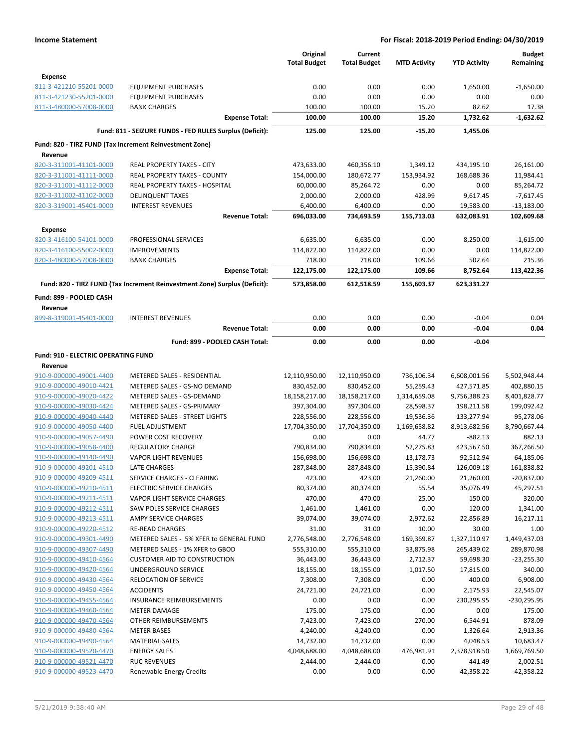**Income Statement** | **For Fiscal: 2018-2019 Period Ending: 04/30/2019**

| | | Original Total Budget | Current Total Budget | MTD Activity | YTD Activity | Budget Remaining |
|---|---|---|---|---|---|---|
| **Expense** | | | | | | |
| 811-3-421210-55201-0000 | EQUIPMENT PURCHASES | 0.00 | 0.00 | 0.00 | 1,650.00 | -1,650.00 |
| 811-3-421230-55201-0000 | EQUIPMENT PURCHASES | 0.00 | 0.00 | 0.00 | 0.00 | 0.00 |
| 811-3-480000-57008-0000 | BANK CHARGES | 100.00 | 100.00 | 15.20 | 82.62 | 17.38 |
| | **Expense Total:** | **100.00** | **100.00** | **15.20** | **1,732.62** | **-1,632.62** |
| | **Fund: 811 - SEIZURE FUNDS - FED RULES Surplus (Deficit):** | **125.00** | **125.00** | **-15.20** | **1,455.06** | |
| **Fund: 820 - TIRZ FUND (Tax Increment Reinvestment Zone)** | | | | | | |
| **Revenue** | | | | | | |
| 820-3-311001-41101-0000 | REAL PROPERTY TAXES - CITY | 473,633.00 | 460,356.10 | 1,349.12 | 434,195.10 | 26,161.00 |
| 820-3-311001-41111-0000 | REAL PROPERTY TAXES - COUNTY | 154,000.00 | 180,672.77 | 153,934.92 | 168,688.36 | 11,984.41 |
| 820-3-311001-41112-0000 | REAL PROPERTY TAXES - HOSPITAL | 60,000.00 | 85,264.72 | 0.00 | 0.00 | 85,264.72 |
| 820-3-311002-41102-0000 | DELINQUENT TAXES | 2,000.00 | 2,000.00 | 428.99 | 9,617.45 | -7,617.45 |
| 820-3-319001-45401-0000 | INTEREST REVENUES | 6,400.00 | 6,400.00 | 0.00 | 19,583.00 | -13,183.00 |
| | **Revenue Total:** | **696,033.00** | **734,693.59** | **155,713.03** | **632,083.91** | **102,609.68** |
| **Expense** | | | | | | |
| 820-3-416100-54101-0000 | PROFESSIONAL SERVICES | 6,635.00 | 6,635.00 | 0.00 | 8,250.00 | -1,615.00 |
| 820-3-416100-55002-0000 | IMPROVEMENTS | 114,822.00 | 114,822.00 | 0.00 | 0.00 | 114,822.00 |
| 820-3-480000-57008-0000 | BANK CHARGES | 718.00 | 718.00 | 109.66 | 502.64 | 215.36 |
| | **Expense Total:** | **122,175.00** | **122,175.00** | **109.66** | **8,752.64** | **113,422.36** |
| | **Fund: 820 - TIRZ FUND (Tax Increment Reinvestment Zone) Surplus (Deficit):** | **573,858.00** | **612,518.59** | **155,603.37** | **623,331.27** | |
| **Fund: 899 - POOLED CASH** | | | | | | |
| **Revenue** | | | | | | |
| 899-8-319001-45401-0000 | INTEREST REVENUES | 0.00 | 0.00 | 0.00 | -0.04 | 0.04 |
| | **Revenue Total:** | **0.00** | **0.00** | **0.00** | **-0.04** | **0.04** |
| | **Fund: 899 - POOLED CASH Total:** | **0.00** | **0.00** | **0.00** | **-0.04** | |
| **Fund: 910 - ELECTRIC OPERATING FUND** | | | | | | |
| **Revenue** | | | | | | |
| 910-9-000000-49001-4400 | METERED SALES - RESIDENTIAL | 12,110,950.00 | 12,110,950.00 | 736,106.34 | 6,608,001.56 | 5,502,948.44 |
| 910-9-000000-49010-4421 | METERED SALES - GS-NO DEMAND | 830,452.00 | 830,452.00 | 55,259.43 | 427,571.85 | 402,880.15 |
| 910-9-000000-49020-4422 | METERED SALES - GS-DEMAND | 18,158,217.00 | 18,158,217.00 | 1,314,659.08 | 9,756,388.23 | 8,401,828.77 |
| 910-9-000000-49030-4424 | METERED SALES - GS-PRIMARY | 397,304.00 | 397,304.00 | 28,598.37 | 198,211.58 | 199,092.42 |
| 910-9-000000-49040-4440 | METERED SALES - STREET LIGHTS | 228,556.00 | 228,556.00 | 19,536.36 | 133,277.94 | 95,278.06 |
| 910-9-000000-49050-4400 | FUEL ADJUSTMENT | 17,704,350.00 | 17,704,350.00 | 1,169,658.82 | 8,913,682.56 | 8,790,667.44 |
| 910-9-000000-49057-4490 | POWER COST RECOVERY | 0.00 | 0.00 | 44.77 | -882.13 | 882.13 |
| 910-9-000000-49058-4400 | REGULATORY CHARGE | 790,834.00 | 790,834.00 | 52,275.83 | 423,567.50 | 367,266.50 |
| 910-9-000000-49140-4490 | VAPOR LIGHT REVENUES | 156,698.00 | 156,698.00 | 13,178.73 | 92,512.94 | 64,185.06 |
| 910-9-000000-49201-4510 | LATE CHARGES | 287,848.00 | 287,848.00 | 15,390.84 | 126,009.18 | 161,838.82 |
| 910-9-000000-49209-4511 | SERVICE CHARGES - CLEARING | 423.00 | 423.00 | 21,260.00 | 21,260.00 | -20,837.00 |
| 910-9-000000-49210-4511 | ELECTRIC SERVICE CHARGES | 80,374.00 | 80,374.00 | 55.54 | 35,076.49 | 45,297.51 |
| 910-9-000000-49211-4511 | VAPOR LIGHT SERVICE CHARGES | 470.00 | 470.00 | 25.00 | 150.00 | 320.00 |
| 910-9-000000-49212-4511 | SAW POLES SERVICE CHARGES | 1,461.00 | 1,461.00 | 0.00 | 120.00 | 1,341.00 |
| 910-9-000000-49213-4511 | AMPY SERVICE CHARGES | 39,074.00 | 39,074.00 | 2,972.62 | 22,856.89 | 16,217.11 |
| 910-9-000000-49220-4512 | RE-READ CHARGES | 31.00 | 31.00 | 10.00 | 30.00 | 1.00 |
| 910-9-000000-49301-4490 | METERED SALES - 5% XFER to GENERAL FUND | 2,776,548.00 | 2,776,548.00 | 169,369.87 | 1,327,110.97 | 1,449,437.03 |
| 910-9-000000-49307-4490 | METERED SALES - 1% XFER to GBOD | 555,310.00 | 555,310.00 | 33,875.98 | 265,439.02 | 289,870.98 |
| 910-9-000000-49410-4564 | CUSTOMER AID TO CONSTRUCTION | 36,443.00 | 36,443.00 | 2,712.37 | 59,698.30 | -23,255.30 |
| 910-9-000000-49420-4564 | UNDERGROUND SERVICE | 18,155.00 | 18,155.00 | 1,017.50 | 17,815.00 | 340.00 |
| 910-9-000000-49430-4564 | RELOCATION OF SERVICE | 7,308.00 | 7,308.00 | 0.00 | 400.00 | 6,908.00 |
| 910-9-000000-49450-4564 | ACCIDENTS | 24,721.00 | 24,721.00 | 0.00 | 2,175.93 | 22,545.07 |
| 910-9-000000-49455-4564 | INSURANCE REIMBURSEMENTS | 0.00 | 0.00 | 0.00 | 230,295.95 | -230,295.95 |
| 910-9-000000-49460-4564 | METER DAMAGE | 175.00 | 175.00 | 0.00 | 0.00 | 175.00 |
| 910-9-000000-49470-4564 | OTHER REIMBURSEMENTS | 7,423.00 | 7,423.00 | 270.00 | 6,544.91 | 878.09 |
| 910-9-000000-49480-4564 | METER BASES | 4,240.00 | 4,240.00 | 0.00 | 1,326.64 | 2,913.36 |
| 910-9-000000-49490-4564 | MATERIAL SALES | 14,732.00 | 14,732.00 | 0.00 | 4,048.53 | 10,683.47 |
| 910-9-000000-49520-4470 | ENERGY SALES | 4,048,688.00 | 4,048,688.00 | 476,981.91 | 2,378,918.50 | 1,669,769.50 |
| 910-9-000000-49521-4470 | RUC REVENUES | 2,444.00 | 2,444.00 | 0.00 | 441.49 | 2,002.51 |
| 910-9-000000-49523-4470 | Renewable Energy Credits | 0.00 | 0.00 | 0.00 | 42,358.22 | -42,358.22 |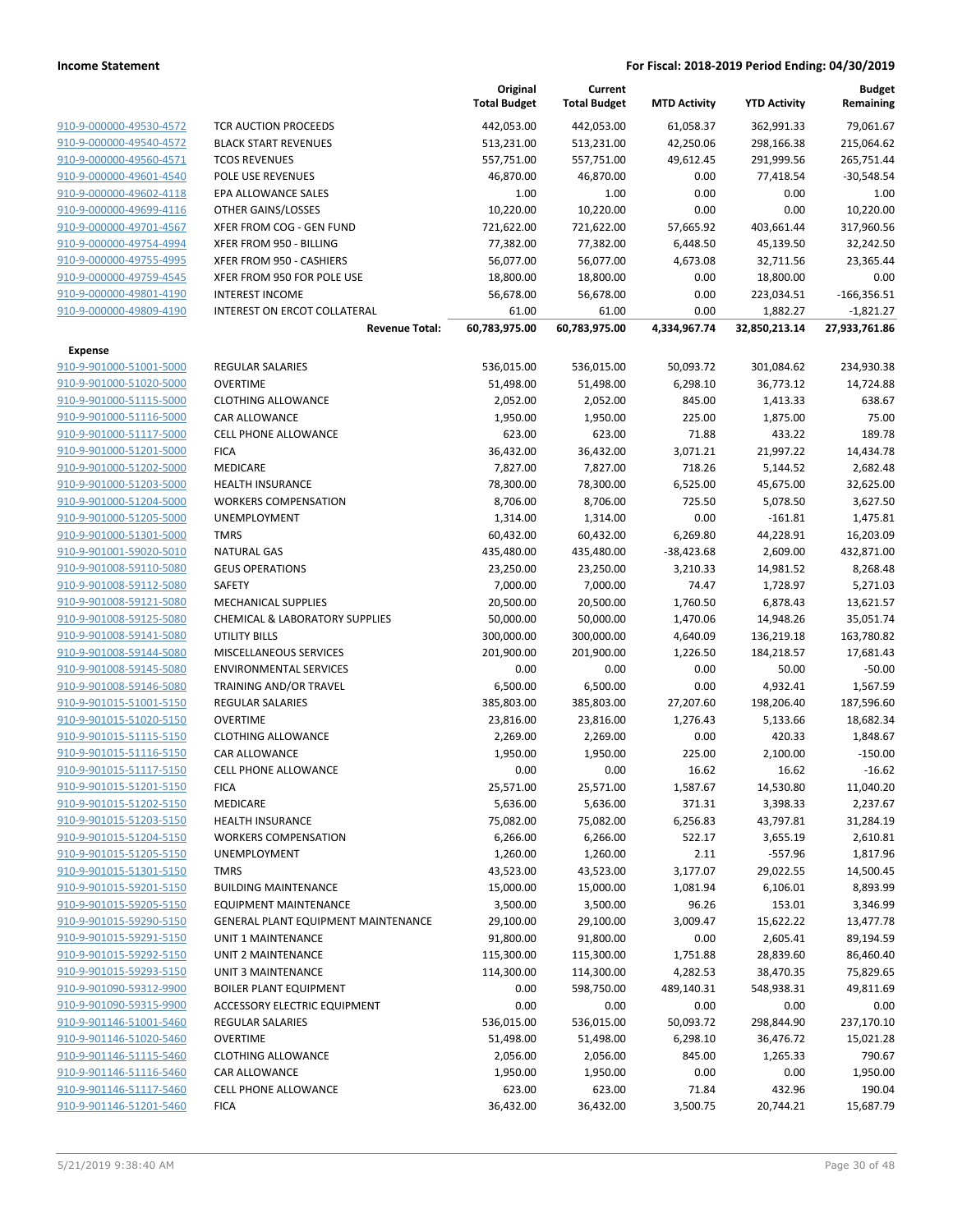| | | Original Total Budget | Current Total Budget | MTD Activity | YTD Activity | Budget Remaining |
|---|---|---|---|---|---|---|
| 910-9-000000-49530-4572 | TCR AUCTION PROCEEDS | 442,053.00 | 442,053.00 | 61,058.37 | 362,991.33 | 79,061.67 |
| 910-9-000000-49540-4572 | BLACK START REVENUES | 513,231.00 | 513,231.00 | 42,250.06 | 298,166.38 | 215,064.62 |
| 910-9-000000-49560-4571 | TCOS REVENUES | 557,751.00 | 557,751.00 | 49,612.45 | 291,999.56 | 265,751.44 |
| 910-9-000000-49601-4540 | POLE USE REVENUES | 46,870.00 | 46,870.00 | 0.00 | 77,418.54 | -30,548.54 |
| 910-9-000000-49602-4118 | EPA ALLOWANCE SALES | 1.00 | 1.00 | 0.00 | 0.00 | 1.00 |
| 910-9-000000-49699-4116 | OTHER GAINS/LOSSES | 10,220.00 | 10,220.00 | 0.00 | 0.00 | 10,220.00 |
| 910-9-000000-49701-4567 | XFER FROM COG - GEN FUND | 721,622.00 | 721,622.00 | 57,665.92 | 403,661.44 | 317,960.56 |
| 910-9-000000-49754-4994 | XFER FROM 950 - BILLING | 77,382.00 | 77,382.00 | 6,448.50 | 45,139.50 | 32,242.50 |
| 910-9-000000-49755-4995 | XFER FROM 950 - CASHIERS | 56,077.00 | 56,077.00 | 4,673.08 | 32,711.56 | 23,365.44 |
| 910-9-000000-49759-4545 | XFER FROM 950 FOR POLE USE | 18,800.00 | 18,800.00 | 0.00 | 18,800.00 | 0.00 |
| 910-9-000000-49801-4190 | INTEREST INCOME | 56,678.00 | 56,678.00 | 0.00 | 223,034.51 | -166,356.51 |
| 910-9-000000-49809-4190 | INTEREST ON ERCOT COLLATERAL | 61.00 | 61.00 | 0.00 | 1,882.27 | -1,821.27 |
| | **Revenue Total:** | **60,783,975.00** | **60,783,975.00** | **4,334,967.74** | **32,850,213.14** | **27,933,761.86** |
| **Expense** | | | | | | |
| 910-9-901000-51001-5000 | REGULAR SALARIES | 536,015.00 | 536,015.00 | 50,093.72 | 301,084.62 | 234,930.38 |
| 910-9-901000-51020-5000 | OVERTIME | 51,498.00 | 51,498.00 | 6,298.10 | 36,773.12 | 14,724.88 |
| 910-9-901000-51115-5000 | CLOTHING ALLOWANCE | 2,052.00 | 2,052.00 | 845.00 | 1,413.33 | 638.67 |
| 910-9-901000-51116-5000 | CAR ALLOWANCE | 1,950.00 | 1,950.00 | 225.00 | 1,875.00 | 75.00 |
| 910-9-901000-51117-5000 | CELL PHONE ALLOWANCE | 623.00 | 623.00 | 71.88 | 433.22 | 189.78 |
| 910-9-901000-51201-5000 | FICA | 36,432.00 | 36,432.00 | 3,071.21 | 21,997.22 | 14,434.78 |
| 910-9-901000-51202-5000 | MEDICARE | 7,827.00 | 7,827.00 | 718.26 | 5,144.52 | 2,682.48 |
| 910-9-901000-51203-5000 | HEALTH INSURANCE | 78,300.00 | 78,300.00 | 6,525.00 | 45,675.00 | 32,625.00 |
| 910-9-901000-51204-5000 | WORKERS COMPENSATION | 8,706.00 | 8,706.00 | 725.50 | 5,078.50 | 3,627.50 |
| 910-9-901000-51205-5000 | UNEMPLOYMENT | 1,314.00 | 1,314.00 | 0.00 | -161.81 | 1,475.81 |
| 910-9-901000-51301-5000 | TMRS | 60,432.00 | 60,432.00 | 6,269.80 | 44,228.91 | 16,203.09 |
| 910-9-901001-59020-5010 | NATURAL GAS | 435,480.00 | 435,480.00 | -38,423.68 | 2,609.00 | 432,871.00 |
| 910-9-901008-59110-5080 | GEUS OPERATIONS | 23,250.00 | 23,250.00 | 3,210.33 | 14,981.52 | 8,268.48 |
| 910-9-901008-59112-5080 | SAFETY | 7,000.00 | 7,000.00 | 74.47 | 1,728.97 | 5,271.03 |
| 910-9-901008-59121-5080 | MECHANICAL SUPPLIES | 20,500.00 | 20,500.00 | 1,760.50 | 6,878.43 | 13,621.57 |
| 910-9-901008-59125-5080 | CHEMICAL & LABORATORY SUPPLIES | 50,000.00 | 50,000.00 | 1,470.06 | 14,948.26 | 35,051.74 |
| 910-9-901008-59141-5080 | UTILITY BILLS | 300,000.00 | 300,000.00 | 4,640.09 | 136,219.18 | 163,780.82 |
| 910-9-901008-59144-5080 | MISCELLANEOUS SERVICES | 201,900.00 | 201,900.00 | 1,226.50 | 184,218.57 | 17,681.43 |
| 910-9-901008-59145-5080 | ENVIRONMENTAL SERVICES | 0.00 | 0.00 | 0.00 | 50.00 | -50.00 |
| 910-9-901008-59146-5080 | TRAINING AND/OR TRAVEL | 6,500.00 | 6,500.00 | 0.00 | 4,932.41 | 1,567.59 |
| 910-9-901015-51001-5150 | REGULAR SALARIES | 385,803.00 | 385,803.00 | 27,207.60 | 198,206.40 | 187,596.60 |
| 910-9-901015-51020-5150 | OVERTIME | 23,816.00 | 23,816.00 | 1,276.43 | 5,133.66 | 18,682.34 |
| 910-9-901015-51115-5150 | CLOTHING ALLOWANCE | 2,269.00 | 2,269.00 | 0.00 | 420.33 | 1,848.67 |
| 910-9-901015-51116-5150 | CAR ALLOWANCE | 1,950.00 | 1,950.00 | 225.00 | 2,100.00 | -150.00 |
| 910-9-901015-51117-5150 | CELL PHONE ALLOWANCE | 0.00 | 0.00 | 16.62 | 16.62 | -16.62 |
| 910-9-901015-51201-5150 | FICA | 25,571.00 | 25,571.00 | 1,587.67 | 14,530.80 | 11,040.20 |
| 910-9-901015-51202-5150 | MEDICARE | 5,636.00 | 5,636.00 | 371.31 | 3,398.33 | 2,237.67 |
| 910-9-901015-51203-5150 | HEALTH INSURANCE | 75,082.00 | 75,082.00 | 6,256.83 | 43,797.81 | 31,284.19 |
| 910-9-901015-51204-5150 | WORKERS COMPENSATION | 6,266.00 | 6,266.00 | 522.17 | 3,655.19 | 2,610.81 |
| 910-9-901015-51205-5150 | UNEMPLOYMENT | 1,260.00 | 1,260.00 | 2.11 | -557.96 | 1,817.96 |
| 910-9-901015-51301-5150 | TMRS | 43,523.00 | 43,523.00 | 3,177.07 | 29,022.55 | 14,500.45 |
| 910-9-901015-59201-5150 | BUILDING MAINTENANCE | 15,000.00 | 15,000.00 | 1,081.94 | 6,106.01 | 8,893.99 |
| 910-9-901015-59205-5150 | EQUIPMENT MAINTENANCE | 3,500.00 | 3,500.00 | 96.26 | 153.01 | 3,346.99 |
| 910-9-901015-59290-5150 | GENERAL PLANT EQUIPMENT MAINTENANCE | 29,100.00 | 29,100.00 | 3,009.47 | 15,622.22 | 13,477.78 |
| 910-9-901015-59291-5150 | UNIT 1 MAINTENANCE | 91,800.00 | 91,800.00 | 0.00 | 2,605.41 | 89,194.59 |
| 910-9-901015-59292-5150 | UNIT 2 MAINTENANCE | 115,300.00 | 115,300.00 | 1,751.88 | 28,839.60 | 86,460.40 |
| 910-9-901015-59293-5150 | UNIT 3 MAINTENANCE | 114,300.00 | 114,300.00 | 4,282.53 | 38,470.35 | 75,829.65 |
| 910-9-901090-59312-9900 | BOILER PLANT EQUIPMENT | 0.00 | 598,750.00 | 489,140.31 | 548,938.31 | 49,811.69 |
| 910-9-901090-59315-9900 | ACCESSORY ELECTRIC EQUIPMENT | 0.00 | 0.00 | 0.00 | 0.00 | 0.00 |
| 910-9-901146-51001-5460 | REGULAR SALARIES | 536,015.00 | 536,015.00 | 50,093.72 | 298,844.90 | 237,170.10 |
| 910-9-901146-51020-5460 | OVERTIME | 51,498.00 | 51,498.00 | 6,298.10 | 36,476.72 | 15,021.28 |
| 910-9-901146-51115-5460 | CLOTHING ALLOWANCE | 2,056.00 | 2,056.00 | 845.00 | 1,265.33 | 790.67 |
| 910-9-901146-51116-5460 | CAR ALLOWANCE | 1,950.00 | 1,950.00 | 0.00 | 0.00 | 1,950.00 |
| 910-9-901146-51117-5460 | CELL PHONE ALLOWANCE | 623.00 | 623.00 | 71.84 | 432.96 | 190.04 |
| 910-9-901146-51201-5460 | FICA | 36,432.00 | 36,432.00 | 3,500.75 | 20,744.21 | 15,687.79 |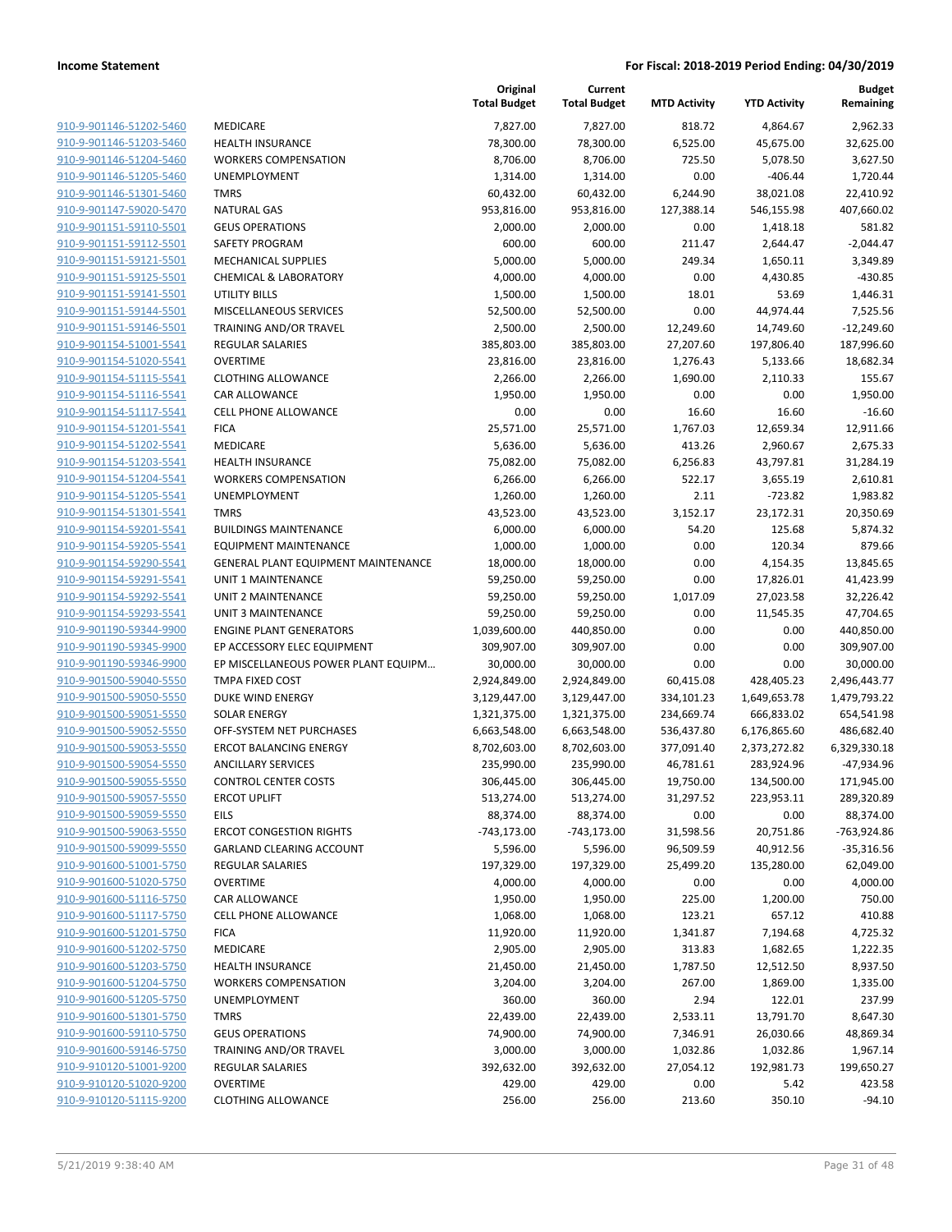**Income Statement** | **For Fiscal: 2018-2019 Period Ending: 04/30/2019**

| | | Original Total Budget | Current Total Budget | MTD Activity | YTD Activity | Budget Remaining |
|---|---|---|---|---|---|---|
| 910-9-901146-51202-5460 | MEDICARE | 7,827.00 | 7,827.00 | 818.72 | 4,864.67 | 2,962.33 |
| 910-9-901146-51203-5460 | HEALTH INSURANCE | 78,300.00 | 78,300.00 | 6,525.00 | 45,675.00 | 32,625.00 |
| 910-9-901146-51204-5460 | WORKERS COMPENSATION | 8,706.00 | 8,706.00 | 725.50 | 5,078.50 | 3,627.50 |
| 910-9-901146-51205-5460 | UNEMPLOYMENT | 1,314.00 | 1,314.00 | 0.00 | -406.44 | 1,720.44 |
| 910-9-901146-51301-5460 | TMRS | 60,432.00 | 60,432.00 | 6,244.90 | 38,021.08 | 22,410.92 |
| 910-9-901147-59020-5470 | NATURAL GAS | 953,816.00 | 953,816.00 | 127,388.14 | 546,155.98 | 407,660.02 |
| 910-9-901151-59110-5501 | GEUS OPERATIONS | 2,000.00 | 2,000.00 | 0.00 | 1,418.18 | 581.82 |
| 910-9-901151-59112-5501 | SAFETY PROGRAM | 600.00 | 600.00 | 211.47 | 2,644.47 | -2,044.47 |
| 910-9-901151-59121-5501 | MECHANICAL SUPPLIES | 5,000.00 | 5,000.00 | 249.34 | 1,650.11 | 3,349.89 |
| 910-9-901151-59125-5501 | CHEMICAL & LABORATORY | 4,000.00 | 4,000.00 | 0.00 | 4,430.85 | -430.85 |
| 910-9-901151-59141-5501 | UTILITY BILLS | 1,500.00 | 1,500.00 | 18.01 | 53.69 | 1,446.31 |
| 910-9-901151-59144-5501 | MISCELLANEOUS SERVICES | 52,500.00 | 52,500.00 | 0.00 | 44,974.44 | 7,525.56 |
| 910-9-901151-59146-5501 | TRAINING AND/OR TRAVEL | 2,500.00 | 2,500.00 | 12,249.60 | 14,749.60 | -12,249.60 |
| 910-9-901154-51001-5541 | REGULAR SALARIES | 385,803.00 | 385,803.00 | 27,207.60 | 197,806.40 | 187,996.60 |
| 910-9-901154-51020-5541 | OVERTIME | 23,816.00 | 23,816.00 | 1,276.43 | 5,133.66 | 18,682.34 |
| 910-9-901154-51115-5541 | CLOTHING ALLOWANCE | 2,266.00 | 2,266.00 | 1,690.00 | 2,110.33 | 155.67 |
| 910-9-901154-51116-5541 | CAR ALLOWANCE | 1,950.00 | 1,950.00 | 0.00 | 0.00 | 1,950.00 |
| 910-9-901154-51117-5541 | CELL PHONE ALLOWANCE | 0.00 | 0.00 | 16.60 | 16.60 | -16.60 |
| 910-9-901154-51201-5541 | FICA | 25,571.00 | 25,571.00 | 1,767.03 | 12,659.34 | 12,911.66 |
| 910-9-901154-51202-5541 | MEDICARE | 5,636.00 | 5,636.00 | 413.26 | 2,960.67 | 2,675.33 |
| 910-9-901154-51203-5541 | HEALTH INSURANCE | 75,082.00 | 75,082.00 | 6,256.83 | 43,797.81 | 31,284.19 |
| 910-9-901154-51204-5541 | WORKERS COMPENSATION | 6,266.00 | 6,266.00 | 522.17 | 3,655.19 | 2,610.81 |
| 910-9-901154-51205-5541 | UNEMPLOYMENT | 1,260.00 | 1,260.00 | 2.11 | -723.82 | 1,983.82 |
| 910-9-901154-51301-5541 | TMRS | 43,523.00 | 43,523.00 | 3,152.17 | 23,172.31 | 20,350.69 |
| 910-9-901154-59201-5541 | BUILDINGS MAINTENANCE | 6,000.00 | 6,000.00 | 54.20 | 125.68 | 5,874.32 |
| 910-9-901154-59205-5541 | EQUIPMENT MAINTENANCE | 1,000.00 | 1,000.00 | 0.00 | 120.34 | 879.66 |
| 910-9-901154-59290-5541 | GENERAL PLANT EQUIPMENT MAINTENANCE | 18,000.00 | 18,000.00 | 0.00 | 4,154.35 | 13,845.65 |
| 910-9-901154-59291-5541 | UNIT 1 MAINTENANCE | 59,250.00 | 59,250.00 | 0.00 | 17,826.01 | 41,423.99 |
| 910-9-901154-59292-5541 | UNIT 2 MAINTENANCE | 59,250.00 | 59,250.00 | 1,017.09 | 27,023.58 | 32,226.42 |
| 910-9-901154-59293-5541 | UNIT 3 MAINTENANCE | 59,250.00 | 59,250.00 | 0.00 | 11,545.35 | 47,704.65 |
| 910-9-901190-59344-9900 | ENGINE PLANT GENERATORS | 1,039,600.00 | 440,850.00 | 0.00 | 0.00 | 440,850.00 |
| 910-9-901190-59345-9900 | EP ACCESSORY ELEC EQUIPMENT | 309,907.00 | 309,907.00 | 0.00 | 0.00 | 309,907.00 |
| 910-9-901190-59346-9900 | EP MISCELLANEOUS POWER PLANT EQUIPM… | 30,000.00 | 30,000.00 | 0.00 | 0.00 | 30,000.00 |
| 910-9-901500-59040-5550 | TMPA FIXED COST | 2,924,849.00 | 2,924,849.00 | 60,415.08 | 428,405.23 | 2,496,443.77 |
| 910-9-901500-59050-5550 | DUKE WIND ENERGY | 3,129,447.00 | 3,129,447.00 | 334,101.23 | 1,649,653.78 | 1,479,793.22 |
| 910-9-901500-59051-5550 | SOLAR ENERGY | 1,321,375.00 | 1,321,375.00 | 234,669.74 | 666,833.02 | 654,541.98 |
| 910-9-901500-59052-5550 | OFF-SYSTEM NET PURCHASES | 6,663,548.00 | 6,663,548.00 | 536,437.80 | 6,176,865.60 | 486,682.40 |
| 910-9-901500-59053-5550 | ERCOT BALANCING ENERGY | 8,702,603.00 | 8,702,603.00 | 377,091.40 | 2,373,272.82 | 6,329,330.18 |
| 910-9-901500-59054-5550 | ANCILLARY SERVICES | 235,990.00 | 235,990.00 | 46,781.61 | 283,924.96 | -47,934.96 |
| 910-9-901500-59055-5550 | CONTROL CENTER COSTS | 306,445.00 | 306,445.00 | 19,750.00 | 134,500.00 | 171,945.00 |
| 910-9-901500-59057-5550 | ERCOT UPLIFT | 513,274.00 | 513,274.00 | 31,297.52 | 223,953.11 | 289,320.89 |
| 910-9-901500-59059-5550 | EILS | 88,374.00 | 88,374.00 | 0.00 | 0.00 | 88,374.00 |
| 910-9-901500-59063-5550 | ERCOT CONGESTION RIGHTS | -743,173.00 | -743,173.00 | 31,598.56 | 20,751.86 | -763,924.86 |
| 910-9-901500-59099-5550 | GARLAND CLEARING ACCOUNT | 5,596.00 | 5,596.00 | 96,509.59 | 40,912.56 | -35,316.56 |
| 910-9-901600-51001-5750 | REGULAR SALARIES | 197,329.00 | 197,329.00 | 25,499.20 | 135,280.00 | 62,049.00 |
| 910-9-901600-51020-5750 | OVERTIME | 4,000.00 | 4,000.00 | 0.00 | 0.00 | 4,000.00 |
| 910-9-901600-51116-5750 | CAR ALLOWANCE | 1,950.00 | 1,950.00 | 225.00 | 1,200.00 | 750.00 |
| 910-9-901600-51117-5750 | CELL PHONE ALLOWANCE | 1,068.00 | 1,068.00 | 123.21 | 657.12 | 410.88 |
| 910-9-901600-51201-5750 | FICA | 11,920.00 | 11,920.00 | 1,341.87 | 7,194.68 | 4,725.32 |
| 910-9-901600-51202-5750 | MEDICARE | 2,905.00 | 2,905.00 | 313.83 | 1,682.65 | 1,222.35 |
| 910-9-901600-51203-5750 | HEALTH INSURANCE | 21,450.00 | 21,450.00 | 1,787.50 | 12,512.50 | 8,937.50 |
| 910-9-901600-51204-5750 | WORKERS COMPENSATION | 3,204.00 | 3,204.00 | 267.00 | 1,869.00 | 1,335.00 |
| 910-9-901600-51205-5750 | UNEMPLOYMENT | 360.00 | 360.00 | 2.94 | 122.01 | 237.99 |
| 910-9-901600-51301-5750 | TMRS | 22,439.00 | 22,439.00 | 2,533.11 | 13,791.70 | 8,647.30 |
| 910-9-901600-59110-5750 | GEUS OPERATIONS | 74,900.00 | 74,900.00 | 7,346.91 | 26,030.66 | 48,869.34 |
| 910-9-901600-59146-5750 | TRAINING AND/OR TRAVEL | 3,000.00 | 3,000.00 | 1,032.86 | 1,032.86 | 1,967.14 |
| 910-9-910120-51001-9200 | REGULAR SALARIES | 392,632.00 | 392,632.00 | 27,054.12 | 192,981.73 | 199,650.27 |
| 910-9-910120-51020-9200 | OVERTIME | 429.00 | 429.00 | 0.00 | 5.42 | 423.58 |
| 910-9-910120-51115-9200 | CLOTHING ALLOWANCE | 256.00 | 256.00 | 213.60 | 350.10 | -94.10 |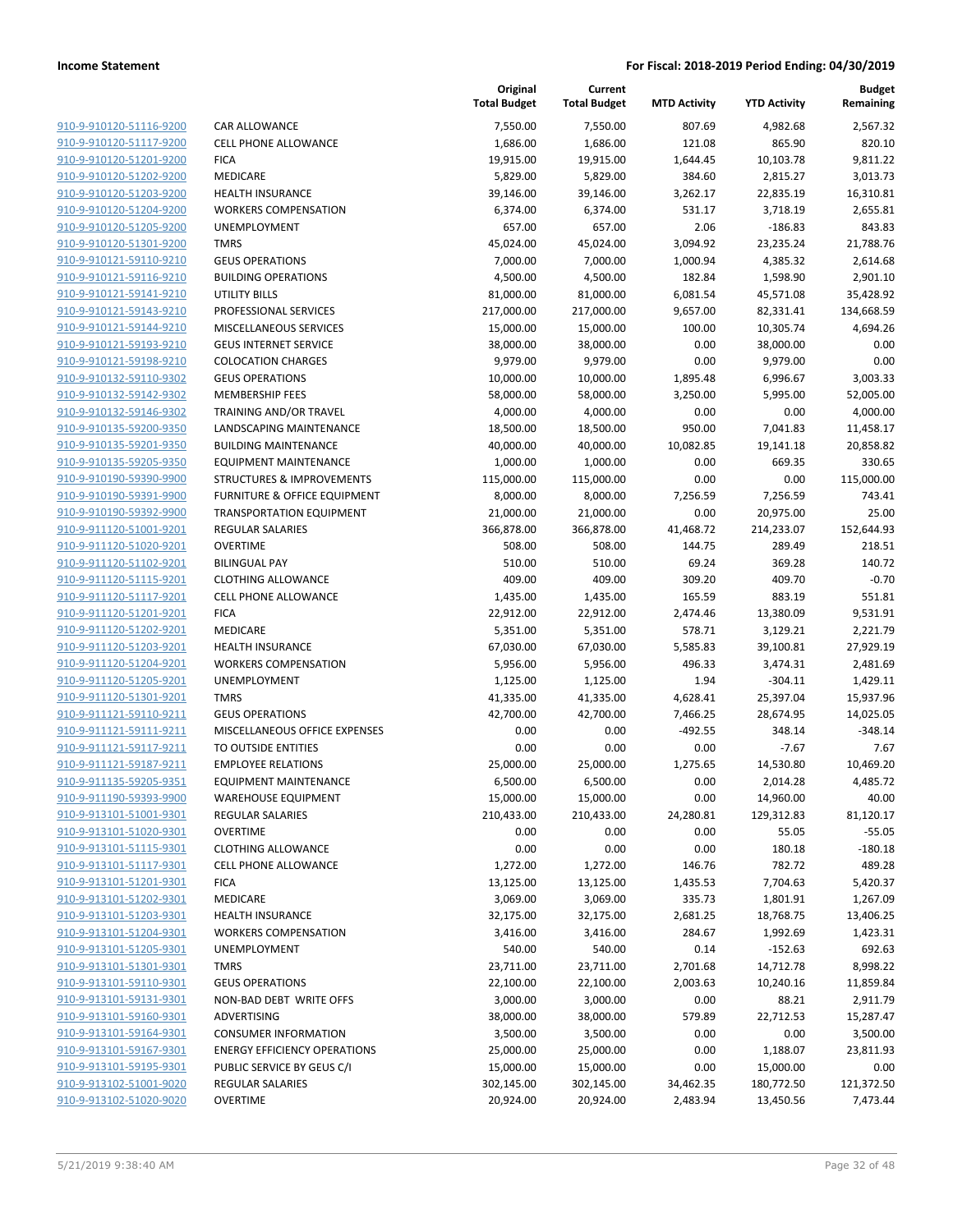| | | Original Total Budget | Current Total Budget | MTD Activity | YTD Activity | Budget Remaining |
|---|---|---|---|---|---|---|
| 910-9-910120-51116-9200 | CAR ALLOWANCE | 7,550.00 | 7,550.00 | 807.69 | 4,982.68 | 2,567.32 |
| 910-9-910120-51117-9200 | CELL PHONE ALLOWANCE | 1,686.00 | 1,686.00 | 121.08 | 865.90 | 820.10 |
| 910-9-910120-51201-9200 | FICA | 19,915.00 | 19,915.00 | 1,644.45 | 10,103.78 | 9,811.22 |
| 910-9-910120-51202-9200 | MEDICARE | 5,829.00 | 5,829.00 | 384.60 | 2,815.27 | 3,013.73 |
| 910-9-910120-51203-9200 | HEALTH INSURANCE | 39,146.00 | 39,146.00 | 3,262.17 | 22,835.19 | 16,310.81 |
| 910-9-910120-51204-9200 | WORKERS COMPENSATION | 6,374.00 | 6,374.00 | 531.17 | 3,718.19 | 2,655.81 |
| 910-9-910120-51205-9200 | UNEMPLOYMENT | 657.00 | 657.00 | 2.06 | -186.83 | 843.83 |
| 910-9-910120-51301-9200 | TMRS | 45,024.00 | 45,024.00 | 3,094.92 | 23,235.24 | 21,788.76 |
| 910-9-910121-59110-9210 | GEUS OPERATIONS | 7,000.00 | 7,000.00 | 1,000.94 | 4,385.32 | 2,614.68 |
| 910-9-910121-59116-9210 | BUILDING OPERATIONS | 4,500.00 | 4,500.00 | 182.84 | 1,598.90 | 2,901.10 |
| 910-9-910121-59141-9210 | UTILITY BILLS | 81,000.00 | 81,000.00 | 6,081.54 | 45,571.08 | 35,428.92 |
| 910-9-910121-59143-9210 | PROFESSIONAL SERVICES | 217,000.00 | 217,000.00 | 9,657.00 | 82,331.41 | 134,668.59 |
| 910-9-910121-59144-9210 | MISCELLANEOUS SERVICES | 15,000.00 | 15,000.00 | 100.00 | 10,305.74 | 4,694.26 |
| 910-9-910121-59193-9210 | GEUS INTERNET SERVICE | 38,000.00 | 38,000.00 | 0.00 | 38,000.00 | 0.00 |
| 910-9-910121-59198-9210 | COLOCATION CHARGES | 9,979.00 | 9,979.00 | 0.00 | 9,979.00 | 0.00 |
| 910-9-910132-59110-9302 | GEUS OPERATIONS | 10,000.00 | 10,000.00 | 1,895.48 | 6,996.67 | 3,003.33 |
| 910-9-910132-59142-9302 | MEMBERSHIP FEES | 58,000.00 | 58,000.00 | 3,250.00 | 5,995.00 | 52,005.00 |
| 910-9-910132-59146-9302 | TRAINING AND/OR TRAVEL | 4,000.00 | 4,000.00 | 0.00 | 0.00 | 4,000.00 |
| 910-9-910135-59200-9350 | LANDSCAPING MAINTENANCE | 18,500.00 | 18,500.00 | 950.00 | 7,041.83 | 11,458.17 |
| 910-9-910135-59201-9350 | BUILDING MAINTENANCE | 40,000.00 | 40,000.00 | 10,082.85 | 19,141.18 | 20,858.82 |
| 910-9-910135-59205-9350 | EQUIPMENT MAINTENANCE | 1,000.00 | 1,000.00 | 0.00 | 669.35 | 330.65 |
| 910-9-910190-59390-9900 | STRUCTURES & IMPROVEMENTS | 115,000.00 | 115,000.00 | 0.00 | 0.00 | 115,000.00 |
| 910-9-910190-59391-9900 | FURNITURE & OFFICE EQUIPMENT | 8,000.00 | 8,000.00 | 7,256.59 | 7,256.59 | 743.41 |
| 910-9-910190-59392-9900 | TRANSPORTATION EQUIPMENT | 21,000.00 | 21,000.00 | 0.00 | 20,975.00 | 25.00 |
| 910-9-911120-51001-9201 | REGULAR SALARIES | 366,878.00 | 366,878.00 | 41,468.72 | 214,233.07 | 152,644.93 |
| 910-9-911120-51020-9201 | OVERTIME | 508.00 | 508.00 | 144.75 | 289.49 | 218.51 |
| 910-9-911120-51102-9201 | BILINGUAL PAY | 510.00 | 510.00 | 69.24 | 369.28 | 140.72 |
| 910-9-911120-51115-9201 | CLOTHING ALLOWANCE | 409.00 | 409.00 | 309.20 | 409.70 | -0.70 |
| 910-9-911120-51117-9201 | CELL PHONE ALLOWANCE | 1,435.00 | 1,435.00 | 165.59 | 883.19 | 551.81 |
| 910-9-911120-51201-9201 | FICA | 22,912.00 | 22,912.00 | 2,474.46 | 13,380.09 | 9,531.91 |
| 910-9-911120-51202-9201 | MEDICARE | 5,351.00 | 5,351.00 | 578.71 | 3,129.21 | 2,221.79 |
| 910-9-911120-51203-9201 | HEALTH INSURANCE | 67,030.00 | 67,030.00 | 5,585.83 | 39,100.81 | 27,929.19 |
| 910-9-911120-51204-9201 | WORKERS COMPENSATION | 5,956.00 | 5,956.00 | 496.33 | 3,474.31 | 2,481.69 |
| 910-9-911120-51205-9201 | UNEMPLOYMENT | 1,125.00 | 1,125.00 | 1.94 | -304.11 | 1,429.11 |
| 910-9-911120-51301-9201 | TMRS | 41,335.00 | 41,335.00 | 4,628.41 | 25,397.04 | 15,937.96 |
| 910-9-911121-59110-9211 | GEUS OPERATIONS | 42,700.00 | 42,700.00 | 7,466.25 | 28,674.95 | 14,025.05 |
| 910-9-911121-59111-9211 | MISCELLANEOUS OFFICE EXPENSES | 0.00 | 0.00 | -492.55 | 348.14 | -348.14 |
| 910-9-911121-59117-9211 | TO OUTSIDE ENTITIES | 0.00 | 0.00 | 0.00 | -7.67 | 7.67 |
| 910-9-911121-59187-9211 | EMPLOYEE RELATIONS | 25,000.00 | 25,000.00 | 1,275.65 | 14,530.80 | 10,469.20 |
| 910-9-911135-59205-9351 | EQUIPMENT MAINTENANCE | 6,500.00 | 6,500.00 | 0.00 | 2,014.28 | 4,485.72 |
| 910-9-911190-59393-9900 | WAREHOUSE EQUIPMENT | 15,000.00 | 15,000.00 | 0.00 | 14,960.00 | 40.00 |
| 910-9-913101-51001-9301 | REGULAR SALARIES | 210,433.00 | 210,433.00 | 24,280.81 | 129,312.83 | 81,120.17 |
| 910-9-913101-51020-9301 | OVERTIME | 0.00 | 0.00 | 0.00 | 55.05 | -55.05 |
| 910-9-913101-51115-9301 | CLOTHING ALLOWANCE | 0.00 | 0.00 | 0.00 | 180.18 | -180.18 |
| 910-9-913101-51117-9301 | CELL PHONE ALLOWANCE | 1,272.00 | 1,272.00 | 146.76 | 782.72 | 489.28 |
| 910-9-913101-51201-9301 | FICA | 13,125.00 | 13,125.00 | 1,435.53 | 7,704.63 | 5,420.37 |
| 910-9-913101-51202-9301 | MEDICARE | 3,069.00 | 3,069.00 | 335.73 | 1,801.91 | 1,267.09 |
| 910-9-913101-51203-9301 | HEALTH INSURANCE | 32,175.00 | 32,175.00 | 2,681.25 | 18,768.75 | 13,406.25 |
| 910-9-913101-51204-9301 | WORKERS COMPENSATION | 3,416.00 | 3,416.00 | 284.67 | 1,992.69 | 1,423.31 |
| 910-9-913101-51205-9301 | UNEMPLOYMENT | 540.00 | 540.00 | 0.14 | -152.63 | 692.63 |
| 910-9-913101-51301-9301 | TMRS | 23,711.00 | 23,711.00 | 2,701.68 | 14,712.78 | 8,998.22 |
| 910-9-913101-59110-9301 | GEUS OPERATIONS | 22,100.00 | 22,100.00 | 2,003.63 | 10,240.16 | 11,859.84 |
| 910-9-913101-59131-9301 | NON-BAD DEBT WRITE OFFS | 3,000.00 | 3,000.00 | 0.00 | 88.21 | 2,911.79 |
| 910-9-913101-59160-9301 | ADVERTISING | 38,000.00 | 38,000.00 | 579.89 | 22,712.53 | 15,287.47 |
| 910-9-913101-59164-9301 | CONSUMER INFORMATION | 3,500.00 | 3,500.00 | 0.00 | 0.00 | 3,500.00 |
| 910-9-913101-59167-9301 | ENERGY EFFICIENCY OPERATIONS | 25,000.00 | 25,000.00 | 0.00 | 1,188.07 | 23,811.93 |
| 910-9-913101-59195-9301 | PUBLIC SERVICE BY GEUS C/I | 15,000.00 | 15,000.00 | 0.00 | 15,000.00 | 0.00 |
| 910-9-913102-51001-9020 | REGULAR SALARIES | 302,145.00 | 302,145.00 | 34,462.35 | 180,772.50 | 121,372.50 |
| 910-9-913102-51020-9020 | OVERTIME | 20,924.00 | 20,924.00 | 2,483.94 | 13,450.56 | 7,473.44 |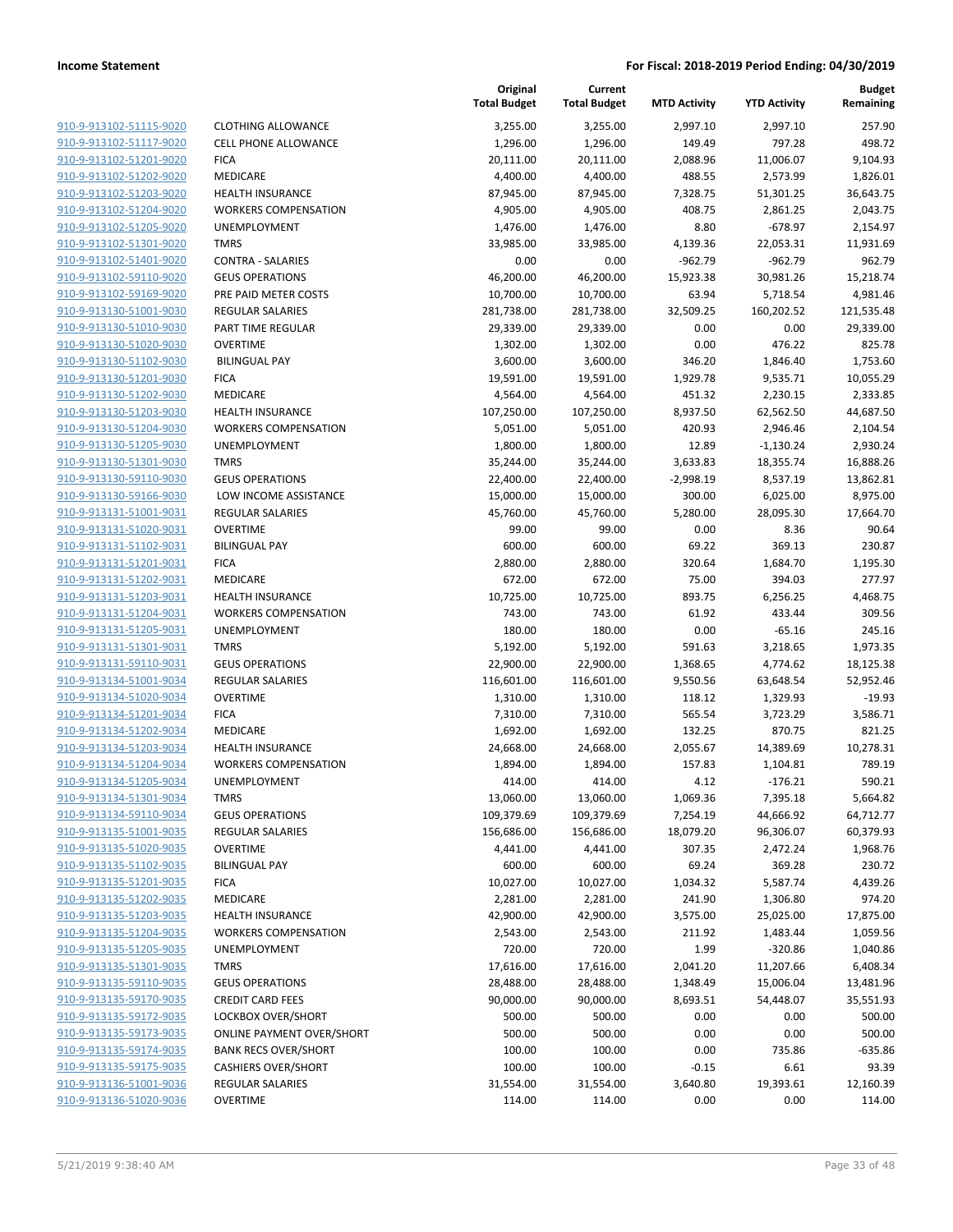**Income Statement** | **For Fiscal: 2018-2019 Period Ending: 04/30/2019**

| | | Original Total Budget | Current Total Budget | MTD Activity | YTD Activity | Budget Remaining |
|---|---|---|---|---|---|---|
| 910-9-913102-51115-9020 | CLOTHING ALLOWANCE | 3,255.00 | 3,255.00 | 2,997.10 | 2,997.10 | 257.90 |
| 910-9-913102-51117-9020 | CELL PHONE ALLOWANCE | 1,296.00 | 1,296.00 | 149.49 | 797.28 | 498.72 |
| 910-9-913102-51201-9020 | FICA | 20,111.00 | 20,111.00 | 2,088.96 | 11,006.07 | 9,104.93 |
| 910-9-913102-51202-9020 | MEDICARE | 4,400.00 | 4,400.00 | 488.55 | 2,573.99 | 1,826.01 |
| 910-9-913102-51203-9020 | HEALTH INSURANCE | 87,945.00 | 87,945.00 | 7,328.75 | 51,301.25 | 36,643.75 |
| 910-9-913102-51204-9020 | WORKERS COMPENSATION | 4,905.00 | 4,905.00 | 408.75 | 2,861.25 | 2,043.75 |
| 910-9-913102-51205-9020 | UNEMPLOYMENT | 1,476.00 | 1,476.00 | 8.80 | -678.97 | 2,154.97 |
| 910-9-913102-51301-9020 | TMRS | 33,985.00 | 33,985.00 | 4,139.36 | 22,053.31 | 11,931.69 |
| 910-9-913102-51401-9020 | CONTRA - SALARIES | 0.00 | 0.00 | -962.79 | -962.79 | 962.79 |
| 910-9-913102-59110-9020 | GEUS OPERATIONS | 46,200.00 | 46,200.00 | 15,923.38 | 30,981.26 | 15,218.74 |
| 910-9-913102-59169-9020 | PRE PAID METER COSTS | 10,700.00 | 10,700.00 | 63.94 | 5,718.54 | 4,981.46 |
| 910-9-913130-51001-9030 | REGULAR SALARIES | 281,738.00 | 281,738.00 | 32,509.25 | 160,202.52 | 121,535.48 |
| 910-9-913130-51010-9030 | PART TIME REGULAR | 29,339.00 | 29,339.00 | 0.00 | 0.00 | 29,339.00 |
| 910-9-913130-51020-9030 | OVERTIME | 1,302.00 | 1,302.00 | 0.00 | 476.22 | 825.78 |
| 910-9-913130-51102-9030 | BILINGUAL PAY | 3,600.00 | 3,600.00 | 346.20 | 1,846.40 | 1,753.60 |
| 910-9-913130-51201-9030 | FICA | 19,591.00 | 19,591.00 | 1,929.78 | 9,535.71 | 10,055.29 |
| 910-9-913130-51202-9030 | MEDICARE | 4,564.00 | 4,564.00 | 451.32 | 2,230.15 | 2,333.85 |
| 910-9-913130-51203-9030 | HEALTH INSURANCE | 107,250.00 | 107,250.00 | 8,937.50 | 62,562.50 | 44,687.50 |
| 910-9-913130-51204-9030 | WORKERS COMPENSATION | 5,051.00 | 5,051.00 | 420.93 | 2,946.46 | 2,104.54 |
| 910-9-913130-51205-9030 | UNEMPLOYMENT | 1,800.00 | 1,800.00 | 12.89 | -1,130.24 | 2,930.24 |
| 910-9-913130-51301-9030 | TMRS | 35,244.00 | 35,244.00 | 3,633.83 | 18,355.74 | 16,888.26 |
| 910-9-913130-59110-9030 | GEUS OPERATIONS | 22,400.00 | 22,400.00 | -2,998.19 | 8,537.19 | 13,862.81 |
| 910-9-913130-59166-9030 | LOW INCOME ASSISTANCE | 15,000.00 | 15,000.00 | 300.00 | 6,025.00 | 8,975.00 |
| 910-9-913131-51001-9031 | REGULAR SALARIES | 45,760.00 | 45,760.00 | 5,280.00 | 28,095.30 | 17,664.70 |
| 910-9-913131-51020-9031 | OVERTIME | 99.00 | 99.00 | 0.00 | 8.36 | 90.64 |
| 910-9-913131-51102-9031 | BILINGUAL PAY | 600.00 | 600.00 | 69.22 | 369.13 | 230.87 |
| 910-9-913131-51201-9031 | FICA | 2,880.00 | 2,880.00 | 320.64 | 1,684.70 | 1,195.30 |
| 910-9-913131-51202-9031 | MEDICARE | 672.00 | 672.00 | 75.00 | 394.03 | 277.97 |
| 910-9-913131-51203-9031 | HEALTH INSURANCE | 10,725.00 | 10,725.00 | 893.75 | 6,256.25 | 4,468.75 |
| 910-9-913131-51204-9031 | WORKERS COMPENSATION | 743.00 | 743.00 | 61.92 | 433.44 | 309.56 |
| 910-9-913131-51205-9031 | UNEMPLOYMENT | 180.00 | 180.00 | 0.00 | -65.16 | 245.16 |
| 910-9-913131-51301-9031 | TMRS | 5,192.00 | 5,192.00 | 591.63 | 3,218.65 | 1,973.35 |
| 910-9-913131-59110-9031 | GEUS OPERATIONS | 22,900.00 | 22,900.00 | 1,368.65 | 4,774.62 | 18,125.38 |
| 910-9-913134-51001-9034 | REGULAR SALARIES | 116,601.00 | 116,601.00 | 9,550.56 | 63,648.54 | 52,952.46 |
| 910-9-913134-51020-9034 | OVERTIME | 1,310.00 | 1,310.00 | 118.12 | 1,329.93 | -19.93 |
| 910-9-913134-51201-9034 | FICA | 7,310.00 | 7,310.00 | 565.54 | 3,723.29 | 3,586.71 |
| 910-9-913134-51202-9034 | MEDICARE | 1,692.00 | 1,692.00 | 132.25 | 870.75 | 821.25 |
| 910-9-913134-51203-9034 | HEALTH INSURANCE | 24,668.00 | 24,668.00 | 2,055.67 | 14,389.69 | 10,278.31 |
| 910-9-913134-51204-9034 | WORKERS COMPENSATION | 1,894.00 | 1,894.00 | 157.83 | 1,104.81 | 789.19 |
| 910-9-913134-51205-9034 | UNEMPLOYMENT | 414.00 | 414.00 | 4.12 | -176.21 | 590.21 |
| 910-9-913134-51301-9034 | TMRS | 13,060.00 | 13,060.00 | 1,069.36 | 7,395.18 | 5,664.82 |
| 910-9-913134-59110-9034 | GEUS OPERATIONS | 109,379.69 | 109,379.69 | 7,254.19 | 44,666.92 | 64,712.77 |
| 910-9-913135-51001-9035 | REGULAR SALARIES | 156,686.00 | 156,686.00 | 18,079.20 | 96,306.07 | 60,379.93 |
| 910-9-913135-51020-9035 | OVERTIME | 4,441.00 | 4,441.00 | 307.35 | 2,472.24 | 1,968.76 |
| 910-9-913135-51102-9035 | BILINGUAL PAY | 600.00 | 600.00 | 69.24 | 369.28 | 230.72 |
| 910-9-913135-51201-9035 | FICA | 10,027.00 | 10,027.00 | 1,034.32 | 5,587.74 | 4,439.26 |
| 910-9-913135-51202-9035 | MEDICARE | 2,281.00 | 2,281.00 | 241.90 | 1,306.80 | 974.20 |
| 910-9-913135-51203-9035 | HEALTH INSURANCE | 42,900.00 | 42,900.00 | 3,575.00 | 25,025.00 | 17,875.00 |
| 910-9-913135-51204-9035 | WORKERS COMPENSATION | 2,543.00 | 2,543.00 | 211.92 | 1,483.44 | 1,059.56 |
| 910-9-913135-51205-9035 | UNEMPLOYMENT | 720.00 | 720.00 | 1.99 | -320.86 | 1,040.86 |
| 910-9-913135-51301-9035 | TMRS | 17,616.00 | 17,616.00 | 2,041.20 | 11,207.66 | 6,408.34 |
| 910-9-913135-59110-9035 | GEUS OPERATIONS | 28,488.00 | 28,488.00 | 1,348.49 | 15,006.04 | 13,481.96 |
| 910-9-913135-59170-9035 | CREDIT CARD FEES | 90,000.00 | 90,000.00 | 8,693.51 | 54,448.07 | 35,551.93 |
| 910-9-913135-59172-9035 | LOCKBOX OVER/SHORT | 500.00 | 500.00 | 0.00 | 0.00 | 500.00 |
| 910-9-913135-59173-9035 | ONLINE PAYMENT OVER/SHORT | 500.00 | 500.00 | 0.00 | 0.00 | 500.00 |
| 910-9-913135-59174-9035 | BANK RECS OVER/SHORT | 100.00 | 100.00 | 0.00 | 735.86 | -635.86 |
| 910-9-913135-59175-9035 | CASHIERS OVER/SHORT | 100.00 | 100.00 | -0.15 | 6.61 | 93.39 |
| 910-9-913136-51001-9036 | REGULAR SALARIES | 31,554.00 | 31,554.00 | 3,640.80 | 19,393.61 | 12,160.39 |
| 910-9-913136-51020-9036 | OVERTIME | 114.00 | 114.00 | 0.00 | 0.00 | 114.00 |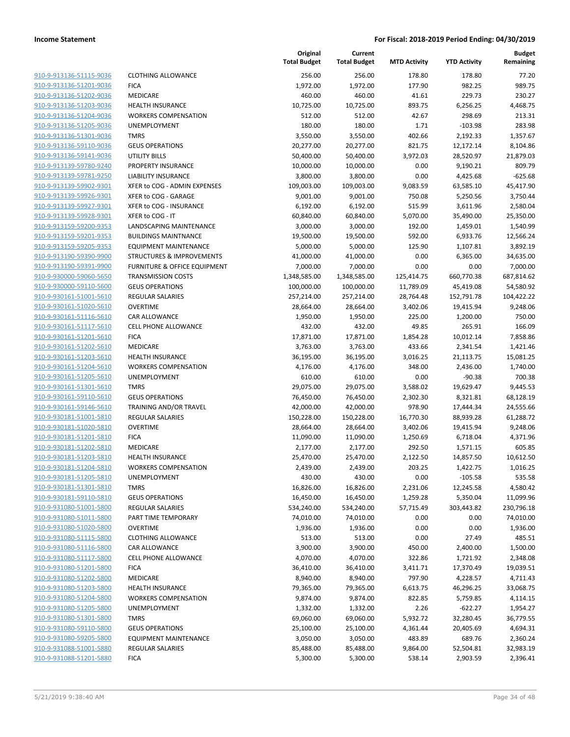| | | Original Total Budget | Current Total Budget | MTD Activity | YTD Activity | Budget Remaining |
|---|---|---|---|---|---|---|
| 910-9-913136-51115-9036 | CLOTHING ALLOWANCE | 256.00 | 256.00 | 178.80 | 178.80 | 77.20 |
| 910-9-913136-51201-9036 | FICA | 1,972.00 | 1,972.00 | 177.90 | 982.25 | 989.75 |
| 910-9-913136-51202-9036 | MEDICARE | 460.00 | 460.00 | 41.61 | 229.73 | 230.27 |
| 910-9-913136-51203-9036 | HEALTH INSURANCE | 10,725.00 | 10,725.00 | 893.75 | 6,256.25 | 4,468.75 |
| 910-9-913136-51204-9036 | WORKERS COMPENSATION | 512.00 | 512.00 | 42.67 | 298.69 | 213.31 |
| 910-9-913136-51205-9036 | UNEMPLOYMENT | 180.00 | 180.00 | 1.71 | -103.98 | 283.98 |
| 910-9-913136-51301-9036 | TMRS | 3,550.00 | 3,550.00 | 402.66 | 2,192.33 | 1,357.67 |
| 910-9-913136-59110-9036 | GEUS OPERATIONS | 20,277.00 | 20,277.00 | 821.75 | 12,172.14 | 8,104.86 |
| 910-9-913136-59141-9036 | UTILITY BILLS | 50,400.00 | 50,400.00 | 3,972.03 | 28,520.97 | 21,879.03 |
| 910-9-913139-59780-9240 | PROPERTY INSURANCE | 10,000.00 | 10,000.00 | 0.00 | 9,190.21 | 809.79 |
| 910-9-913139-59781-9250 | LIABILITY INSURANCE | 3,800.00 | 3,800.00 | 0.00 | 4,425.68 | -625.68 |
| 910-9-913139-59902-9301 | XFER to COG - ADMIN EXPENSES | 109,003.00 | 109,003.00 | 9,083.59 | 63,585.10 | 45,417.90 |
| 910-9-913139-59926-9301 | XFER to COG - GARAGE | 9,001.00 | 9,001.00 | 750.08 | 5,250.56 | 3,750.44 |
| 910-9-913139-59927-9301 | XFER to COG - INSURANCE | 6,192.00 | 6,192.00 | 515.99 | 3,611.96 | 2,580.04 |
| 910-9-913139-59928-9301 | XFER to COG - IT | 60,840.00 | 60,840.00 | 5,070.00 | 35,490.00 | 25,350.00 |
| 910-9-913159-59200-9353 | LANDSCAPING MAINTENANCE | 3,000.00 | 3,000.00 | 192.00 | 1,459.01 | 1,540.99 |
| 910-9-913159-59201-9353 | BUILDINGS MAINTNANCE | 19,500.00 | 19,500.00 | 592.00 | 6,933.76 | 12,566.24 |
| 910-9-913159-59205-9353 | EQUIPMENT MAINTENANCE | 5,000.00 | 5,000.00 | 125.90 | 1,107.81 | 3,892.19 |
| 910-9-913190-59390-9900 | STRUCTURES & IMPROVEMENTS | 41,000.00 | 41,000.00 | 0.00 | 6,365.00 | 34,635.00 |
| 910-9-913190-59391-9900 | FURNITURE & OFFICE EQUIPMENT | 7,000.00 | 7,000.00 | 0.00 | 0.00 | 7,000.00 |
| 910-9-930000-59060-5650 | TRANSMISSION COSTS | 1,348,585.00 | 1,348,585.00 | 125,414.75 | 660,770.38 | 687,814.62 |
| 910-9-930000-59110-5600 | GEUS OPERATIONS | 100,000.00 | 100,000.00 | 11,789.09 | 45,419.08 | 54,580.92 |
| 910-9-930161-51001-5610 | REGULAR SALARIES | 257,214.00 | 257,214.00 | 28,764.48 | 152,791.78 | 104,422.22 |
| 910-9-930161-51020-5610 | OVERTIME | 28,664.00 | 28,664.00 | 3,402.06 | 19,415.94 | 9,248.06 |
| 910-9-930161-51116-5610 | CAR ALLOWANCE | 1,950.00 | 1,950.00 | 225.00 | 1,200.00 | 750.00 |
| 910-9-930161-51117-5610 | CELL PHONE ALLOWANCE | 432.00 | 432.00 | 49.85 | 265.91 | 166.09 |
| 910-9-930161-51201-5610 | FICA | 17,871.00 | 17,871.00 | 1,854.28 | 10,012.14 | 7,858.86 |
| 910-9-930161-51202-5610 | MEDICARE | 3,763.00 | 3,763.00 | 433.66 | 2,341.54 | 1,421.46 |
| 910-9-930161-51203-5610 | HEALTH INSURANCE | 36,195.00 | 36,195.00 | 3,016.25 | 21,113.75 | 15,081.25 |
| 910-9-930161-51204-5610 | WORKERS COMPENSATION | 4,176.00 | 4,176.00 | 348.00 | 2,436.00 | 1,740.00 |
| 910-9-930161-51205-5610 | UNEMPLOYMENT | 610.00 | 610.00 | 0.00 | -90.38 | 700.38 |
| 910-9-930161-51301-5610 | TMRS | 29,075.00 | 29,075.00 | 3,588.02 | 19,629.47 | 9,445.53 |
| 910-9-930161-59110-5610 | GEUS OPERATIONS | 76,450.00 | 76,450.00 | 2,302.30 | 8,321.81 | 68,128.19 |
| 910-9-930161-59146-5610 | TRAINING AND/OR TRAVEL | 42,000.00 | 42,000.00 | 978.90 | 17,444.34 | 24,555.66 |
| 910-9-930181-51001-5810 | REGULAR SALARIES | 150,228.00 | 150,228.00 | 16,770.30 | 88,939.28 | 61,288.72 |
| 910-9-930181-51020-5810 | OVERTIME | 28,664.00 | 28,664.00 | 3,402.06 | 19,415.94 | 9,248.06 |
| 910-9-930181-51201-5810 | FICA | 11,090.00 | 11,090.00 | 1,250.69 | 6,718.04 | 4,371.96 |
| 910-9-930181-51202-5810 | MEDICARE | 2,177.00 | 2,177.00 | 292.50 | 1,571.15 | 605.85 |
| 910-9-930181-51203-5810 | HEALTH INSURANCE | 25,470.00 | 25,470.00 | 2,122.50 | 14,857.50 | 10,612.50 |
| 910-9-930181-51204-5810 | WORKERS COMPENSATION | 2,439.00 | 2,439.00 | 203.25 | 1,422.75 | 1,016.25 |
| 910-9-930181-51205-5810 | UNEMPLOYMENT | 430.00 | 430.00 | 0.00 | -105.58 | 535.58 |
| 910-9-930181-51301-5810 | TMRS | 16,826.00 | 16,826.00 | 2,231.06 | 12,245.58 | 4,580.42 |
| 910-9-930181-59110-5810 | GEUS OPERATIONS | 16,450.00 | 16,450.00 | 1,259.28 | 5,350.04 | 11,099.96 |
| 910-9-931080-51001-5800 | REGULAR SALARIES | 534,240.00 | 534,240.00 | 57,715.49 | 303,443.82 | 230,796.18 |
| 910-9-931080-51011-5800 | PART TIME TEMPORARY | 74,010.00 | 74,010.00 | 0.00 | 0.00 | 74,010.00 |
| 910-9-931080-51020-5800 | OVERTIME | 1,936.00 | 1,936.00 | 0.00 | 0.00 | 1,936.00 |
| 910-9-931080-51115-5800 | CLOTHING ALLOWANCE | 513.00 | 513.00 | 0.00 | 27.49 | 485.51 |
| 910-9-931080-51116-5800 | CAR ALLOWANCE | 3,900.00 | 3,900.00 | 450.00 | 2,400.00 | 1,500.00 |
| 910-9-931080-51117-5800 | CELL PHONE ALLOWANCE | 4,070.00 | 4,070.00 | 322.86 | 1,721.92 | 2,348.08 |
| 910-9-931080-51201-5800 | FICA | 36,410.00 | 36,410.00 | 3,411.71 | 17,370.49 | 19,039.51 |
| 910-9-931080-51202-5800 | MEDICARE | 8,940.00 | 8,940.00 | 797.90 | 4,228.57 | 4,711.43 |
| 910-9-931080-51203-5800 | HEALTH INSURANCE | 79,365.00 | 79,365.00 | 6,613.75 | 46,296.25 | 33,068.75 |
| 910-9-931080-51204-5800 | WORKERS COMPENSATION | 9,874.00 | 9,874.00 | 822.85 | 5,759.85 | 4,114.15 |
| 910-9-931080-51205-5800 | UNEMPLOYMENT | 1,332.00 | 1,332.00 | 2.26 | -622.27 | 1,954.27 |
| 910-9-931080-51301-5800 | TMRS | 69,060.00 | 69,060.00 | 5,932.72 | 32,280.45 | 36,779.55 |
| 910-9-931080-59110-5800 | GEUS OPERATIONS | 25,100.00 | 25,100.00 | 4,361.44 | 20,405.69 | 4,694.31 |
| 910-9-931080-59205-5800 | EQUIPMENT MAINTENANCE | 3,050.00 | 3,050.00 | 483.89 | 689.76 | 2,360.24 |
| 910-9-931088-51001-5880 | REGULAR SALARIES | 85,488.00 | 85,488.00 | 9,864.00 | 52,504.81 | 32,983.19 |
| 910-9-931088-51201-5880 | FICA | 5,300.00 | 5,300.00 | 538.14 | 2,903.59 | 2,396.41 |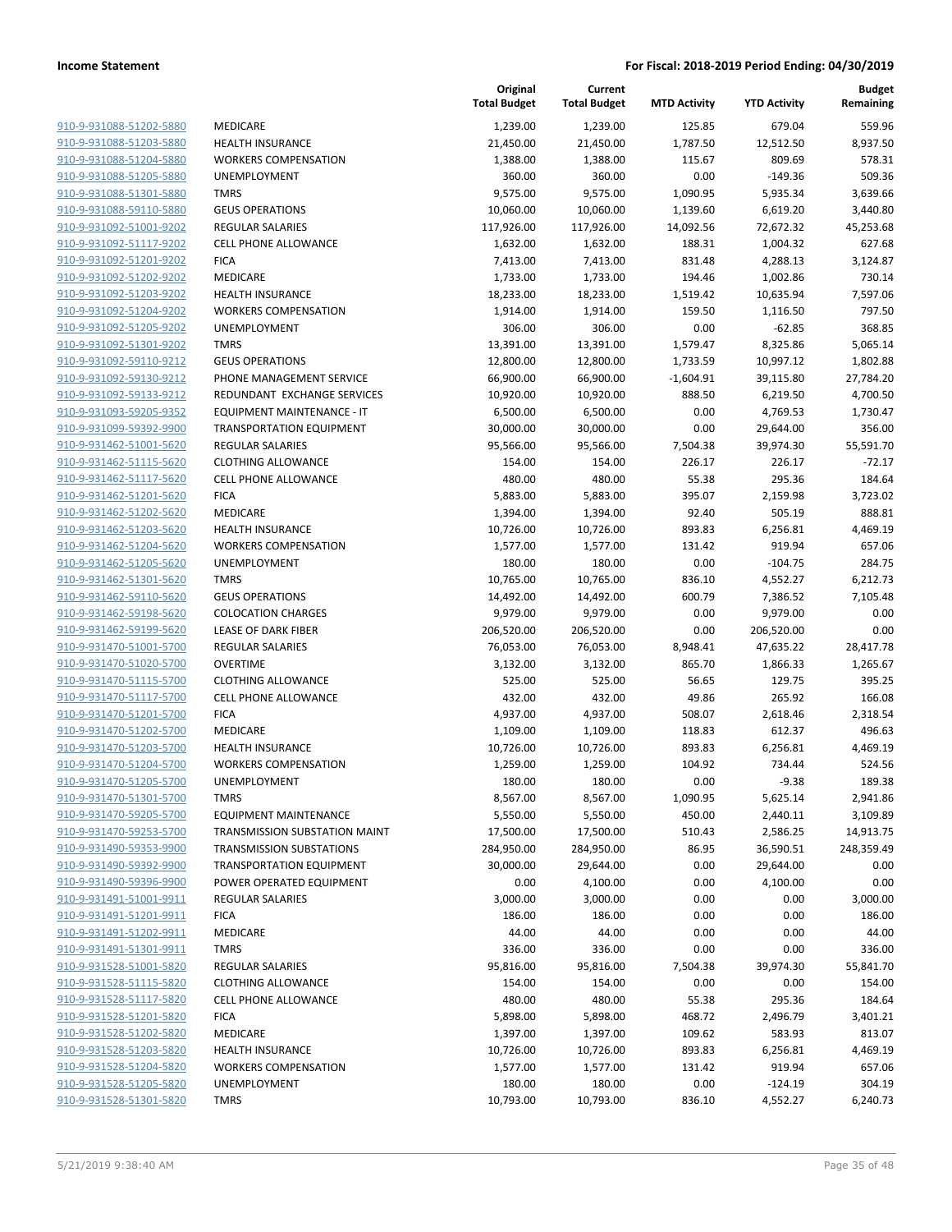**Income Statement** | **For Fiscal: 2018-2019 Period Ending: 04/30/2019**

| | | Original Total Budget | Current Total Budget | MTD Activity | YTD Activity | Budget Remaining |
|---|---|---|---|---|---|---|
| 910-9-931088-51202-5880 | MEDICARE | 1,239.00 | 1,239.00 | 125.85 | 679.04 | 559.96 |
| 910-9-931088-51203-5880 | HEALTH INSURANCE | 21,450.00 | 21,450.00 | 1,787.50 | 12,512.50 | 8,937.50 |
| 910-9-931088-51204-5880 | WORKERS COMPENSATION | 1,388.00 | 1,388.00 | 115.67 | 809.69 | 578.31 |
| 910-9-931088-51205-5880 | UNEMPLOYMENT | 360.00 | 360.00 | 0.00 | -149.36 | 509.36 |
| 910-9-931088-51301-5880 | TMRS | 9,575.00 | 9,575.00 | 1,090.95 | 5,935.34 | 3,639.66 |
| 910-9-931088-59110-5880 | GEUS OPERATIONS | 10,060.00 | 10,060.00 | 1,139.60 | 6,619.20 | 3,440.80 |
| 910-9-931092-51001-9202 | REGULAR SALARIES | 117,926.00 | 117,926.00 | 14,092.56 | 72,672.32 | 45,253.68 |
| 910-9-931092-51117-9202 | CELL PHONE ALLOWANCE | 1,632.00 | 1,632.00 | 188.31 | 1,004.32 | 627.68 |
| 910-9-931092-51201-9202 | FICA | 7,413.00 | 7,413.00 | 831.48 | 4,288.13 | 3,124.87 |
| 910-9-931092-51202-9202 | MEDICARE | 1,733.00 | 1,733.00 | 194.46 | 1,002.86 | 730.14 |
| 910-9-931092-51203-9202 | HEALTH INSURANCE | 18,233.00 | 18,233.00 | 1,519.42 | 10,635.94 | 7,597.06 |
| 910-9-931092-51204-9202 | WORKERS COMPENSATION | 1,914.00 | 1,914.00 | 159.50 | 1,116.50 | 797.50 |
| 910-9-931092-51205-9202 | UNEMPLOYMENT | 306.00 | 306.00 | 0.00 | -62.85 | 368.85 |
| 910-9-931092-51301-9202 | TMRS | 13,391.00 | 13,391.00 | 1,579.47 | 8,325.86 | 5,065.14 |
| 910-9-931092-59110-9212 | GEUS OPERATIONS | 12,800.00 | 12,800.00 | 1,733.59 | 10,997.12 | 1,802.88 |
| 910-9-931092-59130-9212 | PHONE MANAGEMENT SERVICE | 66,900.00 | 66,900.00 | -1,604.91 | 39,115.80 | 27,784.20 |
| 910-9-931092-59133-9212 | REDUNDANT EXCHANGE SERVICES | 10,920.00 | 10,920.00 | 888.50 | 6,219.50 | 4,700.50 |
| 910-9-931093-59205-9352 | EQUIPMENT MAINTENANCE - IT | 6,500.00 | 6,500.00 | 0.00 | 4,769.53 | 1,730.47 |
| 910-9-931099-59392-9900 | TRANSPORTATION EQUIPMENT | 30,000.00 | 30,000.00 | 0.00 | 29,644.00 | 356.00 |
| 910-9-931462-51001-5620 | REGULAR SALARIES | 95,566.00 | 95,566.00 | 7,504.38 | 39,974.30 | 55,591.70 |
| 910-9-931462-51115-5620 | CLOTHING ALLOWANCE | 154.00 | 154.00 | 226.17 | 226.17 | -72.17 |
| 910-9-931462-51117-5620 | CELL PHONE ALLOWANCE | 480.00 | 480.00 | 55.38 | 295.36 | 184.64 |
| 910-9-931462-51201-5620 | FICA | 5,883.00 | 5,883.00 | 395.07 | 2,159.98 | 3,723.02 |
| 910-9-931462-51202-5620 | MEDICARE | 1,394.00 | 1,394.00 | 92.40 | 505.19 | 888.81 |
| 910-9-931462-51203-5620 | HEALTH INSURANCE | 10,726.00 | 10,726.00 | 893.83 | 6,256.81 | 4,469.19 |
| 910-9-931462-51204-5620 | WORKERS COMPENSATION | 1,577.00 | 1,577.00 | 131.42 | 919.94 | 657.06 |
| 910-9-931462-51205-5620 | UNEMPLOYMENT | 180.00 | 180.00 | 0.00 | -104.75 | 284.75 |
| 910-9-931462-51301-5620 | TMRS | 10,765.00 | 10,765.00 | 836.10 | 4,552.27 | 6,212.73 |
| 910-9-931462-59110-5620 | GEUS OPERATIONS | 14,492.00 | 14,492.00 | 600.79 | 7,386.52 | 7,105.48 |
| 910-9-931462-59198-5620 | COLOCATION CHARGES | 9,979.00 | 9,979.00 | 0.00 | 9,979.00 | 0.00 |
| 910-9-931462-59199-5620 | LEASE OF DARK FIBER | 206,520.00 | 206,520.00 | 0.00 | 206,520.00 | 0.00 |
| 910-9-931470-51001-5700 | REGULAR SALARIES | 76,053.00 | 76,053.00 | 8,948.41 | 47,635.22 | 28,417.78 |
| 910-9-931470-51020-5700 | OVERTIME | 3,132.00 | 3,132.00 | 865.70 | 1,866.33 | 1,265.67 |
| 910-9-931470-51115-5700 | CLOTHING ALLOWANCE | 525.00 | 525.00 | 56.65 | 129.75 | 395.25 |
| 910-9-931470-51117-5700 | CELL PHONE ALLOWANCE | 432.00 | 432.00 | 49.86 | 265.92 | 166.08 |
| 910-9-931470-51201-5700 | FICA | 4,937.00 | 4,937.00 | 508.07 | 2,618.46 | 2,318.54 |
| 910-9-931470-51202-5700 | MEDICARE | 1,109.00 | 1,109.00 | 118.83 | 612.37 | 496.63 |
| 910-9-931470-51203-5700 | HEALTH INSURANCE | 10,726.00 | 10,726.00 | 893.83 | 6,256.81 | 4,469.19 |
| 910-9-931470-51204-5700 | WORKERS COMPENSATION | 1,259.00 | 1,259.00 | 104.92 | 734.44 | 524.56 |
| 910-9-931470-51205-5700 | UNEMPLOYMENT | 180.00 | 180.00 | 0.00 | -9.38 | 189.38 |
| 910-9-931470-51301-5700 | TMRS | 8,567.00 | 8,567.00 | 1,090.95 | 5,625.14 | 2,941.86 |
| 910-9-931470-59205-5700 | EQUIPMENT MAINTENANCE | 5,550.00 | 5,550.00 | 450.00 | 2,440.11 | 3,109.89 |
| 910-9-931470-59253-5700 | TRANSMISSION SUBSTATION MAINT | 17,500.00 | 17,500.00 | 510.43 | 2,586.25 | 14,913.75 |
| 910-9-931490-59353-9900 | TRANSMISSION SUBSTATIONS | 284,950.00 | 284,950.00 | 86.95 | 36,590.51 | 248,359.49 |
| 910-9-931490-59392-9900 | TRANSPORTATION EQUIPMENT | 30,000.00 | 29,644.00 | 0.00 | 29,644.00 | 0.00 |
| 910-9-931490-59396-9900 | POWER OPERATED EQUIPMENT | 0.00 | 4,100.00 | 0.00 | 4,100.00 | 0.00 |
| 910-9-931491-51001-9911 | REGULAR SALARIES | 3,000.00 | 3,000.00 | 0.00 | 0.00 | 3,000.00 |
| 910-9-931491-51201-9911 | FICA | 186.00 | 186.00 | 0.00 | 0.00 | 186.00 |
| 910-9-931491-51202-9911 | MEDICARE | 44.00 | 44.00 | 0.00 | 0.00 | 44.00 |
| 910-9-931491-51301-9911 | TMRS | 336.00 | 336.00 | 0.00 | 0.00 | 336.00 |
| 910-9-931528-51001-5820 | REGULAR SALARIES | 95,816.00 | 95,816.00 | 7,504.38 | 39,974.30 | 55,841.70 |
| 910-9-931528-51115-5820 | CLOTHING ALLOWANCE | 154.00 | 154.00 | 0.00 | 0.00 | 154.00 |
| 910-9-931528-51117-5820 | CELL PHONE ALLOWANCE | 480.00 | 480.00 | 55.38 | 295.36 | 184.64 |
| 910-9-931528-51201-5820 | FICA | 5,898.00 | 5,898.00 | 468.72 | 2,496.79 | 3,401.21 |
| 910-9-931528-51202-5820 | MEDICARE | 1,397.00 | 1,397.00 | 109.62 | 583.93 | 813.07 |
| 910-9-931528-51203-5820 | HEALTH INSURANCE | 10,726.00 | 10,726.00 | 893.83 | 6,256.81 | 4,469.19 |
| 910-9-931528-51204-5820 | WORKERS COMPENSATION | 1,577.00 | 1,577.00 | 131.42 | 919.94 | 657.06 |
| 910-9-931528-51205-5820 | UNEMPLOYMENT | 180.00 | 180.00 | 0.00 | -124.19 | 304.19 |
| 910-9-931528-51301-5820 | TMRS | 10,793.00 | 10,793.00 | 836.10 | 4,552.27 | 6,240.73 |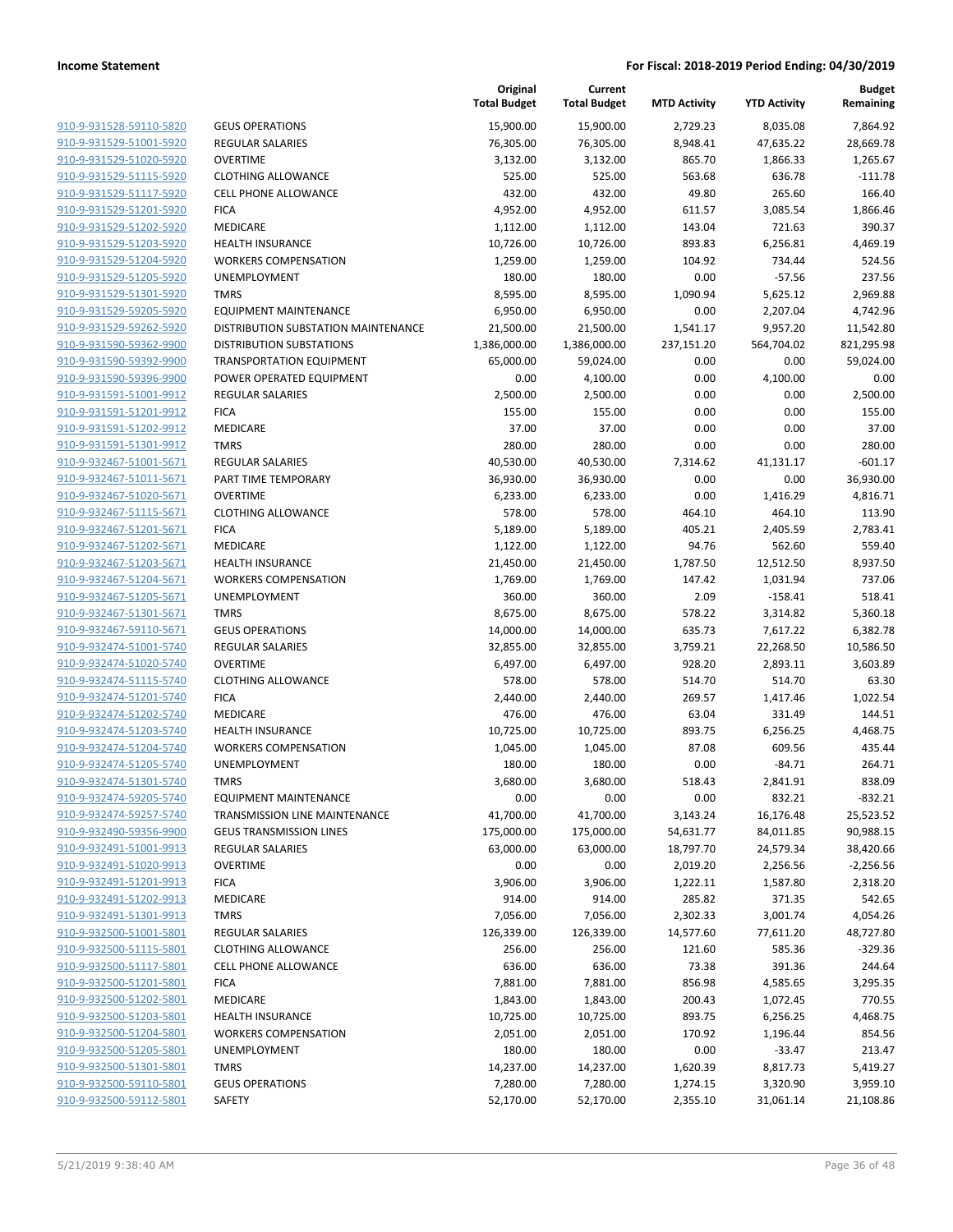| | | Original Total Budget | Current Total Budget | MTD Activity | YTD Activity | Budget Remaining |
|---|---|---|---|---|---|---|
| 910-9-931528-59110-5820 | GEUS OPERATIONS | 15,900.00 | 15,900.00 | 2,729.23 | 8,035.08 | 7,864.92 |
| 910-9-931529-51001-5920 | REGULAR SALARIES | 76,305.00 | 76,305.00 | 8,948.41 | 47,635.22 | 28,669.78 |
| 910-9-931529-51020-5920 | OVERTIME | 3,132.00 | 3,132.00 | 865.70 | 1,866.33 | 1,265.67 |
| 910-9-931529-51115-5920 | CLOTHING ALLOWANCE | 525.00 | 525.00 | 563.68 | 636.78 | -111.78 |
| 910-9-931529-51117-5920 | CELL PHONE ALLOWANCE | 432.00 | 432.00 | 49.80 | 265.60 | 166.40 |
| 910-9-931529-51201-5920 | FICA | 4,952.00 | 4,952.00 | 611.57 | 3,085.54 | 1,866.46 |
| 910-9-931529-51202-5920 | MEDICARE | 1,112.00 | 1,112.00 | 143.04 | 721.63 | 390.37 |
| 910-9-931529-51203-5920 | HEALTH INSURANCE | 10,726.00 | 10,726.00 | 893.83 | 6,256.81 | 4,469.19 |
| 910-9-931529-51204-5920 | WORKERS COMPENSATION | 1,259.00 | 1,259.00 | 104.92 | 734.44 | 524.56 |
| 910-9-931529-51205-5920 | UNEMPLOYMENT | 180.00 | 180.00 | 0.00 | -57.56 | 237.56 |
| 910-9-931529-51301-5920 | TMRS | 8,595.00 | 8,595.00 | 1,090.94 | 5,625.12 | 2,969.88 |
| 910-9-931529-59205-5920 | EQUIPMENT MAINTENANCE | 6,950.00 | 6,950.00 | 0.00 | 2,207.04 | 4,742.96 |
| 910-9-931529-59262-5920 | DISTRIBUTION SUBSTATION MAINTENANCE | 21,500.00 | 21,500.00 | 1,541.17 | 9,957.20 | 11,542.80 |
| 910-9-931590-59362-9900 | DISTRIBUTION SUBSTATIONS | 1,386,000.00 | 1,386,000.00 | 237,151.20 | 564,704.02 | 821,295.98 |
| 910-9-931590-59392-9900 | TRANSPORTATION EQUIPMENT | 65,000.00 | 59,024.00 | 0.00 | 0.00 | 59,024.00 |
| 910-9-931590-59396-9900 | POWER OPERATED EQUIPMENT | 0.00 | 4,100.00 | 0.00 | 4,100.00 | 0.00 |
| 910-9-931591-51001-9912 | REGULAR SALARIES | 2,500.00 | 2,500.00 | 0.00 | 0.00 | 2,500.00 |
| 910-9-931591-51201-9912 | FICA | 155.00 | 155.00 | 0.00 | 0.00 | 155.00 |
| 910-9-931591-51202-9912 | MEDICARE | 37.00 | 37.00 | 0.00 | 0.00 | 37.00 |
| 910-9-931591-51301-9912 | TMRS | 280.00 | 280.00 | 0.00 | 0.00 | 280.00 |
| 910-9-932467-51001-5671 | REGULAR SALARIES | 40,530.00 | 40,530.00 | 7,314.62 | 41,131.17 | -601.17 |
| 910-9-932467-51011-5671 | PART TIME TEMPORARY | 36,930.00 | 36,930.00 | 0.00 | 0.00 | 36,930.00 |
| 910-9-932467-51020-5671 | OVERTIME | 6,233.00 | 6,233.00 | 0.00 | 1,416.29 | 4,816.71 |
| 910-9-932467-51115-5671 | CLOTHING ALLOWANCE | 578.00 | 578.00 | 464.10 | 464.10 | 113.90 |
| 910-9-932467-51201-5671 | FICA | 5,189.00 | 5,189.00 | 405.21 | 2,405.59 | 2,783.41 |
| 910-9-932467-51202-5671 | MEDICARE | 1,122.00 | 1,122.00 | 94.76 | 562.60 | 559.40 |
| 910-9-932467-51203-5671 | HEALTH INSURANCE | 21,450.00 | 21,450.00 | 1,787.50 | 12,512.50 | 8,937.50 |
| 910-9-932467-51204-5671 | WORKERS COMPENSATION | 1,769.00 | 1,769.00 | 147.42 | 1,031.94 | 737.06 |
| 910-9-932467-51205-5671 | UNEMPLOYMENT | 360.00 | 360.00 | 2.09 | -158.41 | 518.41 |
| 910-9-932467-51301-5671 | TMRS | 8,675.00 | 8,675.00 | 578.22 | 3,314.82 | 5,360.18 |
| 910-9-932467-59110-5671 | GEUS OPERATIONS | 14,000.00 | 14,000.00 | 635.73 | 7,617.22 | 6,382.78 |
| 910-9-932474-51001-5740 | REGULAR SALARIES | 32,855.00 | 32,855.00 | 3,759.21 | 22,268.50 | 10,586.50 |
| 910-9-932474-51020-5740 | OVERTIME | 6,497.00 | 6,497.00 | 928.20 | 2,893.11 | 3,603.89 |
| 910-9-932474-51115-5740 | CLOTHING ALLOWANCE | 578.00 | 578.00 | 514.70 | 514.70 | 63.30 |
| 910-9-932474-51201-5740 | FICA | 2,440.00 | 2,440.00 | 269.57 | 1,417.46 | 1,022.54 |
| 910-9-932474-51202-5740 | MEDICARE | 476.00 | 476.00 | 63.04 | 331.49 | 144.51 |
| 910-9-932474-51203-5740 | HEALTH INSURANCE | 10,725.00 | 10,725.00 | 893.75 | 6,256.25 | 4,468.75 |
| 910-9-932474-51204-5740 | WORKERS COMPENSATION | 1,045.00 | 1,045.00 | 87.08 | 609.56 | 435.44 |
| 910-9-932474-51205-5740 | UNEMPLOYMENT | 180.00 | 180.00 | 0.00 | -84.71 | 264.71 |
| 910-9-932474-51301-5740 | TMRS | 3,680.00 | 3,680.00 | 518.43 | 2,841.91 | 838.09 |
| 910-9-932474-59205-5740 | EQUIPMENT MAINTENANCE | 0.00 | 0.00 | 0.00 | 832.21 | -832.21 |
| 910-9-932474-59257-5740 | TRANSMISSION LINE MAINTENANCE | 41,700.00 | 41,700.00 | 3,143.24 | 16,176.48 | 25,523.52 |
| 910-9-932490-59356-9900 | GEUS TRANSMISSION LINES | 175,000.00 | 175,000.00 | 54,631.77 | 84,011.85 | 90,988.15 |
| 910-9-932491-51001-9913 | REGULAR SALARIES | 63,000.00 | 63,000.00 | 18,797.70 | 24,579.34 | 38,420.66 |
| 910-9-932491-51020-9913 | OVERTIME | 0.00 | 0.00 | 2,019.20 | 2,256.56 | -2,256.56 |
| 910-9-932491-51201-9913 | FICA | 3,906.00 | 3,906.00 | 1,222.11 | 1,587.80 | 2,318.20 |
| 910-9-932491-51202-9913 | MEDICARE | 914.00 | 914.00 | 285.82 | 371.35 | 542.65 |
| 910-9-932491-51301-9913 | TMRS | 7,056.00 | 7,056.00 | 2,302.33 | 3,001.74 | 4,054.26 |
| 910-9-932500-51001-5801 | REGULAR SALARIES | 126,339.00 | 126,339.00 | 14,577.60 | 77,611.20 | 48,727.80 |
| 910-9-932500-51115-5801 | CLOTHING ALLOWANCE | 256.00 | 256.00 | 121.60 | 585.36 | -329.36 |
| 910-9-932500-51117-5801 | CELL PHONE ALLOWANCE | 636.00 | 636.00 | 73.38 | 391.36 | 244.64 |
| 910-9-932500-51201-5801 | FICA | 7,881.00 | 7,881.00 | 856.98 | 4,585.65 | 3,295.35 |
| 910-9-932500-51202-5801 | MEDICARE | 1,843.00 | 1,843.00 | 200.43 | 1,072.45 | 770.55 |
| 910-9-932500-51203-5801 | HEALTH INSURANCE | 10,725.00 | 10,725.00 | 893.75 | 6,256.25 | 4,468.75 |
| 910-9-932500-51204-5801 | WORKERS COMPENSATION | 2,051.00 | 2,051.00 | 170.92 | 1,196.44 | 854.56 |
| 910-9-932500-51205-5801 | UNEMPLOYMENT | 180.00 | 180.00 | 0.00 | -33.47 | 213.47 |
| 910-9-932500-51301-5801 | TMRS | 14,237.00 | 14,237.00 | 1,620.39 | 8,817.73 | 5,419.27 |
| 910-9-932500-59110-5801 | GEUS OPERATIONS | 7,280.00 | 7,280.00 | 1,274.15 | 3,320.90 | 3,959.10 |
| 910-9-932500-59112-5801 | SAFETY | 52,170.00 | 52,170.00 | 2,355.10 | 31,061.14 | 21,108.86 |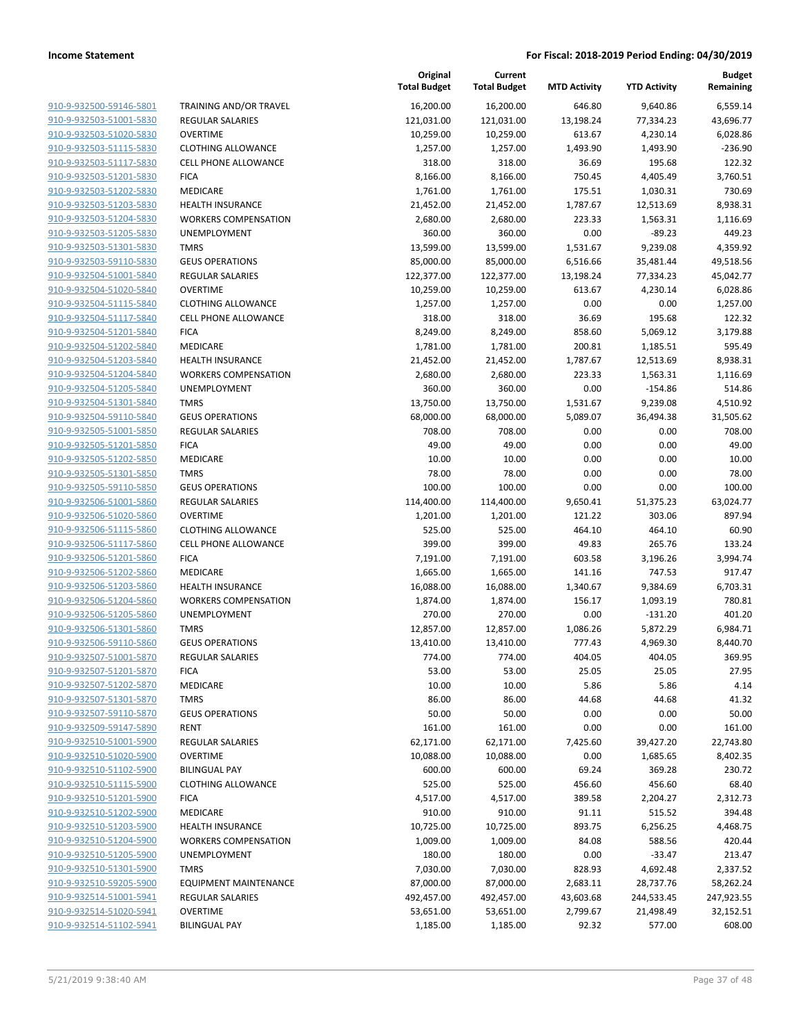| | | Original Total Budget | Current Total Budget | MTD Activity | YTD Activity | Budget Remaining |
|---|---|---|---|---|---|---|
| 910-9-932500-59146-5801 | TRAINING AND/OR TRAVEL | 16,200.00 | 16,200.00 | 646.80 | 9,640.86 | 6,559.14 |
| 910-9-932503-51001-5830 | REGULAR SALARIES | 121,031.00 | 121,031.00 | 13,198.24 | 77,334.23 | 43,696.77 |
| 910-9-932503-51020-5830 | OVERTIME | 10,259.00 | 10,259.00 | 613.67 | 4,230.14 | 6,028.86 |
| 910-9-932503-51115-5830 | CLOTHING ALLOWANCE | 1,257.00 | 1,257.00 | 1,493.90 | 1,493.90 | -236.90 |
| 910-9-932503-51117-5830 | CELL PHONE ALLOWANCE | 318.00 | 318.00 | 36.69 | 195.68 | 122.32 |
| 910-9-932503-51201-5830 | FICA | 8,166.00 | 8,166.00 | 750.45 | 4,405.49 | 3,760.51 |
| 910-9-932503-51202-5830 | MEDICARE | 1,761.00 | 1,761.00 | 175.51 | 1,030.31 | 730.69 |
| 910-9-932503-51203-5830 | HEALTH INSURANCE | 21,452.00 | 21,452.00 | 1,787.67 | 12,513.69 | 8,938.31 |
| 910-9-932503-51204-5830 | WORKERS COMPENSATION | 2,680.00 | 2,680.00 | 223.33 | 1,563.31 | 1,116.69 |
| 910-9-932503-51205-5830 | UNEMPLOYMENT | 360.00 | 360.00 | 0.00 | -89.23 | 449.23 |
| 910-9-932503-51301-5830 | TMRS | 13,599.00 | 13,599.00 | 1,531.67 | 9,239.08 | 4,359.92 |
| 910-9-932503-59110-5830 | GEUS OPERATIONS | 85,000.00 | 85,000.00 | 6,516.66 | 35,481.44 | 49,518.56 |
| 910-9-932504-51001-5840 | REGULAR SALARIES | 122,377.00 | 122,377.00 | 13,198.24 | 77,334.23 | 45,042.77 |
| 910-9-932504-51020-5840 | OVERTIME | 10,259.00 | 10,259.00 | 613.67 | 4,230.14 | 6,028.86 |
| 910-9-932504-51115-5840 | CLOTHING ALLOWANCE | 1,257.00 | 1,257.00 | 0.00 | 0.00 | 1,257.00 |
| 910-9-932504-51117-5840 | CELL PHONE ALLOWANCE | 318.00 | 318.00 | 36.69 | 195.68 | 122.32 |
| 910-9-932504-51201-5840 | FICA | 8,249.00 | 8,249.00 | 858.60 | 5,069.12 | 3,179.88 |
| 910-9-932504-51202-5840 | MEDICARE | 1,781.00 | 1,781.00 | 200.81 | 1,185.51 | 595.49 |
| 910-9-932504-51203-5840 | HEALTH INSURANCE | 21,452.00 | 21,452.00 | 1,787.67 | 12,513.69 | 8,938.31 |
| 910-9-932504-51204-5840 | WORKERS COMPENSATION | 2,680.00 | 2,680.00 | 223.33 | 1,563.31 | 1,116.69 |
| 910-9-932504-51205-5840 | UNEMPLOYMENT | 360.00 | 360.00 | 0.00 | -154.86 | 514.86 |
| 910-9-932504-51301-5840 | TMRS | 13,750.00 | 13,750.00 | 1,531.67 | 9,239.08 | 4,510.92 |
| 910-9-932504-59110-5840 | GEUS OPERATIONS | 68,000.00 | 68,000.00 | 5,089.07 | 36,494.38 | 31,505.62 |
| 910-9-932505-51001-5850 | REGULAR SALARIES | 708.00 | 708.00 | 0.00 | 0.00 | 708.00 |
| 910-9-932505-51201-5850 | FICA | 49.00 | 49.00 | 0.00 | 0.00 | 49.00 |
| 910-9-932505-51202-5850 | MEDICARE | 10.00 | 10.00 | 0.00 | 0.00 | 10.00 |
| 910-9-932505-51301-5850 | TMRS | 78.00 | 78.00 | 0.00 | 0.00 | 78.00 |
| 910-9-932505-59110-5850 | GEUS OPERATIONS | 100.00 | 100.00 | 0.00 | 0.00 | 100.00 |
| 910-9-932506-51001-5860 | REGULAR SALARIES | 114,400.00 | 114,400.00 | 9,650.41 | 51,375.23 | 63,024.77 |
| 910-9-932506-51020-5860 | OVERTIME | 1,201.00 | 1,201.00 | 121.22 | 303.06 | 897.94 |
| 910-9-932506-51115-5860 | CLOTHING ALLOWANCE | 525.00 | 525.00 | 464.10 | 464.10 | 60.90 |
| 910-9-932506-51117-5860 | CELL PHONE ALLOWANCE | 399.00 | 399.00 | 49.83 | 265.76 | 133.24 |
| 910-9-932506-51201-5860 | FICA | 7,191.00 | 7,191.00 | 603.58 | 3,196.26 | 3,994.74 |
| 910-9-932506-51202-5860 | MEDICARE | 1,665.00 | 1,665.00 | 141.16 | 747.53 | 917.47 |
| 910-9-932506-51203-5860 | HEALTH INSURANCE | 16,088.00 | 16,088.00 | 1,340.67 | 9,384.69 | 6,703.31 |
| 910-9-932506-51204-5860 | WORKERS COMPENSATION | 1,874.00 | 1,874.00 | 156.17 | 1,093.19 | 780.81 |
| 910-9-932506-51205-5860 | UNEMPLOYMENT | 270.00 | 270.00 | 0.00 | -131.20 | 401.20 |
| 910-9-932506-51301-5860 | TMRS | 12,857.00 | 12,857.00 | 1,086.26 | 5,872.29 | 6,984.71 |
| 910-9-932506-59110-5860 | GEUS OPERATIONS | 13,410.00 | 13,410.00 | 777.43 | 4,969.30 | 8,440.70 |
| 910-9-932507-51001-5870 | REGULAR SALARIES | 774.00 | 774.00 | 404.05 | 404.05 | 369.95 |
| 910-9-932507-51201-5870 | FICA | 53.00 | 53.00 | 25.05 | 25.05 | 27.95 |
| 910-9-932507-51202-5870 | MEDICARE | 10.00 | 10.00 | 5.86 | 5.86 | 4.14 |
| 910-9-932507-51301-5870 | TMRS | 86.00 | 86.00 | 44.68 | 44.68 | 41.32 |
| 910-9-932507-59110-5870 | GEUS OPERATIONS | 50.00 | 50.00 | 0.00 | 0.00 | 50.00 |
| 910-9-932509-59147-5890 | RENT | 161.00 | 161.00 | 0.00 | 0.00 | 161.00 |
| 910-9-932510-51001-5900 | REGULAR SALARIES | 62,171.00 | 62,171.00 | 7,425.60 | 39,427.20 | 22,743.80 |
| 910-9-932510-51020-5900 | OVERTIME | 10,088.00 | 10,088.00 | 0.00 | 1,685.65 | 8,402.35 |
| 910-9-932510-51102-5900 | BILINGUAL PAY | 600.00 | 600.00 | 69.24 | 369.28 | 230.72 |
| 910-9-932510-51115-5900 | CLOTHING ALLOWANCE | 525.00 | 525.00 | 456.60 | 456.60 | 68.40 |
| 910-9-932510-51201-5900 | FICA | 4,517.00 | 4,517.00 | 389.58 | 2,204.27 | 2,312.73 |
| 910-9-932510-51202-5900 | MEDICARE | 910.00 | 910.00 | 91.11 | 515.52 | 394.48 |
| 910-9-932510-51203-5900 | HEALTH INSURANCE | 10,725.00 | 10,725.00 | 893.75 | 6,256.25 | 4,468.75 |
| 910-9-932510-51204-5900 | WORKERS COMPENSATION | 1,009.00 | 1,009.00 | 84.08 | 588.56 | 420.44 |
| 910-9-932510-51205-5900 | UNEMPLOYMENT | 180.00 | 180.00 | 0.00 | -33.47 | 213.47 |
| 910-9-932510-51301-5900 | TMRS | 7,030.00 | 7,030.00 | 828.93 | 4,692.48 | 2,337.52 |
| 910-9-932510-59205-5900 | EQUIPMENT MAINTENANCE | 87,000.00 | 87,000.00 | 2,683.11 | 28,737.76 | 58,262.24 |
| 910-9-932514-51001-5941 | REGULAR SALARIES | 492,457.00 | 492,457.00 | 43,603.68 | 244,533.45 | 247,923.55 |
| 910-9-932514-51020-5941 | OVERTIME | 53,651.00 | 53,651.00 | 2,799.67 | 21,498.49 | 32,152.51 |
| 910-9-932514-51102-5941 | BILINGUAL PAY | 1,185.00 | 1,185.00 | 92.32 | 577.00 | 608.00 |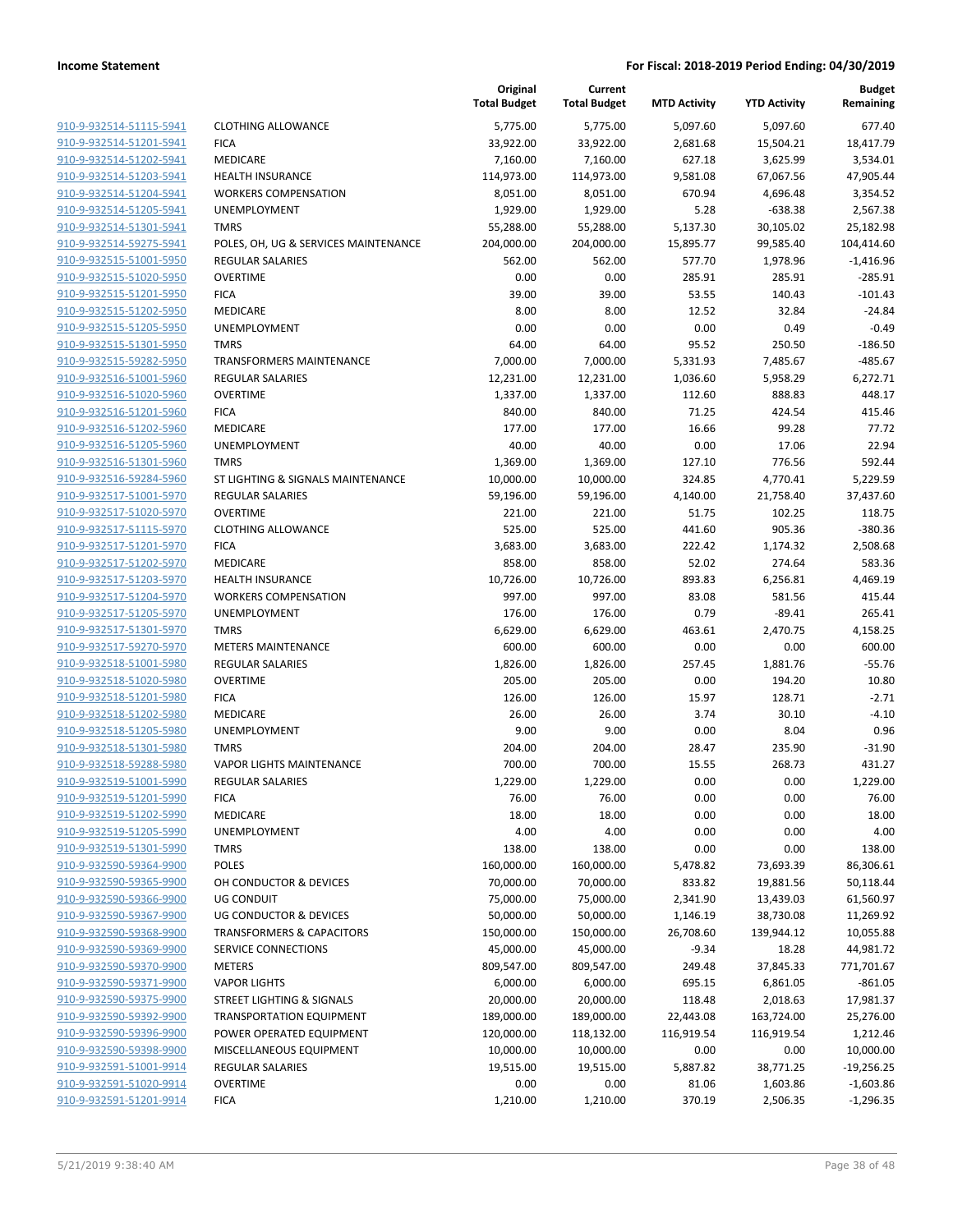**Income Statement** | **For Fiscal: 2018-2019 Period Ending: 04/30/2019**

| | | Original Total Budget | Current Total Budget | MTD Activity | YTD Activity | Budget Remaining |
|---|---|---|---|---|---|---|
| 910-9-932514-51115-5941 | CLOTHING ALLOWANCE | 5,775.00 | 5,775.00 | 5,097.60 | 5,097.60 | 677.40 |
| 910-9-932514-51201-5941 | FICA | 33,922.00 | 33,922.00 | 2,681.68 | 15,504.21 | 18,417.79 |
| 910-9-932514-51202-5941 | MEDICARE | 7,160.00 | 7,160.00 | 627.18 | 3,625.99 | 3,534.01 |
| 910-9-932514-51203-5941 | HEALTH INSURANCE | 114,973.00 | 114,973.00 | 9,581.08 | 67,067.56 | 47,905.44 |
| 910-9-932514-51204-5941 | WORKERS COMPENSATION | 8,051.00 | 8,051.00 | 670.94 | 4,696.48 | 3,354.52 |
| 910-9-932514-51205-5941 | UNEMPLOYMENT | 1,929.00 | 1,929.00 | 5.28 | -638.38 | 2,567.38 |
| 910-9-932514-51301-5941 | TMRS | 55,288.00 | 55,288.00 | 5,137.30 | 30,105.02 | 25,182.98 |
| 910-9-932514-59275-5941 | POLES, OH, UG & SERVICES MAINTENANCE | 204,000.00 | 204,000.00 | 15,895.77 | 99,585.40 | 104,414.60 |
| 910-9-932515-51001-5950 | REGULAR SALARIES | 562.00 | 562.00 | 577.70 | 1,978.96 | -1,416.96 |
| 910-9-932515-51020-5950 | OVERTIME | 0.00 | 0.00 | 285.91 | 285.91 | -285.91 |
| 910-9-932515-51201-5950 | FICA | 39.00 | 39.00 | 53.55 | 140.43 | -101.43 |
| 910-9-932515-51202-5950 | MEDICARE | 8.00 | 8.00 | 12.52 | 32.84 | -24.84 |
| 910-9-932515-51205-5950 | UNEMPLOYMENT | 0.00 | 0.00 | 0.00 | 0.49 | -0.49 |
| 910-9-932515-51301-5950 | TMRS | 64.00 | 64.00 | 95.52 | 250.50 | -186.50 |
| 910-9-932515-59282-5950 | TRANSFORMERS MAINTENANCE | 7,000.00 | 7,000.00 | 5,331.93 | 7,485.67 | -485.67 |
| 910-9-932516-51001-5960 | REGULAR SALARIES | 12,231.00 | 12,231.00 | 1,036.60 | 5,958.29 | 6,272.71 |
| 910-9-932516-51020-5960 | OVERTIME | 1,337.00 | 1,337.00 | 112.60 | 888.83 | 448.17 |
| 910-9-932516-51201-5960 | FICA | 840.00 | 840.00 | 71.25 | 424.54 | 415.46 |
| 910-9-932516-51202-5960 | MEDICARE | 177.00 | 177.00 | 16.66 | 99.28 | 77.72 |
| 910-9-932516-51205-5960 | UNEMPLOYMENT | 40.00 | 40.00 | 0.00 | 17.06 | 22.94 |
| 910-9-932516-51301-5960 | TMRS | 1,369.00 | 1,369.00 | 127.10 | 776.56 | 592.44 |
| 910-9-932516-59284-5960 | ST LIGHTING & SIGNALS MAINTENANCE | 10,000.00 | 10,000.00 | 324.85 | 4,770.41 | 5,229.59 |
| 910-9-932517-51001-5970 | REGULAR SALARIES | 59,196.00 | 59,196.00 | 4,140.00 | 21,758.40 | 37,437.60 |
| 910-9-932517-51020-5970 | OVERTIME | 221.00 | 221.00 | 51.75 | 102.25 | 118.75 |
| 910-9-932517-51115-5970 | CLOTHING ALLOWANCE | 525.00 | 525.00 | 441.60 | 905.36 | -380.36 |
| 910-9-932517-51201-5970 | FICA | 3,683.00 | 3,683.00 | 222.42 | 1,174.32 | 2,508.68 |
| 910-9-932517-51202-5970 | MEDICARE | 858.00 | 858.00 | 52.02 | 274.64 | 583.36 |
| 910-9-932517-51203-5970 | HEALTH INSURANCE | 10,726.00 | 10,726.00 | 893.83 | 6,256.81 | 4,469.19 |
| 910-9-932517-51204-5970 | WORKERS COMPENSATION | 997.00 | 997.00 | 83.08 | 581.56 | 415.44 |
| 910-9-932517-51205-5970 | UNEMPLOYMENT | 176.00 | 176.00 | 0.79 | -89.41 | 265.41 |
| 910-9-932517-51301-5970 | TMRS | 6,629.00 | 6,629.00 | 463.61 | 2,470.75 | 4,158.25 |
| 910-9-932517-59270-5970 | METERS MAINTENANCE | 600.00 | 600.00 | 0.00 | 0.00 | 600.00 |
| 910-9-932518-51001-5980 | REGULAR SALARIES | 1,826.00 | 1,826.00 | 257.45 | 1,881.76 | -55.76 |
| 910-9-932518-51020-5980 | OVERTIME | 205.00 | 205.00 | 0.00 | 194.20 | 10.80 |
| 910-9-932518-51201-5980 | FICA | 126.00 | 126.00 | 15.97 | 128.71 | -2.71 |
| 910-9-932518-51202-5980 | MEDICARE | 26.00 | 26.00 | 3.74 | 30.10 | -4.10 |
| 910-9-932518-51205-5980 | UNEMPLOYMENT | 9.00 | 9.00 | 0.00 | 8.04 | 0.96 |
| 910-9-932518-51301-5980 | TMRS | 204.00 | 204.00 | 28.47 | 235.90 | -31.90 |
| 910-9-932518-59288-5980 | VAPOR LIGHTS MAINTENANCE | 700.00 | 700.00 | 15.55 | 268.73 | 431.27 |
| 910-9-932519-51001-5990 | REGULAR SALARIES | 1,229.00 | 1,229.00 | 0.00 | 0.00 | 1,229.00 |
| 910-9-932519-51201-5990 | FICA | 76.00 | 76.00 | 0.00 | 0.00 | 76.00 |
| 910-9-932519-51202-5990 | MEDICARE | 18.00 | 18.00 | 0.00 | 0.00 | 18.00 |
| 910-9-932519-51205-5990 | UNEMPLOYMENT | 4.00 | 4.00 | 0.00 | 0.00 | 4.00 |
| 910-9-932519-51301-5990 | TMRS | 138.00 | 138.00 | 0.00 | 0.00 | 138.00 |
| 910-9-932590-59364-9900 | POLES | 160,000.00 | 160,000.00 | 5,478.82 | 73,693.39 | 86,306.61 |
| 910-9-932590-59365-9900 | OH CONDUCTOR & DEVICES | 70,000.00 | 70,000.00 | 833.82 | 19,881.56 | 50,118.44 |
| 910-9-932590-59366-9900 | UG CONDUIT | 75,000.00 | 75,000.00 | 2,341.90 | 13,439.03 | 61,560.97 |
| 910-9-932590-59367-9900 | UG CONDUCTOR & DEVICES | 50,000.00 | 50,000.00 | 1,146.19 | 38,730.08 | 11,269.92 |
| 910-9-932590-59368-9900 | TRANSFORMERS & CAPACITORS | 150,000.00 | 150,000.00 | 26,708.60 | 139,944.12 | 10,055.88 |
| 910-9-932590-59369-9900 | SERVICE CONNECTIONS | 45,000.00 | 45,000.00 | -9.34 | 18.28 | 44,981.72 |
| 910-9-932590-59370-9900 | METERS | 809,547.00 | 809,547.00 | 249.48 | 37,845.33 | 771,701.67 |
| 910-9-932590-59371-9900 | VAPOR LIGHTS | 6,000.00 | 6,000.00 | 695.15 | 6,861.05 | -861.05 |
| 910-9-932590-59375-9900 | STREET LIGHTING & SIGNALS | 20,000.00 | 20,000.00 | 118.48 | 2,018.63 | 17,981.37 |
| 910-9-932590-59392-9900 | TRANSPORTATION EQUIPMENT | 189,000.00 | 189,000.00 | 22,443.08 | 163,724.00 | 25,276.00 |
| 910-9-932590-59396-9900 | POWER OPERATED EQUIPMENT | 120,000.00 | 118,132.00 | 116,919.54 | 116,919.54 | 1,212.46 |
| 910-9-932590-59398-9900 | MISCELLANEOUS EQUIPMENT | 10,000.00 | 10,000.00 | 0.00 | 0.00 | 10,000.00 |
| 910-9-932591-51001-9914 | REGULAR SALARIES | 19,515.00 | 19,515.00 | 5,887.82 | 38,771.25 | -19,256.25 |
| 910-9-932591-51020-9914 | OVERTIME | 0.00 | 0.00 | 81.06 | 1,603.86 | -1,603.86 |
| 910-9-932591-51201-9914 | FICA | 1,210.00 | 1,210.00 | 370.19 | 2,506.35 | -1,296.35 |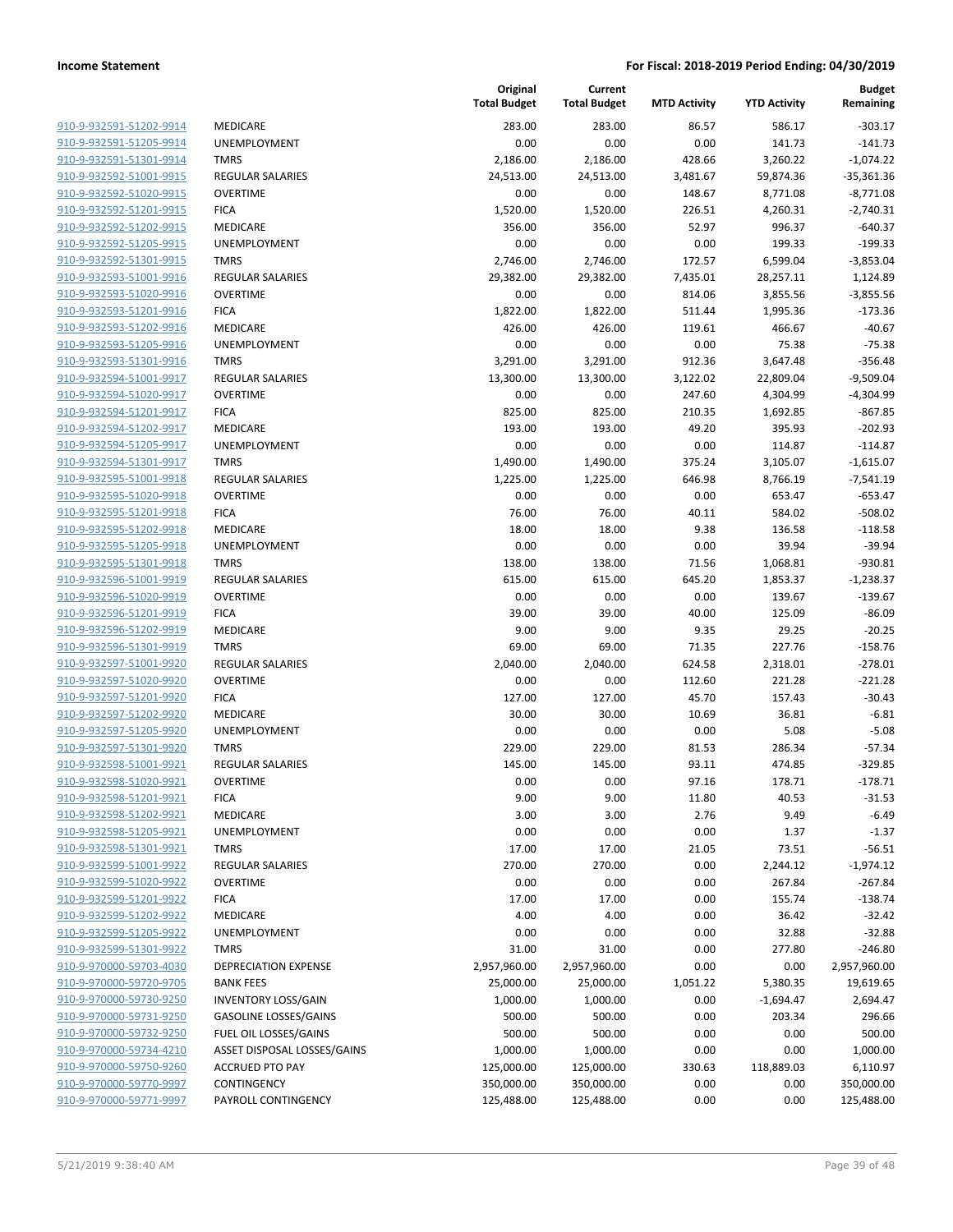| | | Original Total Budget | Current Total Budget | MTD Activity | YTD Activity | Budget Remaining |
|---|---|---|---|---|---|---|
| 910-9-932591-51202-9914 | MEDICARE | 283.00 | 283.00 | 86.57 | 586.17 | -303.17 |
| 910-9-932591-51205-9914 | UNEMPLOYMENT | 0.00 | 0.00 | 0.00 | 141.73 | -141.73 |
| 910-9-932591-51301-9914 | TMRS | 2,186.00 | 2,186.00 | 428.66 | 3,260.22 | -1,074.22 |
| 910-9-932592-51001-9915 | REGULAR SALARIES | 24,513.00 | 24,513.00 | 3,481.67 | 59,874.36 | -35,361.36 |
| 910-9-932592-51020-9915 | OVERTIME | 0.00 | 0.00 | 148.67 | 8,771.08 | -8,771.08 |
| 910-9-932592-51201-9915 | FICA | 1,520.00 | 1,520.00 | 226.51 | 4,260.31 | -2,740.31 |
| 910-9-932592-51202-9915 | MEDICARE | 356.00 | 356.00 | 52.97 | 996.37 | -640.37 |
| 910-9-932592-51205-9915 | UNEMPLOYMENT | 0.00 | 0.00 | 0.00 | 199.33 | -199.33 |
| 910-9-932592-51301-9915 | TMRS | 2,746.00 | 2,746.00 | 172.57 | 6,599.04 | -3,853.04 |
| 910-9-932593-51001-9916 | REGULAR SALARIES | 29,382.00 | 29,382.00 | 7,435.01 | 28,257.11 | 1,124.89 |
| 910-9-932593-51020-9916 | OVERTIME | 0.00 | 0.00 | 814.06 | 3,855.56 | -3,855.56 |
| 910-9-932593-51201-9916 | FICA | 1,822.00 | 1,822.00 | 511.44 | 1,995.36 | -173.36 |
| 910-9-932593-51202-9916 | MEDICARE | 426.00 | 426.00 | 119.61 | 466.67 | -40.67 |
| 910-9-932593-51205-9916 | UNEMPLOYMENT | 0.00 | 0.00 | 0.00 | 75.38 | -75.38 |
| 910-9-932593-51301-9916 | TMRS | 3,291.00 | 3,291.00 | 912.36 | 3,647.48 | -356.48 |
| 910-9-932594-51001-9917 | REGULAR SALARIES | 13,300.00 | 13,300.00 | 3,122.02 | 22,809.04 | -9,509.04 |
| 910-9-932594-51020-9917 | OVERTIME | 0.00 | 0.00 | 247.60 | 4,304.99 | -4,304.99 |
| 910-9-932594-51201-9917 | FICA | 825.00 | 825.00 | 210.35 | 1,692.85 | -867.85 |
| 910-9-932594-51202-9917 | MEDICARE | 193.00 | 193.00 | 49.20 | 395.93 | -202.93 |
| 910-9-932594-51205-9917 | UNEMPLOYMENT | 0.00 | 0.00 | 0.00 | 114.87 | -114.87 |
| 910-9-932594-51301-9917 | TMRS | 1,490.00 | 1,490.00 | 375.24 | 3,105.07 | -1,615.07 |
| 910-9-932595-51001-9918 | REGULAR SALARIES | 1,225.00 | 1,225.00 | 646.98 | 8,766.19 | -7,541.19 |
| 910-9-932595-51020-9918 | OVERTIME | 0.00 | 0.00 | 0.00 | 653.47 | -653.47 |
| 910-9-932595-51201-9918 | FICA | 76.00 | 76.00 | 40.11 | 584.02 | -508.02 |
| 910-9-932595-51202-9918 | MEDICARE | 18.00 | 18.00 | 9.38 | 136.58 | -118.58 |
| 910-9-932595-51205-9918 | UNEMPLOYMENT | 0.00 | 0.00 | 0.00 | 39.94 | -39.94 |
| 910-9-932595-51301-9918 | TMRS | 138.00 | 138.00 | 71.56 | 1,068.81 | -930.81 |
| 910-9-932596-51001-9919 | REGULAR SALARIES | 615.00 | 615.00 | 645.20 | 1,853.37 | -1,238.37 |
| 910-9-932596-51020-9919 | OVERTIME | 0.00 | 0.00 | 0.00 | 139.67 | -139.67 |
| 910-9-932596-51201-9919 | FICA | 39.00 | 39.00 | 40.00 | 125.09 | -86.09 |
| 910-9-932596-51202-9919 | MEDICARE | 9.00 | 9.00 | 9.35 | 29.25 | -20.25 |
| 910-9-932596-51301-9919 | TMRS | 69.00 | 69.00 | 71.35 | 227.76 | -158.76 |
| 910-9-932597-51001-9920 | REGULAR SALARIES | 2,040.00 | 2,040.00 | 624.58 | 2,318.01 | -278.01 |
| 910-9-932597-51020-9920 | OVERTIME | 0.00 | 0.00 | 112.60 | 221.28 | -221.28 |
| 910-9-932597-51201-9920 | FICA | 127.00 | 127.00 | 45.70 | 157.43 | -30.43 |
| 910-9-932597-51202-9920 | MEDICARE | 30.00 | 30.00 | 10.69 | 36.81 | -6.81 |
| 910-9-932597-51205-9920 | UNEMPLOYMENT | 0.00 | 0.00 | 0.00 | 5.08 | -5.08 |
| 910-9-932597-51301-9920 | TMRS | 229.00 | 229.00 | 81.53 | 286.34 | -57.34 |
| 910-9-932598-51001-9921 | REGULAR SALARIES | 145.00 | 145.00 | 93.11 | 474.85 | -329.85 |
| 910-9-932598-51020-9921 | OVERTIME | 0.00 | 0.00 | 97.16 | 178.71 | -178.71 |
| 910-9-932598-51201-9921 | FICA | 9.00 | 9.00 | 11.80 | 40.53 | -31.53 |
| 910-9-932598-51202-9921 | MEDICARE | 3.00 | 3.00 | 2.76 | 9.49 | -6.49 |
| 910-9-932598-51205-9921 | UNEMPLOYMENT | 0.00 | 0.00 | 0.00 | 1.37 | -1.37 |
| 910-9-932598-51301-9921 | TMRS | 17.00 | 17.00 | 21.05 | 73.51 | -56.51 |
| 910-9-932599-51001-9922 | REGULAR SALARIES | 270.00 | 270.00 | 0.00 | 2,244.12 | -1,974.12 |
| 910-9-932599-51020-9922 | OVERTIME | 0.00 | 0.00 | 0.00 | 267.84 | -267.84 |
| 910-9-932599-51201-9922 | FICA | 17.00 | 17.00 | 0.00 | 155.74 | -138.74 |
| 910-9-932599-51202-9922 | MEDICARE | 4.00 | 4.00 | 0.00 | 36.42 | -32.42 |
| 910-9-932599-51205-9922 | UNEMPLOYMENT | 0.00 | 0.00 | 0.00 | 32.88 | -32.88 |
| 910-9-932599-51301-9922 | TMRS | 31.00 | 31.00 | 0.00 | 277.80 | -246.80 |
| 910-9-970000-59703-4030 | DEPRECIATION EXPENSE | 2,957,960.00 | 2,957,960.00 | 0.00 | 0.00 | 2,957,960.00 |
| 910-9-970000-59720-9705 | BANK FEES | 25,000.00 | 25,000.00 | 1,051.22 | 5,380.35 | 19,619.65 |
| 910-9-970000-59730-9250 | INVENTORY LOSS/GAIN | 1,000.00 | 1,000.00 | 0.00 | -1,694.47 | 2,694.47 |
| 910-9-970000-59731-9250 | GASOLINE LOSSES/GAINS | 500.00 | 500.00 | 0.00 | 203.34 | 296.66 |
| 910-9-970000-59732-9250 | FUEL OIL LOSSES/GAINS | 500.00 | 500.00 | 0.00 | 0.00 | 500.00 |
| 910-9-970000-59734-4210 | ASSET DISPOSAL LOSSES/GAINS | 1,000.00 | 1,000.00 | 0.00 | 0.00 | 1,000.00 |
| 910-9-970000-59750-9260 | ACCRUED PTO PAY | 125,000.00 | 125,000.00 | 330.63 | 118,889.03 | 6,110.97 |
| 910-9-970000-59770-9997 | CONTINGENCY | 350,000.00 | 350,000.00 | 0.00 | 0.00 | 350,000.00 |
| 910-9-970000-59771-9997 | PAYROLL CONTINGENCY | 125,488.00 | 125,488.00 | 0.00 | 0.00 | 125,488.00 |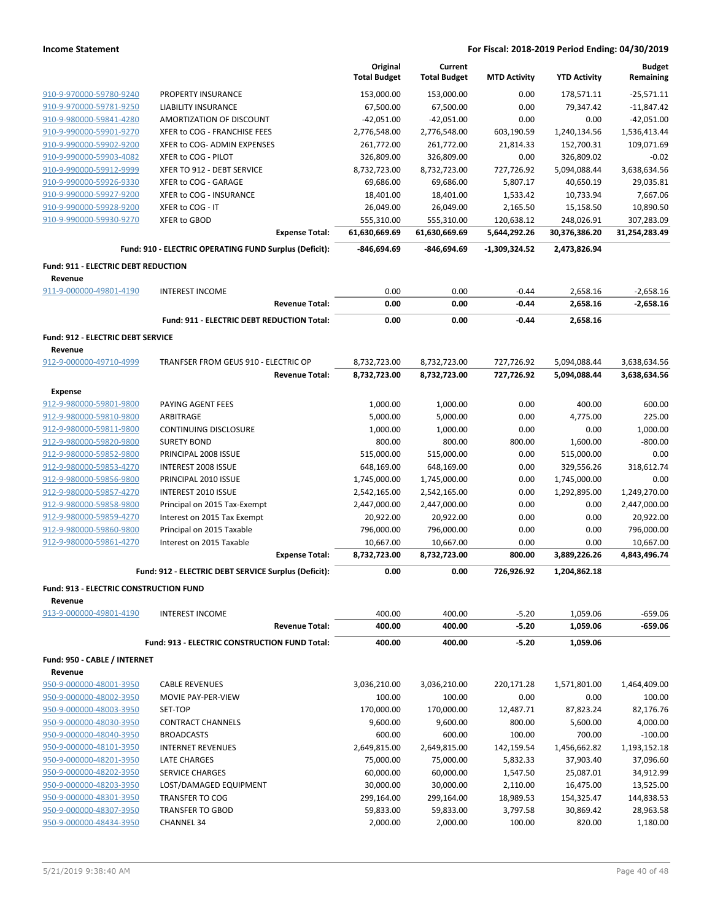| | | Original Total Budget | Current Total Budget | MTD Activity | YTD Activity | Budget Remaining |
|---|---|---|---|---|---|---|
| 910-9-970000-59780-9240 | PROPERTY INSURANCE | 153,000.00 | 153,000.00 | 0.00 | 178,571.11 | -25,571.11 |
| 910-9-970000-59781-9250 | LIABILITY INSURANCE | 67,500.00 | 67,500.00 | 0.00 | 79,347.42 | -11,847.42 |
| 910-9-980000-59841-4280 | AMORTIZATION OF DISCOUNT | -42,051.00 | -42,051.00 | 0.00 | 0.00 | -42,051.00 |
| 910-9-990000-59901-9270 | XFER to COG - FRANCHISE FEES | 2,776,548.00 | 2,776,548.00 | 603,190.59 | 1,240,134.56 | 1,536,413.44 |
| 910-9-990000-59902-9200 | XFER to COG- ADMIN EXPENSES | 261,772.00 | 261,772.00 | 21,814.33 | 152,700.31 | 109,071.69 |
| 910-9-990000-59903-4082 | XFER to COG - PILOT | 326,809.00 | 326,809.00 | 0.00 | 326,809.02 | -0.02 |
| 910-9-990000-59912-9999 | XFER TO 912 - DEBT SERVICE | 8,732,723.00 | 8,732,723.00 | 727,726.92 | 5,094,088.44 | 3,638,634.56 |
| 910-9-990000-59926-9330 | XFER to COG - GARAGE | 69,686.00 | 69,686.00 | 5,807.17 | 40,650.19 | 29,035.81 |
| 910-9-990000-59927-9200 | XFER to COG - INSURANCE | 18,401.00 | 18,401.00 | 1,533.42 | 10,733.94 | 7,667.06 |
| 910-9-990000-59928-9200 | XFER to COG - IT | 26,049.00 | 26,049.00 | 2,165.50 | 15,158.50 | 10,890.50 |
| 910-9-990000-59930-9270 | XFER to GBOD | 555,310.00 | 555,310.00 | 120,638.12 | 248,026.91 | 307,283.09 |
| | **Expense Total:** | **61,630,669.69** | **61,630,669.69** | **5,644,292.26** | **30,376,386.20** | **31,254,283.49** |
| | **Fund: 910 - ELECTRIC OPERATING FUND Surplus (Deficit):** | **-846,694.69** | **-846,694.69** | **-1,309,324.52** | **2,473,826.94** | |
| **Fund: 911 - ELECTRIC DEBT REDUCTION** | | | | | | |
| **Revenue** | | | | | | |
| 911-9-000000-49801-4190 | INTEREST INCOME | 0.00 | 0.00 | -0.44 | 2,658.16 | -2,658.16 |
| | **Revenue Total:** | **0.00** | **0.00** | **-0.44** | **2,658.16** | **-2,658.16** |
| | **Fund: 911 - ELECTRIC DEBT REDUCTION Total:** | **0.00** | **0.00** | **-0.44** | **2,658.16** | |
| **Fund: 912 - ELECTRIC DEBT SERVICE** | | | | | | |
| **Revenue** | | | | | | |
| 912-9-000000-49710-4999 | TRANFSER FROM GEUS 910 - ELECTRIC OP | 8,732,723.00 | 8,732,723.00 | 727,726.92 | 5,094,088.44 | 3,638,634.56 |
| | **Revenue Total:** | **8,732,723.00** | **8,732,723.00** | **727,726.92** | **5,094,088.44** | **3,638,634.56** |
| **Expense** | | | | | | |
| 912-9-980000-59801-9800 | PAYING AGENT FEES | 1,000.00 | 1,000.00 | 0.00 | 400.00 | 600.00 |
| 912-9-980000-59810-9800 | ARBITRAGE | 5,000.00 | 5,000.00 | 0.00 | 4,775.00 | 225.00 |
| 912-9-980000-59811-9800 | CONTINUING DISCLOSURE | 1,000.00 | 1,000.00 | 0.00 | 0.00 | 1,000.00 |
| 912-9-980000-59820-9800 | SURETY BOND | 800.00 | 800.00 | 800.00 | 1,600.00 | -800.00 |
| 912-9-980000-59852-9800 | PRINCIPAL 2008 ISSUE | 515,000.00 | 515,000.00 | 0.00 | 515,000.00 | 0.00 |
| 912-9-980000-59853-4270 | INTEREST 2008 ISSUE | 648,169.00 | 648,169.00 | 0.00 | 329,556.26 | 318,612.74 |
| 912-9-980000-59856-9800 | PRINCIPAL 2010 ISSUE | 1,745,000.00 | 1,745,000.00 | 0.00 | 1,745,000.00 | 0.00 |
| 912-9-980000-59857-4270 | INTEREST 2010 ISSUE | 2,542,165.00 | 2,542,165.00 | 0.00 | 1,292,895.00 | 1,249,270.00 |
| 912-9-980000-59858-9800 | Principal on 2015 Tax-Exempt | 2,447,000.00 | 2,447,000.00 | 0.00 | 0.00 | 2,447,000.00 |
| 912-9-980000-59859-4270 | Interest on 2015 Tax Exempt | 20,922.00 | 20,922.00 | 0.00 | 0.00 | 20,922.00 |
| 912-9-980000-59860-9800 | Principal on 2015 Taxable | 796,000.00 | 796,000.00 | 0.00 | 0.00 | 796,000.00 |
| 912-9-980000-59861-4270 | Interest on 2015 Taxable | 10,667.00 | 10,667.00 | 0.00 | 0.00 | 10,667.00 |
| | **Expense Total:** | **8,732,723.00** | **8,732,723.00** | **800.00** | **3,889,226.26** | **4,843,496.74** |
| | **Fund: 912 - ELECTRIC DEBT SERVICE Surplus (Deficit):** | **0.00** | **0.00** | **726,926.92** | **1,204,862.18** | |
| **Fund: 913 - ELECTRIC CONSTRUCTION FUND** | | | | | | |
| **Revenue** | | | | | | |
| 913-9-000000-49801-4190 | INTEREST INCOME | 400.00 | 400.00 | -5.20 | 1,059.06 | -659.06 |
| | **Revenue Total:** | **400.00** | **400.00** | **-5.20** | **1,059.06** | **-659.06** |
| | **Fund: 913 - ELECTRIC CONSTRUCTION FUND Total:** | **400.00** | **400.00** | **-5.20** | **1,059.06** | |
| **Fund: 950 - CABLE / INTERNET** | | | | | | |
| **Revenue** | | | | | | |
| 950-9-000000-48001-3950 | CABLE REVENUES | 3,036,210.00 | 3,036,210.00 | 220,171.28 | 1,571,801.00 | 1,464,409.00 |
| 950-9-000000-48002-3950 | MOVIE PAY-PER-VIEW | 100.00 | 100.00 | 0.00 | 0.00 | 100.00 |
| 950-9-000000-48003-3950 | SET-TOP | 170,000.00 | 170,000.00 | 12,487.71 | 87,823.24 | 82,176.76 |
| 950-9-000000-48030-3950 | CONTRACT CHANNELS | 9,600.00 | 9,600.00 | 800.00 | 5,600.00 | 4,000.00 |
| 950-9-000000-48040-3950 | BROADCASTS | 600.00 | 600.00 | 100.00 | 700.00 | -100.00 |
| 950-9-000000-48101-3950 | INTERNET REVENUES | 2,649,815.00 | 2,649,815.00 | 142,159.54 | 1,456,662.82 | 1,193,152.18 |
| 950-9-000000-48201-3950 | LATE CHARGES | 75,000.00 | 75,000.00 | 5,832.33 | 37,903.40 | 37,096.60 |
| 950-9-000000-48202-3950 | SERVICE CHARGES | 60,000.00 | 60,000.00 | 1,547.50 | 25,087.01 | 34,912.99 |
| 950-9-000000-48203-3950 | LOST/DAMAGED EQUIPMENT | 30,000.00 | 30,000.00 | 2,110.00 | 16,475.00 | 13,525.00 |
| 950-9-000000-48301-3950 | TRANSFER TO COG | 299,164.00 | 299,164.00 | 18,989.53 | 154,325.47 | 144,838.53 |
| 950-9-000000-48307-3950 | TRANSFER TO GBOD | 59,833.00 | 59,833.00 | 3,797.58 | 30,869.42 | 28,963.58 |
| 950-9-000000-48434-3950 | CHANNEL 34 | 2,000.00 | 2,000.00 | 100.00 | 820.00 | 1,180.00 |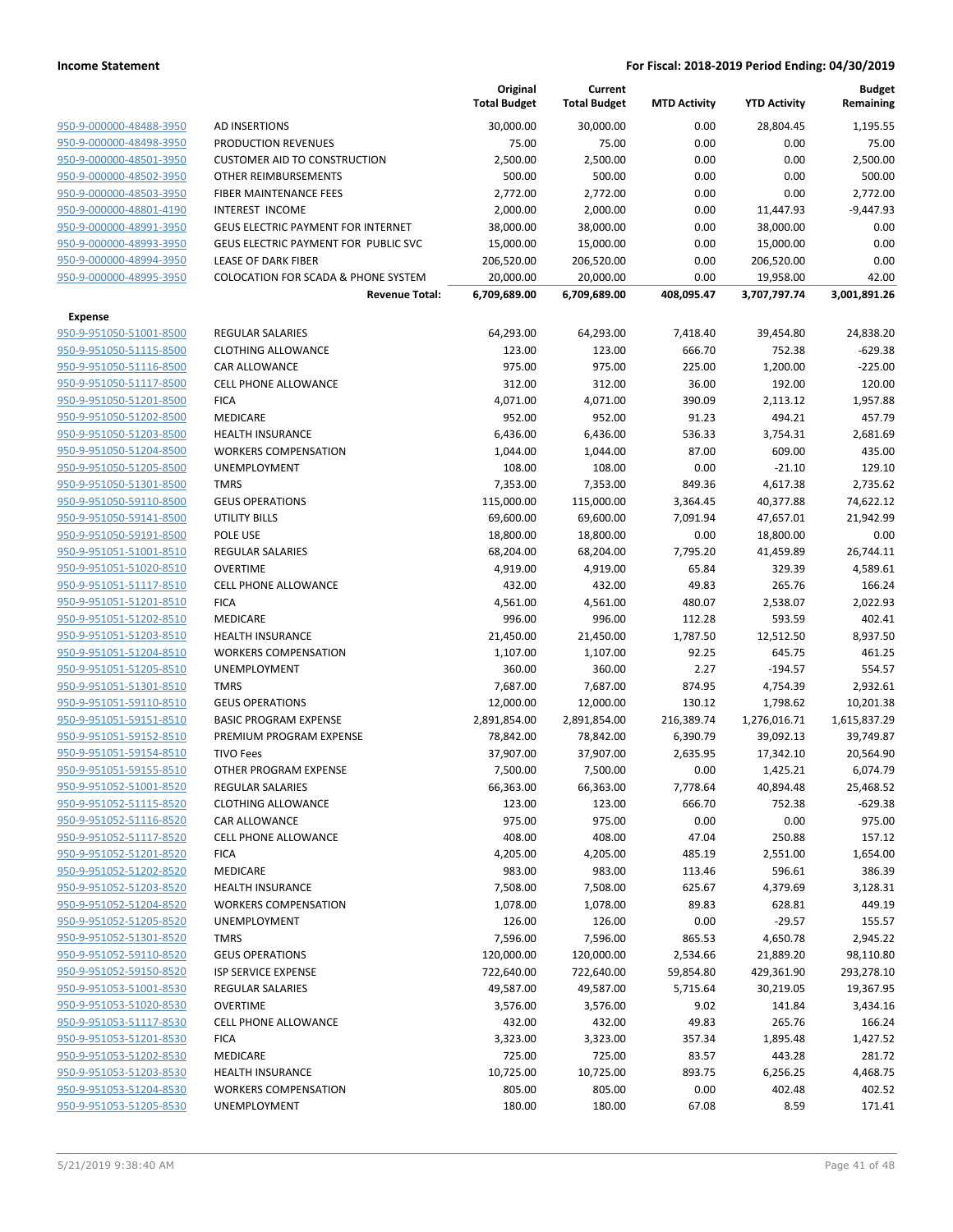| | | Original Total Budget | Current Total Budget | MTD Activity | YTD Activity | Budget Remaining |
|---|---|---|---|---|---|---|
| 950-9-000000-48488-3950 | AD INSERTIONS | 30,000.00 | 30,000.00 | 0.00 | 28,804.45 | 1,195.55 |
| 950-9-000000-48498-3950 | PRODUCTION REVENUES | 75.00 | 75.00 | 0.00 | 0.00 | 75.00 |
| 950-9-000000-48501-3950 | CUSTOMER AID TO CONSTRUCTION | 2,500.00 | 2,500.00 | 0.00 | 0.00 | 2,500.00 |
| 950-9-000000-48502-3950 | OTHER REIMBURSEMENTS | 500.00 | 500.00 | 0.00 | 0.00 | 500.00 |
| 950-9-000000-48503-3950 | FIBER MAINTENANCE FEES | 2,772.00 | 2,772.00 | 0.00 | 0.00 | 2,772.00 |
| 950-9-000000-48801-4190 | INTEREST INCOME | 2,000.00 | 2,000.00 | 0.00 | 11,447.93 | -9,447.93 |
| 950-9-000000-48991-3950 | GEUS ELECTRIC PAYMENT FOR INTERNET | 38,000.00 | 38,000.00 | 0.00 | 38,000.00 | 0.00 |
| 950-9-000000-48993-3950 | GEUS ELECTRIC PAYMENT FOR PUBLIC SVC | 15,000.00 | 15,000.00 | 0.00 | 15,000.00 | 0.00 |
| 950-9-000000-48994-3950 | LEASE OF DARK FIBER | 206,520.00 | 206,520.00 | 0.00 | 206,520.00 | 0.00 |
| 950-9-000000-48995-3950 | COLOCATION FOR SCADA & PHONE SYSTEM | 20,000.00 | 20,000.00 | 0.00 | 19,958.00 | 42.00 |
| | **Revenue Total:** | **6,709,689.00** | **6,709,689.00** | **408,095.47** | **3,707,797.74** | **3,001,891.26** |
| **Expense** | | | | | | |
| 950-9-951050-51001-8500 | REGULAR SALARIES | 64,293.00 | 64,293.00 | 7,418.40 | 39,454.80 | 24,838.20 |
| 950-9-951050-51115-8500 | CLOTHING ALLOWANCE | 123.00 | 123.00 | 666.70 | 752.38 | -629.38 |
| 950-9-951050-51116-8500 | CAR ALLOWANCE | 975.00 | 975.00 | 225.00 | 1,200.00 | -225.00 |
| 950-9-951050-51117-8500 | CELL PHONE ALLOWANCE | 312.00 | 312.00 | 36.00 | 192.00 | 120.00 |
| 950-9-951050-51201-8500 | FICA | 4,071.00 | 4,071.00 | 390.09 | 2,113.12 | 1,957.88 |
| 950-9-951050-51202-8500 | MEDICARE | 952.00 | 952.00 | 91.23 | 494.21 | 457.79 |
| 950-9-951050-51203-8500 | HEALTH INSURANCE | 6,436.00 | 6,436.00 | 536.33 | 3,754.31 | 2,681.69 |
| 950-9-951050-51204-8500 | WORKERS COMPENSATION | 1,044.00 | 1,044.00 | 87.00 | 609.00 | 435.00 |
| 950-9-951050-51205-8500 | UNEMPLOYMENT | 108.00 | 108.00 | 0.00 | -21.10 | 129.10 |
| 950-9-951050-51301-8500 | TMRS | 7,353.00 | 7,353.00 | 849.36 | 4,617.38 | 2,735.62 |
| 950-9-951050-59110-8500 | GEUS OPERATIONS | 115,000.00 | 115,000.00 | 3,364.45 | 40,377.88 | 74,622.12 |
| 950-9-951050-59141-8500 | UTILITY BILLS | 69,600.00 | 69,600.00 | 7,091.94 | 47,657.01 | 21,942.99 |
| 950-9-951050-59191-8500 | POLE USE | 18,800.00 | 18,800.00 | 0.00 | 18,800.00 | 0.00 |
| 950-9-951051-51001-8510 | REGULAR SALARIES | 68,204.00 | 68,204.00 | 7,795.20 | 41,459.89 | 26,744.11 |
| 950-9-951051-51020-8510 | OVERTIME | 4,919.00 | 4,919.00 | 65.84 | 329.39 | 4,589.61 |
| 950-9-951051-51117-8510 | CELL PHONE ALLOWANCE | 432.00 | 432.00 | 49.83 | 265.76 | 166.24 |
| 950-9-951051-51201-8510 | FICA | 4,561.00 | 4,561.00 | 480.07 | 2,538.07 | 2,022.93 |
| 950-9-951051-51202-8510 | MEDICARE | 996.00 | 996.00 | 112.28 | 593.59 | 402.41 |
| 950-9-951051-51203-8510 | HEALTH INSURANCE | 21,450.00 | 21,450.00 | 1,787.50 | 12,512.50 | 8,937.50 |
| 950-9-951051-51204-8510 | WORKERS COMPENSATION | 1,107.00 | 1,107.00 | 92.25 | 645.75 | 461.25 |
| 950-9-951051-51205-8510 | UNEMPLOYMENT | 360.00 | 360.00 | 2.27 | -194.57 | 554.57 |
| 950-9-951051-51301-8510 | TMRS | 7,687.00 | 7,687.00 | 874.95 | 4,754.39 | 2,932.61 |
| 950-9-951051-59110-8510 | GEUS OPERATIONS | 12,000.00 | 12,000.00 | 130.12 | 1,798.62 | 10,201.38 |
| 950-9-951051-59151-8510 | BASIC PROGRAM EXPENSE | 2,891,854.00 | 2,891,854.00 | 216,389.74 | 1,276,016.71 | 1,615,837.29 |
| 950-9-951051-59152-8510 | PREMIUM PROGRAM EXPENSE | 78,842.00 | 78,842.00 | 6,390.79 | 39,092.13 | 39,749.87 |
| 950-9-951051-59154-8510 | TIVO Fees | 37,907.00 | 37,907.00 | 2,635.95 | 17,342.10 | 20,564.90 |
| 950-9-951051-59155-8510 | OTHER PROGRAM EXPENSE | 7,500.00 | 7,500.00 | 0.00 | 1,425.21 | 6,074.79 |
| 950-9-951052-51001-8520 | REGULAR SALARIES | 66,363.00 | 66,363.00 | 7,778.64 | 40,894.48 | 25,468.52 |
| 950-9-951052-51115-8520 | CLOTHING ALLOWANCE | 123.00 | 123.00 | 666.70 | 752.38 | -629.38 |
| 950-9-951052-51116-8520 | CAR ALLOWANCE | 975.00 | 975.00 | 0.00 | 0.00 | 975.00 |
| 950-9-951052-51117-8520 | CELL PHONE ALLOWANCE | 408.00 | 408.00 | 47.04 | 250.88 | 157.12 |
| 950-9-951052-51201-8520 | FICA | 4,205.00 | 4,205.00 | 485.19 | 2,551.00 | 1,654.00 |
| 950-9-951052-51202-8520 | MEDICARE | 983.00 | 983.00 | 113.46 | 596.61 | 386.39 |
| 950-9-951052-51203-8520 | HEALTH INSURANCE | 7,508.00 | 7,508.00 | 625.67 | 4,379.69 | 3,128.31 |
| 950-9-951052-51204-8520 | WORKERS COMPENSATION | 1,078.00 | 1,078.00 | 89.83 | 628.81 | 449.19 |
| 950-9-951052-51205-8520 | UNEMPLOYMENT | 126.00 | 126.00 | 0.00 | -29.57 | 155.57 |
| 950-9-951052-51301-8520 | TMRS | 7,596.00 | 7,596.00 | 865.53 | 4,650.78 | 2,945.22 |
| 950-9-951052-59110-8520 | GEUS OPERATIONS | 120,000.00 | 120,000.00 | 2,534.66 | 21,889.20 | 98,110.80 |
| 950-9-951052-59150-8520 | ISP SERVICE EXPENSE | 722,640.00 | 722,640.00 | 59,854.80 | 429,361.90 | 293,278.10 |
| 950-9-951053-51001-8530 | REGULAR SALARIES | 49,587.00 | 49,587.00 | 5,715.64 | 30,219.05 | 19,367.95 |
| 950-9-951053-51020-8530 | OVERTIME | 3,576.00 | 3,576.00 | 9.02 | 141.84 | 3,434.16 |
| 950-9-951053-51117-8530 | CELL PHONE ALLOWANCE | 432.00 | 432.00 | 49.83 | 265.76 | 166.24 |
| 950-9-951053-51201-8530 | FICA | 3,323.00 | 3,323.00 | 357.34 | 1,895.48 | 1,427.52 |
| 950-9-951053-51202-8530 | MEDICARE | 725.00 | 725.00 | 83.57 | 443.28 | 281.72 |
| 950-9-951053-51203-8530 | HEALTH INSURANCE | 10,725.00 | 10,725.00 | 893.75 | 6,256.25 | 4,468.75 |
| 950-9-951053-51204-8530 | WORKERS COMPENSATION | 805.00 | 805.00 | 0.00 | 402.48 | 402.52 |
| 950-9-951053-51205-8530 | UNEMPLOYMENT | 180.00 | 180.00 | 67.08 | 8.59 | 171.41 |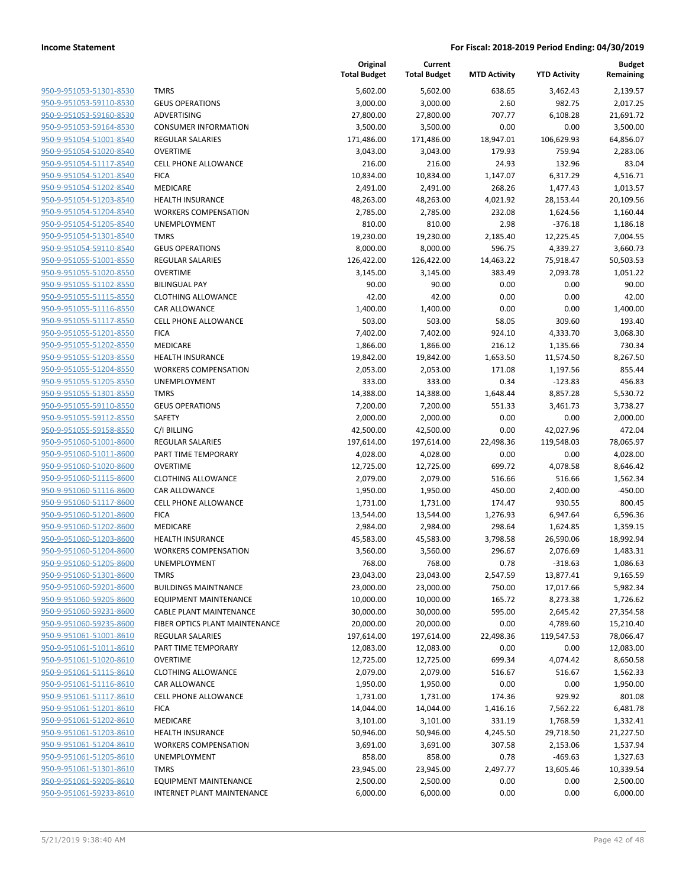**Income Statement** **For Fiscal: 2018-2019 Period Ending: 04/30/2019**

| | | Original Total Budget | Current Total Budget | MTD Activity | YTD Activity | Budget Remaining |
|---|---|---|---|---|---|---|
| 950-9-951053-51301-8530 | TMRS | 5,602.00 | 5,602.00 | 638.65 | 3,462.43 | 2,139.57 |
| 950-9-951053-59110-8530 | GEUS OPERATIONS | 3,000.00 | 3,000.00 | 2.60 | 982.75 | 2,017.25 |
| 950-9-951053-59160-8530 | ADVERTISING | 27,800.00 | 27,800.00 | 707.77 | 6,108.28 | 21,691.72 |
| 950-9-951053-59164-8530 | CONSUMER INFORMATION | 3,500.00 | 3,500.00 | 0.00 | 0.00 | 3,500.00 |
| 950-9-951054-51001-8540 | REGULAR SALARIES | 171,486.00 | 171,486.00 | 18,947.01 | 106,629.93 | 64,856.07 |
| 950-9-951054-51020-8540 | OVERTIME | 3,043.00 | 3,043.00 | 179.93 | 759.94 | 2,283.06 |
| 950-9-951054-51117-8540 | CELL PHONE ALLOWANCE | 216.00 | 216.00 | 24.93 | 132.96 | 83.04 |
| 950-9-951054-51201-8540 | FICA | 10,834.00 | 10,834.00 | 1,147.07 | 6,317.29 | 4,516.71 |
| 950-9-951054-51202-8540 | MEDICARE | 2,491.00 | 2,491.00 | 268.26 | 1,477.43 | 1,013.57 |
| 950-9-951054-51203-8540 | HEALTH INSURANCE | 48,263.00 | 48,263.00 | 4,021.92 | 28,153.44 | 20,109.56 |
| 950-9-951054-51204-8540 | WORKERS COMPENSATION | 2,785.00 | 2,785.00 | 232.08 | 1,624.56 | 1,160.44 |
| 950-9-951054-51205-8540 | UNEMPLOYMENT | 810.00 | 810.00 | 2.98 | -376.18 | 1,186.18 |
| 950-9-951054-51301-8540 | TMRS | 19,230.00 | 19,230.00 | 2,185.40 | 12,225.45 | 7,004.55 |
| 950-9-951054-59110-8540 | GEUS OPERATIONS | 8,000.00 | 8,000.00 | 596.75 | 4,339.27 | 3,660.73 |
| 950-9-951055-51001-8550 | REGULAR SALARIES | 126,422.00 | 126,422.00 | 14,463.22 | 75,918.47 | 50,503.53 |
| 950-9-951055-51020-8550 | OVERTIME | 3,145.00 | 3,145.00 | 383.49 | 2,093.78 | 1,051.22 |
| 950-9-951055-51102-8550 | BILINGUAL PAY | 90.00 | 90.00 | 0.00 | 0.00 | 90.00 |
| 950-9-951055-51115-8550 | CLOTHING ALLOWANCE | 42.00 | 42.00 | 0.00 | 0.00 | 42.00 |
| 950-9-951055-51116-8550 | CAR ALLOWANCE | 1,400.00 | 1,400.00 | 0.00 | 0.00 | 1,400.00 |
| 950-9-951055-51117-8550 | CELL PHONE ALLOWANCE | 503.00 | 503.00 | 58.05 | 309.60 | 193.40 |
| 950-9-951055-51201-8550 | FICA | 7,402.00 | 7,402.00 | 924.10 | 4,333.70 | 3,068.30 |
| 950-9-951055-51202-8550 | MEDICARE | 1,866.00 | 1,866.00 | 216.12 | 1,135.66 | 730.34 |
| 950-9-951055-51203-8550 | HEALTH INSURANCE | 19,842.00 | 19,842.00 | 1,653.50 | 11,574.50 | 8,267.50 |
| 950-9-951055-51204-8550 | WORKERS COMPENSATION | 2,053.00 | 2,053.00 | 171.08 | 1,197.56 | 855.44 |
| 950-9-951055-51205-8550 | UNEMPLOYMENT | 333.00 | 333.00 | 0.34 | -123.83 | 456.83 |
| 950-9-951055-51301-8550 | TMRS | 14,388.00 | 14,388.00 | 1,648.44 | 8,857.28 | 5,530.72 |
| 950-9-951055-59110-8550 | GEUS OPERATIONS | 7,200.00 | 7,200.00 | 551.33 | 3,461.73 | 3,738.27 |
| 950-9-951055-59112-8550 | SAFETY | 2,000.00 | 2,000.00 | 0.00 | 0.00 | 2,000.00 |
| 950-9-951055-59158-8550 | C/I BILLING | 42,500.00 | 42,500.00 | 0.00 | 42,027.96 | 472.04 |
| 950-9-951060-51001-8600 | REGULAR SALARIES | 197,614.00 | 197,614.00 | 22,498.36 | 119,548.03 | 78,065.97 |
| 950-9-951060-51011-8600 | PART TIME TEMPORARY | 4,028.00 | 4,028.00 | 0.00 | 0.00 | 4,028.00 |
| 950-9-951060-51020-8600 | OVERTIME | 12,725.00 | 12,725.00 | 699.72 | 4,078.58 | 8,646.42 |
| 950-9-951060-51115-8600 | CLOTHING ALLOWANCE | 2,079.00 | 2,079.00 | 516.66 | 516.66 | 1,562.34 |
| 950-9-951060-51116-8600 | CAR ALLOWANCE | 1,950.00 | 1,950.00 | 450.00 | 2,400.00 | -450.00 |
| 950-9-951060-51117-8600 | CELL PHONE ALLOWANCE | 1,731.00 | 1,731.00 | 174.47 | 930.55 | 800.45 |
| 950-9-951060-51201-8600 | FICA | 13,544.00 | 13,544.00 | 1,276.93 | 6,947.64 | 6,596.36 |
| 950-9-951060-51202-8600 | MEDICARE | 2,984.00 | 2,984.00 | 298.64 | 1,624.85 | 1,359.15 |
| 950-9-951060-51203-8600 | HEALTH INSURANCE | 45,583.00 | 45,583.00 | 3,798.58 | 26,590.06 | 18,992.94 |
| 950-9-951060-51204-8600 | WORKERS COMPENSATION | 3,560.00 | 3,560.00 | 296.67 | 2,076.69 | 1,483.31 |
| 950-9-951060-51205-8600 | UNEMPLOYMENT | 768.00 | 768.00 | 0.78 | -318.63 | 1,086.63 |
| 950-9-951060-51301-8600 | TMRS | 23,043.00 | 23,043.00 | 2,547.59 | 13,877.41 | 9,165.59 |
| 950-9-951060-59201-8600 | BUILDINGS MAINTNANCE | 23,000.00 | 23,000.00 | 750.00 | 17,017.66 | 5,982.34 |
| 950-9-951060-59205-8600 | EQUIPMENT MAINTENANCE | 10,000.00 | 10,000.00 | 165.72 | 8,273.38 | 1,726.62 |
| 950-9-951060-59231-8600 | CABLE PLANT MAINTENANCE | 30,000.00 | 30,000.00 | 595.00 | 2,645.42 | 27,354.58 |
| 950-9-951060-59235-8600 | FIBER OPTICS PLANT MAINTENANCE | 20,000.00 | 20,000.00 | 0.00 | 4,789.60 | 15,210.40 |
| 950-9-951061-51001-8610 | REGULAR SALARIES | 197,614.00 | 197,614.00 | 22,498.36 | 119,547.53 | 78,066.47 |
| 950-9-951061-51011-8610 | PART TIME TEMPORARY | 12,083.00 | 12,083.00 | 0.00 | 0.00 | 12,083.00 |
| 950-9-951061-51020-8610 | OVERTIME | 12,725.00 | 12,725.00 | 699.34 | 4,074.42 | 8,650.58 |
| 950-9-951061-51115-8610 | CLOTHING ALLOWANCE | 2,079.00 | 2,079.00 | 516.67 | 516.67 | 1,562.33 |
| 950-9-951061-51116-8610 | CAR ALLOWANCE | 1,950.00 | 1,950.00 | 0.00 | 0.00 | 1,950.00 |
| 950-9-951061-51117-8610 | CELL PHONE ALLOWANCE | 1,731.00 | 1,731.00 | 174.36 | 929.92 | 801.08 |
| 950-9-951061-51201-8610 | FICA | 14,044.00 | 14,044.00 | 1,416.16 | 7,562.22 | 6,481.78 |
| 950-9-951061-51202-8610 | MEDICARE | 3,101.00 | 3,101.00 | 331.19 | 1,768.59 | 1,332.41 |
| 950-9-951061-51203-8610 | HEALTH INSURANCE | 50,946.00 | 50,946.00 | 4,245.50 | 29,718.50 | 21,227.50 |
| 950-9-951061-51204-8610 | WORKERS COMPENSATION | 3,691.00 | 3,691.00 | 307.58 | 2,153.06 | 1,537.94 |
| 950-9-951061-51205-8610 | UNEMPLOYMENT | 858.00 | 858.00 | 0.78 | -469.63 | 1,327.63 |
| 950-9-951061-51301-8610 | TMRS | 23,945.00 | 23,945.00 | 2,497.77 | 13,605.46 | 10,339.54 |
| 950-9-951061-59205-8610 | EQUIPMENT MAINTENANCE | 2,500.00 | 2,500.00 | 0.00 | 0.00 | 2,500.00 |
| 950-9-951061-59233-8610 | INTERNET PLANT MAINTENANCE | 6,000.00 | 6,000.00 | 0.00 | 0.00 | 6,000.00 |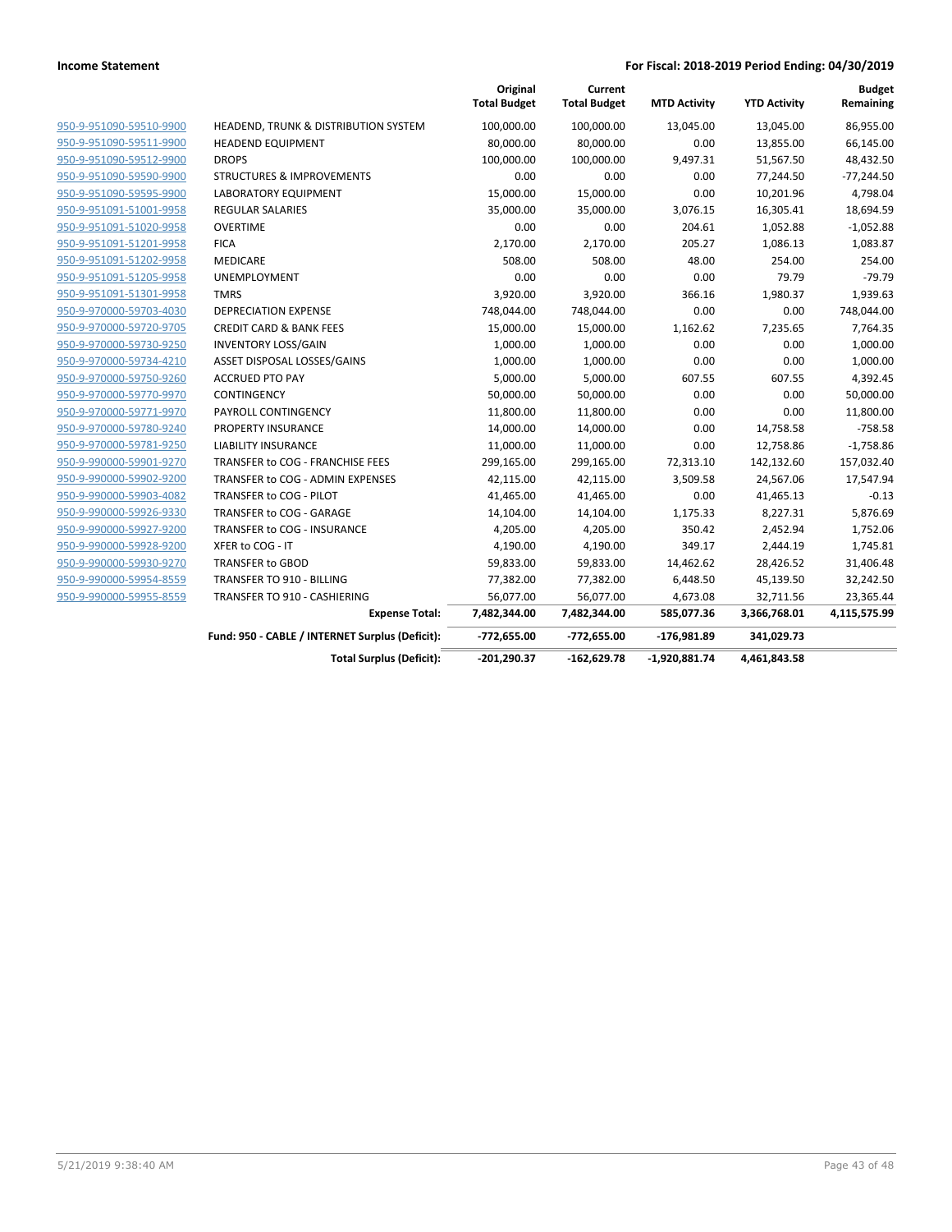**Income Statement** | **For Fiscal: 2018-2019 Period Ending: 04/30/2019**

| | | Original Total Budget | Current Total Budget | MTD Activity | YTD Activity | Budget Remaining |
|---|---|---|---|---|---|---|
| 950-9-951090-59510-9900 | HEADEND, TRUNK & DISTRIBUTION SYSTEM | 100,000.00 | 100,000.00 | 13,045.00 | 13,045.00 | 86,955.00 |
| 950-9-951090-59511-9900 | HEADEND EQUIPMENT | 80,000.00 | 80,000.00 | 0.00 | 13,855.00 | 66,145.00 |
| 950-9-951090-59512-9900 | DROPS | 100,000.00 | 100,000.00 | 9,497.31 | 51,567.50 | 48,432.50 |
| 950-9-951090-59590-9900 | STRUCTURES & IMPROVEMENTS | 0.00 | 0.00 | 0.00 | 77,244.50 | -77,244.50 |
| 950-9-951090-59595-9900 | LABORATORY EQUIPMENT | 15,000.00 | 15,000.00 | 0.00 | 10,201.96 | 4,798.04 |
| 950-9-951091-51001-9958 | REGULAR SALARIES | 35,000.00 | 35,000.00 | 3,076.15 | 16,305.41 | 18,694.59 |
| 950-9-951091-51020-9958 | OVERTIME | 0.00 | 0.00 | 204.61 | 1,052.88 | -1,052.88 |
| 950-9-951091-51201-9958 | FICA | 2,170.00 | 2,170.00 | 205.27 | 1,086.13 | 1,083.87 |
| 950-9-951091-51202-9958 | MEDICARE | 508.00 | 508.00 | 48.00 | 254.00 | 254.00 |
| 950-9-951091-51205-9958 | UNEMPLOYMENT | 0.00 | 0.00 | 0.00 | 79.79 | -79.79 |
| 950-9-951091-51301-9958 | TMRS | 3,920.00 | 3,920.00 | 366.16 | 1,980.37 | 1,939.63 |
| 950-9-970000-59703-4030 | DEPRECIATION EXPENSE | 748,044.00 | 748,044.00 | 0.00 | 0.00 | 748,044.00 |
| 950-9-970000-59720-9705 | CREDIT CARD & BANK FEES | 15,000.00 | 15,000.00 | 1,162.62 | 7,235.65 | 7,764.35 |
| 950-9-970000-59730-9250 | INVENTORY LOSS/GAIN | 1,000.00 | 1,000.00 | 0.00 | 0.00 | 1,000.00 |
| 950-9-970000-59734-4210 | ASSET DISPOSAL LOSSES/GAINS | 1,000.00 | 1,000.00 | 0.00 | 0.00 | 1,000.00 |
| 950-9-970000-59750-9260 | ACCRUED PTO PAY | 5,000.00 | 5,000.00 | 607.55 | 607.55 | 4,392.45 |
| 950-9-970000-59770-9970 | CONTINGENCY | 50,000.00 | 50,000.00 | 0.00 | 0.00 | 50,000.00 |
| 950-9-970000-59771-9970 | PAYROLL CONTINGENCY | 11,800.00 | 11,800.00 | 0.00 | 0.00 | 11,800.00 |
| 950-9-970000-59780-9240 | PROPERTY INSURANCE | 14,000.00 | 14,000.00 | 0.00 | 14,758.58 | -758.58 |
| 950-9-970000-59781-9250 | LIABILITY INSURANCE | 11,000.00 | 11,000.00 | 0.00 | 12,758.86 | -1,758.86 |
| 950-9-990000-59901-9270 | TRANSFER to COG - FRANCHISE FEES | 299,165.00 | 299,165.00 | 72,313.10 | 142,132.60 | 157,032.40 |
| 950-9-990000-59902-9200 | TRANSFER to COG - ADMIN EXPENSES | 42,115.00 | 42,115.00 | 3,509.58 | 24,567.06 | 17,547.94 |
| 950-9-990000-59903-4082 | TRANSFER to COG - PILOT | 41,465.00 | 41,465.00 | 0.00 | 41,465.13 | -0.13 |
| 950-9-990000-59926-9330 | TRANSFER to COG - GARAGE | 14,104.00 | 14,104.00 | 1,175.33 | 8,227.31 | 5,876.69 |
| 950-9-990000-59927-9200 | TRANSFER to COG - INSURANCE | 4,205.00 | 4,205.00 | 350.42 | 2,452.94 | 1,752.06 |
| 950-9-990000-59928-9200 | XFER to COG - IT | 4,190.00 | 4,190.00 | 349.17 | 2,444.19 | 1,745.81 |
| 950-9-990000-59930-9270 | TRANSFER to GBOD | 59,833.00 | 59,833.00 | 14,462.62 | 28,426.52 | 31,406.48 |
| 950-9-990000-59954-8559 | TRANSFER TO 910 - BILLING | 77,382.00 | 77,382.00 | 6,448.50 | 45,139.50 | 32,242.50 |
| 950-9-990000-59955-8559 | TRANSFER TO 910 - CASHIERING | 56,077.00 | 56,077.00 | 4,673.08 | 32,711.56 | 23,365.44 |
| | **Expense Total:** | **7,482,344.00** | **7,482,344.00** | **585,077.36** | **3,366,768.01** | **4,115,575.99** |
| | **Fund: 950 - CABLE / INTERNET Surplus (Deficit):** | **-772,655.00** | **-772,655.00** | **-176,981.89** | **341,029.73** | |
| | **Total Surplus (Deficit):** | **-201,290.37** | **-162,629.78** | **-1,920,881.74** | **4,461,843.58** | |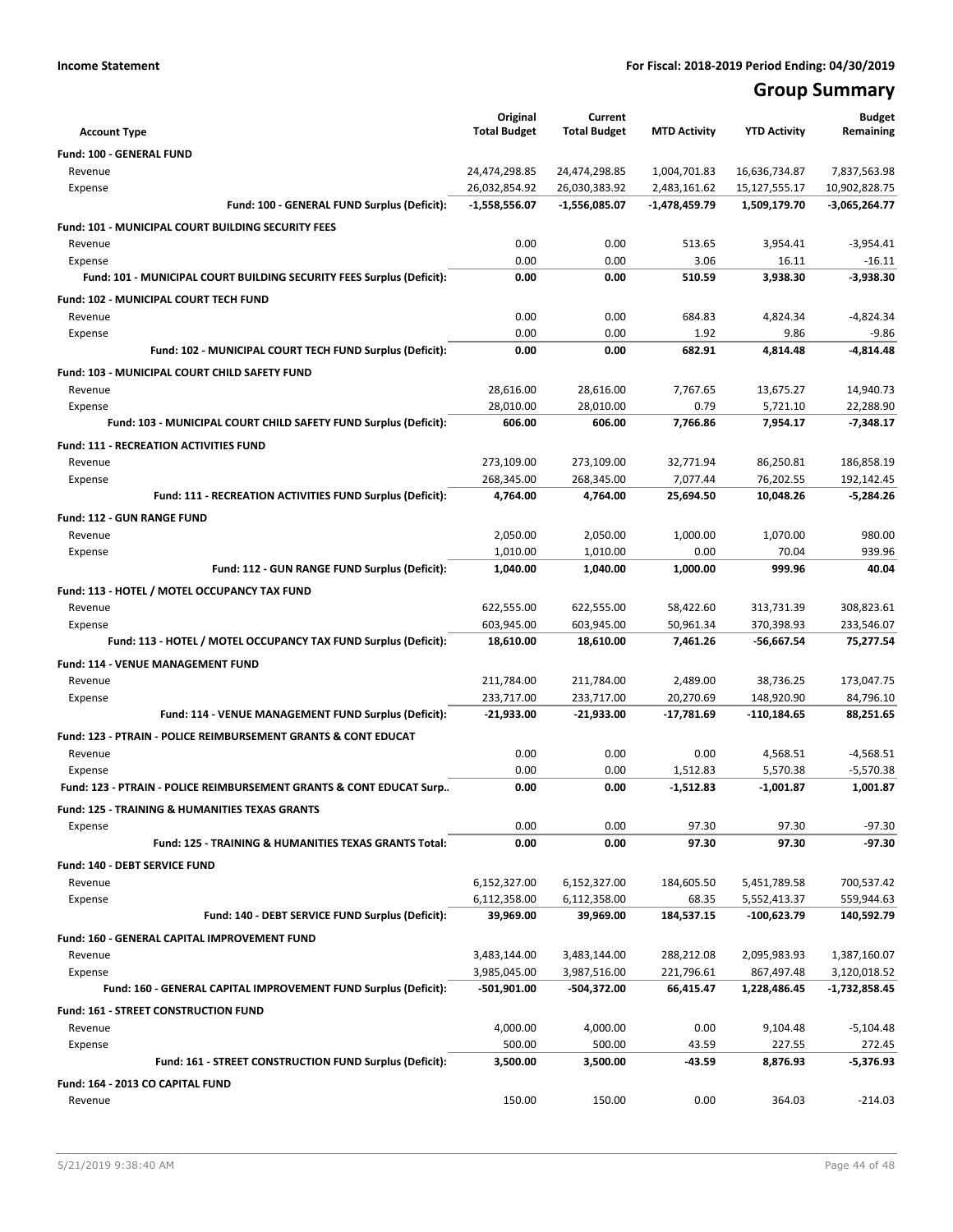**Income Statement** **For Fiscal: 2018-2019 Period Ending: 04/30/2019**

# Group Summary

| Account Type | Original Total Budget | Current Total Budget | MTD Activity | YTD Activity | Budget Remaining |
|---|---|---|---|---|---|
| **Fund: 100 - GENERAL FUND** | | | | | |
| Revenue | 24,474,298.85 | 24,474,298.85 | 1,004,701.83 | 16,636,734.87 | 7,837,563.98 |
| Expense | 26,032,854.92 | 26,030,383.92 | 2,483,161.62 | 15,127,555.17 | 10,902,828.75 |
| **Fund: 100 - GENERAL FUND Surplus (Deficit):** | **-1,558,556.07** | **-1,556,085.07** | **-1,478,459.79** | **1,509,179.70** | **-3,065,264.77** |
| **Fund: 101 - MUNICIPAL COURT BUILDING SECURITY FEES** | | | | | |
| Revenue | 0.00 | 0.00 | 513.65 | 3,954.41 | -3,954.41 |
| Expense | 0.00 | 0.00 | 3.06 | 16.11 | -16.11 |
| **Fund: 101 - MUNICIPAL COURT BUILDING SECURITY FEES Surplus (Deficit):** | **0.00** | **0.00** | **510.59** | **3,938.30** | **-3,938.30** |
| **Fund: 102 - MUNICIPAL COURT TECH FUND** | | | | | |
| Revenue | 0.00 | 0.00 | 684.83 | 4,824.34 | -4,824.34 |
| Expense | 0.00 | 0.00 | 1.92 | 9.86 | -9.86 |
| **Fund: 102 - MUNICIPAL COURT TECH FUND Surplus (Deficit):** | **0.00** | **0.00** | **682.91** | **4,814.48** | **-4,814.48** |
| **Fund: 103 - MUNICIPAL COURT CHILD SAFETY FUND** | | | | | |
| Revenue | 28,616.00 | 28,616.00 | 7,767.65 | 13,675.27 | 14,940.73 |
| Expense | 28,010.00 | 28,010.00 | 0.79 | 5,721.10 | 22,288.90 |
| **Fund: 103 - MUNICIPAL COURT CHILD SAFETY FUND Surplus (Deficit):** | **606.00** | **606.00** | **7,766.86** | **7,954.17** | **-7,348.17** |
| **Fund: 111 - RECREATION ACTIVITIES FUND** | | | | | |
| Revenue | 273,109.00 | 273,109.00 | 32,771.94 | 86,250.81 | 186,858.19 |
| Expense | 268,345.00 | 268,345.00 | 7,077.44 | 76,202.55 | 192,142.45 |
| **Fund: 111 - RECREATION ACTIVITIES FUND Surplus (Deficit):** | **4,764.00** | **4,764.00** | **25,694.50** | **10,048.26** | **-5,284.26** |
| **Fund: 112 - GUN RANGE FUND** | | | | | |
| Revenue | 2,050.00 | 2,050.00 | 1,000.00 | 1,070.00 | 980.00 |
| Expense | 1,010.00 | 1,010.00 | 0.00 | 70.04 | 939.96 |
| **Fund: 112 - GUN RANGE FUND Surplus (Deficit):** | **1,040.00** | **1,040.00** | **1,000.00** | **999.96** | **40.04** |
| **Fund: 113 - HOTEL / MOTEL OCCUPANCY TAX FUND** | | | | | |
| Revenue | 622,555.00 | 622,555.00 | 58,422.60 | 313,731.39 | 308,823.61 |
| Expense | 603,945.00 | 603,945.00 | 50,961.34 | 370,398.93 | 233,546.07 |
| **Fund: 113 - HOTEL / MOTEL OCCUPANCY TAX FUND Surplus (Deficit):** | **18,610.00** | **18,610.00** | **7,461.26** | **-56,667.54** | **75,277.54** |
| **Fund: 114 - VENUE MANAGEMENT FUND** | | | | | |
| Revenue | 211,784.00 | 211,784.00 | 2,489.00 | 38,736.25 | 173,047.75 |
| Expense | 233,717.00 | 233,717.00 | 20,270.69 | 148,920.90 | 84,796.10 |
| **Fund: 114 - VENUE MANAGEMENT FUND Surplus (Deficit):** | **-21,933.00** | **-21,933.00** | **-17,781.69** | **-110,184.65** | **88,251.65** |
| **Fund: 123 - PTRAIN - POLICE REIMBURSEMENT GRANTS & CONT EDUCAT** | | | | | |
| Revenue | 0.00 | 0.00 | 0.00 | 4,568.51 | -4,568.51 |
| Expense | 0.00 | 0.00 | 1,512.83 | 5,570.38 | -5,570.38 |
| **Fund: 123 - PTRAIN - POLICE REIMBURSEMENT GRANTS & CONT EDUCAT Surp..** | **0.00** | **0.00** | **-1,512.83** | **-1,001.87** | **1,001.87** |
| **Fund: 125 - TRAINING & HUMANITIES TEXAS GRANTS** | | | | | |
| Expense | 0.00 | 0.00 | 97.30 | 97.30 | -97.30 |
| **Fund: 125 - TRAINING & HUMANITIES TEXAS GRANTS Total:** | **0.00** | **0.00** | **97.30** | **97.30** | **-97.30** |
| **Fund: 140 - DEBT SERVICE FUND** | | | | | |
| Revenue | 6,152,327.00 | 6,152,327.00 | 184,605.50 | 5,451,789.58 | 700,537.42 |
| Expense | 6,112,358.00 | 6,112,358.00 | 68.35 | 5,552,413.37 | 559,944.63 |
| **Fund: 140 - DEBT SERVICE FUND Surplus (Deficit):** | **39,969.00** | **39,969.00** | **184,537.15** | **-100,623.79** | **140,592.79** |
| **Fund: 160 - GENERAL CAPITAL IMPROVEMENT FUND** | | | | | |
| Revenue | 3,483,144.00 | 3,483,144.00 | 288,212.08 | 2,095,983.93 | 1,387,160.07 |
| Expense | 3,985,045.00 | 3,987,516.00 | 221,796.61 | 867,497.48 | 3,120,018.52 |
| **Fund: 160 - GENERAL CAPITAL IMPROVEMENT FUND Surplus (Deficit):** | **-501,901.00** | **-504,372.00** | **66,415.47** | **1,228,486.45** | **-1,732,858.45** |
| **Fund: 161 - STREET CONSTRUCTION FUND** | | | | | |
| Revenue | 4,000.00 | 4,000.00 | 0.00 | 9,104.48 | -5,104.48 |
| Expense | 500.00 | 500.00 | 43.59 | 227.55 | 272.45 |
| **Fund: 161 - STREET CONSTRUCTION FUND Surplus (Deficit):** | **3,500.00** | **3,500.00** | **-43.59** | **8,876.93** | **-5,376.93** |
| **Fund: 164 - 2013 CO CAPITAL FUND** | | | | | |
| Revenue | 150.00 | 150.00 | 0.00 | 364.03 | -214.03 |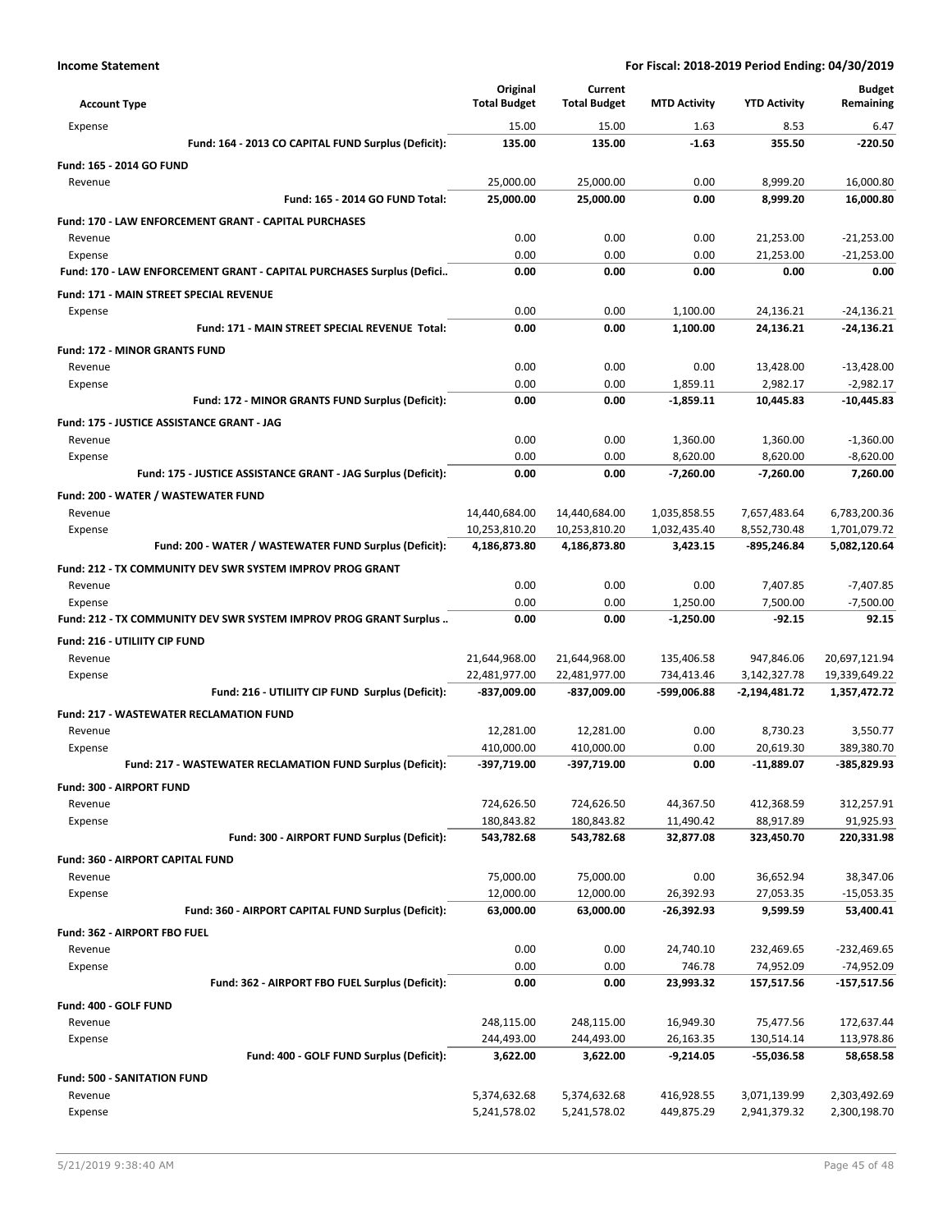**Income Statement** | **For Fiscal: 2018-2019 Period Ending: 04/30/2019**

| Account Type | Original Total Budget | Current Total Budget | MTD Activity | YTD Activity | Budget Remaining |
|---|---|---|---|---|---|
| Expense | 15.00 | 15.00 | 1.63 | 8.53 | 6.47 |
| **Fund: 164 - 2013 CO CAPITAL FUND Surplus (Deficit):** | **135.00** | **135.00** | **-1.63** | **355.50** | **-220.50** |
| **Fund: 165 - 2014 GO FUND** | | | | | |
| Revenue | 25,000.00 | 25,000.00 | 0.00 | 8,999.20 | 16,000.80 |
| **Fund: 165 - 2014 GO FUND Total:** | **25,000.00** | **25,000.00** | **0.00** | **8,999.20** | **16,000.80** |
| **Fund: 170 - LAW ENFORCEMENT GRANT - CAPITAL PURCHASES** | | | | | |
| Revenue | 0.00 | 0.00 | 0.00 | 21,253.00 | -21,253.00 |
| Expense | 0.00 | 0.00 | 0.00 | 21,253.00 | -21,253.00 |
| **Fund: 170 - LAW ENFORCEMENT GRANT - CAPITAL PURCHASES Surplus (Defici..** | **0.00** | **0.00** | **0.00** | **0.00** | **0.00** |
| **Fund: 171 - MAIN STREET SPECIAL REVENUE** | | | | | |
| Expense | 0.00 | 0.00 | 1,100.00 | 24,136.21 | -24,136.21 |
| **Fund: 171 - MAIN STREET SPECIAL REVENUE Total:** | **0.00** | **0.00** | **1,100.00** | **24,136.21** | **-24,136.21** |
| **Fund: 172 - MINOR GRANTS FUND** | | | | | |
| Revenue | 0.00 | 0.00 | 0.00 | 13,428.00 | -13,428.00 |
| Expense | 0.00 | 0.00 | 1,859.11 | 2,982.17 | -2,982.17 |
| **Fund: 172 - MINOR GRANTS FUND Surplus (Deficit):** | **0.00** | **0.00** | **-1,859.11** | **10,445.83** | **-10,445.83** |
| **Fund: 175 - JUSTICE ASSISTANCE GRANT - JAG** | | | | | |
| Revenue | 0.00 | 0.00 | 1,360.00 | 1,360.00 | -1,360.00 |
| Expense | 0.00 | 0.00 | 8,620.00 | 8,620.00 | -8,620.00 |
| **Fund: 175 - JUSTICE ASSISTANCE GRANT - JAG Surplus (Deficit):** | **0.00** | **0.00** | **-7,260.00** | **-7,260.00** | **7,260.00** |
| **Fund: 200 - WATER / WASTEWATER FUND** | | | | | |
| Revenue | 14,440,684.00 | 14,440,684.00 | 1,035,858.55 | 7,657,483.64 | 6,783,200.36 |
| Expense | 10,253,810.20 | 10,253,810.20 | 1,032,435.40 | 8,552,730.48 | 1,701,079.72 |
| **Fund: 200 - WATER / WASTEWATER FUND Surplus (Deficit):** | **4,186,873.80** | **4,186,873.80** | **3,423.15** | **-895,246.84** | **5,082,120.64** |
| **Fund: 212 - TX COMMUNITY DEV SWR SYSTEM IMPROV PROG GRANT** | | | | | |
| Revenue | 0.00 | 0.00 | 0.00 | 7,407.85 | -7,407.85 |
| Expense | 0.00 | 0.00 | 1,250.00 | 7,500.00 | -7,500.00 |
| **Fund: 212 - TX COMMUNITY DEV SWR SYSTEM IMPROV PROG GRANT Surplus ..** | **0.00** | **0.00** | **-1,250.00** | **-92.15** | **92.15** |
| **Fund: 216 - UTILIITY CIP FUND** | | | | | |
| Revenue | 21,644,968.00 | 21,644,968.00 | 135,406.58 | 947,846.06 | 20,697,121.94 |
| Expense | 22,481,977.00 | 22,481,977.00 | 734,413.46 | 3,142,327.78 | 19,339,649.22 |
| **Fund: 216 - UTILIITY CIP FUND Surplus (Deficit):** | **-837,009.00** | **-837,009.00** | **-599,006.88** | **-2,194,481.72** | **1,357,472.72** |
| **Fund: 217 - WASTEWATER RECLAMATION FUND** | | | | | |
| Revenue | 12,281.00 | 12,281.00 | 0.00 | 8,730.23 | 3,550.77 |
| Expense | 410,000.00 | 410,000.00 | 0.00 | 20,619.30 | 389,380.70 |
| **Fund: 217 - WASTEWATER RECLAMATION FUND Surplus (Deficit):** | **-397,719.00** | **-397,719.00** | **0.00** | **-11,889.07** | **-385,829.93** |
| **Fund: 300 - AIRPORT FUND** | | | | | |
| Revenue | 724,626.50 | 724,626.50 | 44,367.50 | 412,368.59 | 312,257.91 |
| Expense | 180,843.82 | 180,843.82 | 11,490.42 | 88,917.89 | 91,925.93 |
| **Fund: 300 - AIRPORT FUND Surplus (Deficit):** | **543,782.68** | **543,782.68** | **32,877.08** | **323,450.70** | **220,331.98** |
| **Fund: 360 - AIRPORT CAPITAL FUND** | | | | | |
| Revenue | 75,000.00 | 75,000.00 | 0.00 | 36,652.94 | 38,347.06 |
| Expense | 12,000.00 | 12,000.00 | 26,392.93 | 27,053.35 | -15,053.35 |
| **Fund: 360 - AIRPORT CAPITAL FUND Surplus (Deficit):** | **63,000.00** | **63,000.00** | **-26,392.93** | **9,599.59** | **53,400.41** |
| **Fund: 362 - AIRPORT FBO FUEL** | | | | | |
| Revenue | 0.00 | 0.00 | 24,740.10 | 232,469.65 | -232,469.65 |
| Expense | 0.00 | 0.00 | 746.78 | 74,952.09 | -74,952.09 |
| **Fund: 362 - AIRPORT FBO FUEL Surplus (Deficit):** | **0.00** | **0.00** | **23,993.32** | **157,517.56** | **-157,517.56** |
| **Fund: 400 - GOLF FUND** | | | | | |
| Revenue | 248,115.00 | 248,115.00 | 16,949.30 | 75,477.56 | 172,637.44 |
| Expense | 244,493.00 | 244,493.00 | 26,163.35 | 130,514.14 | 113,978.86 |
| **Fund: 400 - GOLF FUND Surplus (Deficit):** | **3,622.00** | **3,622.00** | **-9,214.05** | **-55,036.58** | **58,658.58** |
| **Fund: 500 - SANITATION FUND** | | | | | |
| Revenue | 5,374,632.68 | 5,374,632.68 | 416,928.55 | 3,071,139.99 | 2,303,492.69 |
| Expense | 5,241,578.02 | 5,241,578.02 | 449,875.29 | 2,941,379.32 | 2,300,198.70 |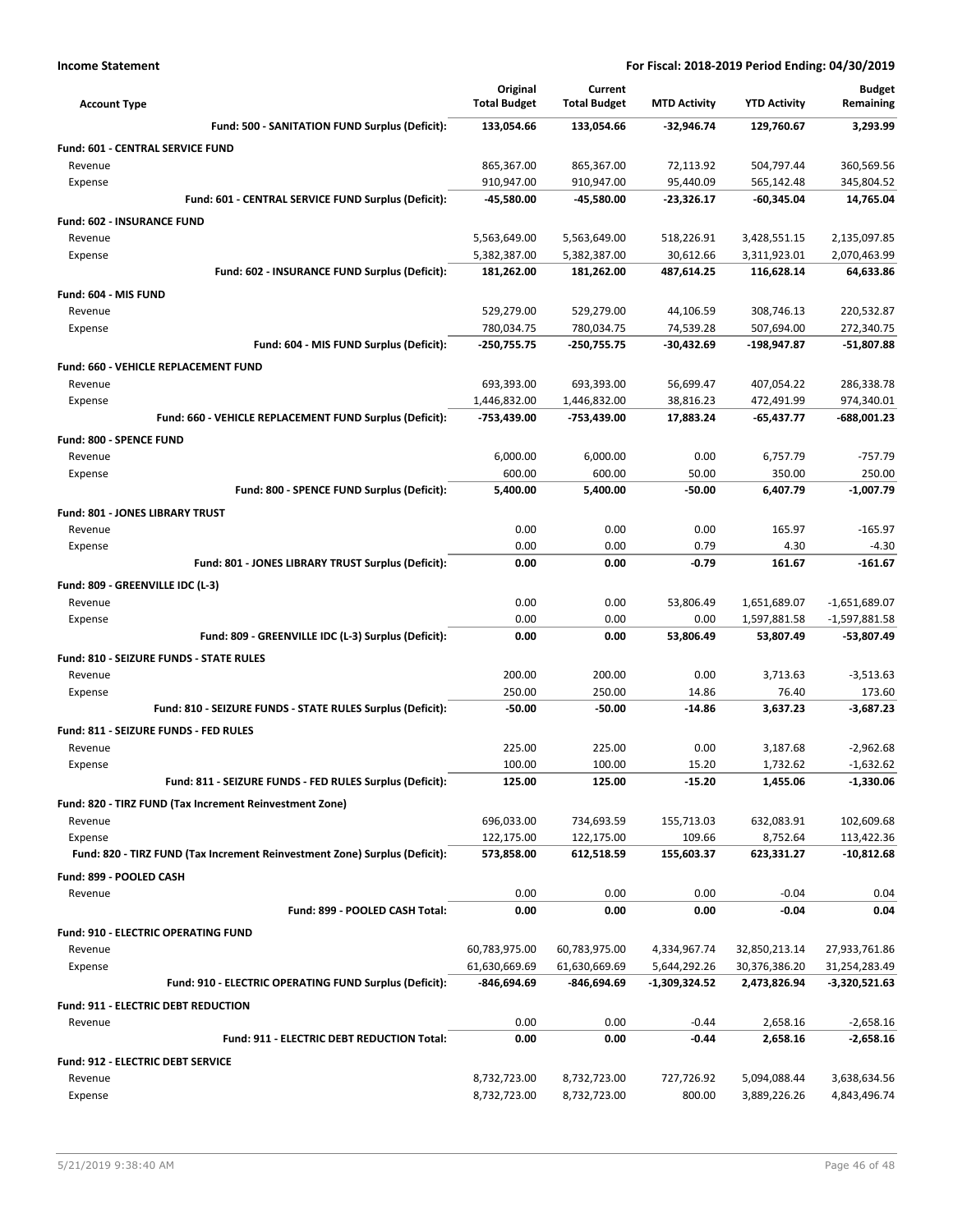**Income Statement** — **For Fiscal: 2018-2019 Period Ending: 04/30/2019**

| Account Type | Original Total Budget | Current Total Budget | MTD Activity | YTD Activity | Budget Remaining |
|---|---|---|---|---|---|
| **Fund: 500 - SANITATION FUND Surplus (Deficit):** | **133,054.66** | **133,054.66** | **-32,946.74** | **129,760.67** | **3,293.99** |
| **Fund: 601 - CENTRAL SERVICE FUND** | | | | | |
| Revenue | 865,367.00 | 865,367.00 | 72,113.92 | 504,797.44 | 360,569.56 |
| Expense | 910,947.00 | 910,947.00 | 95,440.09 | 565,142.48 | 345,804.52 |
| **Fund: 601 - CENTRAL SERVICE FUND Surplus (Deficit):** | **-45,580.00** | **-45,580.00** | **-23,326.17** | **-60,345.04** | **14,765.04** |
| **Fund: 602 - INSURANCE FUND** | | | | | |
| Revenue | 5,563,649.00 | 5,563,649.00 | 518,226.91 | 3,428,551.15 | 2,135,097.85 |
| Expense | 5,382,387.00 | 5,382,387.00 | 30,612.66 | 3,311,923.01 | 2,070,463.99 |
| **Fund: 602 - INSURANCE FUND Surplus (Deficit):** | **181,262.00** | **181,262.00** | **487,614.25** | **116,628.14** | **64,633.86** |
| **Fund: 604 - MIS FUND** | | | | | |
| Revenue | 529,279.00 | 529,279.00 | 44,106.59 | 308,746.13 | 220,532.87 |
| Expense | 780,034.75 | 780,034.75 | 74,539.28 | 507,694.00 | 272,340.75 |
| **Fund: 604 - MIS FUND Surplus (Deficit):** | **-250,755.75** | **-250,755.75** | **-30,432.69** | **-198,947.87** | **-51,807.88** |
| **Fund: 660 - VEHICLE REPLACEMENT FUND** | | | | | |
| Revenue | 693,393.00 | 693,393.00 | 56,699.47 | 407,054.22 | 286,338.78 |
| Expense | 1,446,832.00 | 1,446,832.00 | 38,816.23 | 472,491.99 | 974,340.01 |
| **Fund: 660 - VEHICLE REPLACEMENT FUND Surplus (Deficit):** | **-753,439.00** | **-753,439.00** | **17,883.24** | **-65,437.77** | **-688,001.23** |
| **Fund: 800 - SPENCE FUND** | | | | | |
| Revenue | 6,000.00 | 6,000.00 | 0.00 | 6,757.79 | -757.79 |
| Expense | 600.00 | 600.00 | 50.00 | 350.00 | 250.00 |
| **Fund: 800 - SPENCE FUND Surplus (Deficit):** | **5,400.00** | **5,400.00** | **-50.00** | **6,407.79** | **-1,007.79** |
| **Fund: 801 - JONES LIBRARY TRUST** | | | | | |
| Revenue | 0.00 | 0.00 | 0.00 | 165.97 | -165.97 |
| Expense | 0.00 | 0.00 | 0.79 | 4.30 | -4.30 |
| **Fund: 801 - JONES LIBRARY TRUST Surplus (Deficit):** | **0.00** | **0.00** | **-0.79** | **161.67** | **-161.67** |
| **Fund: 809 - GREENVILLE IDC (L-3)** | | | | | |
| Revenue | 0.00 | 0.00 | 53,806.49 | 1,651,689.07 | -1,651,689.07 |
| Expense | 0.00 | 0.00 | 0.00 | 1,597,881.58 | -1,597,881.58 |
| **Fund: 809 - GREENVILLE IDC (L-3) Surplus (Deficit):** | **0.00** | **0.00** | **53,806.49** | **53,807.49** | **-53,807.49** |
| **Fund: 810 - SEIZURE FUNDS - STATE RULES** | | | | | |
| Revenue | 200.00 | 200.00 | 0.00 | 3,713.63 | -3,513.63 |
| Expense | 250.00 | 250.00 | 14.86 | 76.40 | 173.60 |
| **Fund: 810 - SEIZURE FUNDS - STATE RULES Surplus (Deficit):** | **-50.00** | **-50.00** | **-14.86** | **3,637.23** | **-3,687.23** |
| **Fund: 811 - SEIZURE FUNDS - FED RULES** | | | | | |
| Revenue | 225.00 | 225.00 | 0.00 | 3,187.68 | -2,962.68 |
| Expense | 100.00 | 100.00 | 15.20 | 1,732.62 | -1,632.62 |
| **Fund: 811 - SEIZURE FUNDS - FED RULES Surplus (Deficit):** | **125.00** | **125.00** | **-15.20** | **1,455.06** | **-1,330.06** |
| **Fund: 820 - TIRZ FUND (Tax Increment Reinvestment Zone)** | | | | | |
| Revenue | 696,033.00 | 734,693.59 | 155,713.03 | 632,083.91 | 102,609.68 |
| Expense | 122,175.00 | 122,175.00 | 109.66 | 8,752.64 | 113,422.36 |
| **Fund: 820 - TIRZ FUND (Tax Increment Reinvestment Zone) Surplus (Deficit):** | **573,858.00** | **612,518.59** | **155,603.37** | **623,331.27** | **-10,812.68** |
| **Fund: 899 - POOLED CASH** | | | | | |
| Revenue | 0.00 | 0.00 | 0.00 | -0.04 | 0.04 |
| **Fund: 899 - POOLED CASH Total:** | **0.00** | **0.00** | **0.00** | **-0.04** | **0.04** |
| **Fund: 910 - ELECTRIC OPERATING FUND** | | | | | |
| Revenue | 60,783,975.00 | 60,783,975.00 | 4,334,967.74 | 32,850,213.14 | 27,933,761.86 |
| Expense | 61,630,669.69 | 61,630,669.69 | 5,644,292.26 | 30,376,386.20 | 31,254,283.49 |
| **Fund: 910 - ELECTRIC OPERATING FUND Surplus (Deficit):** | **-846,694.69** | **-846,694.69** | **-1,309,324.52** | **2,473,826.94** | **-3,320,521.63** |
| **Fund: 911 - ELECTRIC DEBT REDUCTION** | | | | | |
| Revenue | 0.00 | 0.00 | -0.44 | 2,658.16 | -2,658.16 |
| **Fund: 911 - ELECTRIC DEBT REDUCTION Total:** | **0.00** | **0.00** | **-0.44** | **2,658.16** | **-2,658.16** |
| **Fund: 912 - ELECTRIC DEBT SERVICE** | | | | | |
| Revenue | 8,732,723.00 | 8,732,723.00 | 727,726.92 | 5,094,088.44 | 3,638,634.56 |
| Expense | 8,732,723.00 | 8,732,723.00 | 800.00 | 3,889,226.26 | 4,843,496.74 |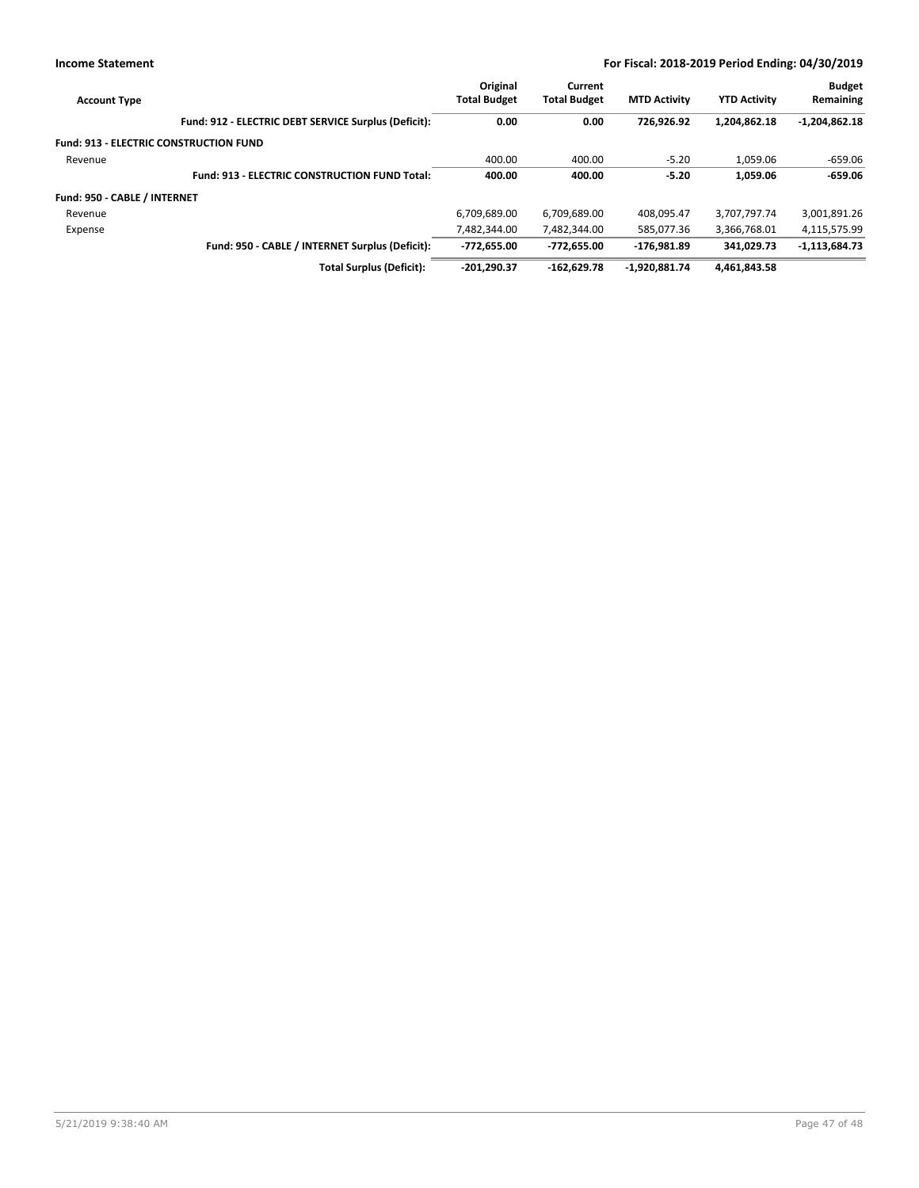**Income Statement** | **For Fiscal: 2018-2019 Period Ending: 04/30/2019**

| Account Type | Original Total Budget | Current Total Budget | MTD Activity | YTD Activity | Budget Remaining |
|---|---|---|---|---|---|
| **Fund: 912 - ELECTRIC DEBT SERVICE Surplus (Deficit):** | **0.00** | **0.00** | **726,926.92** | **1,204,862.18** | **-1,204,862.18** |
| **Fund: 913 - ELECTRIC CONSTRUCTION FUND** | | | | | |
| Revenue | 400.00 | 400.00 | -5.20 | 1,059.06 | -659.06 |
| **Fund: 913 - ELECTRIC CONSTRUCTION FUND Total:** | **400.00** | **400.00** | **-5.20** | **1,059.06** | **-659.06** |
| **Fund: 950 - CABLE / INTERNET** | | | | | |
| Revenue | 6,709,689.00 | 6,709,689.00 | 408,095.47 | 3,707,797.74 | 3,001,891.26 |
| Expense | 7,482,344.00 | 7,482,344.00 | 585,077.36 | 3,366,768.01 | 4,115,575.99 |
| **Fund: 950 - CABLE / INTERNET Surplus (Deficit):** | **-772,655.00** | **-772,655.00** | **-176,981.89** | **341,029.73** | **-1,113,684.73** |
| **Total Surplus (Deficit):** | **-201,290.37** | **-162,629.78** | **-1,920,881.74** | **4,461,843.58** | |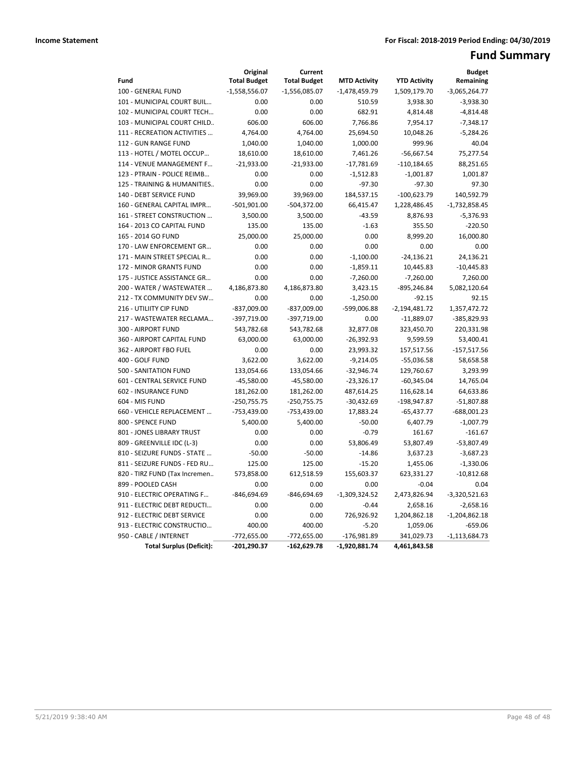**Income Statement** **For Fiscal: 2018-2019 Period Ending: 04/30/2019**

# Fund Summary

| Fund | Original Total Budget | Current Total Budget | MTD Activity | YTD Activity | Budget Remaining |
|---|---|---|---|---|---|
| 100 - GENERAL FUND | -1,558,556.07 | -1,556,085.07 | -1,478,459.79 | 1,509,179.70 | -3,065,264.77 |
| 101 - MUNICIPAL COURT BUIL… | 0.00 | 0.00 | 510.59 | 3,938.30 | -3,938.30 |
| 102 - MUNICIPAL COURT TECH… | 0.00 | 0.00 | 682.91 | 4,814.48 | -4,814.48 |
| 103 - MUNICIPAL COURT CHILD.. | 606.00 | 606.00 | 7,766.86 | 7,954.17 | -7,348.17 |
| 111 - RECREATION ACTIVITIES … | 4,764.00 | 4,764.00 | 25,694.50 | 10,048.26 | -5,284.26 |
| 112 - GUN RANGE FUND | 1,040.00 | 1,040.00 | 1,000.00 | 999.96 | 40.04 |
| 113 - HOTEL / MOTEL OCCUP… | 18,610.00 | 18,610.00 | 7,461.26 | -56,667.54 | 75,277.54 |
| 114 - VENUE MANAGEMENT F… | -21,933.00 | -21,933.00 | -17,781.69 | -110,184.65 | 88,251.65 |
| 123 - PTRAIN - POLICE REIMB… | 0.00 | 0.00 | -1,512.83 | -1,001.87 | 1,001.87 |
| 125 - TRAINING & HUMANITIES.. | 0.00 | 0.00 | -97.30 | -97.30 | 97.30 |
| 140 - DEBT SERVICE FUND | 39,969.00 | 39,969.00 | 184,537.15 | -100,623.79 | 140,592.79 |
| 160 - GENERAL CAPITAL IMPR… | -501,901.00 | -504,372.00 | 66,415.47 | 1,228,486.45 | -1,732,858.45 |
| 161 - STREET CONSTRUCTION … | 3,500.00 | 3,500.00 | -43.59 | 8,876.93 | -5,376.93 |
| 164 - 2013 CO CAPITAL FUND | 135.00 | 135.00 | -1.63 | 355.50 | -220.50 |
| 165 - 2014 GO FUND | 25,000.00 | 25,000.00 | 0.00 | 8,999.20 | 16,000.80 |
| 170 - LAW ENFORCEMENT GR… | 0.00 | 0.00 | 0.00 | 0.00 | 0.00 |
| 171 - MAIN STREET SPECIAL R… | 0.00 | 0.00 | -1,100.00 | -24,136.21 | 24,136.21 |
| 172 - MINOR GRANTS FUND | 0.00 | 0.00 | -1,859.11 | 10,445.83 | -10,445.83 |
| 175 - JUSTICE ASSISTANCE GR… | 0.00 | 0.00 | -7,260.00 | -7,260.00 | 7,260.00 |
| 200 - WATER / WASTEWATER … | 4,186,873.80 | 4,186,873.80 | 3,423.15 | -895,246.84 | 5,082,120.64 |
| 212 - TX COMMUNITY DEV SW… | 0.00 | 0.00 | -1,250.00 | -92.15 | 92.15 |
| 216 - UTILIITY CIP FUND | -837,009.00 | -837,009.00 | -599,006.88 | -2,194,481.72 | 1,357,472.72 |
| 217 - WASTEWATER RECLAMA… | -397,719.00 | -397,719.00 | 0.00 | -11,889.07 | -385,829.93 |
| 300 - AIRPORT FUND | 543,782.68 | 543,782.68 | 32,877.08 | 323,450.70 | 220,331.98 |
| 360 - AIRPORT CAPITAL FUND | 63,000.00 | 63,000.00 | -26,392.93 | 9,599.59 | 53,400.41 |
| 362 - AIRPORT FBO FUEL | 0.00 | 0.00 | 23,993.32 | 157,517.56 | -157,517.56 |
| 400 - GOLF FUND | 3,622.00 | 3,622.00 | -9,214.05 | -55,036.58 | 58,658.58 |
| 500 - SANITATION FUND | 133,054.66 | 133,054.66 | -32,946.74 | 129,760.67 | 3,293.99 |
| 601 - CENTRAL SERVICE FUND | -45,580.00 | -45,580.00 | -23,326.17 | -60,345.04 | 14,765.04 |
| 602 - INSURANCE FUND | 181,262.00 | 181,262.00 | 487,614.25 | 116,628.14 | 64,633.86 |
| 604 - MIS FUND | -250,755.75 | -250,755.75 | -30,432.69 | -198,947.87 | -51,807.88 |
| 660 - VEHICLE REPLACEMENT … | -753,439.00 | -753,439.00 | 17,883.24 | -65,437.77 | -688,001.23 |
| 800 - SPENCE FUND | 5,400.00 | 5,400.00 | -50.00 | 6,407.79 | -1,007.79 |
| 801 - JONES LIBRARY TRUST | 0.00 | 0.00 | -0.79 | 161.67 | -161.67 |
| 809 - GREENVILLE IDC (L-3) | 0.00 | 0.00 | 53,806.49 | 53,807.49 | -53,807.49 |
| 810 - SEIZURE FUNDS - STATE … | -50.00 | -50.00 | -14.86 | 3,637.23 | -3,687.23 |
| 811 - SEIZURE FUNDS - FED RU… | 125.00 | 125.00 | -15.20 | 1,455.06 | -1,330.06 |
| 820 - TIRZ FUND (Tax Incremen.. | 573,858.00 | 612,518.59 | 155,603.37 | 623,331.27 | -10,812.68 |
| 899 - POOLED CASH | 0.00 | 0.00 | 0.00 | -0.04 | 0.04 |
| 910 - ELECTRIC OPERATING F… | -846,694.69 | -846,694.69 | -1,309,324.52 | 2,473,826.94 | -3,320,521.63 |
| 911 - ELECTRIC DEBT REDUCTI… | 0.00 | 0.00 | -0.44 | 2,658.16 | -2,658.16 |
| 912 - ELECTRIC DEBT SERVICE | 0.00 | 0.00 | 726,926.92 | 1,204,862.18 | -1,204,862.18 |
| 913 - ELECTRIC CONSTRUCTIO… | 400.00 | 400.00 | -5.20 | 1,059.06 | -659.06 |
| 950 - CABLE / INTERNET | -772,655.00 | -772,655.00 | -176,981.89 | 341,029.73 | -1,113,684.73 |
| **Total Surplus (Deficit):** | **-201,290.37** | **-162,629.78** | **-1,920,881.74** | **4,461,843.58** | |